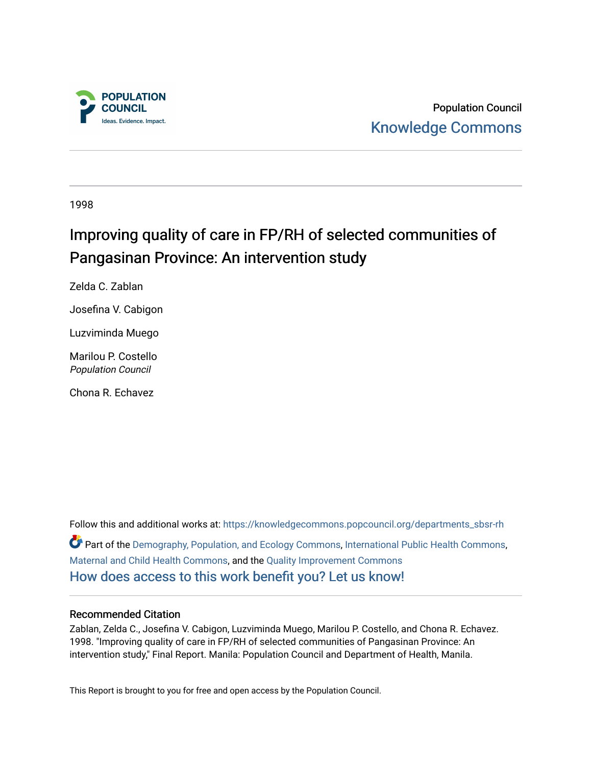Population Council
Knowledge Commons

1998

# Improving quality of care in FP/RH of selected communities of Pangasinan Province: An intervention study

Zelda C. Zablan

Josefina V. Cabigon

Luzviminda Muego

Marilou P. Costello
*Population Council*

Chona R. Echavez

Follow this and additional works at: https://knowledgecommons.popcouncil.org/departments_sbsr-rh

Part of the Demography, Population, and Ecology Commons, International Public Health Commons, Maternal and Child Health Commons, and the Quality Improvement Commons

How does access to this work benefit you? Let us know!

## Recommended Citation

Zablan, Zelda C., Josefina V. Cabigon, Luzviminda Muego, Marilou P. Costello, and Chona R. Echavez. 1998. "Improving quality of care in FP/RH of selected communities of Pangasinan Province: An intervention study," Final Report. Manila: Population Council and Department of Health, Manila.

This Report is brought to you for free and open access by the Population Council.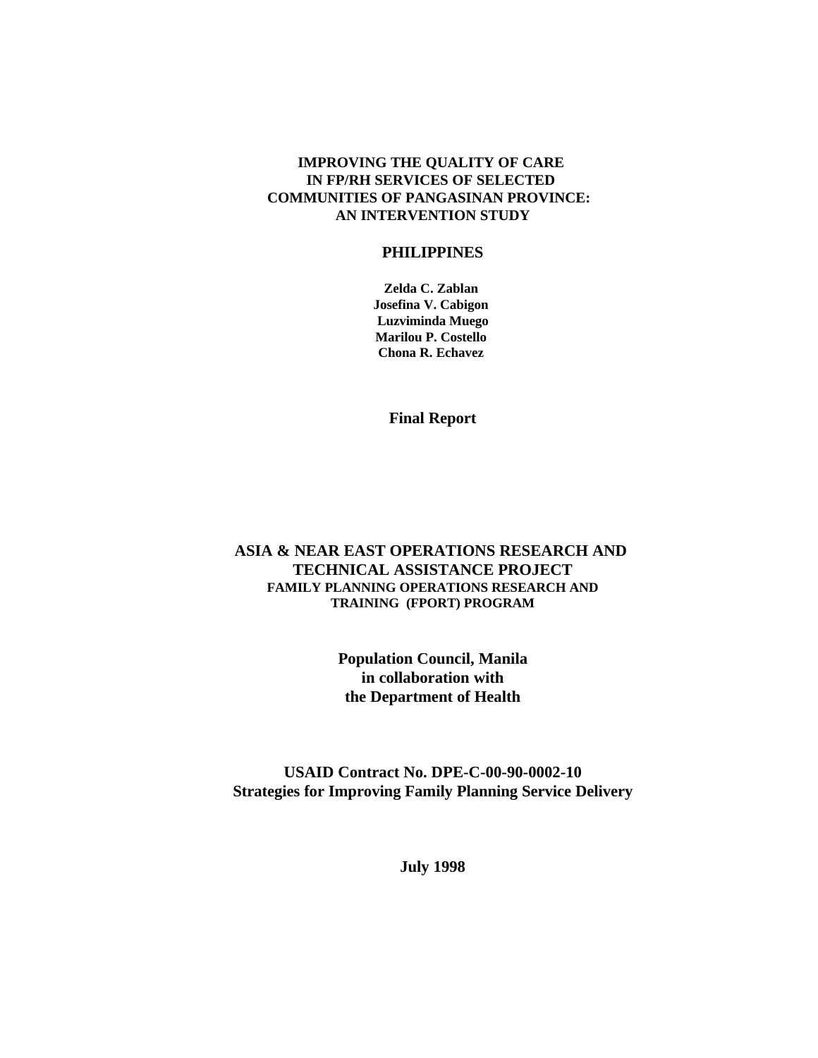# IMPROVING THE QUALITY OF CARE IN FP/RH SERVICES OF SELECTED COMMUNITIES OF PANGASINAN PROVINCE: AN INTERVENTION STUDY

## PHILIPPINES

**Zelda C. Zablan**
**Josefina V. Cabigon**
**Luzviminda Muego**
**Marilou P. Costello**
**Chona R. Echavez**

**Final Report**

**ASIA & NEAR EAST OPERATIONS RESEARCH AND TECHNICAL ASSISTANCE PROJECT**
**FAMILY PLANNING OPERATIONS RESEARCH AND TRAINING (FPORT) PROGRAM**

**Population Council, Manila**
**in collaboration with**
**the Department of Health**

**USAID Contract No. DPE-C-00-90-0002-10**
**Strategies for Improving Family Planning Service Delivery**

**July 1998**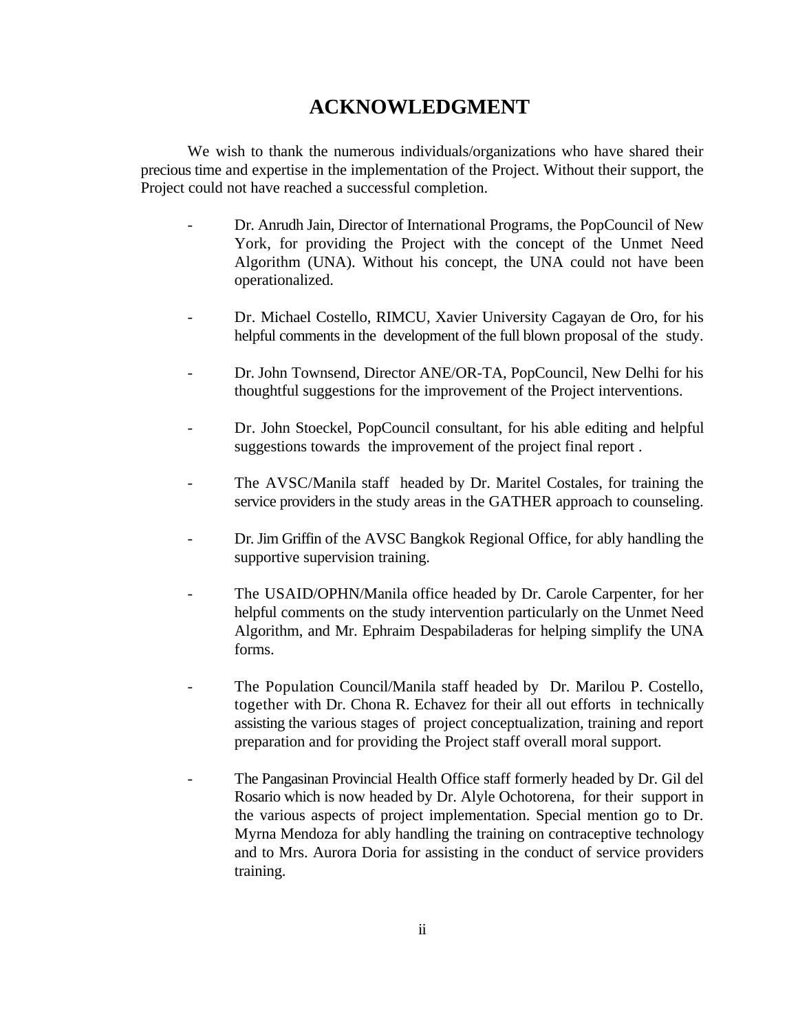# ACKNOWLEDGMENT

We wish to thank the numerous individuals/organizations who have shared their precious time and expertise in the implementation of the Project. Without their support, the Project could not have reached a successful completion.

- Dr. Anrudh Jain, Director of International Programs, the PopCouncil of New York, for providing the Project with the concept of the Unmet Need Algorithm (UNA). Without his concept, the UNA could not have been operationalized.

- Dr. Michael Costello, RIMCU, Xavier University Cagayan de Oro, for his helpful comments in the development of the full blown proposal of the study.

- Dr. John Townsend, Director ANE/OR-TA, PopCouncil, New Delhi for his thoughtful suggestions for the improvement of the Project interventions.

- Dr. John Stoeckel, PopCouncil consultant, for his able editing and helpful suggestions towards the improvement of the project final report .

- The AVSC/Manila staff headed by Dr. Maritel Costales, for training the service providers in the study areas in the GATHER approach to counseling.

- Dr. Jim Griffin of the AVSC Bangkok Regional Office, for ably handling the supportive supervision training.

- The USAID/OPHN/Manila office headed by Dr. Carole Carpenter, for her helpful comments on the study intervention particularly on the Unmet Need Algorithm, and Mr. Ephraim Despabiladeras for helping simplify the UNA forms.

- The Population Council/Manila staff headed by Dr. Marilou P. Costello, together with Dr. Chona R. Echavez for their all out efforts in technically assisting the various stages of project conceptualization, training and report preparation and for providing the Project staff overall moral support.

- The Pangasinan Provincial Health Office staff formerly headed by Dr. Gil del Rosario which is now headed by Dr. Alyle Ochotorena, for their support in the various aspects of project implementation. Special mention go to Dr. Myrna Mendoza for ably handling the training on contraceptive technology and to Mrs. Aurora Doria for assisting in the conduct of service providers training.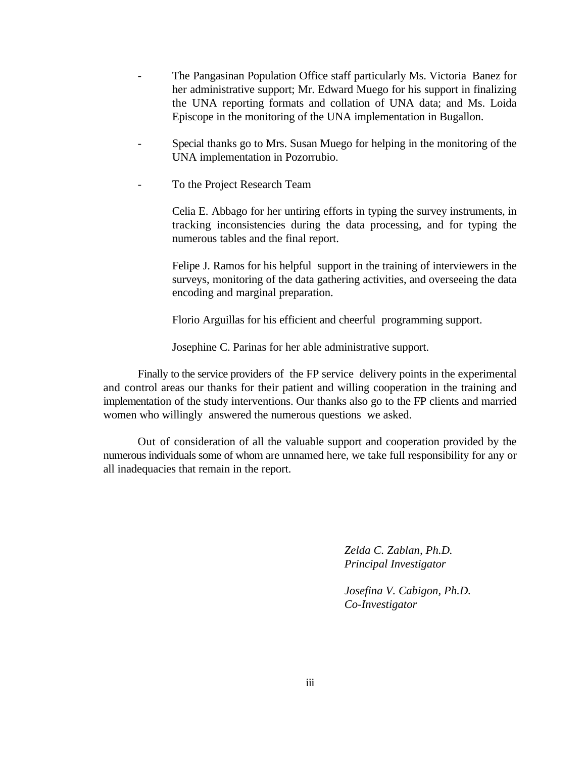- The Pangasinan Population Office staff particularly Ms. Victoria Banez for her administrative support; Mr. Edward Muego for his support in finalizing the UNA reporting formats and collation of UNA data; and Ms. Loida Episcope in the monitoring of the UNA implementation in Bugallon.

- Special thanks go to Mrs. Susan Muego for helping in the monitoring of the UNA implementation in Pozorrubio.

- To the Project Research Team

  Celia E. Abbago for her untiring efforts in typing the survey instruments, in tracking inconsistencies during the data processing, and for typing the numerous tables and the final report.

  Felipe J. Ramos for his helpful support in the training of interviewers in the surveys, monitoring of the data gathering activities, and overseeing the data encoding and marginal preparation.

  Florio Arguillas for his efficient and cheerful programming support.

  Josephine C. Parinas for her able administrative support.

Finally to the service providers of the FP service delivery points in the experimental and control areas our thanks for their patient and willing cooperation in the training and implementation of the study interventions. Our thanks also go to the FP clients and married women who willingly answered the numerous questions we asked.

Out of consideration of all the valuable support and cooperation provided by the numerous individuals some of whom are unnamed here, we take full responsibility for any or all inadequacies that remain in the report.

*Zelda C. Zablan, Ph.D.*
*Principal Investigator*

*Josefina V. Cabigon, Ph.D.*
*Co-Investigator*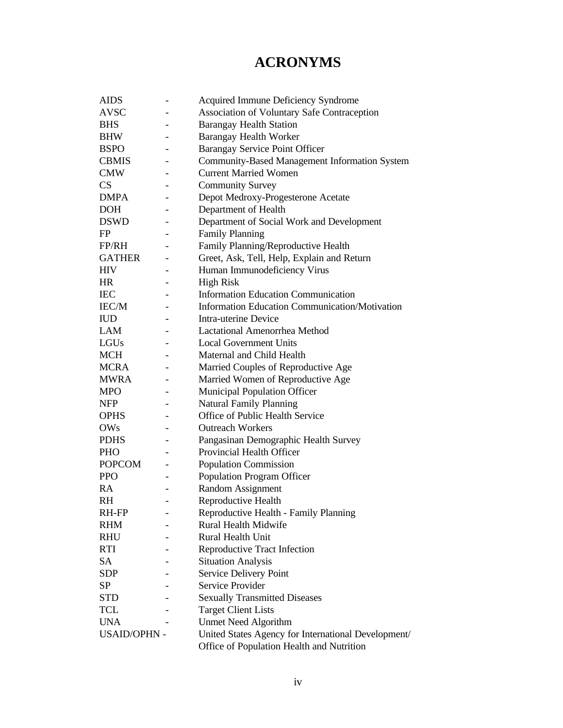# ACRONYMS

| | | |
|---|---|---|
| AIDS | - | Acquired Immune Deficiency Syndrome |
| AVSC | - | Association of Voluntary Safe Contraception |
| BHS | - | Barangay Health Station |
| BHW | - | Barangay Health Worker |
| BSPO | - | Barangay Service Point Officer |
| CBMIS | - | Community-Based Management Information System |
| CMW | - | Current Married Women |
| CS | - | Community Survey |
| DMPA | - | Depot Medroxy-Progesterone Acetate |
| DOH | - | Department of Health |
| DSWD | - | Department of Social Work and Development |
| FP | - | Family Planning |
| FP/RH | - | Family Planning/Reproductive Health |
| GATHER | - | Greet, Ask, Tell, Help, Explain and Return |
| HIV | - | Human Immunodeficiency Virus |
| HR | - | High Risk |
| IEC | - | Information Education Communication |
| IEC/M | - | Information Education Communication/Motivation |
| IUD | - | Intra-uterine Device |
| LAM | - | Lactational Amenorrhea Method |
| LGUs | - | Local Government Units |
| MCH | - | Maternal and Child Health |
| MCRA | - | Married Couples of Reproductive Age |
| MWRA | - | Married Women of Reproductive Age |
| MPO | - | Municipal Population Officer |
| NFP | - | Natural Family Planning |
| OPHS | - | Office of Public Health Service |
| OWs | - | Outreach Workers |
| PDHS | - | Pangasinan Demographic Health Survey |
| PHO | - | Provincial Health Officer |
| POPCOM | - | Population Commission |
| PPO | - | Population Program Officer |
| RA | - | Random Assignment |
| RH | - | Reproductive Health |
| RH-FP | - | Reproductive Health - Family Planning |
| RHM | - | Rural Health Midwife |
| RHU | - | Rural Health Unit |
| RTI | - | Reproductive Tract Infection |
| SA | - | Situation Analysis |
| SDP | - | Service Delivery Point |
| SP | - | Service Provider |
| STD | - | Sexually Transmitted Diseases |
| TCL | - | Target Client Lists |
| UNA | - | Unmet Need Algorithm |
| USAID/OPHN | - | United States Agency for International Development/ Office of Population Health and Nutrition |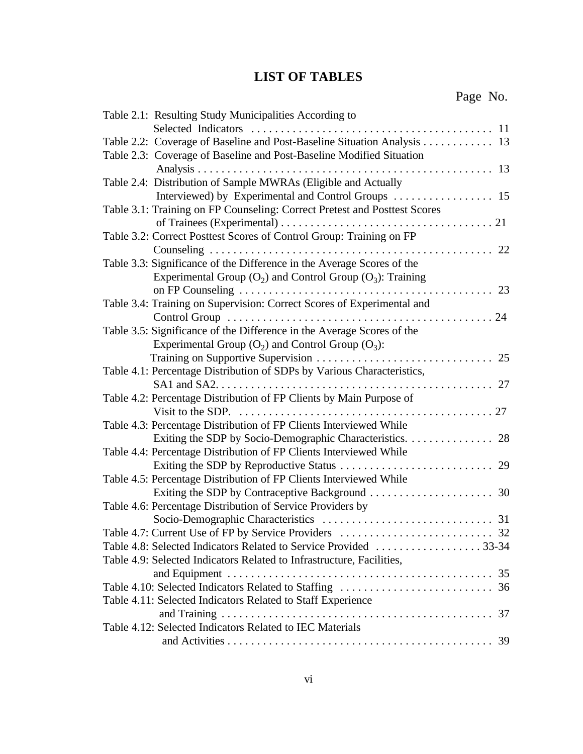# LIST OF TABLES

| | Page No. |
|---|---|
| Table 2.1: Resulting Study Municipalities According to Selected Indicators | 11 |
| Table 2.2: Coverage of Baseline and Post-Baseline Situation Analysis | 13 |
| Table 2.3: Coverage of Baseline and Post-Baseline Modified Situation Analysis | 13 |
| Table 2.4: Distribution of Sample MWRAs (Eligible and Actually Interviewed) by Experimental and Control Groups | 15 |
| Table 3.1: Training on FP Counseling: Correct Pretest and Posttest Scores of Trainees (Experimental) | 21 |
| Table 3.2: Correct Posttest Scores of Control Group: Training on FP Counseling | 22 |
| Table 3.3: Significance of the Difference in the Average Scores of the Experimental Group ($O_2$) and Control Group ($O_3$): Training on FP Counseling | 23 |
| Table 3.4: Training on Supervision: Correct Scores of Experimental and Control Group | 24 |
| Table 3.5: Significance of the Difference in the Average Scores of the Experimental Group ($O_2$) and Control Group ($O_3$): Training on Supportive Supervision | 25 |
| Table 4.1: Percentage Distribution of SDPs by Various Characteristics, SA1 and SA2. | 27 |
| Table 4.2: Percentage Distribution of FP Clients by Main Purpose of Visit to the SDP. | 27 |
| Table 4.3: Percentage Distribution of FP Clients Interviewed While Exiting the SDP by Socio-Demographic Characteristics. | 28 |
| Table 4.4: Percentage Distribution of FP Clients Interviewed While Exiting the SDP by Reproductive Status | 29 |
| Table 4.5: Percentage Distribution of FP Clients Interviewed While Exiting the SDP by Contraceptive Background | 30 |
| Table 4.6: Percentage Distribution of Service Providers by Socio-Demographic Characteristics | 31 |
| Table 4.7: Current Use of FP by Service Providers | 32 |
| Table 4.8: Selected Indicators Related to Service Provided | 33-34 |
| Table 4.9: Selected Indicators Related to Infrastructure, Facilities, and Equipment | 35 |
| Table 4.10: Selected Indicators Related to Staffing | 36 |
| Table 4.11: Selected Indicators Related to Staff Experience and Training | 37 |
| Table 4.12: Selected Indicators Related to IEC Materials and Activities | 39 |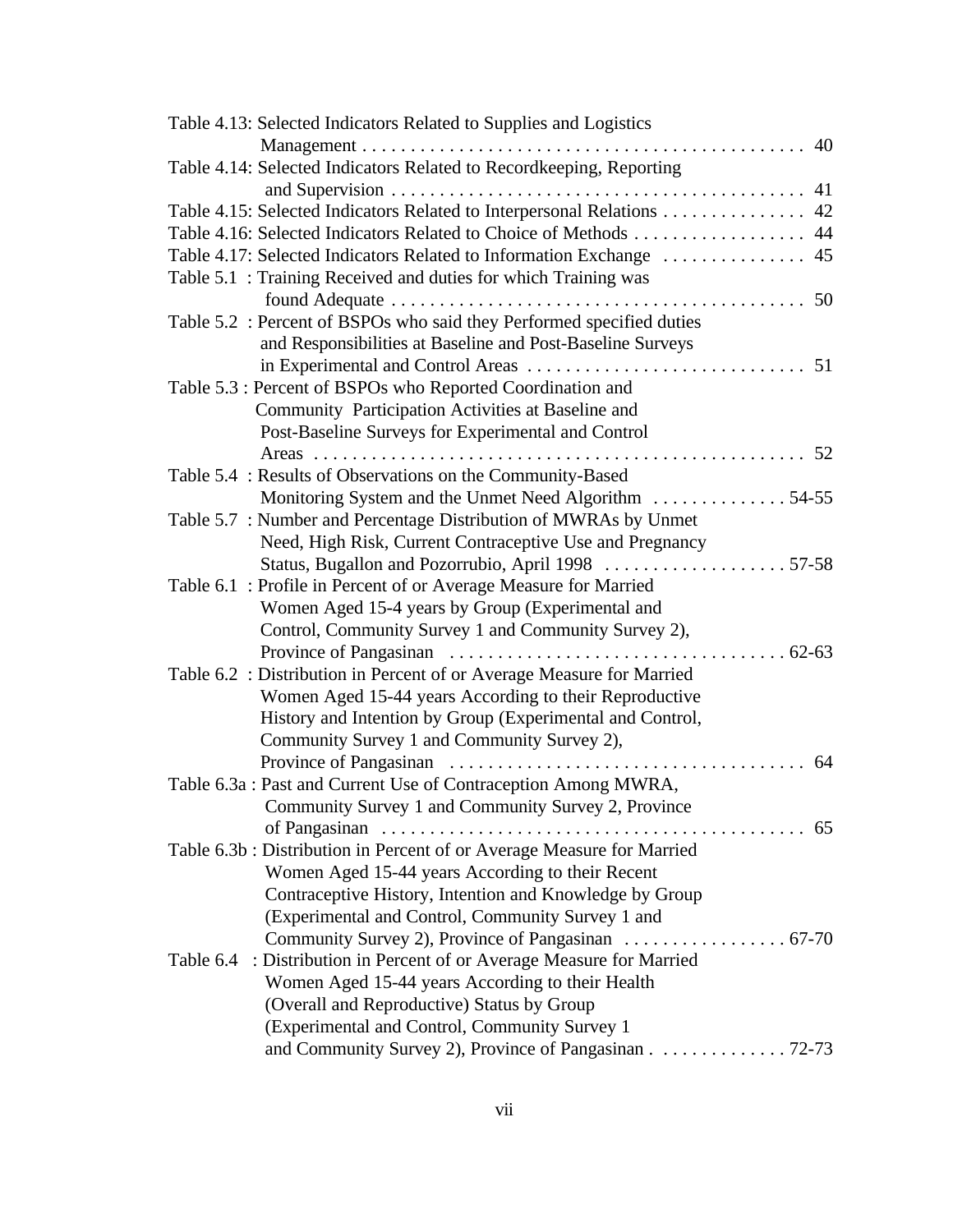Table 4.13: Selected Indicators Related to Supplies and Logistics Management . . . . . . . . . . . . . . . . . . . . . . . . . . . . . . . . . . . . . . . . . . . . . . 40

Table 4.14: Selected Indicators Related to Recordkeeping, Reporting and Supervision . . . . . . . . . . . . . . . . . . . . . . . . . . . . . . . . . . . . . . . . . . . 41

Table 4.15: Selected Indicators Related to Interpersonal Relations . . . . . . . . . . . . . . . 42

Table 4.16: Selected Indicators Related to Choice of Methods . . . . . . . . . . . . . . . . . . 44

Table 4.17: Selected Indicators Related to Information Exchange . . . . . . . . . . . . . . . 45

Table 5.1 : Training Received and duties for which Training was found Adequate . . . . . . . . . . . . . . . . . . . . . . . . . . . . . . . . . . . . . . . . . . . 50

Table 5.2 : Percent of BSPOs who said they Performed specified duties and Responsibilities at Baseline and Post-Baseline Surveys in Experimental and Control Areas . . . . . . . . . . . . . . . . . . . . . . . . . . . . . 51

Table 5.3 : Percent of BSPOs who Reported Coordination and Community Participation Activities at Baseline and Post-Baseline Surveys for Experimental and Control Areas . . . . . . . . . . . . . . . . . . . . . . . . . . . . . . . . . . . . . . . . . . . . . . . . . . 52

Table 5.4 : Results of Observations on the Community-Based Monitoring System and the Unmet Need Algorithm . . . . . . . . . . . . . . 54-55

Table 5.7 : Number and Percentage Distribution of MWRAs by Unmet Need, High Risk, Current Contraceptive Use and Pregnancy Status, Bugallon and Pozorrubio, April 1998 . . . . . . . . . . . . . . . . . . . 57-58

Table 6.1 : Profile in Percent of or Average Measure for Married Women Aged 15-4 years by Group (Experimental and Control, Community Survey 1 and Community Survey 2), Province of Pangasinan . . . . . . . . . . . . . . . . . . . . . . . . . . . . . . . . . . . 62-63

Table 6.2 : Distribution in Percent of or Average Measure for Married Women Aged 15-44 years According to their Reproductive History and Intention by Group (Experimental and Control, Community Survey 1 and Community Survey 2), Province of Pangasinan . . . . . . . . . . . . . . . . . . . . . . . . . . . . . . . . . . . . . 64

Table 6.3a : Past and Current Use of Contraception Among MWRA, Community Survey 1 and Community Survey 2, Province of Pangasinan . . . . . . . . . . . . . . . . . . . . . . . . . . . . . . . . . . . . . . . . . . . . 65

Table 6.3b : Distribution in Percent of or Average Measure for Married Women Aged 15-44 years According to their Recent Contraceptive History, Intention and Knowledge by Group (Experimental and Control, Community Survey 1 and Community Survey 2), Province of Pangasinan . . . . . . . . . . . . . . . . . 67-70

Table 6.4 : Distribution in Percent of or Average Measure for Married Women Aged 15-44 years According to their Health (Overall and Reproductive) Status by Group (Experimental and Control, Community Survey 1 and Community Survey 2), Province of Pangasinan . . . . . . . . . . . . . . 72-73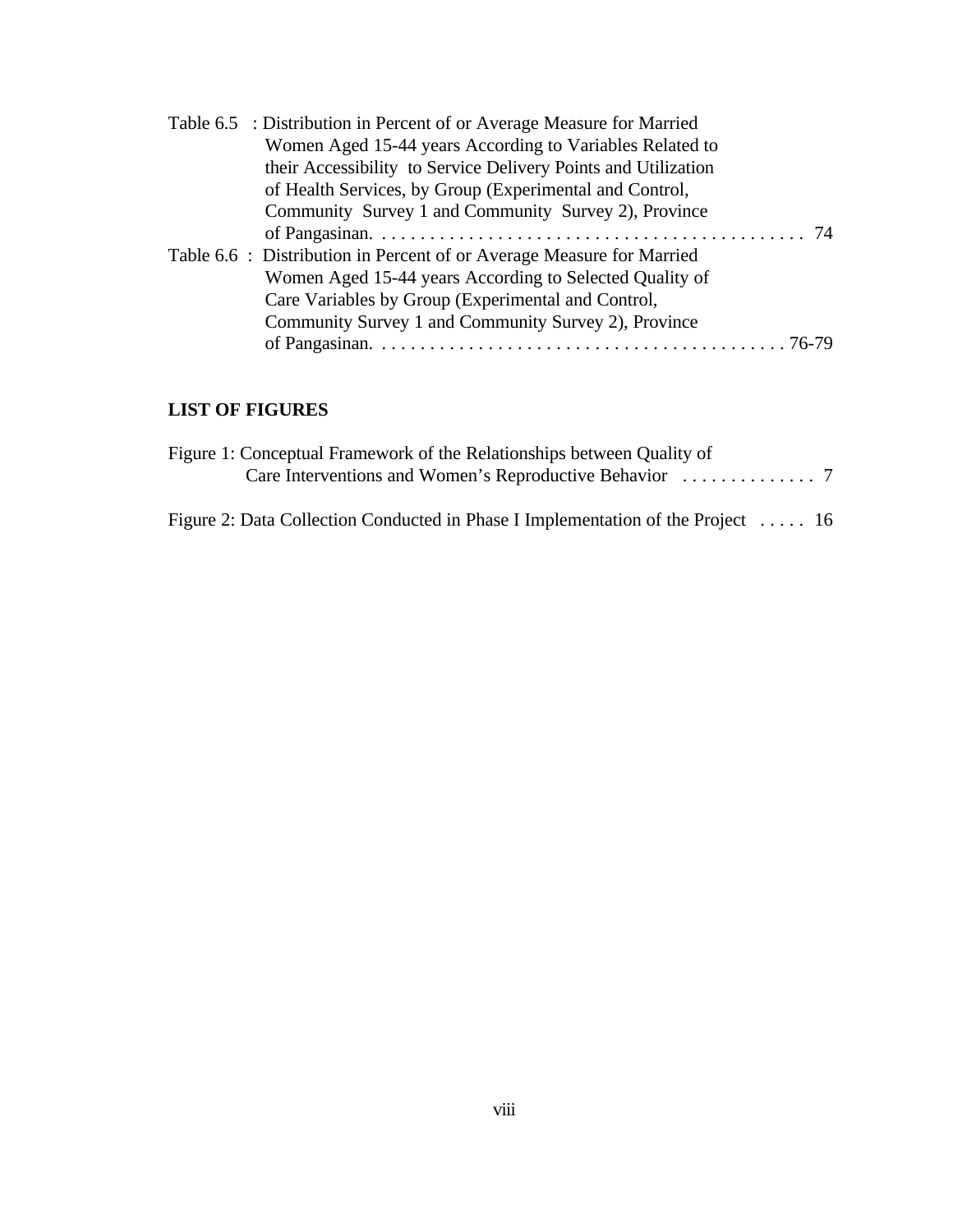Table 6.5 : Distribution in Percent of or Average Measure for Married Women Aged 15-44 years According to Variables Related to their Accessibility to Service Delivery Points and Utilization of Health Services, by Group (Experimental and Control, Community Survey 1 and Community Survey 2), Province of Pangasinan. . . . . . . . . . . . . . . . . . . . . . . . . . . . . . . . . . . . . . . . . . . . 74

Table 6.6 : Distribution in Percent of or Average Measure for Married Women Aged 15-44 years According to Selected Quality of Care Variables by Group (Experimental and Control, Community Survey 1 and Community Survey 2), Province of Pangasinan. . . . . . . . . . . . . . . . . . . . . . . . . . . . . . . . . . . . . . . . . . 76-79

## LIST OF FIGURES

Figure 1: Conceptual Framework of the Relationships between Quality of Care Interventions and Women's Reproductive Behavior . . . . . . . . . . . . . 7

Figure 2: Data Collection Conducted in Phase I Implementation of the Project . . . . . 16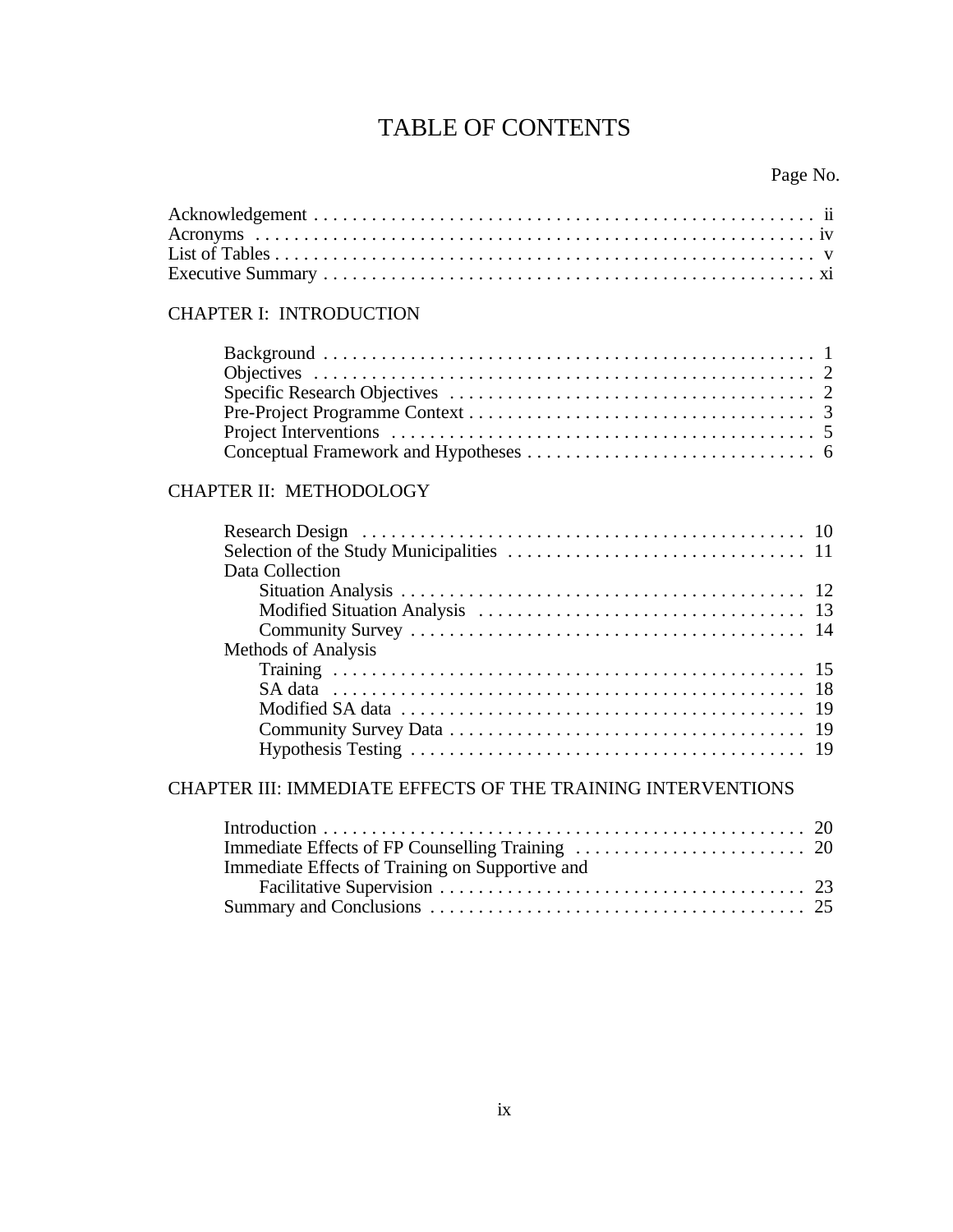# TABLE OF CONTENTS

Page No.

Acknowledgement . . . . . . . . . . . . . . . . . . . . . . . . . . . . . . . . . . . . . . . . . . . . . . . . . . . . ii
Acronyms . . . . . . . . . . . . . . . . . . . . . . . . . . . . . . . . . . . . . . . . . . . . . . . . . . . . . . . . . iv
List of Tables . . . . . . . . . . . . . . . . . . . . . . . . . . . . . . . . . . . . . . . . . . . . . . . . . . . . . . v
Executive Summary . . . . . . . . . . . . . . . . . . . . . . . . . . . . . . . . . . . . . . . . . . . . . . . . . . xi

CHAPTER I: INTRODUCTION

- Background . . . . . . . . . . . . . . . . . . . . . . . . . . . . . . . . . . . . . . . . . . . . . . . . . . . 1
- Objectives . . . . . . . . . . . . . . . . . . . . . . . . . . . . . . . . . . . . . . . . . . . . . . . . . . . . 2
- Specific Research Objectives . . . . . . . . . . . . . . . . . . . . . . . . . . . . . . . . . . . . . 2
- Pre-Project Programme Context . . . . . . . . . . . . . . . . . . . . . . . . . . . . . . . . . . . 3
- Project Interventions . . . . . . . . . . . . . . . . . . . . . . . . . . . . . . . . . . . . . . . . . . . . 5
- Conceptual Framework and Hypotheses . . . . . . . . . . . . . . . . . . . . . . . . . . . . . 6

CHAPTER II: METHODOLOGY

- Research Design . . . . . . . . . . . . . . . . . . . . . . . . . . . . . . . . . . . . . . . . . . . . . . . 10
- Selection of the Study Municipalities . . . . . . . . . . . . . . . . . . . . . . . . . . . . . . . 11
- Data Collection
  - Situation Analysis . . . . . . . . . . . . . . . . . . . . . . . . . . . . . . . . . . . . . . . . . . 12
  - Modified Situation Analysis . . . . . . . . . . . . . . . . . . . . . . . . . . . . . . . . . . 13
  - Community Survey . . . . . . . . . . . . . . . . . . . . . . . . . . . . . . . . . . . . . . . . . 14
- Methods of Analysis
  - Training . . . . . . . . . . . . . . . . . . . . . . . . . . . . . . . . . . . . . . . . . . . . . . . . . 15
  - SA data . . . . . . . . . . . . . . . . . . . . . . . . . . . . . . . . . . . . . . . . . . . . . . . . . 18
  - Modified SA data . . . . . . . . . . . . . . . . . . . . . . . . . . . . . . . . . . . . . . . . . . 19
  - Community Survey Data . . . . . . . . . . . . . . . . . . . . . . . . . . . . . . . . . . . . . 19
  - Hypothesis Testing . . . . . . . . . . . . . . . . . . . . . . . . . . . . . . . . . . . . . . . . . 19

CHAPTER III: IMMEDIATE EFFECTS OF THE TRAINING INTERVENTIONS

- Introduction . . . . . . . . . . . . . . . . . . . . . . . . . . . . . . . . . . . . . . . . . . . . . . . . . . . 20
- Immediate Effects of FP Counselling Training . . . . . . . . . . . . . . . . . . . . . . . . 20
- Immediate Effects of Training on Supportive and Facilitative Supervision . . . . . . . . . . . . . . . . . . . . . . . . . . . . . . . . . . . . . . 23
- Summary and Conclusions . . . . . . . . . . . . . . . . . . . . . . . . . . . . . . . . . . . . . . . 25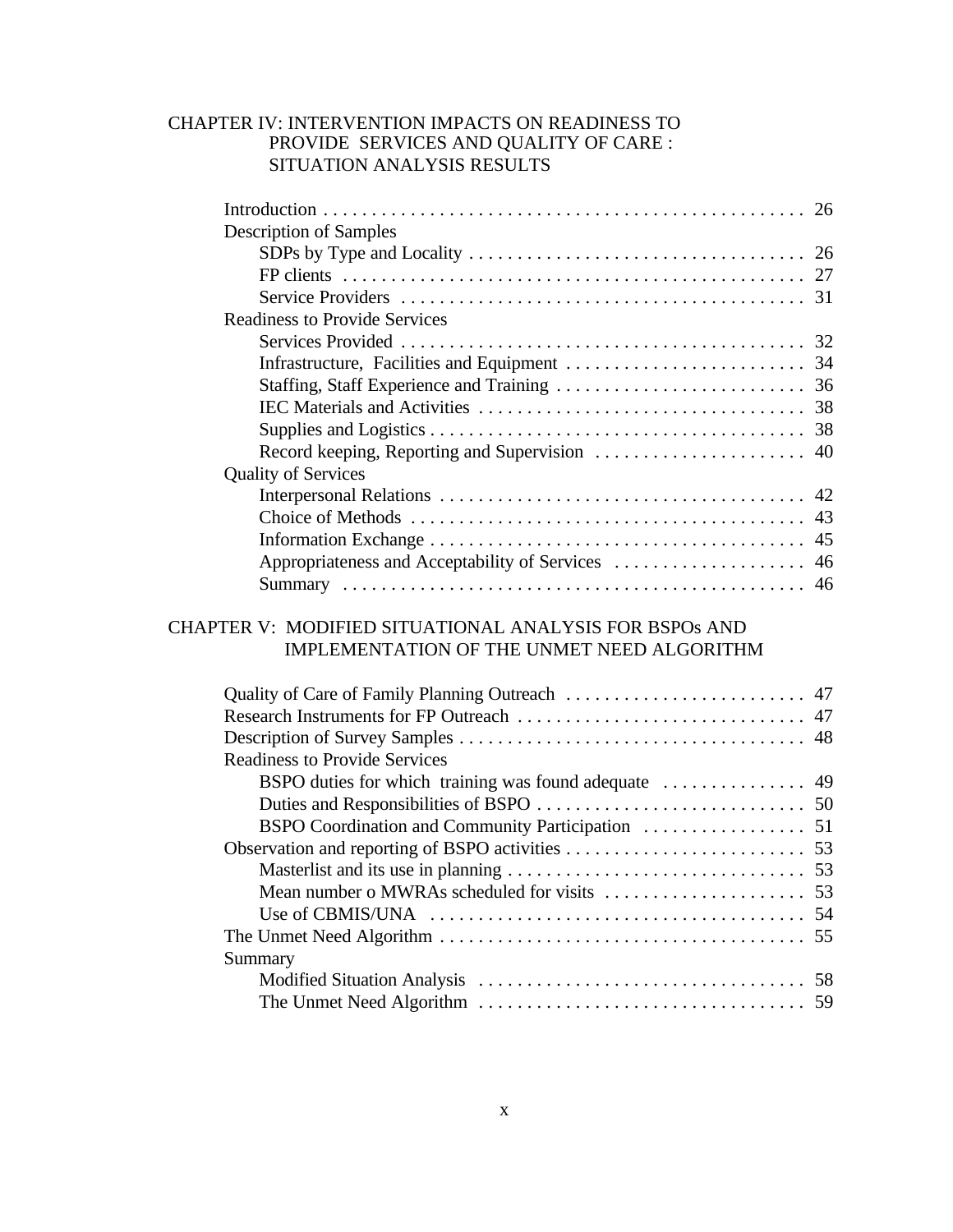## CHAPTER IV: INTERVENTION IMPACTS ON READINESS TO PROVIDE SERVICES AND QUALITY OF CARE : SITUATION ANALYSIS RESULTS

- Introduction . . . . . . . . . . . . . . . . . . . . . . . . . . . . . . . . . . . . . . . . . . . . . . . . . 26
- Description of Samples
  - SDPs by Type and Locality . . . . . . . . . . . . . . . . . . . . . . . . . . . . . . . . . . . 26
  - FP clients . . . . . . . . . . . . . . . . . . . . . . . . . . . . . . . . . . . . . . . . . . . . . . . . 27
  - Service Providers . . . . . . . . . . . . . . . . . . . . . . . . . . . . . . . . . . . . . . . . . 31
- Readiness to Provide Services
  - Services Provided . . . . . . . . . . . . . . . . . . . . . . . . . . . . . . . . . . . . . . . . . 32
  - Infrastructure, Facilities and Equipment . . . . . . . . . . . . . . . . . . . . . . . . . 34
  - Staffing, Staff Experience and Training . . . . . . . . . . . . . . . . . . . . . . . . . . 36
  - IEC Materials and Activities . . . . . . . . . . . . . . . . . . . . . . . . . . . . . . . . . 38
  - Supplies and Logistics . . . . . . . . . . . . . . . . . . . . . . . . . . . . . . . . . . . . . . 38
  - Record keeping, Reporting and Supervision . . . . . . . . . . . . . . . . . . . . . . 40
- Quality of Services
  - Interpersonal Relations . . . . . . . . . . . . . . . . . . . . . . . . . . . . . . . . . . . . . 42
  - Choice of Methods . . . . . . . . . . . . . . . . . . . . . . . . . . . . . . . . . . . . . . . . 43
  - Information Exchange . . . . . . . . . . . . . . . . . . . . . . . . . . . . . . . . . . . . . . 45
  - Appropriateness and Acceptability of Services . . . . . . . . . . . . . . . . . . . . 46
  - Summary . . . . . . . . . . . . . . . . . . . . . . . . . . . . . . . . . . . . . . . . . . . . . . . . 46

## CHAPTER V: MODIFIED SITUATIONAL ANALYSIS FOR BSPOs AND IMPLEMENTATION OF THE UNMET NEED ALGORITHM

- Quality of Care of Family Planning Outreach . . . . . . . . . . . . . . . . . . . . . . . . . 47
- Research Instruments for FP Outreach . . . . . . . . . . . . . . . . . . . . . . . . . . . . . . 47
- Description of Survey Samples . . . . . . . . . . . . . . . . . . . . . . . . . . . . . . . . . . . . 48
- Readiness to Provide Services
  - BSPO duties for which training was found adequate . . . . . . . . . . . . . . . 49
  - Duties and Responsibilities of BSPO . . . . . . . . . . . . . . . . . . . . . . . . . . . . 50
  - BSPO Coordination and Community Participation . . . . . . . . . . . . . . . . . 51
- Observation and reporting of BSPO activities . . . . . . . . . . . . . . . . . . . . . . . . . 53
  - Masterlist and its use in planning . . . . . . . . . . . . . . . . . . . . . . . . . . . . . . . 53
  - Mean number o MWRAs scheduled for visits . . . . . . . . . . . . . . . . . . . . . 53
  - Use of CBMIS/UNA . . . . . . . . . . . . . . . . . . . . . . . . . . . . . . . . . . . . . . . 54
- The Unmet Need Algorithm . . . . . . . . . . . . . . . . . . . . . . . . . . . . . . . . . . . . . . 55
- Summary
  - Modified Situation Analysis . . . . . . . . . . . . . . . . . . . . . . . . . . . . . . . . . . 58
  - The Unmet Need Algorithm . . . . . . . . . . . . . . . . . . . . . . . . . . . . . . . . . . 59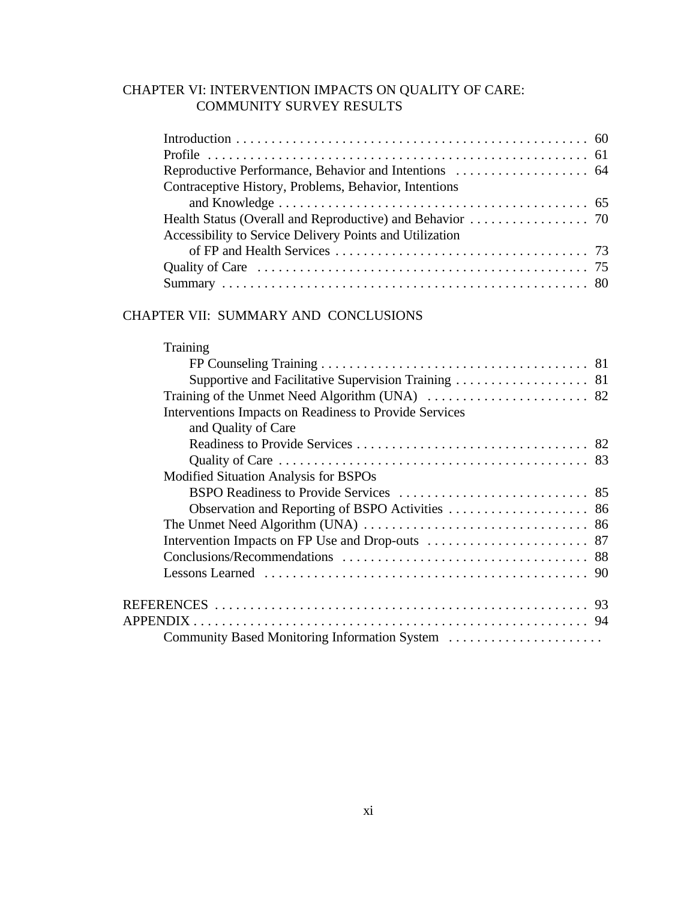CHAPTER VI: INTERVENTION IMPACTS ON QUALITY OF CARE:
COMMUNITY SURVEY RESULTS

Introduction . . . . . . . . . . . . . . . . . . . . . . . . . . . . . . . . . . . . . . . . . . . . . . . . . . 60
Profile . . . . . . . . . . . . . . . . . . . . . . . . . . . . . . . . . . . . . . . . . . . . . . . . . . . . . . 61
Reproductive Performance, Behavior and Intentions . . . . . . . . . . . . . . . . . . 64
Contraceptive History, Problems, Behavior, Intentions
    and Knowledge . . . . . . . . . . . . . . . . . . . . . . . . . . . . . . . . . . . . . . . . . . . 65
Health Status (Overall and Reproductive) and Behavior . . . . . . . . . . . . . . . . 70
Accessibility to Service Delivery Points and Utilization
    of FP and Health Services . . . . . . . . . . . . . . . . . . . . . . . . . . . . . . . . . . . 73
Quality of Care . . . . . . . . . . . . . . . . . . . . . . . . . . . . . . . . . . . . . . . . . . . . . . 75
Summary . . . . . . . . . . . . . . . . . . . . . . . . . . . . . . . . . . . . . . . . . . . . . . . . . . . 80

CHAPTER VII: SUMMARY AND CONCLUSIONS

Training
    FP Counseling Training . . . . . . . . . . . . . . . . . . . . . . . . . . . . . . . . . . . . . 81
    Supportive and Facilitative Supervision Training . . . . . . . . . . . . . . . . . . 81
Training of the Unmet Need Algorithm (UNA) . . . . . . . . . . . . . . . . . . . . . . 82
Interventions Impacts on Readiness to Provide Services
    and Quality of Care
    Readiness to Provide Services . . . . . . . . . . . . . . . . . . . . . . . . . . . . . . . . 82
    Quality of Care . . . . . . . . . . . . . . . . . . . . . . . . . . . . . . . . . . . . . . . . . . . 83
Modified Situation Analysis for BSPOs
    BSPO Readiness to Provide Services . . . . . . . . . . . . . . . . . . . . . . . . . . 85
    Observation and Reporting of BSPO Activities . . . . . . . . . . . . . . . . . . . 86
The Unmet Need Algorithm (UNA) . . . . . . . . . . . . . . . . . . . . . . . . . . . . . . . 86
Intervention Impacts on FP Use and Drop-outs . . . . . . . . . . . . . . . . . . . . . . 87
Conclusions/Recommendations . . . . . . . . . . . . . . . . . . . . . . . . . . . . . . . . . . 88
Lessons Learned . . . . . . . . . . . . . . . . . . . . . . . . . . . . . . . . . . . . . . . . . . . . . 90

REFERENCES . . . . . . . . . . . . . . . . . . . . . . . . . . . . . . . . . . . . . . . . . . . . . . . . . . 93
APPENDIX . . . . . . . . . . . . . . . . . . . . . . . . . . . . . . . . . . . . . . . . . . . . . . . . . . . . . 94
    Community Based Monitoring Information System . . . . . . . . . . . . . . . . . . . . .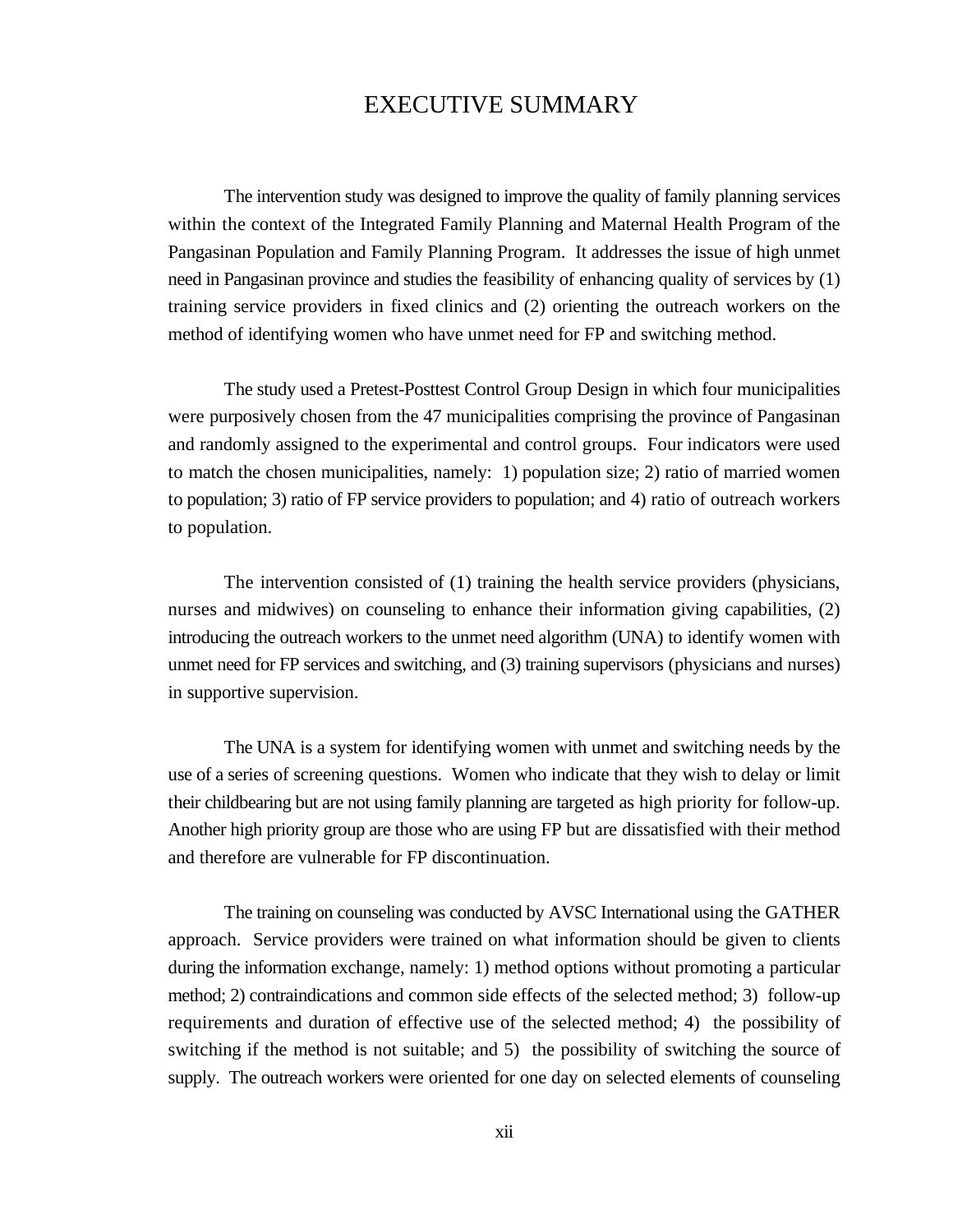# EXECUTIVE SUMMARY

The intervention study was designed to improve the quality of family planning services within the context of the Integrated Family Planning and Maternal Health Program of the Pangasinan Population and Family Planning Program. It addresses the issue of high unmet need in Pangasinan province and studies the feasibility of enhancing quality of services by (1) training service providers in fixed clinics and (2) orienting the outreach workers on the method of identifying women who have unmet need for FP and switching method.

The study used a Pretest-Posttest Control Group Design in which four municipalities were purposively chosen from the 47 municipalities comprising the province of Pangasinan and randomly assigned to the experimental and control groups. Four indicators were used to match the chosen municipalities, namely: 1) population size; 2) ratio of married women to population; 3) ratio of FP service providers to population; and 4) ratio of outreach workers to population.

The intervention consisted of (1) training the health service providers (physicians, nurses and midwives) on counseling to enhance their information giving capabilities, (2) introducing the outreach workers to the unmet need algorithm (UNA) to identify women with unmet need for FP services and switching, and (3) training supervisors (physicians and nurses) in supportive supervision.

The UNA is a system for identifying women with unmet and switching needs by the use of a series of screening questions. Women who indicate that they wish to delay or limit their childbearing but are not using family planning are targeted as high priority for follow-up. Another high priority group are those who are using FP but are dissatisfied with their method and therefore are vulnerable for FP discontinuation.

The training on counseling was conducted by AVSC International using the GATHER approach. Service providers were trained on what information should be given to clients during the information exchange, namely: 1) method options without promoting a particular method; 2) contraindications and common side effects of the selected method; 3) follow-up requirements and duration of effective use of the selected method; 4) the possibility of switching if the method is not suitable; and 5) the possibility of switching the source of supply. The outreach workers were oriented for one day on selected elements of counseling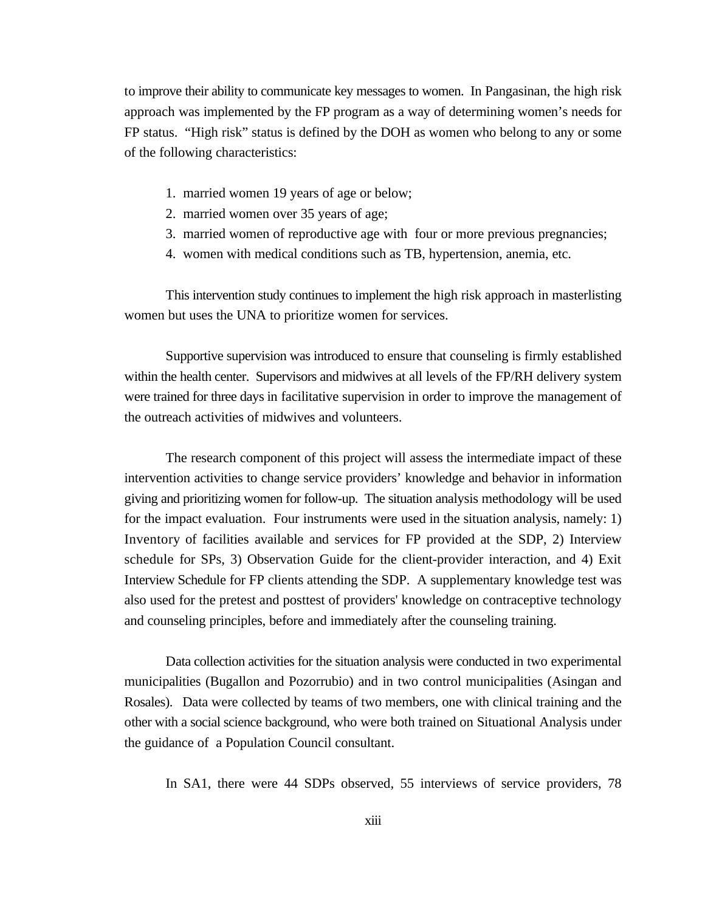to improve their ability to communicate key messages to women. In Pangasinan, the high risk approach was implemented by the FP program as a way of determining women's needs for FP status. "High risk" status is defined by the DOH as women who belong to any or some of the following characteristics:

1. married women 19 years of age or below;
2. married women over 35 years of age;
3. married women of reproductive age with four or more previous pregnancies;
4. women with medical conditions such as TB, hypertension, anemia, etc.

This intervention study continues to implement the high risk approach in masterlisting women but uses the UNA to prioritize women for services.

Supportive supervision was introduced to ensure that counseling is firmly established within the health center. Supervisors and midwives at all levels of the FP/RH delivery system were trained for three days in facilitative supervision in order to improve the management of the outreach activities of midwives and volunteers.

The research component of this project will assess the intermediate impact of these intervention activities to change service providers' knowledge and behavior in information giving and prioritizing women for follow-up. The situation analysis methodology will be used for the impact evaluation. Four instruments were used in the situation analysis, namely: 1) Inventory of facilities available and services for FP provided at the SDP, 2) Interview schedule for SPs, 3) Observation Guide for the client-provider interaction, and 4) Exit Interview Schedule for FP clients attending the SDP. A supplementary knowledge test was also used for the pretest and posttest of providers' knowledge on contraceptive technology and counseling principles, before and immediately after the counseling training.

Data collection activities for the situation analysis were conducted in two experimental municipalities (Bugallon and Pozorrubio) and in two control municipalities (Asingan and Rosales). Data were collected by teams of two members, one with clinical training and the other with a social science background, who were both trained on Situational Analysis under the guidance of a Population Council consultant.

In SA1, there were 44 SDPs observed, 55 interviews of service providers, 78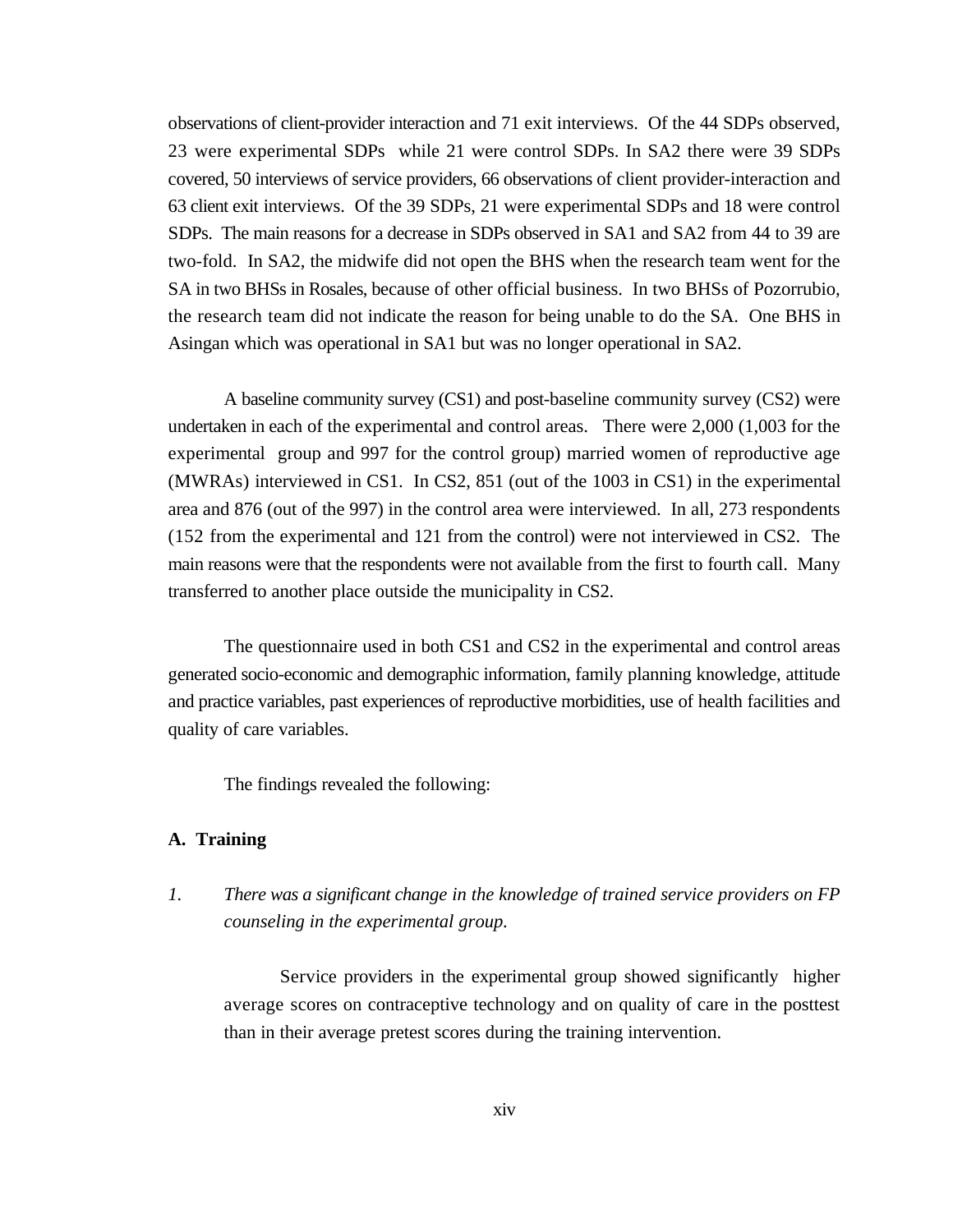observations of client-provider interaction and 71 exit interviews. Of the 44 SDPs observed, 23 were experimental SDPs while 21 were control SDPs. In SA2 there were 39 SDPs covered, 50 interviews of service providers, 66 observations of client provider-interaction and 63 client exit interviews. Of the 39 SDPs, 21 were experimental SDPs and 18 were control SDPs. The main reasons for a decrease in SDPs observed in SA1 and SA2 from 44 to 39 are two-fold. In SA2, the midwife did not open the BHS when the research team went for the SA in two BHSs in Rosales, because of other official business. In two BHSs of Pozorrubio, the research team did not indicate the reason for being unable to do the SA. One BHS in Asingan which was operational in SA1 but was no longer operational in SA2.

A baseline community survey (CS1) and post-baseline community survey (CS2) were undertaken in each of the experimental and control areas. There were 2,000 (1,003 for the experimental group and 997 for the control group) married women of reproductive age (MWRAs) interviewed in CS1. In CS2, 851 (out of the 1003 in CS1) in the experimental area and 876 (out of the 997) in the control area were interviewed. In all, 273 respondents (152 from the experimental and 121 from the control) were not interviewed in CS2. The main reasons were that the respondents were not available from the first to fourth call. Many transferred to another place outside the municipality in CS2.

The questionnaire used in both CS1 and CS2 in the experimental and control areas generated socio-economic and demographic information, family planning knowledge, attitude and practice variables, past experiences of reproductive morbidities, use of health facilities and quality of care variables.

The findings revealed the following:

**A. Training**

1. *There was a significant change in the knowledge of trained service providers on FP counseling in the experimental group.*

   Service providers in the experimental group showed significantly higher average scores on contraceptive technology and on quality of care in the posttest than in their average pretest scores during the training intervention.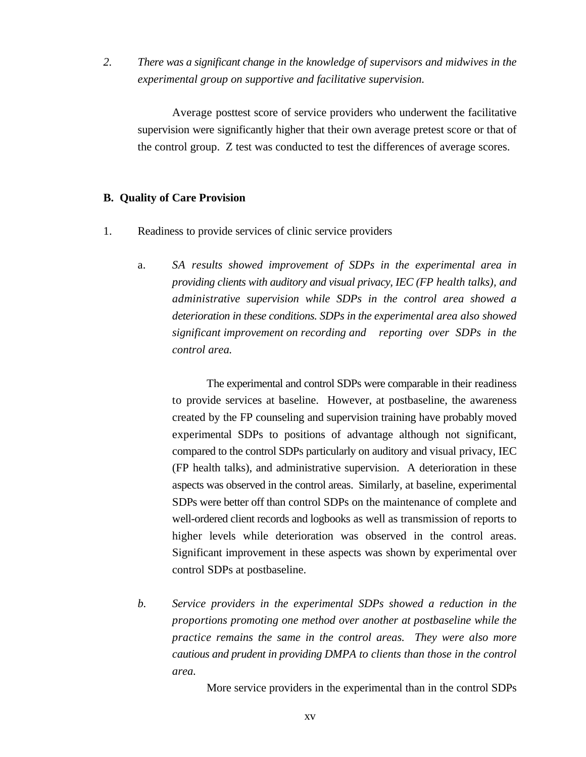2. *There was a significant change in the knowledge of supervisors and midwives in the experimental group on supportive and facilitative supervision.*

   Average posttest score of service providers who underwent the facilitative supervision were significantly higher that their own average pretest score or that of the control group. Z test was conducted to test the differences of average scores.

**B. Quality of Care Provision**

1. Readiness to provide services of clinic service providers

   a. *SA results showed improvement of SDPs in the experimental area in providing clients with auditory and visual privacy, IEC (FP health talks), and administrative supervision while SDPs in the control area showed a deterioration in these conditions. SDPs in the experimental area also showed significant improvement on recording and reporting over SDPs in the control area.*

      The experimental and control SDPs were comparable in their readiness to provide services at baseline. However, at postbaseline, the awareness created by the FP counseling and supervision training have probably moved experimental SDPs to positions of advantage although not significant, compared to the control SDPs particularly on auditory and visual privacy, IEC (FP health talks), and administrative supervision. A deterioration in these aspects was observed in the control areas. Similarly, at baseline, experimental SDPs were better off than control SDPs on the maintenance of complete and well-ordered client records and logbooks as well as transmission of reports to higher levels while deterioration was observed in the control areas. Significant improvement in these aspects was shown by experimental over control SDPs at postbaseline.

   b. *Service providers in the experimental SDPs showed a reduction in the proportions promoting one method over another at postbaseline while the practice remains the same in the control areas. They were also more cautious and prudent in providing DMPA to clients than those in the control area.*

      More service providers in the experimental than in the control SDPs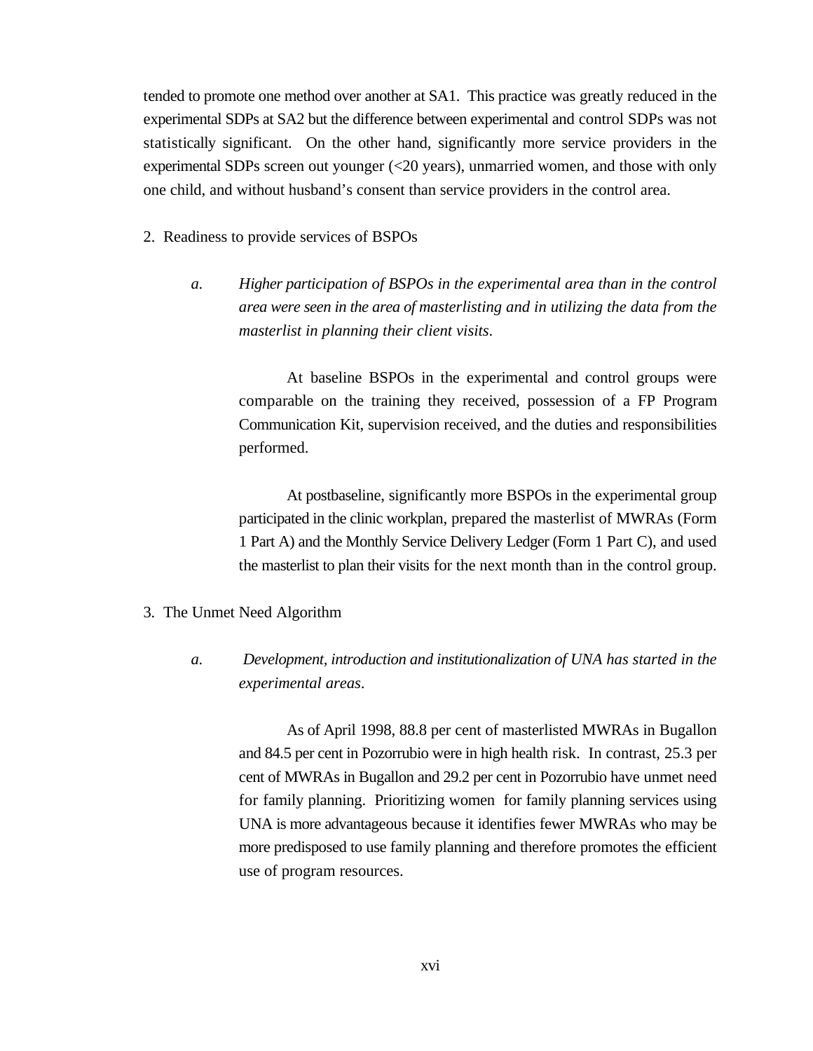tended to promote one method over another at SA1. This practice was greatly reduced in the experimental SDPs at SA2 but the difference between experimental and control SDPs was not statistically significant. On the other hand, significantly more service providers in the experimental SDPs screen out younger (<20 years), unmarried women, and those with only one child, and without husband's consent than service providers in the control area.

2. Readiness to provide services of BSPOs

   a. *Higher participation of BSPOs in the experimental area than in the control area were seen in the area of masterlisting and in utilizing the data from the masterlist in planning their client visits*.

      At baseline BSPOs in the experimental and control groups were comparable on the training they received, possession of a FP Program Communication Kit, supervision received, and the duties and responsibilities performed.

      At postbaseline, significantly more BSPOs in the experimental group participated in the clinic workplan, prepared the masterlist of MWRAs (Form 1 Part A) and the Monthly Service Delivery Ledger (Form 1 Part C), and used the masterlist to plan their visits for the next month than in the control group.

3. The Unmet Need Algorithm

   a. *Development, introduction and institutionalization of UNA has started in the experimental areas*.

      As of April 1998, 88.8 per cent of masterlisted MWRAs in Bugallon and 84.5 per cent in Pozorrubio were in high health risk. In contrast, 25.3 per cent of MWRAs in Bugallon and 29.2 per cent in Pozorrubio have unmet need for family planning. Prioritizing women for family planning services using UNA is more advantageous because it identifies fewer MWRAs who may be more predisposed to use family planning and therefore promotes the efficient use of program resources.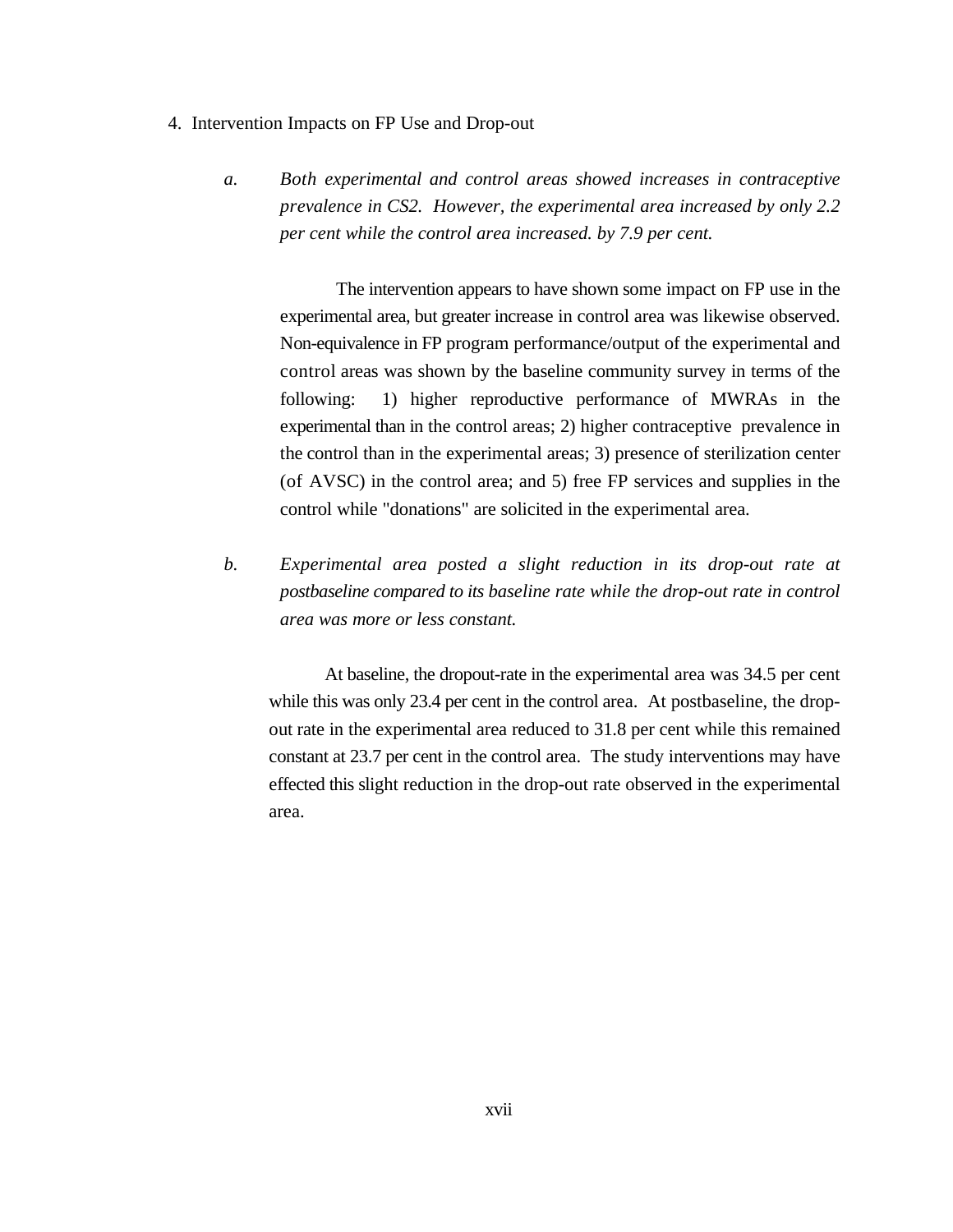4. Intervention Impacts on FP Use and Drop-out

   a. *Both experimental and control areas showed increases in contraceptive prevalence in CS2. However, the experimental area increased by only 2.2 per cent while the control area increased. by 7.9 per cent.*

      The intervention appears to have shown some impact on FP use in the experimental area, but greater increase in control area was likewise observed. Non-equivalence in FP program performance/output of the experimental and control areas was shown by the baseline community survey in terms of the following: 1) higher reproductive performance of MWRAs in the experimental than in the control areas; 2) higher contraceptive prevalence in the control than in the experimental areas; 3) presence of sterilization center (of AVSC) in the control area; and 5) free FP services and supplies in the control while "donations" are solicited in the experimental area.

   b. *Experimental area posted a slight reduction in its drop-out rate at postbaseline compared to its baseline rate while the drop-out rate in control area was more or less constant.*

      At baseline, the dropout-rate in the experimental area was 34.5 per cent while this was only 23.4 per cent in the control area. At postbaseline, the drop-out rate in the experimental area reduced to 31.8 per cent while this remained constant at 23.7 per cent in the control area. The study interventions may have effected this slight reduction in the drop-out rate observed in the experimental area.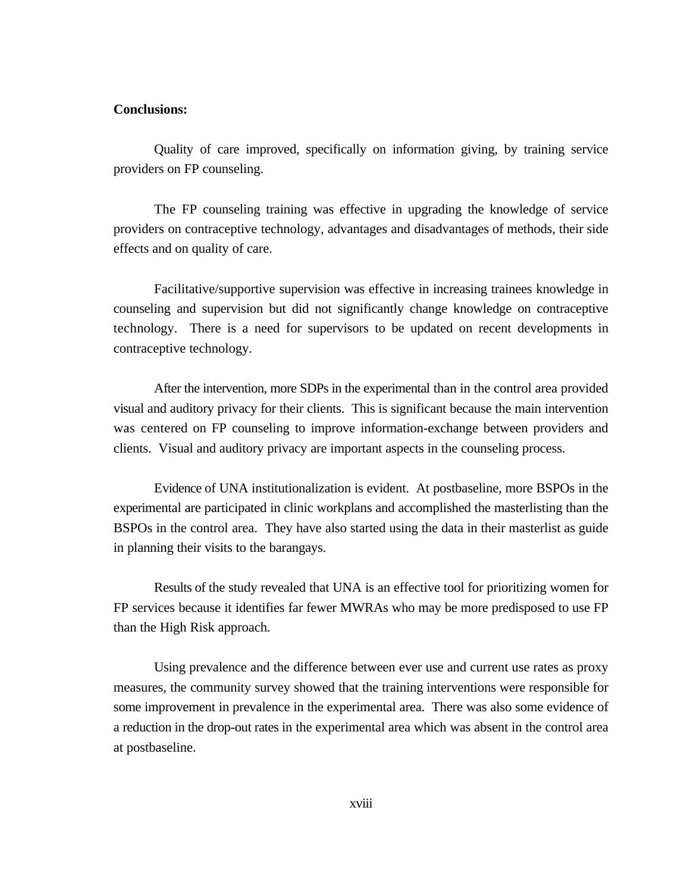**Conclusions:**

Quality of care improved, specifically on information giving, by training service providers on FP counseling.

The FP counseling training was effective in upgrading the knowledge of service providers on contraceptive technology, advantages and disadvantages of methods, their side effects and on quality of care.

Facilitative/supportive supervision was effective in increasing trainees knowledge in counseling and supervision but did not significantly change knowledge on contraceptive technology. There is a need for supervisors to be updated on recent developments in contraceptive technology.

After the intervention, more SDPs in the experimental than in the control area provided visual and auditory privacy for their clients. This is significant because the main intervention was centered on FP counseling to improve information-exchange between providers and clients. Visual and auditory privacy are important aspects in the counseling process.

Evidence of UNA institutionalization is evident. At postbaseline, more BSPOs in the experimental are participated in clinic workplans and accomplished the masterlisting than the BSPOs in the control area. They have also started using the data in their masterlist as guide in planning their visits to the barangays.

Results of the study revealed that UNA is an effective tool for prioritizing women for FP services because it identifies far fewer MWRAs who may be more predisposed to use FP than the High Risk approach.

Using prevalence and the difference between ever use and current use rates as proxy measures, the community survey showed that the training interventions were responsible for some improvement in prevalence in the experimental area. There was also some evidence of a reduction in the drop-out rates in the experimental area which was absent in the control area at postbaseline.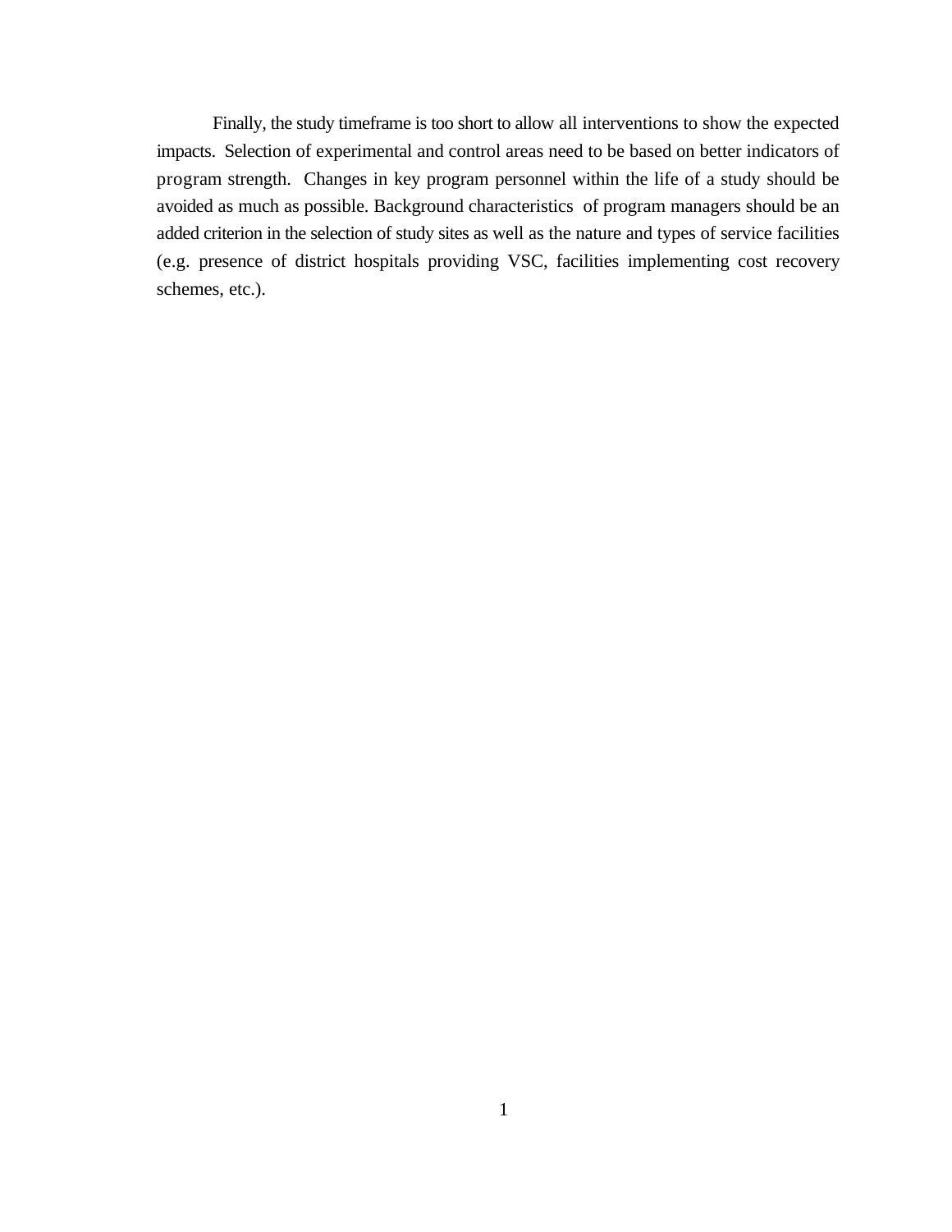Finally, the study timeframe is too short to allow all interventions to show the expected impacts. Selection of experimental and control areas need to be based on better indicators of program strength. Changes in key program personnel within the life of a study should be avoided as much as possible. Background characteristics of program managers should be an added criterion in the selection of study sites as well as the nature and types of service facilities (e.g. presence of district hospitals providing VSC, facilities implementing cost recovery schemes, etc.).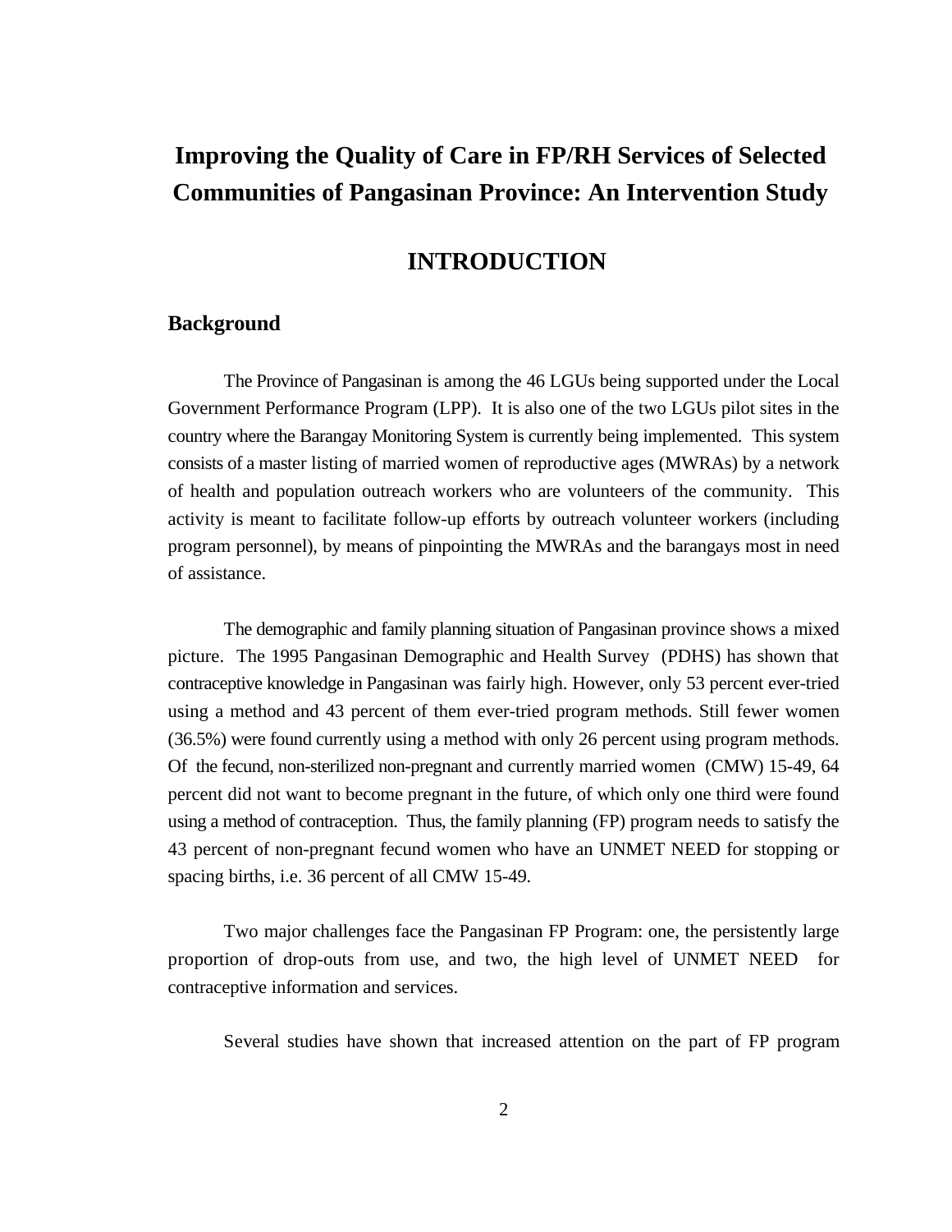# Improving the Quality of Care in FP/RH Services of Selected Communities of Pangasinan Province: An Intervention Study

## INTRODUCTION

### Background

The Province of Pangasinan is among the 46 LGUs being supported under the Local Government Performance Program (LPP). It is also one of the two LGUs pilot sites in the country where the Barangay Monitoring System is currently being implemented. This system consists of a master listing of married women of reproductive ages (MWRAs) by a network of health and population outreach workers who are volunteers of the community. This activity is meant to facilitate follow-up efforts by outreach volunteer workers (including program personnel), by means of pinpointing the MWRAs and the barangays most in need of assistance.

The demographic and family planning situation of Pangasinan province shows a mixed picture. The 1995 Pangasinan Demographic and Health Survey (PDHS) has shown that contraceptive knowledge in Pangasinan was fairly high. However, only 53 percent ever-tried using a method and 43 percent of them ever-tried program methods. Still fewer women (36.5%) were found currently using a method with only 26 percent using program methods. Of the fecund, non-sterilized non-pregnant and currently married women (CMW) 15-49, 64 percent did not want to become pregnant in the future, of which only one third were found using a method of contraception. Thus, the family planning (FP) program needs to satisfy the 43 percent of non-pregnant fecund women who have an UNMET NEED for stopping or spacing births, i.e. 36 percent of all CMW 15-49.

Two major challenges face the Pangasinan FP Program: one, the persistently large proportion of drop-outs from use, and two, the high level of UNMET NEED for contraceptive information and services.

Several studies have shown that increased attention on the part of FP program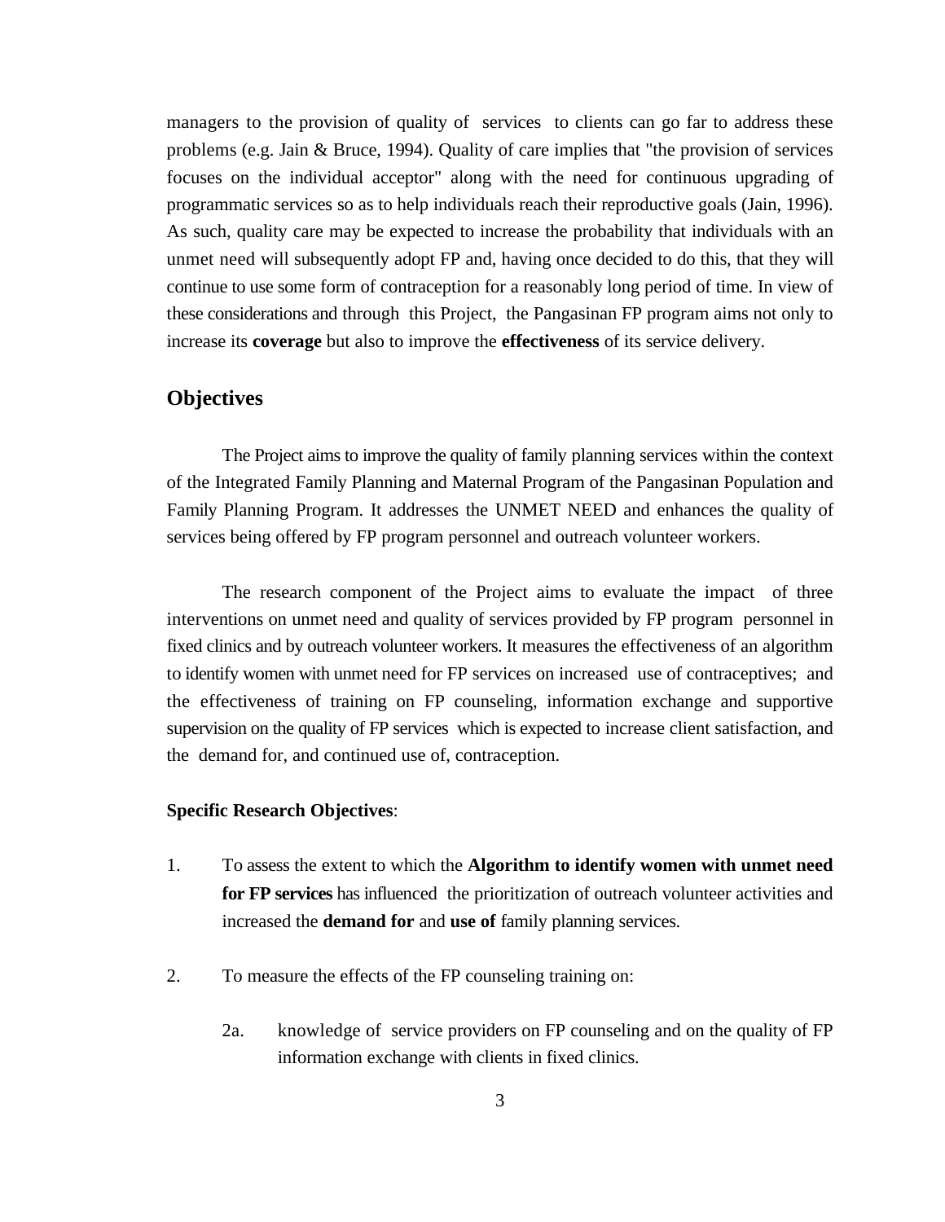managers to the provision of quality of services to clients can go far to address these problems (e.g. Jain & Bruce, 1994). Quality of care implies that "the provision of services focuses on the individual acceptor" along with the need for continuous upgrading of programmatic services so as to help individuals reach their reproductive goals (Jain, 1996). As such, quality care may be expected to increase the probability that individuals with an unmet need will subsequently adopt FP and, having once decided to do this, that they will continue to use some form of contraception for a reasonably long period of time. In view of these considerations and through this Project, the Pangasinan FP program aims not only to increase its **coverage** but also to improve the **effectiveness** of its service delivery.

## Objectives

The Project aims to improve the quality of family planning services within the context of the Integrated Family Planning and Maternal Program of the Pangasinan Population and Family Planning Program. It addresses the UNMET NEED and enhances the quality of services being offered by FP program personnel and outreach volunteer workers.

The research component of the Project aims to evaluate the impact of three interventions on unmet need and quality of services provided by FP program personnel in fixed clinics and by outreach volunteer workers. It measures the effectiveness of an algorithm to identify women with unmet need for FP services on increased use of contraceptives; and the effectiveness of training on FP counseling, information exchange and supportive supervision on the quality of FP services which is expected to increase client satisfaction, and the demand for, and continued use of, contraception.

**Specific Research Objectives**:

1. To assess the extent to which the **Algorithm to identify women with unmet need for FP services** has influenced the prioritization of outreach volunteer activities and increased the **demand for** and **use of** family planning services.

2. To measure the effects of the FP counseling training on:

   2a. knowledge of service providers on FP counseling and on the quality of FP information exchange with clients in fixed clinics.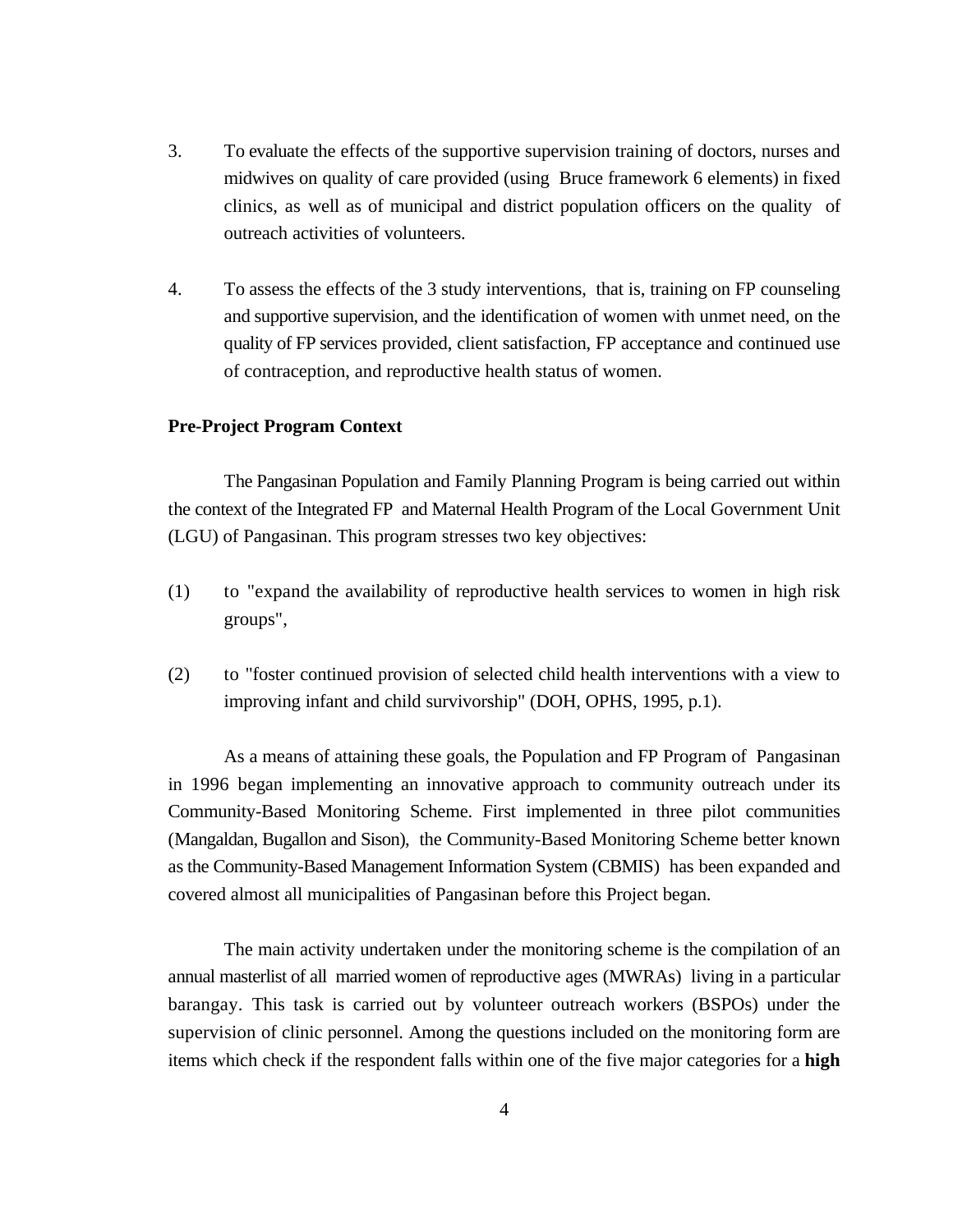3. To evaluate the effects of the supportive supervision training of doctors, nurses and midwives on quality of care provided (using Bruce framework 6 elements) in fixed clinics, as well as of municipal and district population officers on the quality of outreach activities of volunteers.

4. To assess the effects of the 3 study interventions, that is, training on FP counseling and supportive supervision, and the identification of women with unmet need, on the quality of FP services provided, client satisfaction, FP acceptance and continued use of contraception, and reproductive health status of women.

**Pre-Project Program Context**

The Pangasinan Population and Family Planning Program is being carried out within the context of the Integrated FP and Maternal Health Program of the Local Government Unit (LGU) of Pangasinan. This program stresses two key objectives:

(1) to "expand the availability of reproductive health services to women in high risk groups",

(2) to "foster continued provision of selected child health interventions with a view to improving infant and child survivorship" (DOH, OPHS, 1995, p.1).

As a means of attaining these goals, the Population and FP Program of Pangasinan in 1996 began implementing an innovative approach to community outreach under its Community-Based Monitoring Scheme. First implemented in three pilot communities (Mangaldan, Bugallon and Sison), the Community-Based Monitoring Scheme better known as the Community-Based Management Information System (CBMIS) has been expanded and covered almost all municipalities of Pangasinan before this Project began.

The main activity undertaken under the monitoring scheme is the compilation of an annual masterlist of all married women of reproductive ages (MWRAs) living in a particular barangay. This task is carried out by volunteer outreach workers (BSPOs) under the supervision of clinic personnel. Among the questions included on the monitoring form are items which check if the respondent falls within one of the five major categories for a **high**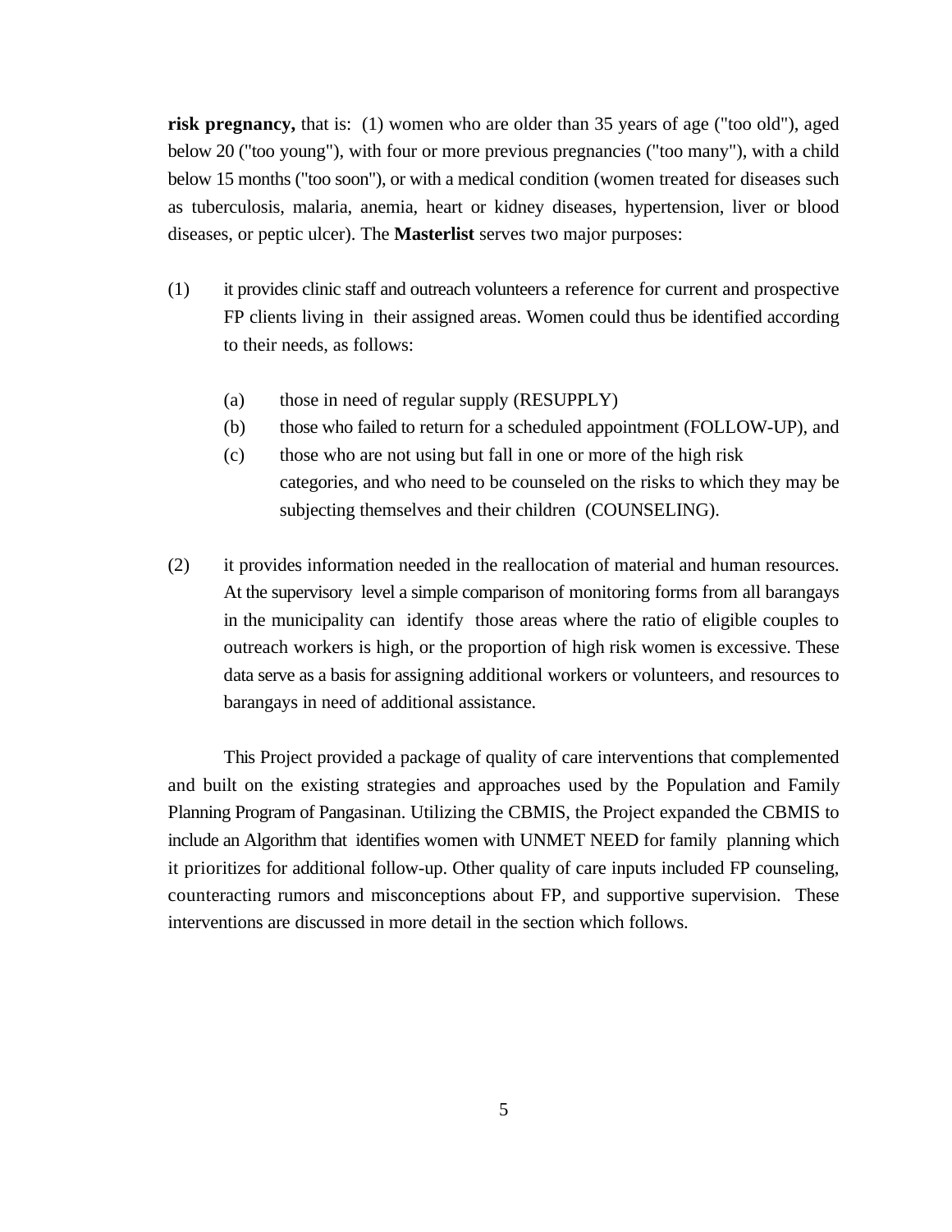**risk pregnancy,** that is: (1) women who are older than 35 years of age ("too old"), aged below 20 ("too young"), with four or more previous pregnancies ("too many"), with a child below 15 months ("too soon"), or with a medical condition (women treated for diseases such as tuberculosis, malaria, anemia, heart or kidney diseases, hypertension, liver or blood diseases, or peptic ulcer). The **Masterlist** serves two major purposes:

(1) it provides clinic staff and outreach volunteers a reference for current and prospective FP clients living in their assigned areas. Women could thus be identified according to their needs, as follows:

   (a) those in need of regular supply (RESUPPLY)
   (b) those who failed to return for a scheduled appointment (FOLLOW-UP), and
   (c) those who are not using but fall in one or more of the high risk categories, and who need to be counseled on the risks to which they may be subjecting themselves and their children (COUNSELING).

(2) it provides information needed in the reallocation of material and human resources. At the supervisory level a simple comparison of monitoring forms from all barangays in the municipality can identify those areas where the ratio of eligible couples to outreach workers is high, or the proportion of high risk women is excessive. These data serve as a basis for assigning additional workers or volunteers, and resources to barangays in need of additional assistance.

This Project provided a package of quality of care interventions that complemented and built on the existing strategies and approaches used by the Population and Family Planning Program of Pangasinan. Utilizing the CBMIS, the Project expanded the CBMIS to include an Algorithm that identifies women with UNMET NEED for family planning which it prioritizes for additional follow-up. Other quality of care inputs included FP counseling, counteracting rumors and misconceptions about FP, and supportive supervision. These interventions are discussed in more detail in the section which follows.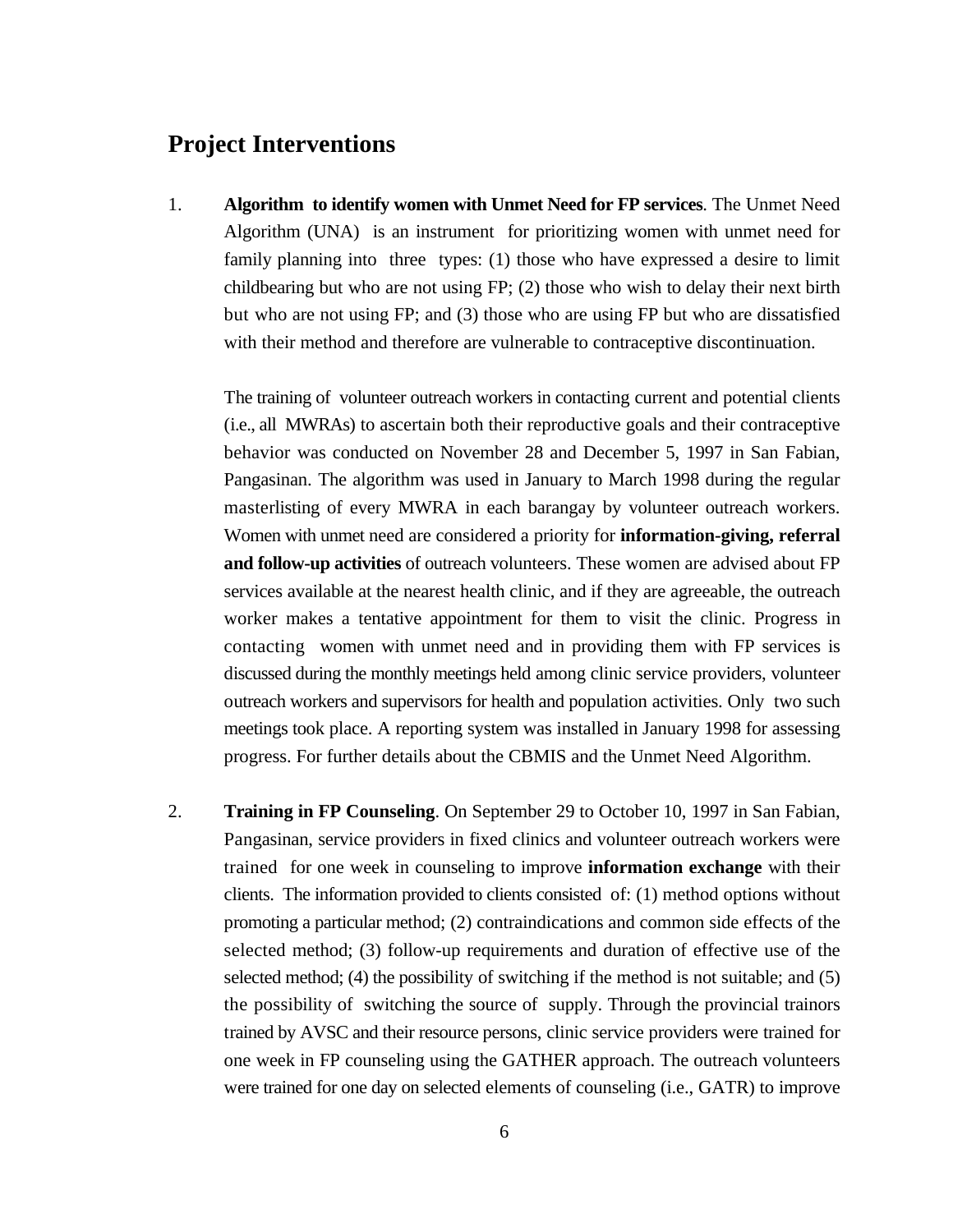## Project Interventions

1. **Algorithm to identify women with Unmet Need for FP services**. The Unmet Need Algorithm (UNA) is an instrument for prioritizing women with unmet need for family planning into three types: (1) those who have expressed a desire to limit childbearing but who are not using FP; (2) those who wish to delay their next birth but who are not using FP; and (3) those who are using FP but who are dissatisfied with their method and therefore are vulnerable to contraceptive discontinuation.

   The training of volunteer outreach workers in contacting current and potential clients (i.e., all MWRAs) to ascertain both their reproductive goals and their contraceptive behavior was conducted on November 28 and December 5, 1997 in San Fabian, Pangasinan. The algorithm was used in January to March 1998 during the regular masterlisting of every MWRA in each barangay by volunteer outreach workers. Women with unmet need are considered a priority for **information-giving, referral and follow-up activities** of outreach volunteers. These women are advised about FP services available at the nearest health clinic, and if they are agreeable, the outreach worker makes a tentative appointment for them to visit the clinic. Progress in contacting women with unmet need and in providing them with FP services is discussed during the monthly meetings held among clinic service providers, volunteer outreach workers and supervisors for health and population activities. Only two such meetings took place. A reporting system was installed in January 1998 for assessing progress. For further details about the CBMIS and the Unmet Need Algorithm.

2. **Training in FP Counseling**. On September 29 to October 10, 1997 in San Fabian, Pangasinan, service providers in fixed clinics and volunteer outreach workers were trained for one week in counseling to improve **information exchange** with their clients. The information provided to clients consisted of: (1) method options without promoting a particular method; (2) contraindications and common side effects of the selected method; (3) follow-up requirements and duration of effective use of the selected method; (4) the possibility of switching if the method is not suitable; and (5) the possibility of switching the source of supply. Through the provincial trainors trained by AVSC and their resource persons, clinic service providers were trained for one week in FP counseling using the GATHER approach. The outreach volunteers were trained for one day on selected elements of counseling (i.e., GATR) to improve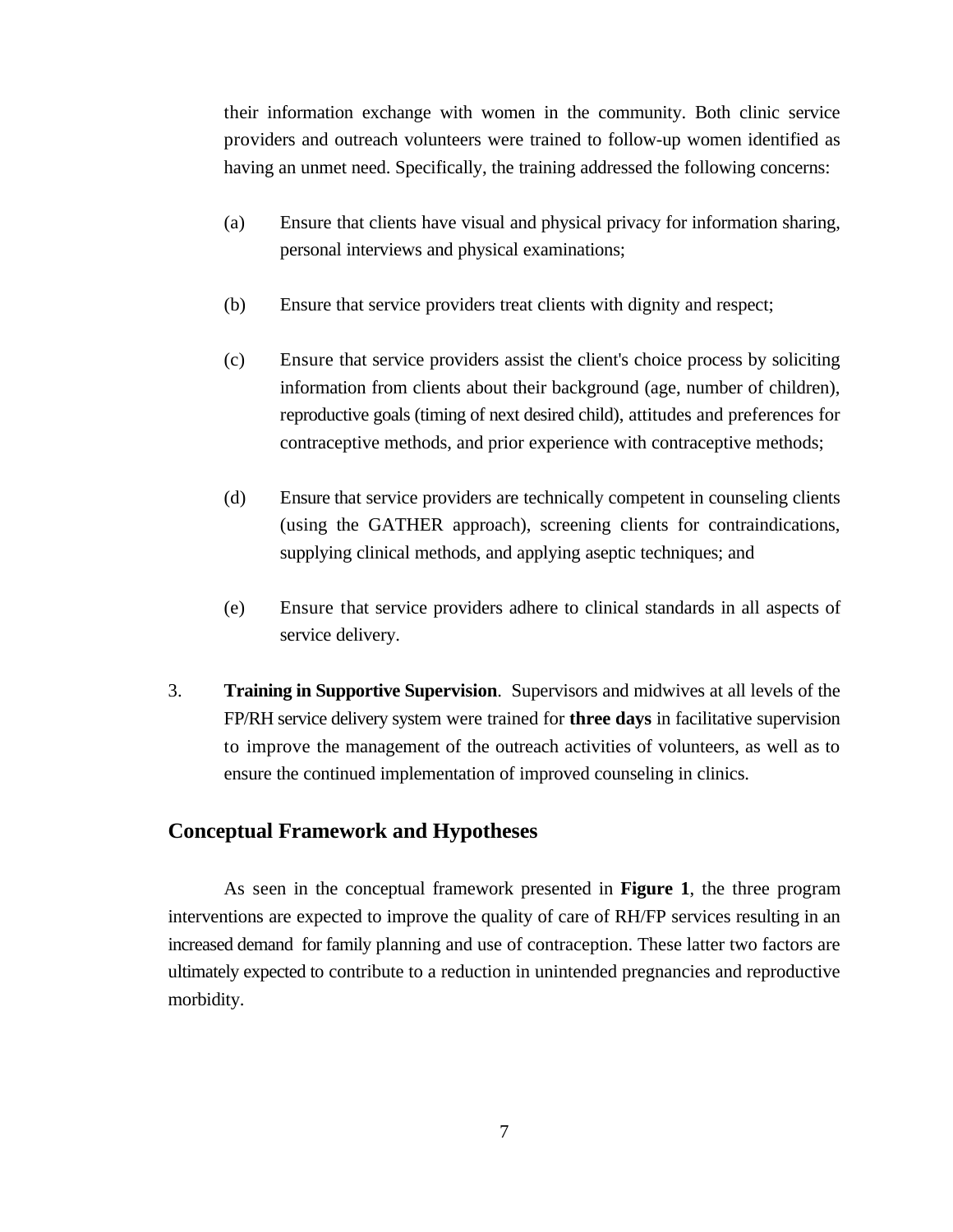their information exchange with women in the community. Both clinic service providers and outreach volunteers were trained to follow-up women identified as having an unmet need. Specifically, the training addressed the following concerns:

(a) Ensure that clients have visual and physical privacy for information sharing, personal interviews and physical examinations;

(b) Ensure that service providers treat clients with dignity and respect;

(c) Ensure that service providers assist the client's choice process by soliciting information from clients about their background (age, number of children), reproductive goals (timing of next desired child), attitudes and preferences for contraceptive methods, and prior experience with contraceptive methods;

(d) Ensure that service providers are technically competent in counseling clients (using the GATHER approach), screening clients for contraindications, supplying clinical methods, and applying aseptic techniques; and

(e) Ensure that service providers adhere to clinical standards in all aspects of service delivery.

3. **Training in Supportive Supervision**. Supervisors and midwives at all levels of the FP/RH service delivery system were trained for **three days** in facilitative supervision to improve the management of the outreach activities of volunteers, as well as to ensure the continued implementation of improved counseling in clinics.

## Conceptual Framework and Hypotheses

As seen in the conceptual framework presented in **Figure 1**, the three program interventions are expected to improve the quality of care of RH/FP services resulting in an increased demand for family planning and use of contraception. These latter two factors are ultimately expected to contribute to a reduction in unintended pregnancies and reproductive morbidity.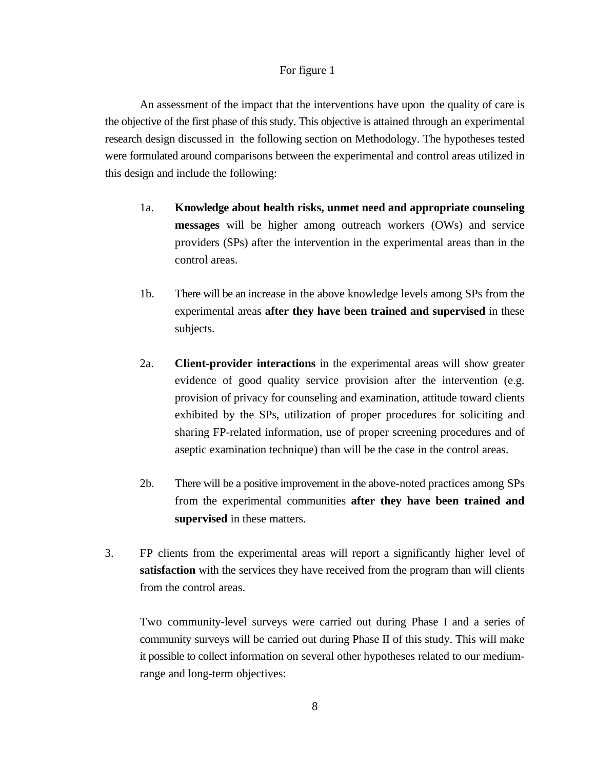For figure 1

An assessment of the impact that the interventions have upon the quality of care is the objective of the first phase of this study. This objective is attained through an experimental research design discussed in the following section on Methodology. The hypotheses tested were formulated around comparisons between the experimental and control areas utilized in this design and include the following:

1a. **Knowledge about health risks, unmet need and appropriate counseling messages** will be higher among outreach workers (OWs) and service providers (SPs) after the intervention in the experimental areas than in the control areas.

1b. There will be an increase in the above knowledge levels among SPs from the experimental areas **after they have been trained and supervised** in these subjects.

2a. **Client-provider interactions** in the experimental areas will show greater evidence of good quality service provision after the intervention (e.g. provision of privacy for counseling and examination, attitude toward clients exhibited by the SPs, utilization of proper procedures for soliciting and sharing FP-related information, use of proper screening procedures and of aseptic examination technique) than will be the case in the control areas.

2b. There will be a positive improvement in the above-noted practices among SPs from the experimental communities **after they have been trained and supervised** in these matters.

3. FP clients from the experimental areas will report a significantly higher level of **satisfaction** with the services they have received from the program than will clients from the control areas.

Two community-level surveys were carried out during Phase I and a series of community surveys will be carried out during Phase II of this study. This will make it possible to collect information on several other hypotheses related to our medium-range and long-term objectives: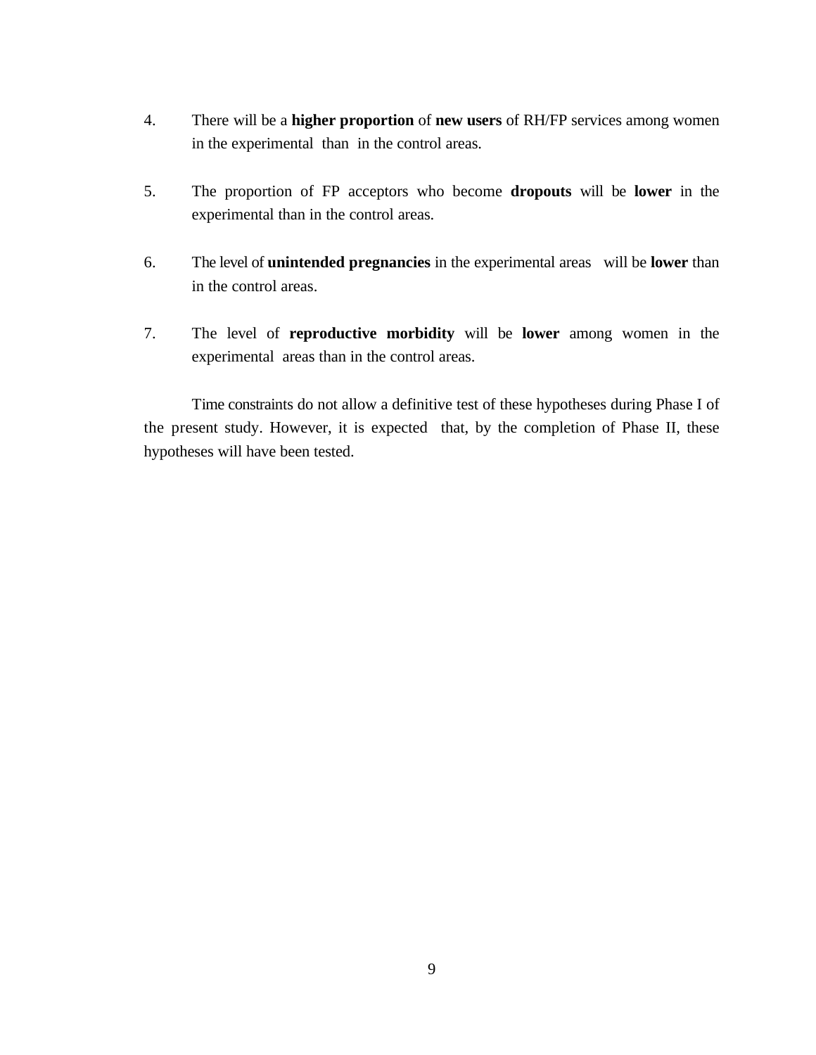4. There will be a **higher proportion** of **new users** of RH/FP services among women in the experimental than in the control areas.

5. The proportion of FP acceptors who become **dropouts** will be **lower** in the experimental than in the control areas.

6. The level of **unintended pregnancies** in the experimental areas will be **lower** than in the control areas.

7. The level of **reproductive morbidity** will be **lower** among women in the experimental areas than in the control areas.

Time constraints do not allow a definitive test of these hypotheses during Phase I of the present study. However, it is expected that, by the completion of Phase II, these hypotheses will have been tested.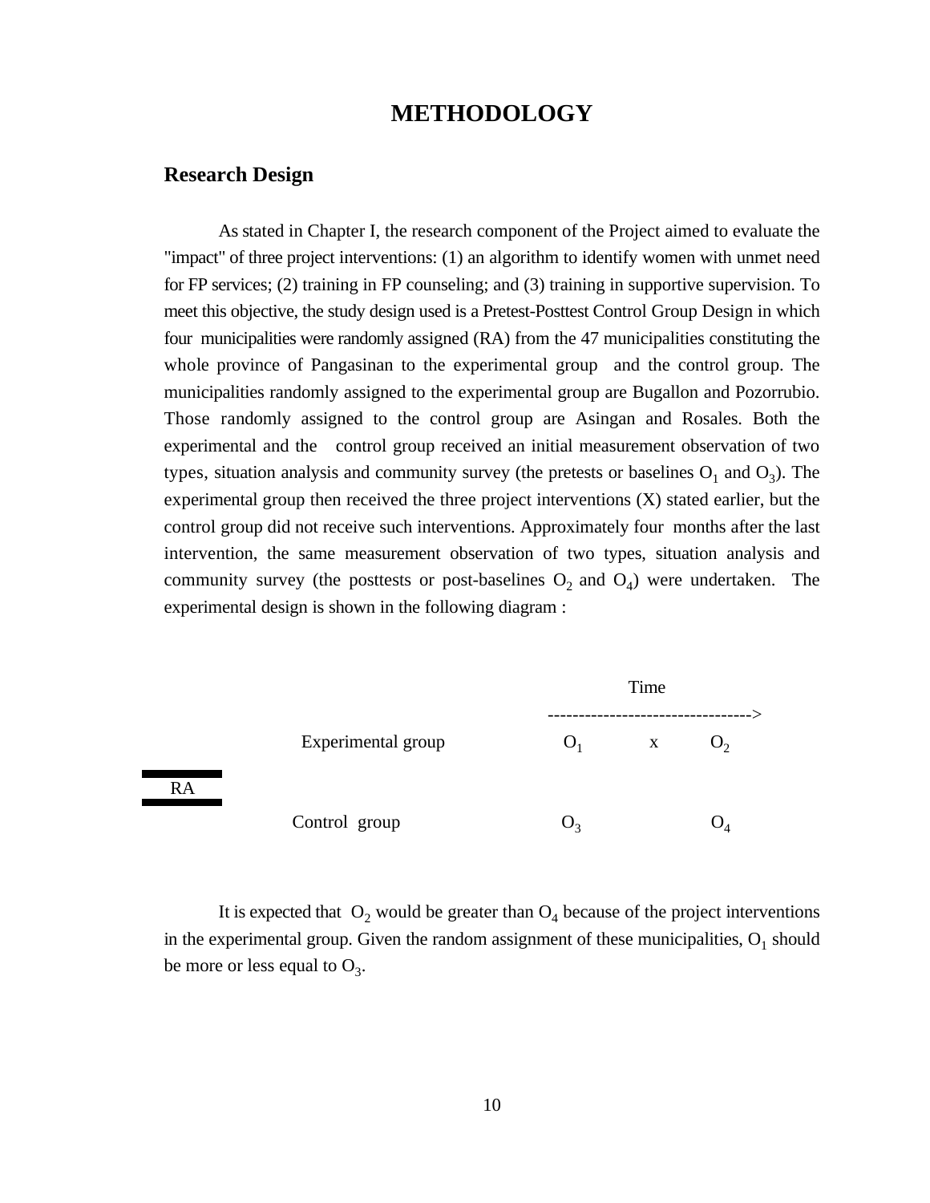# METHODOLOGY

## Research Design

As stated in Chapter I, the research component of the Project aimed to evaluate the "impact" of three project interventions: (1) an algorithm to identify women with unmet need for FP services; (2) training in FP counseling; and (3) training in supportive supervision. To meet this objective, the study design used is a Pretest-Posttest Control Group Design in which four municipalities were randomly assigned (RA) from the 47 municipalities constituting the whole province of Pangasinan to the experimental group and the control group. The municipalities randomly assigned to the experimental group are Bugallon and Pozorrubio. Those randomly assigned to the control group are Asingan and Rosales. Both the experimental and the control group received an initial measurement observation of two types, situation analysis and community survey (the pretests or baselines $O_1$ and $O_3$). The experimental group then received the three project interventions (X) stated earlier, but the control group did not receive such interventions. Approximately four months after the last intervention, the same measurement observation of two types, situation analysis and community survey (the posttests or post-baselines $O_2$ and $O_4$) were undertaken. The experimental design is shown in the following diagram :

```
                                                Time
                                    --------------------------------->
              Experimental group        O1          x         O2
RA
              Control group             O3                    O4
```

It is expected that $O_2$ would be greater than $O_4$ because of the project interventions in the experimental group. Given the random assignment of these municipalities, $O_1$ should be more or less equal to $O_3$.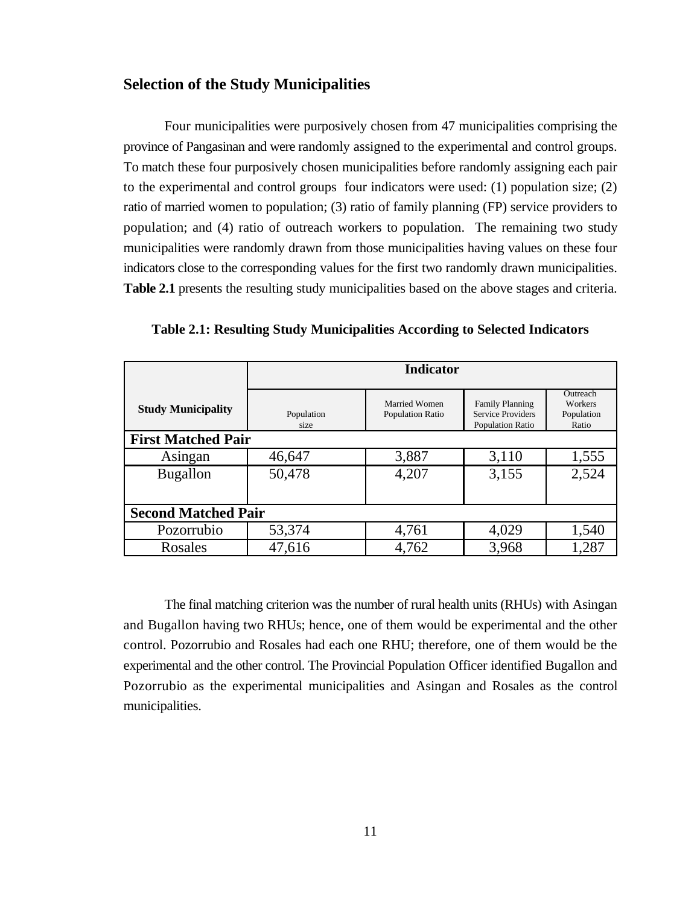## Selection of the Study Municipalities

Four municipalities were purposively chosen from 47 municipalities comprising the province of Pangasinan and were randomly assigned to the experimental and control groups. To match these four purposively chosen municipalities before randomly assigning each pair to the experimental and control groups four indicators were used: (1) population size; (2) ratio of married women to population; (3) ratio of family planning (FP) service providers to population; and (4) ratio of outreach workers to population. The remaining two study municipalities were randomly drawn from those municipalities having values on these four indicators close to the corresponding values for the first two randomly drawn municipalities. **Table 2.1** presents the resulting study municipalities based on the above stages and criteria.

**Table 2.1: Resulting Study Municipalities According to Selected Indicators**

| Study Municipality | Indicator | | | |
|---|---|---|---|---|
| | Population size | Married Women Population Ratio | Family Planning Service Providers Population Ratio | Outreach Workers Population Ratio |
| **First Matched Pair** | | | | |
| Asingan | 46,647 | 3,887 | 3,110 | 1,555 |
| Bugallon | 50,478 | 4,207 | 3,155 | 2,524 |
| **Second Matched Pair** | | | | |
| Pozorrubio | 53,374 | 4,761 | 4,029 | 1,540 |
| Rosales | 47,616 | 4,762 | 3,968 | 1,287 |

The final matching criterion was the number of rural health units (RHUs) with Asingan and Bugallon having two RHUs; hence, one of them would be experimental and the other control. Pozorrubio and Rosales had each one RHU; therefore, one of them would be the experimental and the other control. The Provincial Population Officer identified Bugallon and Pozorrubio as the experimental municipalities and Asingan and Rosales as the control municipalities.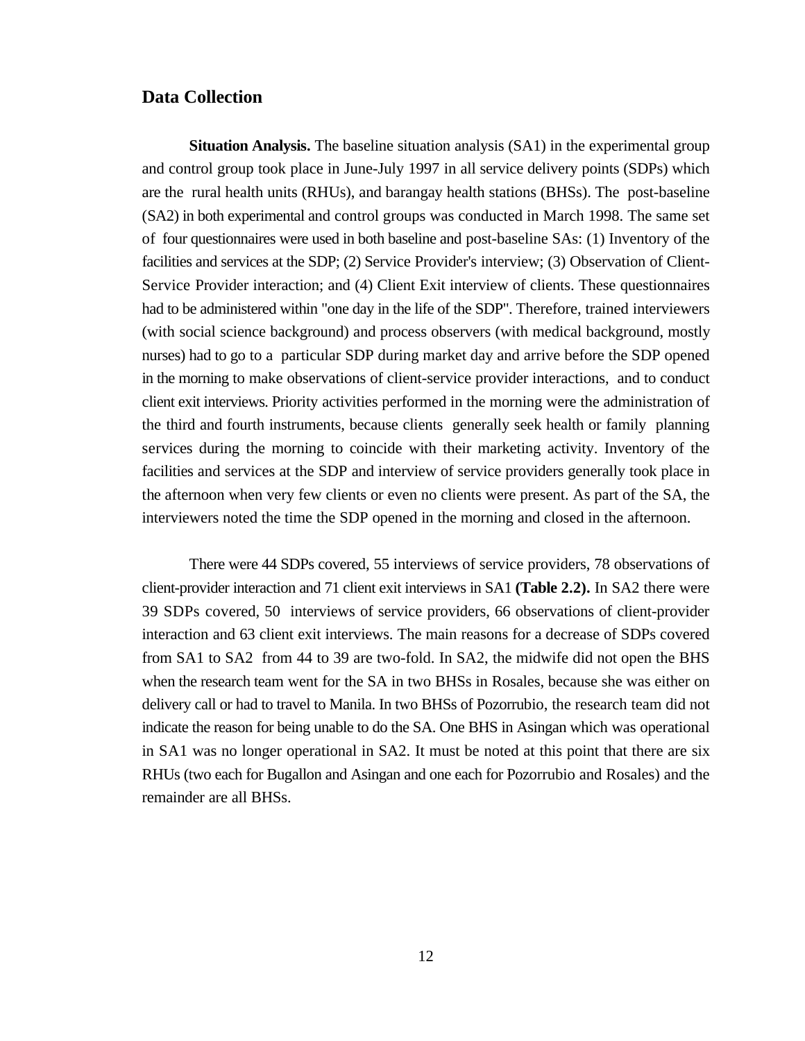## Data Collection

**Situation Analysis.** The baseline situation analysis (SA1) in the experimental group and control group took place in June-July 1997 in all service delivery points (SDPs) which are the rural health units (RHUs), and barangay health stations (BHSs). The post-baseline (SA2) in both experimental and control groups was conducted in March 1998. The same set of four questionnaires were used in both baseline and post-baseline SAs: (1) Inventory of the facilities and services at the SDP; (2) Service Provider's interview; (3) Observation of Client-Service Provider interaction; and (4) Client Exit interview of clients. These questionnaires had to be administered within "one day in the life of the SDP". Therefore, trained interviewers (with social science background) and process observers (with medical background, mostly nurses) had to go to a particular SDP during market day and arrive before the SDP opened in the morning to make observations of client-service provider interactions, and to conduct client exit interviews. Priority activities performed in the morning were the administration of the third and fourth instruments, because clients generally seek health or family planning services during the morning to coincide with their marketing activity. Inventory of the facilities and services at the SDP and interview of service providers generally took place in the afternoon when very few clients or even no clients were present. As part of the SA, the interviewers noted the time the SDP opened in the morning and closed in the afternoon.

There were 44 SDPs covered, 55 interviews of service providers, 78 observations of client-provider interaction and 71 client exit interviews in SA1 **(Table 2.2).** In SA2 there were 39 SDPs covered, 50 interviews of service providers, 66 observations of client-provider interaction and 63 client exit interviews. The main reasons for a decrease of SDPs covered from SA1 to SA2 from 44 to 39 are two-fold. In SA2, the midwife did not open the BHS when the research team went for the SA in two BHSs in Rosales, because she was either on delivery call or had to travel to Manila. In two BHSs of Pozorrubio, the research team did not indicate the reason for being unable to do the SA. One BHS in Asingan which was operational in SA1 was no longer operational in SA2. It must be noted at this point that there are six RHUs (two each for Bugallon and Asingan and one each for Pozorrubio and Rosales) and the remainder are all BHSs.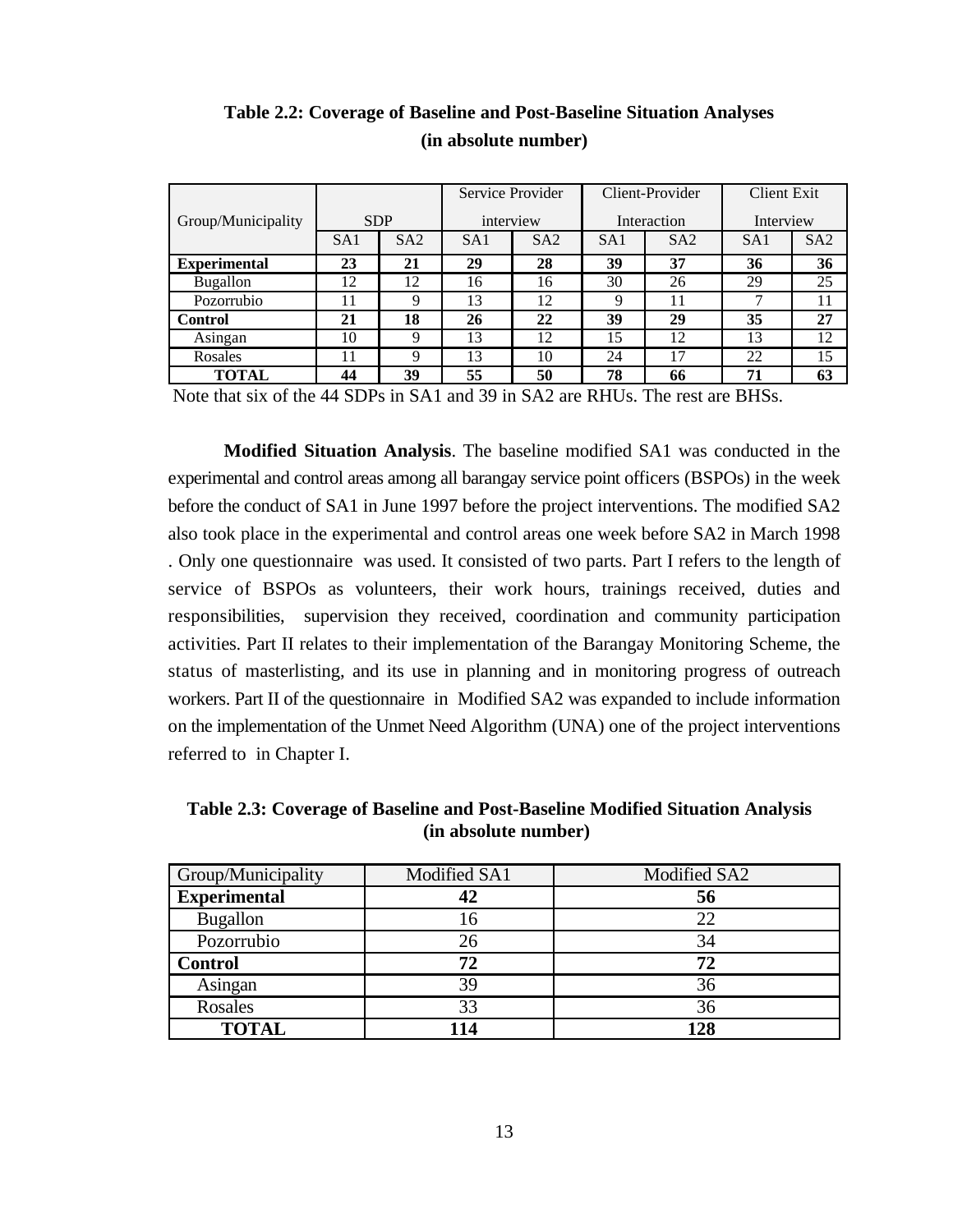**Table 2.2: Coverage of Baseline and Post-Baseline Situation Analyses (in absolute number)**

| Group/Municipality | SDP | | Service Provider interview | | Client-Provider Interaction | | Client Exit Interview | |
|---|---|---|---|---|---|---|---|---|
| | SA1 | SA2 | SA1 | SA2 | SA1 | SA2 | SA1 | SA2 |
| **Experimental** | **23** | **21** | **29** | **28** | **39** | **37** | **36** | **36** |
| Bugallon | 12 | 12 | 16 | 16 | 30 | 26 | 29 | 25 |
| Pozorrubio | 11 | 9 | 13 | 12 | 9 | 11 | 7 | 11 |
| **Control** | **21** | **18** | **26** | **22** | **39** | **29** | **35** | **27** |
| Asingan | 10 | 9 | 13 | 12 | 15 | 12 | 13 | 12 |
| Rosales | 11 | 9 | 13 | 10 | 24 | 17 | 22 | 15 |
| **TOTAL** | **44** | **39** | **55** | **50** | **78** | **66** | **71** | **63** |

Note that six of the 44 SDPs in SA1 and 39 in SA2 are RHUs. The rest are BHSs.

**Modified Situation Analysis**. The baseline modified SA1 was conducted in the experimental and control areas among all barangay service point officers (BSPOs) in the week before the conduct of SA1 in June 1997 before the project interventions. The modified SA2 also took place in the experimental and control areas one week before SA2 in March 1998 . Only one questionnaire was used. It consisted of two parts. Part I refers to the length of service of BSPOs as volunteers, their work hours, trainings received, duties and responsibilities, supervision they received, coordination and community participation activities. Part II relates to their implementation of the Barangay Monitoring Scheme, the status of masterlisting, and its use in planning and in monitoring progress of outreach workers. Part II of the questionnaire in Modified SA2 was expanded to include information on the implementation of the Unmet Need Algorithm (UNA) one of the project interventions referred to in Chapter I.

**Table 2.3: Coverage of Baseline and Post-Baseline Modified Situation Analysis (in absolute number)**

| Group/Municipality | Modified SA1 | Modified SA2 |
|---|---|---|
| **Experimental** | **42** | **56** |
| Bugallon | 16 | 22 |
| Pozorrubio | 26 | 34 |
| **Control** | **72** | **72** |
| Asingan | 39 | 36 |
| Rosales | 33 | 36 |
| **TOTAL** | **114** | **128** |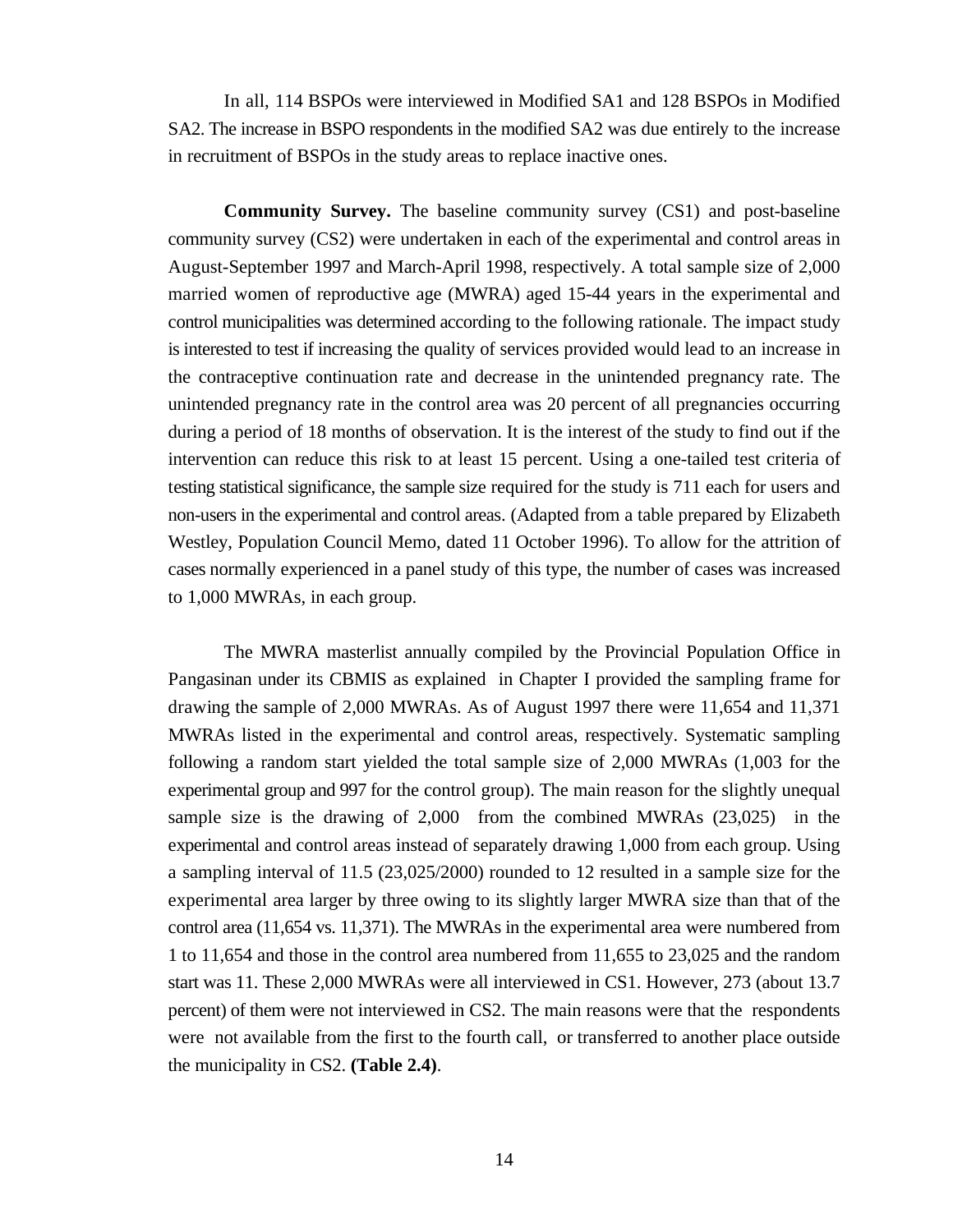In all, 114 BSPOs were interviewed in Modified SA1 and 128 BSPOs in Modified SA2. The increase in BSPO respondents in the modified SA2 was due entirely to the increase in recruitment of BSPOs in the study areas to replace inactive ones.

**Community Survey.** The baseline community survey (CS1) and post-baseline community survey (CS2) were undertaken in each of the experimental and control areas in August-September 1997 and March-April 1998, respectively. A total sample size of 2,000 married women of reproductive age (MWRA) aged 15-44 years in the experimental and control municipalities was determined according to the following rationale. The impact study is interested to test if increasing the quality of services provided would lead to an increase in the contraceptive continuation rate and decrease in the unintended pregnancy rate. The unintended pregnancy rate in the control area was 20 percent of all pregnancies occurring during a period of 18 months of observation. It is the interest of the study to find out if the intervention can reduce this risk to at least 15 percent. Using a one-tailed test criteria of testing statistical significance, the sample size required for the study is 711 each for users and non-users in the experimental and control areas. (Adapted from a table prepared by Elizabeth Westley, Population Council Memo, dated 11 October 1996). To allow for the attrition of cases normally experienced in a panel study of this type, the number of cases was increased to 1,000 MWRAs, in each group.

The MWRA masterlist annually compiled by the Provincial Population Office in Pangasinan under its CBMIS as explained in Chapter I provided the sampling frame for drawing the sample of 2,000 MWRAs. As of August 1997 there were 11,654 and 11,371 MWRAs listed in the experimental and control areas, respectively. Systematic sampling following a random start yielded the total sample size of 2,000 MWRAs (1,003 for the experimental group and 997 for the control group). The main reason for the slightly unequal sample size is the drawing of 2,000 from the combined MWRAs (23,025) in the experimental and control areas instead of separately drawing 1,000 from each group. Using a sampling interval of 11.5 (23,025/2000) rounded to 12 resulted in a sample size for the experimental area larger by three owing to its slightly larger MWRA size than that of the control area (11,654 vs. 11,371). The MWRAs in the experimental area were numbered from 1 to 11,654 and those in the control area numbered from 11,655 to 23,025 and the random start was 11. These 2,000 MWRAs were all interviewed in CS1. However, 273 (about 13.7 percent) of them were not interviewed in CS2. The main reasons were that the respondents were not available from the first to the fourth call, or transferred to another place outside the municipality in CS2. **(Table 2.4)**.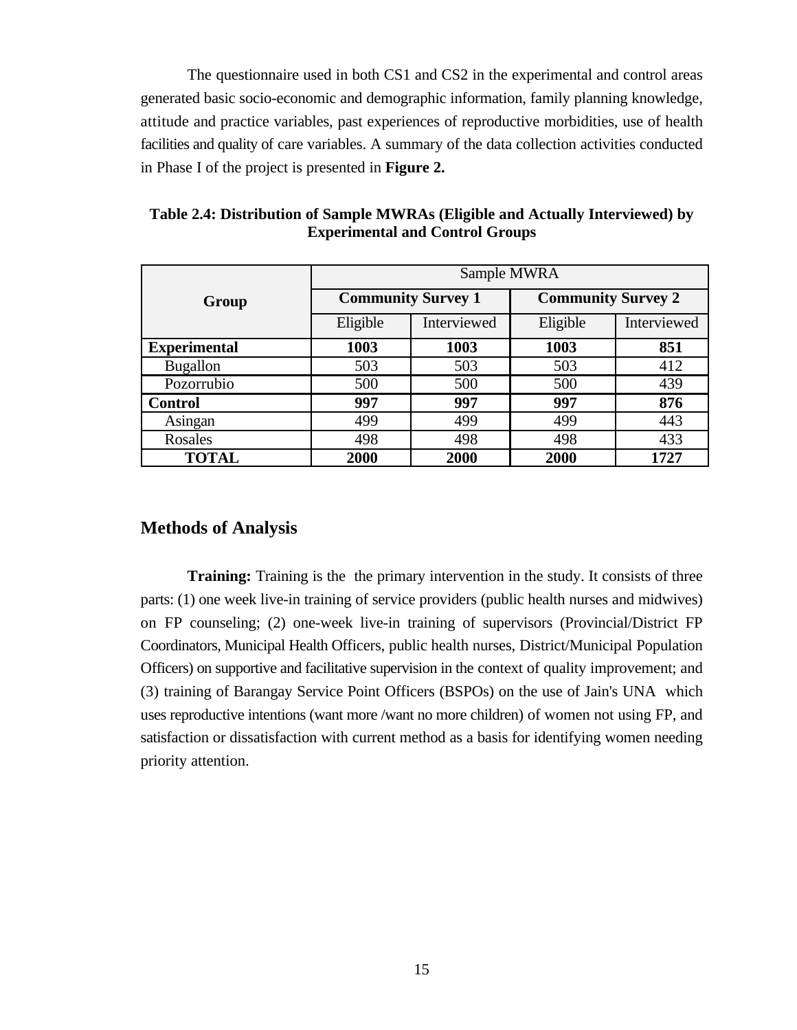The questionnaire used in both CS1 and CS2 in the experimental and control areas generated basic socio-economic and demographic information, family planning knowledge, attitude and practice variables, past experiences of reproductive morbidities, use of health facilities and quality of care variables. A summary of the data collection activities conducted in Phase I of the project is presented in **Figure 2.**

**Table 2.4: Distribution of Sample MWRAs (Eligible and Actually Interviewed) by Experimental and Control Groups**

| Group | Sample MWRA | | | |
|---|---|---|---|---|
| | **Community Survey 1** | | **Community Survey 2** | |
| | Eligible | Interviewed | Eligible | Interviewed |
| **Experimental** | **1003** | **1003** | **1003** | **851** |
| Bugallon | 503 | 503 | 503 | 412 |
| Pozorrubio | 500 | 500 | 500 | 439 |
| **Control** | **997** | **997** | **997** | **876** |
| Asingan | 499 | 499 | 499 | 443 |
| Rosales | 498 | 498 | 498 | 433 |
| **TOTAL** | **2000** | **2000** | **2000** | **1727** |

## Methods of Analysis

**Training:** Training is the the primary intervention in the study. It consists of three parts: (1) one week live-in training of service providers (public health nurses and midwives) on FP counseling; (2) one-week live-in training of supervisors (Provincial/District FP Coordinators, Municipal Health Officers, public health nurses, District/Municipal Population Officers) on supportive and facilitative supervision in the context of quality improvement; and (3) training of Barangay Service Point Officers (BSPOs) on the use of Jain's UNA which uses reproductive intentions (want more /want no more children) of women not using FP, and satisfaction or dissatisfaction with current method as a basis for identifying women needing priority attention.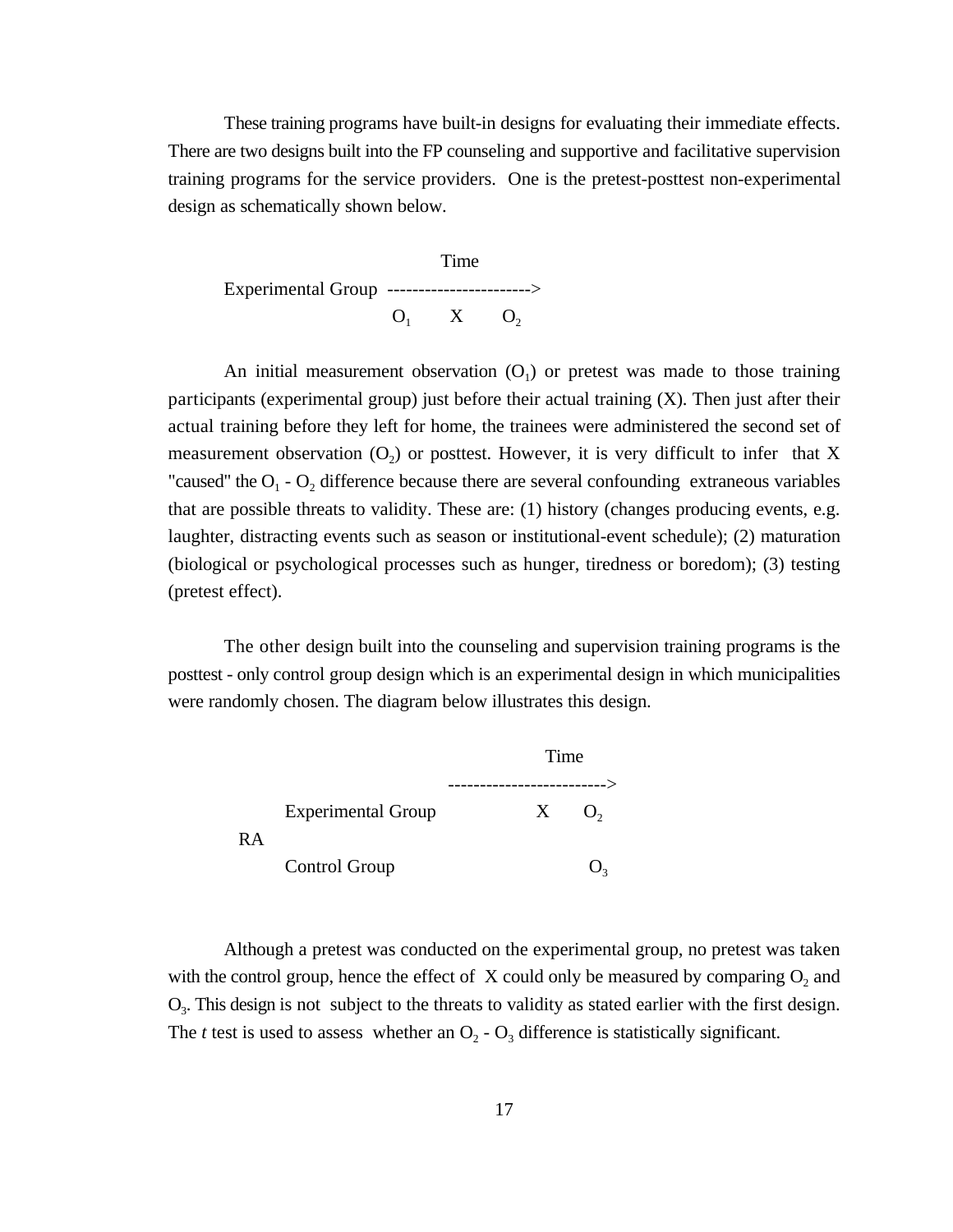These training programs have built-in designs for evaluating their immediate effects. There are two designs built into the FP counseling and supportive and facilitative supervision training programs for the service providers. One is the pretest-posttest non-experimental design as schematically shown below.

```
                          Time
Experimental Group  ----------------------->
                     O1      X       O2
```

An initial measurement observation ($O_1$) or pretest was made to those training participants (experimental group) just before their actual training (X). Then just after their actual training before they left for home, the trainees were administered the second set of measurement observation ($O_2$) or posttest. However, it is very difficult to infer that X "caused" the $O_1$ - $O_2$ difference because there are several confounding extraneous variables that are possible threats to validity. These are: (1) history (changes producing events, e.g. laughter, distracting events such as season or institutional-event schedule); (2) maturation (biological or psychological processes such as hunger, tiredness or boredom); (3) testing (pretest effect).

The other design built into the counseling and supervision training programs is the posttest - only control group design which is an experimental design in which municipalities were randomly chosen. The diagram below illustrates this design.

```
                                    Time
                            ------------------------>
      Experimental Group                X      O2
RA
      Control Group                            O3
```

Although a pretest was conducted on the experimental group, no pretest was taken with the control group, hence the effect of X could only be measured by comparing $O_2$ and $O_3$. This design is not subject to the threats to validity as stated earlier with the first design. The *t* test is used to assess whether an $O_2$ - $O_3$ difference is statistically significant.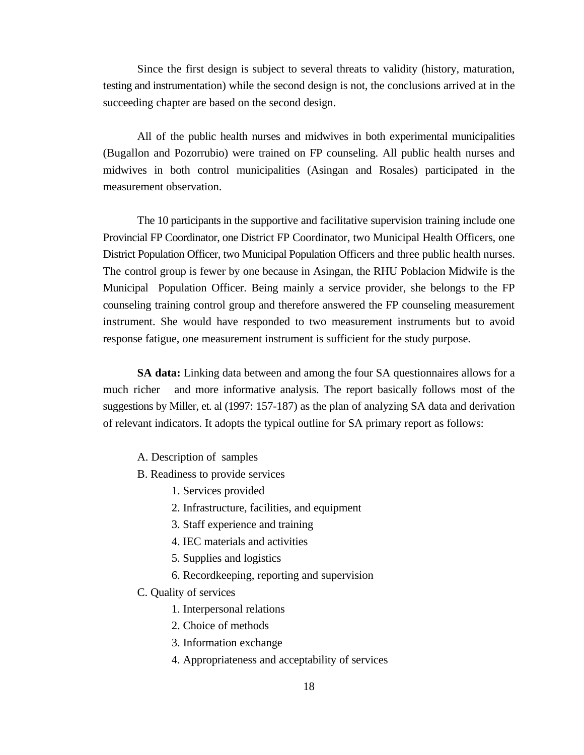Since the first design is subject to several threats to validity (history, maturation, testing and instrumentation) while the second design is not, the conclusions arrived at in the succeeding chapter are based on the second design.

All of the public health nurses and midwives in both experimental municipalities (Bugallon and Pozorrubio) were trained on FP counseling. All public health nurses and midwives in both control municipalities (Asingan and Rosales) participated in the measurement observation.

The 10 participants in the supportive and facilitative supervision training include one Provincial FP Coordinator, one District FP Coordinator, two Municipal Health Officers, one District Population Officer, two Municipal Population Officers and three public health nurses. The control group is fewer by one because in Asingan, the RHU Poblacion Midwife is the Municipal Population Officer. Being mainly a service provider, she belongs to the FP counseling training control group and therefore answered the FP counseling measurement instrument. She would have responded to two measurement instruments but to avoid response fatigue, one measurement instrument is sufficient for the study purpose.

**SA data:** Linking data between and among the four SA questionnaires allows for a much richer and more informative analysis. The report basically follows most of the suggestions by Miller, et. al (1997: 157-187) as the plan of analyzing SA data and derivation of relevant indicators. It adopts the typical outline for SA primary report as follows:

A. Description of samples

B. Readiness to provide services

1. Services provided
2. Infrastructure, facilities, and equipment
3. Staff experience and training
4. IEC materials and activities
5. Supplies and logistics
6. Recordkeeping, reporting and supervision

C. Quality of services

1. Interpersonal relations
2. Choice of methods
3. Information exchange
4. Appropriateness and acceptability of services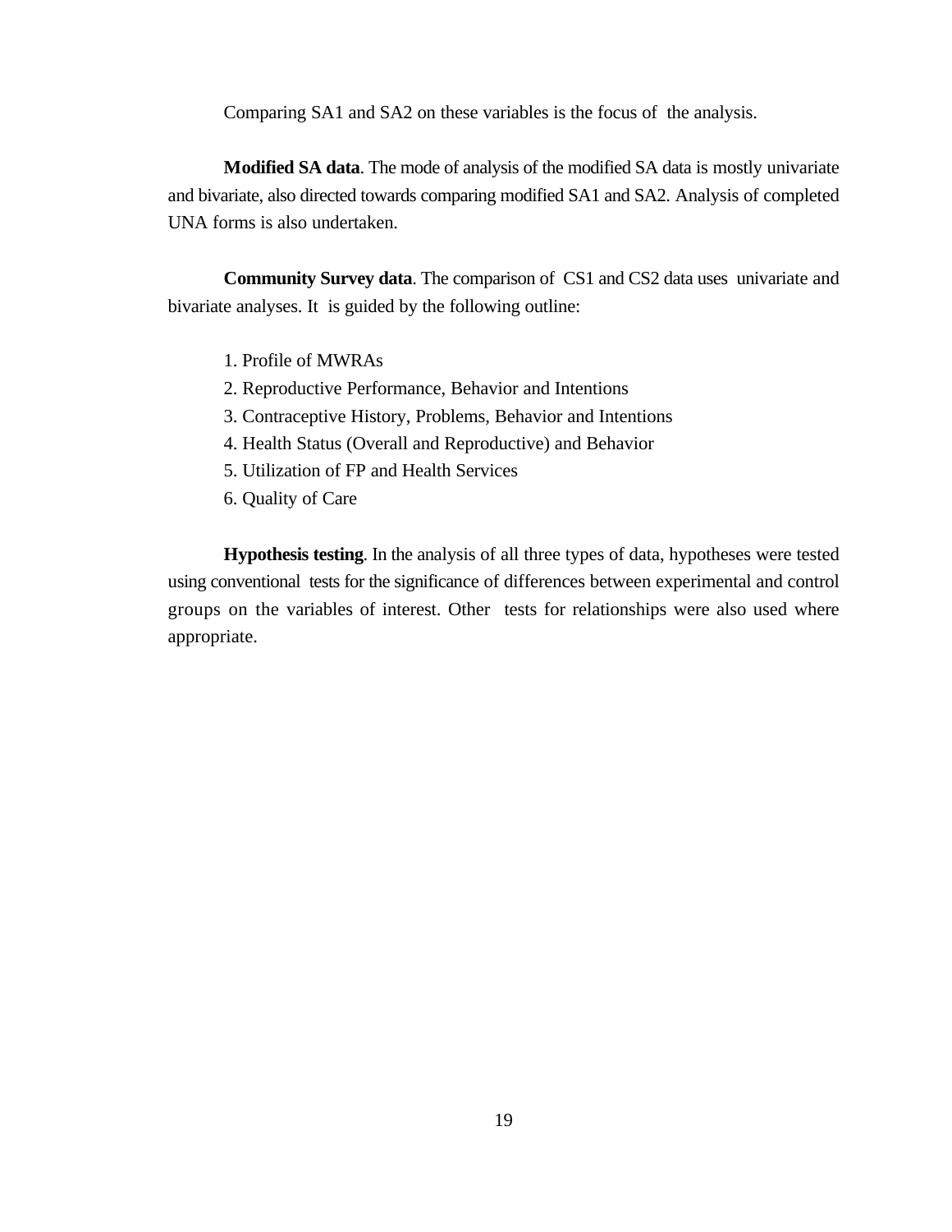Comparing SA1 and SA2 on these variables is the focus of the analysis.

**Modified SA data**. The mode of analysis of the modified SA data is mostly univariate and bivariate, also directed towards comparing modified SA1 and SA2. Analysis of completed UNA forms is also undertaken.

**Community Survey data**. The comparison of CS1 and CS2 data uses univariate and bivariate analyses. It is guided by the following outline:

1. Profile of MWRAs
2. Reproductive Performance, Behavior and Intentions
3. Contraceptive History, Problems, Behavior and Intentions
4. Health Status (Overall and Reproductive) and Behavior
5. Utilization of FP and Health Services
6. Quality of Care

**Hypothesis testing**. In the analysis of all three types of data, hypotheses were tested using conventional tests for the significance of differences between experimental and control groups on the variables of interest. Other tests for relationships were also used where appropriate.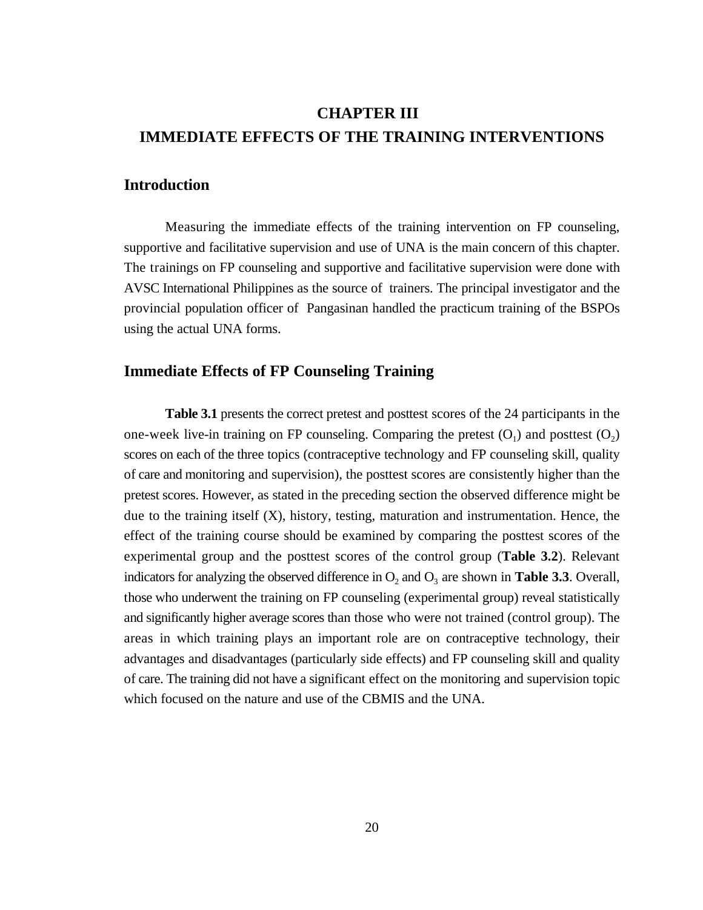# CHAPTER III
# IMMEDIATE EFFECTS OF THE TRAINING INTERVENTIONS

## Introduction

Measuring the immediate effects of the training intervention on FP counseling, supportive and facilitative supervision and use of UNA is the main concern of this chapter. The trainings on FP counseling and supportive and facilitative supervision were done with AVSC International Philippines as the source of trainers. The principal investigator and the provincial population officer of Pangasinan handled the practicum training of the BSPOs using the actual UNA forms.

## Immediate Effects of FP Counseling Training

**Table 3.1** presents the correct pretest and posttest scores of the 24 participants in the one-week live-in training on FP counseling. Comparing the pretest ($O_1$) and posttest ($O_2$) scores on each of the three topics (contraceptive technology and FP counseling skill, quality of care and monitoring and supervision), the posttest scores are consistently higher than the pretest scores. However, as stated in the preceding section the observed difference might be due to the training itself (X), history, testing, maturation and instrumentation. Hence, the effect of the training course should be examined by comparing the posttest scores of the experimental group and the posttest scores of the control group (**Table 3.2**). Relevant indicators for analyzing the observed difference in $O_2$ and $O_3$ are shown in **Table 3.3**. Overall, those who underwent the training on FP counseling (experimental group) reveal statistically and significantly higher average scores than those who were not trained (control group). The areas in which training plays an important role are on contraceptive technology, their advantages and disadvantages (particularly side effects) and FP counseling skill and quality of care. The training did not have a significant effect on the monitoring and supervision topic which focused on the nature and use of the CBMIS and the UNA.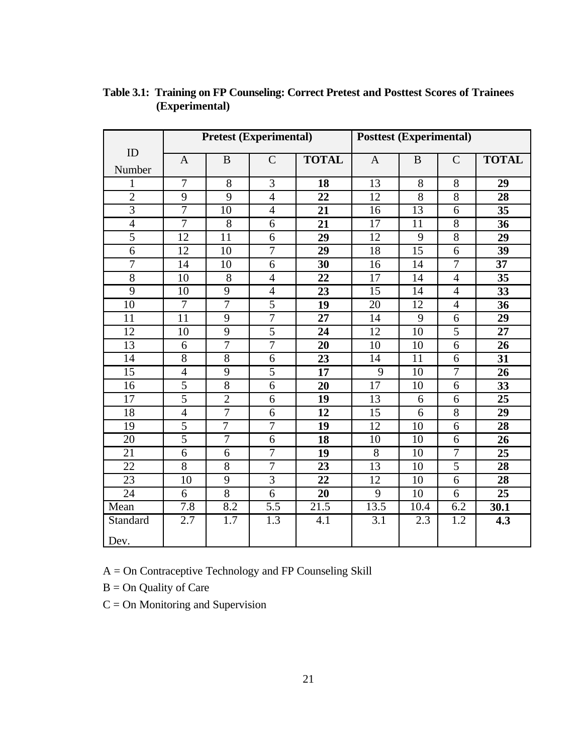**Table 3.1: Training on FP Counseling: Correct Pretest and Posttest Scores of Trainees (Experimental)**

| ID Number | Pretest (Experimental) | | | | Posttest (Experimental) | | | |
|---|---|---|---|---|---|---|---|---|
| | A | B | C | **TOTAL** | A | B | C | **TOTAL** |
| 1 | 7 | 8 | 3 | **18** | 13 | 8 | 8 | **29** |
| 2 | 9 | 9 | 4 | **22** | 12 | 8 | 8 | **28** |
| 3 | 7 | 10 | 4 | **21** | 16 | 13 | 6 | **35** |
| 4 | 7 | 8 | 6 | **21** | 17 | 11 | 8 | **36** |
| 5 | 12 | 11 | 6 | **29** | 12 | 9 | 8 | **29** |
| 6 | 12 | 10 | 7 | **29** | 18 | 15 | 6 | **39** |
| 7 | 14 | 10 | 6 | **30** | 16 | 14 | 7 | **37** |
| 8 | 10 | 8 | 4 | **22** | 17 | 14 | 4 | **35** |
| 9 | 10 | 9 | 4 | **23** | 15 | 14 | 4 | **33** |
| 10 | 7 | 7 | 5 | **19** | 20 | 12 | 4 | **36** |
| 11 | 11 | 9 | 7 | **27** | 14 | 9 | 6 | **29** |
| 12 | 10 | 9 | 5 | **24** | 12 | 10 | 5 | **27** |
| 13 | 6 | 7 | 7 | **20** | 10 | 10 | 6 | **26** |
| 14 | 8 | 8 | 6 | **23** | 14 | 11 | 6 | **31** |
| 15 | 4 | 9 | 5 | **17** | 9 | 10 | 7 | **26** |
| 16 | 5 | 8 | 6 | **20** | 17 | 10 | 6 | **33** |
| 17 | 5 | 2 | 6 | **19** | 13 | 6 | 6 | **25** |
| 18 | 4 | 7 | 6 | **12** | 15 | 6 | 8 | **29** |
| 19 | 5 | 7 | 7 | **19** | 12 | 10 | 6 | **28** |
| 20 | 5 | 7 | 6 | **18** | 10 | 10 | 6 | **26** |
| 21 | 6 | 6 | 7 | **19** | 8 | 10 | 7 | **25** |
| 22 | 8 | 8 | 7 | **23** | 13 | 10 | 5 | **28** |
| 23 | 10 | 9 | 3 | **22** | 12 | 10 | 6 | **28** |
| 24 | 6 | 8 | 6 | **20** | 9 | 10 | 6 | **25** |
| Mean | 7.8 | 8.2 | 5.5 | 21.5 | 13.5 | 10.4 | 6.2 | **30.1** |
| Standard Dev. | 2.7 | 1.7 | 1.3 | 4.1 | 3.1 | 2.3 | 1.2 | **4.3** |

A = On Contraceptive Technology and FP Counseling Skill

B = On Quality of Care

C = On Monitoring and Supervision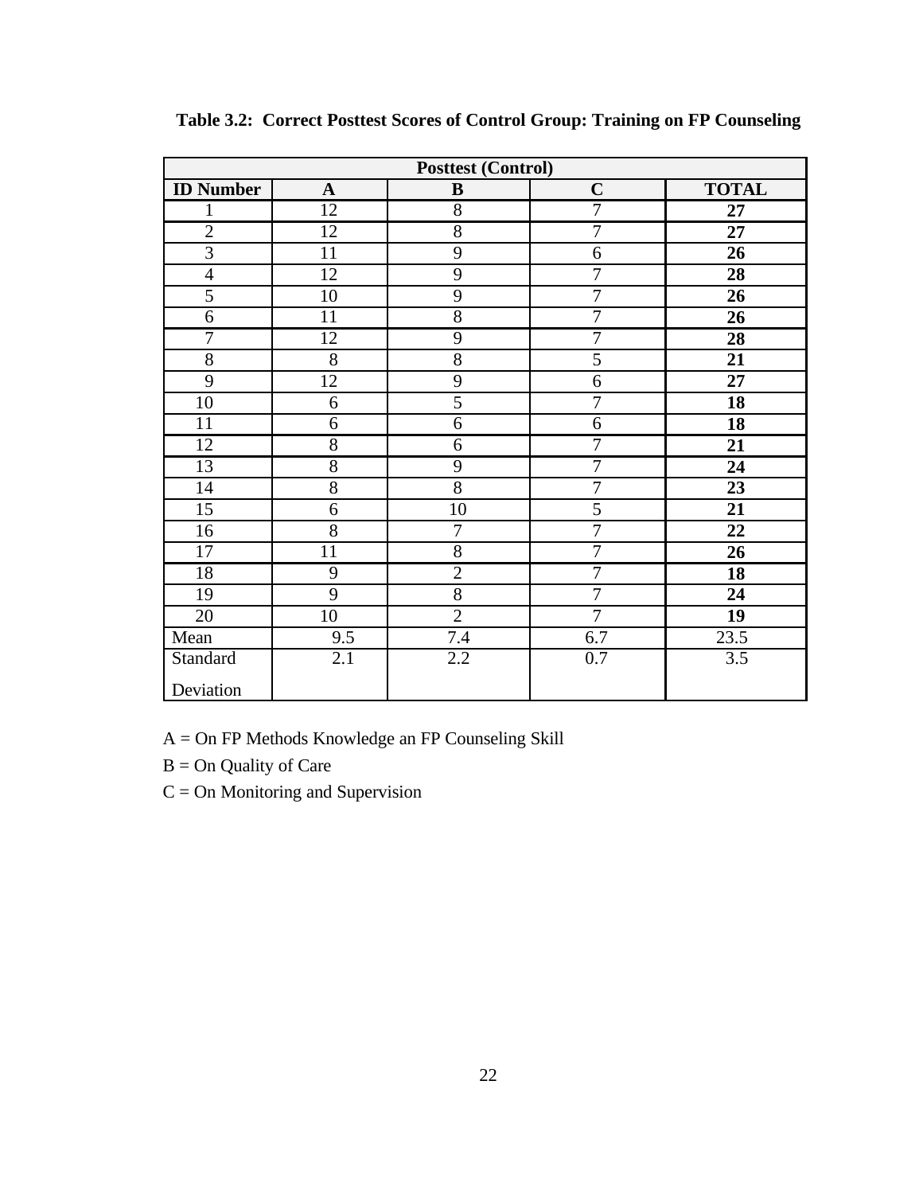**Table 3.2: Correct Posttest Scores of Control Group: Training on FP Counseling**

| Posttest (Control) | | | | |
|---|---|---|---|---|
| **ID Number** | **A** | **B** | **C** | **TOTAL** |
| 1 | 12 | 8 | 7 | **27** |
| 2 | 12 | 8 | 7 | **27** |
| 3 | 11 | 9 | 6 | **26** |
| 4 | 12 | 9 | 7 | **28** |
| 5 | 10 | 9 | 7 | **26** |
| 6 | 11 | 8 | 7 | **26** |
| 7 | 12 | 9 | 7 | **28** |
| 8 | 8 | 8 | 5 | **21** |
| 9 | 12 | 9 | 6 | **27** |
| 10 | 6 | 5 | 7 | **18** |
| 11 | 6 | 6 | 6 | **18** |
| 12 | 8 | 6 | 7 | **21** |
| 13 | 8 | 9 | 7 | **24** |
| 14 | 8 | 8 | 7 | **23** |
| 15 | 6 | 10 | 5 | **21** |
| 16 | 8 | 7 | 7 | **22** |
| 17 | 11 | 8 | 7 | **26** |
| 18 | 9 | 2 | 7 | **18** |
| 19 | 9 | 8 | 7 | **24** |
| 20 | 10 | 2 | 7 | **19** |
| Mean | 9.5 | 7.4 | 6.7 | 23.5 |
| Standard Deviation | 2.1 | 2.2 | 0.7 | 3.5 |

A = On FP Methods Knowledge an FP Counseling Skill

B = On Quality of Care

C = On Monitoring and Supervision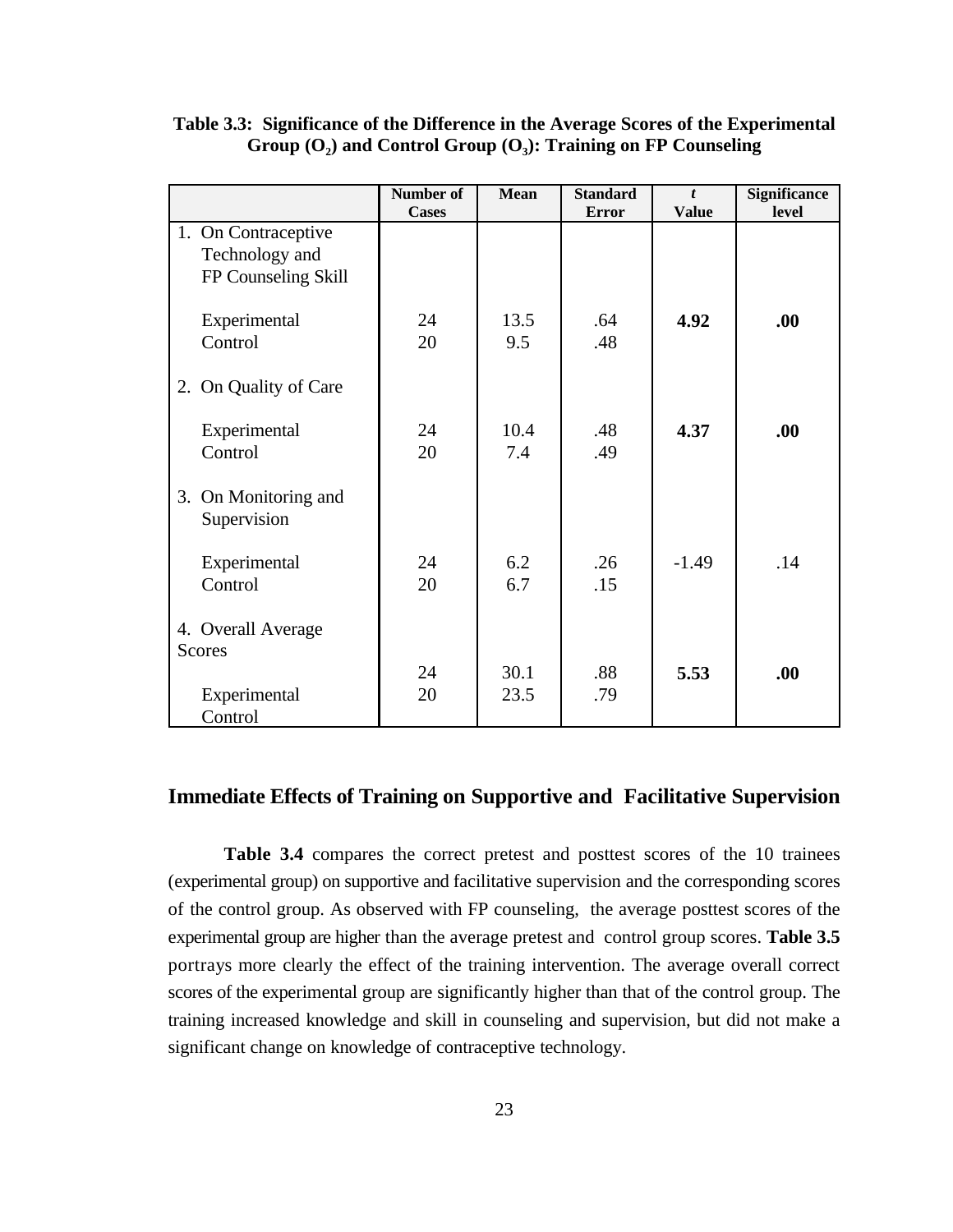**Table 3.3: Significance of the Difference in the Average Scores of the Experimental Group ($O_2$) and Control Group ($O_3$): Training on FP Counseling**

| | Number of Cases | Mean | Standard Error | *t* Value | Significance level |
|---|---|---|---|---|---|
| 1. On Contraceptive Technology and FP Counseling Skill | | | | | |
| Experimental | 24 | 13.5 | .64 | **4.92** | **.00** |
| Control | 20 | 9.5 | .48 | | |
| 2. On Quality of Care | | | | | |
| Experimental | 24 | 10.4 | .48 | **4.37** | **.00** |
| Control | 20 | 7.4 | .49 | | |
| 3. On Monitoring and Supervision | | | | | |
| Experimental | 24 | 6.2 | .26 | -1.49 | .14 |
| Control | 20 | 6.7 | .15 | | |
| 4. Overall Average Scores | | | | | |
| Experimental | 24 | 30.1 | .88 | **5.53** | **.00** |
| Control | 20 | 23.5 | .79 | | |

## Immediate Effects of Training on Supportive and Facilitative Supervision

**Table 3.4** compares the correct pretest and posttest scores of the 10 trainees (experimental group) on supportive and facilitative supervision and the corresponding scores of the control group. As observed with FP counseling, the average posttest scores of the experimental group are higher than the average pretest and control group scores. **Table 3.5** portrays more clearly the effect of the training intervention. The average overall correct scores of the experimental group are significantly higher than that of the control group. The training increased knowledge and skill in counseling and supervision, but did not make a significant change on knowledge of contraceptive technology.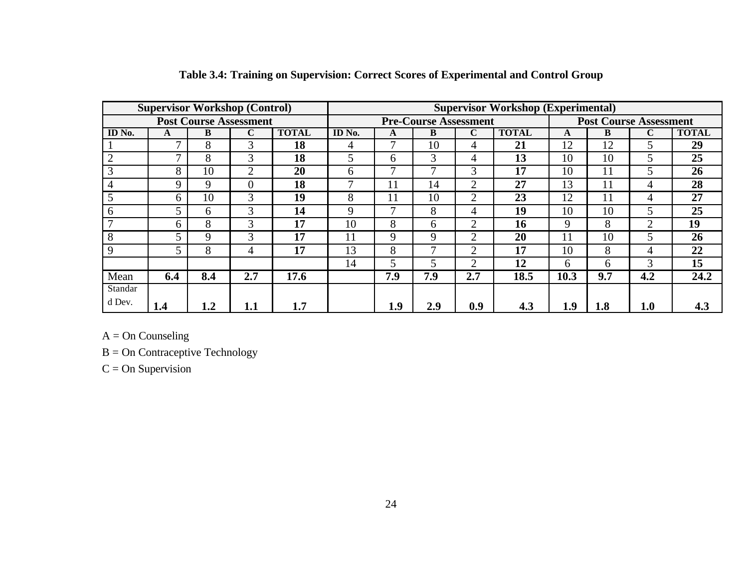**Table 3.4: Training on Supervision: Correct Scores of Experimental and Control Group**

| Supervisor Workshop (Control) | | | | | Supervisor Workshop (Experimental) | | | | | | | | |
|---|---|---|---|---|---|---|---|---|---|---|---|---|---|
| Post Course Assessment | | | | | Pre-Course Assessment | | | | | Post Course Assessment | | | |
| ID No. | A | B | C | TOTAL | ID No. | A | B | C | TOTAL | A | B | C | TOTAL |
| 1 | 7 | 8 | 3 | **18** | 4 | 7 | 10 | 4 | **21** | 12 | 12 | 5 | **29** |
| 2 | 7 | 8 | 3 | **18** | 5 | 6 | 3 | 4 | **13** | 10 | 10 | 5 | **25** |
| 3 | 8 | 10 | 2 | **20** | 6 | 7 | 7 | 3 | **17** | 10 | 11 | 5 | **26** |
| 4 | 9 | 9 | 0 | **18** | 7 | 11 | 14 | 2 | **27** | 13 | 11 | 4 | **28** |
| 5 | 6 | 10 | 3 | **19** | 8 | 11 | 10 | 2 | **23** | 12 | 11 | 4 | **27** |
| 6 | 5 | 6 | 3 | **14** | 9 | 7 | 8 | 4 | **19** | 10 | 10 | 5 | **25** |
| 7 | 6 | 8 | 3 | **17** | 10 | 8 | 6 | 2 | **16** | 9 | 8 | 2 | **19** |
| 8 | 5 | 9 | 3 | **17** | 11 | 9 | 9 | 2 | **20** | 11 | 10 | 5 | **26** |
| 9 | 5 | 8 | 4 | **17** | 13 | 8 | 7 | 2 | **17** | 10 | 8 | 4 | **22** |
| | | | | | 14 | 5 | 5 | 2 | **12** | 6 | 6 | 3 | **15** |
| Mean | **6.4** | **8.4** | **2.7** | **17.6** | | **7.9** | **7.9** | **2.7** | **18.5** | **10.3** | **9.7** | **4.2** | **24.2** |
| Standard Dev. | **1.4** | **1.2** | **1.1** | **1.7** | | **1.9** | **2.9** | **0.9** | **4.3** | **1.9** | **1.8** | **1.0** | **4.3** |

A = On Counseling

B = On Contraceptive Technology

C = On Supervision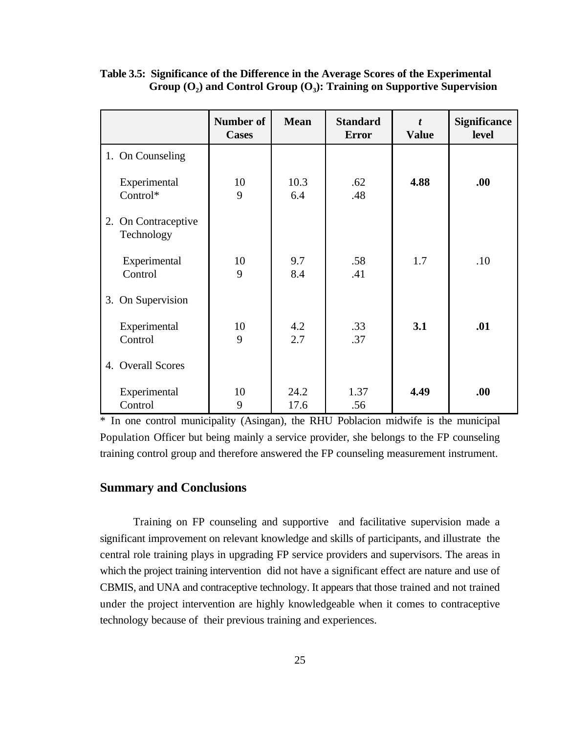**Table 3.5: Significance of the Difference in the Average Scores of the Experimental Group ($O_2$) and Control Group ($O_3$): Training on Supportive Supervision**

| | Number of Cases | Mean | Standard Error | *t* Value | Significance level |
|---|---|---|---|---|---|
| 1. On Counseling | | | | | |
| Experimental<br>Control* | 10<br>9 | 10.3<br>6.4 | .62<br>.48 | **4.88** | **.00** |
| 2. On Contraceptive Technology | | | | | |
| Experimental<br>Control | 10<br>9 | 9.7<br>8.4 | .58<br>.41 | 1.7 | .10 |
| 3. On Supervision | | | | | |
| Experimental<br>Control | 10<br>9 | 4.2<br>2.7 | .33<br>.37 | **3.1** | **.01** |
| 4. Overall Scores | | | | | |
| Experimental<br>Control | 10<br>9 | 24.2<br>17.6 | 1.37<br>.56 | **4.49** | **.00** |

* In one control municipality (Asingan), the RHU Poblacion midwife is the municipal Population Officer but being mainly a service provider, she belongs to the FP counseling training control group and therefore answered the FP counseling measurement instrument.

## Summary and Conclusions

Training on FP counseling and supportive and facilitative supervision made a significant improvement on relevant knowledge and skills of participants, and illustrate the central role training plays in upgrading FP service providers and supervisors. The areas in which the project training intervention did not have a significant effect are nature and use of CBMIS, and UNA and contraceptive technology. It appears that those trained and not trained under the project intervention are highly knowledgeable when it comes to contraceptive technology because of their previous training and experiences.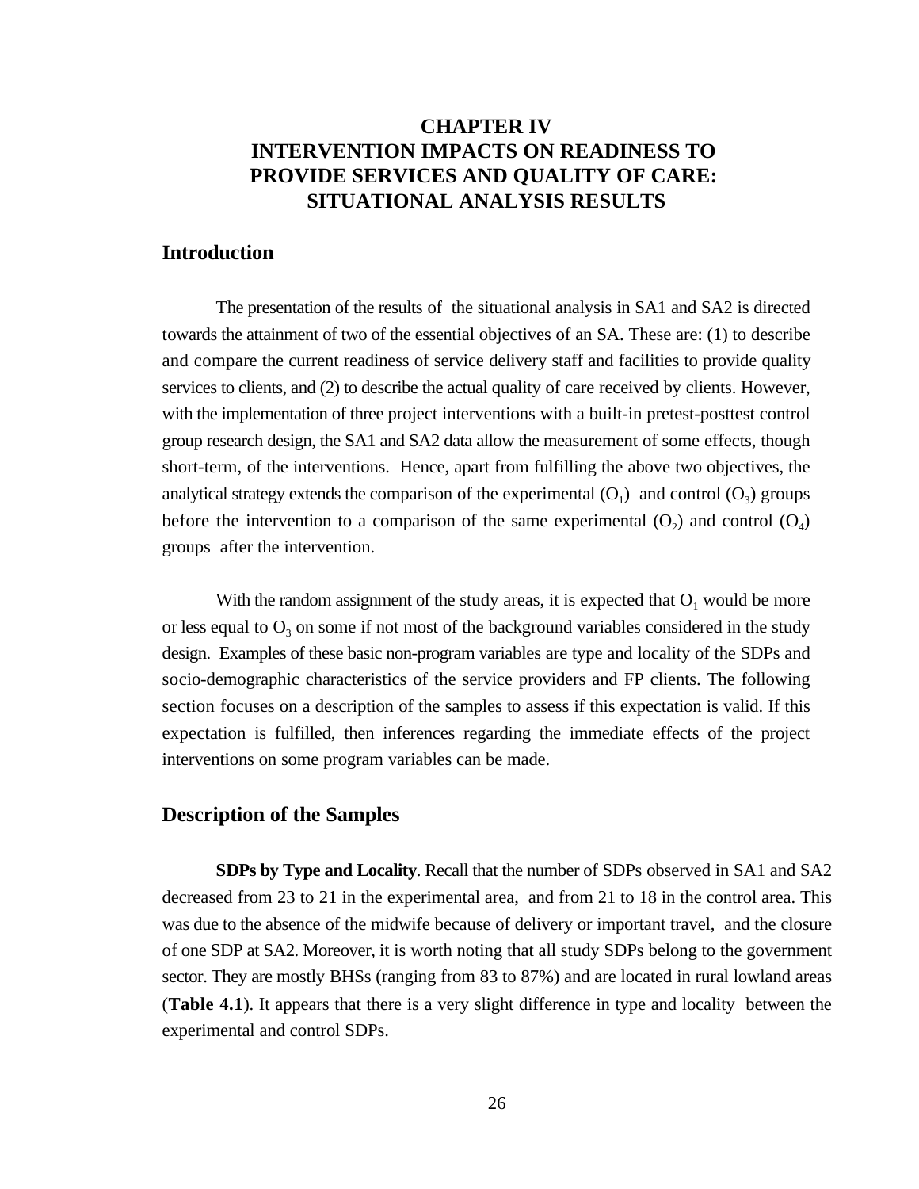# CHAPTER IV
# INTERVENTION IMPACTS ON READINESS TO PROVIDE SERVICES AND QUALITY OF CARE: SITUATIONAL ANALYSIS RESULTS

## Introduction

The presentation of the results of the situational analysis in SA1 and SA2 is directed towards the attainment of two of the essential objectives of an SA. These are: (1) to describe and compare the current readiness of service delivery staff and facilities to provide quality services to clients, and (2) to describe the actual quality of care received by clients. However, with the implementation of three project interventions with a built-in pretest-posttest control group research design, the SA1 and SA2 data allow the measurement of some effects, though short-term, of the interventions. Hence, apart from fulfilling the above two objectives, the analytical strategy extends the comparison of the experimental ($O_1$) and control ($O_3$) groups before the intervention to a comparison of the same experimental ($O_2$) and control ($O_4$) groups after the intervention.

With the random assignment of the study areas, it is expected that $O_1$ would be more or less equal to $O_3$ on some if not most of the background variables considered in the study design. Examples of these basic non-program variables are type and locality of the SDPs and socio-demographic characteristics of the service providers and FP clients. The following section focuses on a description of the samples to assess if this expectation is valid. If this expectation is fulfilled, then inferences regarding the immediate effects of the project interventions on some program variables can be made.

## Description of the Samples

**SDPs by Type and Locality**. Recall that the number of SDPs observed in SA1 and SA2 decreased from 23 to 21 in the experimental area, and from 21 to 18 in the control area. This was due to the absence of the midwife because of delivery or important travel, and the closure of one SDP at SA2. Moreover, it is worth noting that all study SDPs belong to the government sector. They are mostly BHSs (ranging from 83 to 87%) and are located in rural lowland areas (**Table 4.1**). It appears that there is a very slight difference in type and locality between the experimental and control SDPs.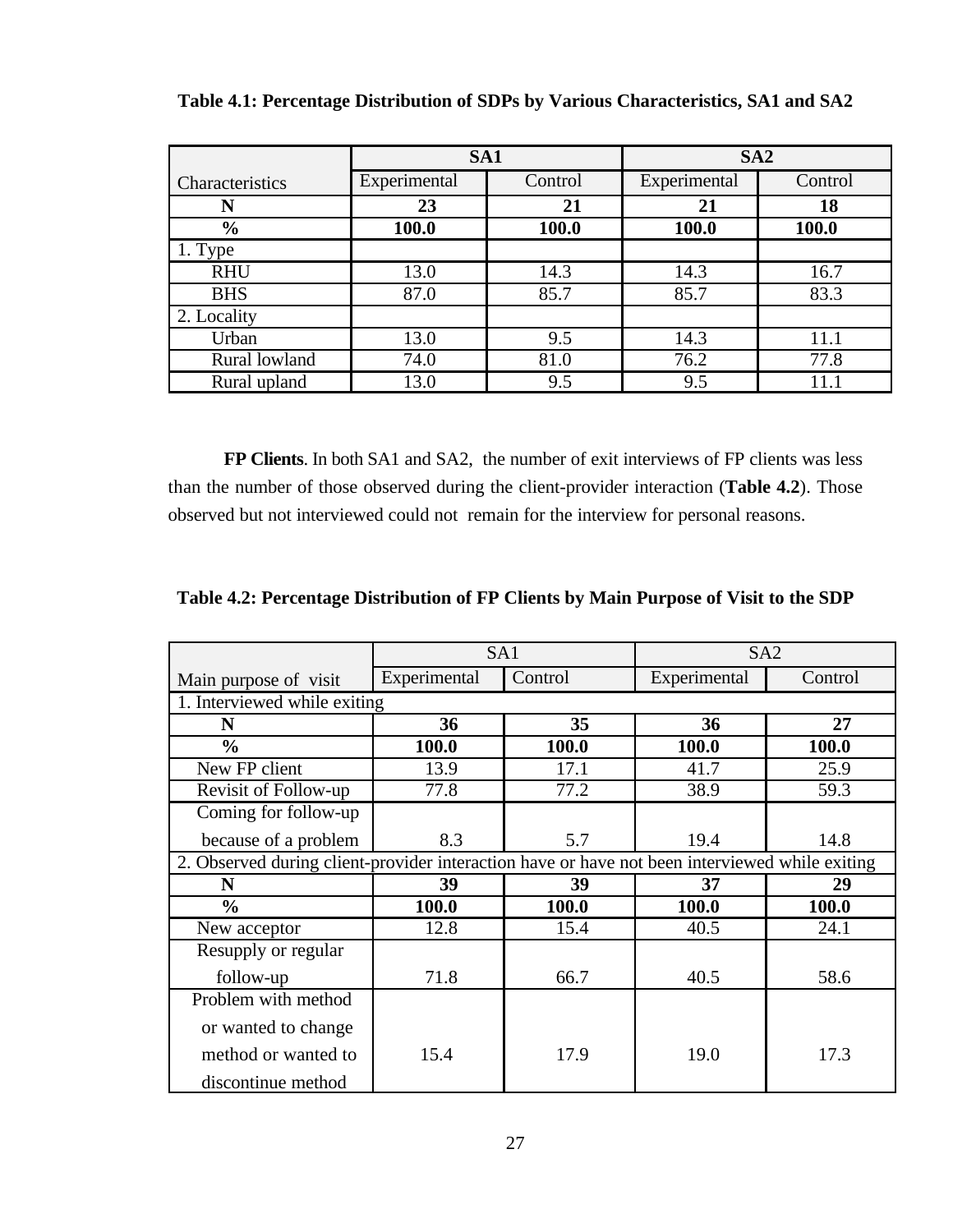**Table 4.1: Percentage Distribution of SDPs by Various Characteristics, SA1 and SA2**

| Characteristics | SA1 | | SA2 | |
|---|---|---|---|---|
| | Experimental | Control | Experimental | Control |
| **N** | **23** | **21** | **21** | **18** |
| **%** | **100.0** | **100.0** | **100.0** | **100.0** |
| 1. Type | | | | |
| RHU | 13.0 | 14.3 | 14.3 | 16.7 |
| BHS | 87.0 | 85.7 | 85.7 | 83.3 |
| 2. Locality | | | | |
| Urban | 13.0 | 9.5 | 14.3 | 11.1 |
| Rural lowland | 74.0 | 81.0 | 76.2 | 77.8 |
| Rural upland | 13.0 | 9.5 | 9.5 | 11.1 |

**FP Clients**. In both SA1 and SA2, the number of exit interviews of FP clients was less than the number of those observed during the client-provider interaction (**Table 4.2**). Those observed but not interviewed could not remain for the interview for personal reasons.

**Table 4.2: Percentage Distribution of FP Clients by Main Purpose of Visit to the SDP**

| Main purpose of visit | SA1 | | SA2 | |
|---|---|---|---|---|
| | Experimental | Control | Experimental | Control |
| 1. Interviewed while exiting | | | | |
| **N** | **36** | **35** | **36** | **27** |
| **%** | **100.0** | **100.0** | **100.0** | **100.0** |
| New FP client | 13.9 | 17.1 | 41.7 | 25.9 |
| Revisit of Follow-up | 77.8 | 77.2 | 38.9 | 59.3 |
| Coming for follow-up because of a problem | 8.3 | 5.7 | 19.4 | 14.8 |
| 2. Observed during client-provider interaction have or have not been interviewed while exiting | | | | |
| **N** | **39** | **39** | **37** | **29** |
| **%** | **100.0** | **100.0** | **100.0** | **100.0** |
| New acceptor | 12.8 | 15.4 | 40.5 | 24.1 |
| Resupply or regular follow-up | 71.8 | 66.7 | 40.5 | 58.6 |
| Problem with method or wanted to change method or wanted to discontinue method | 15.4 | 17.9 | 19.0 | 17.3 |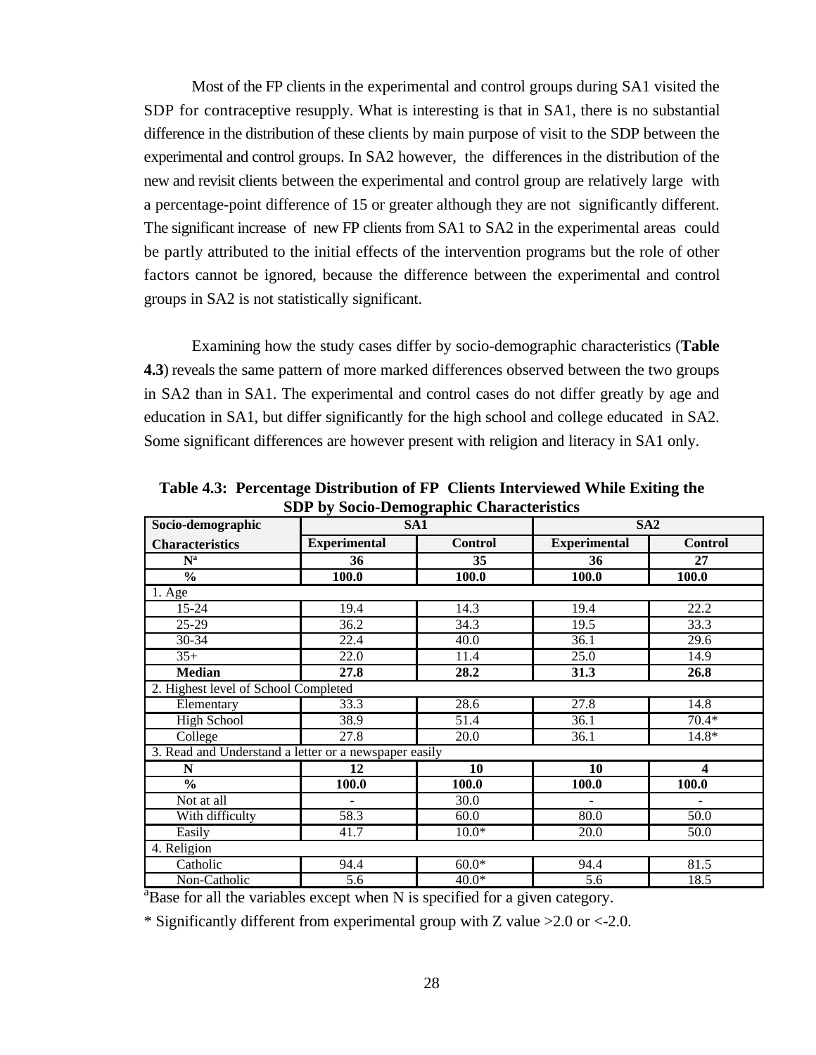Most of the FP clients in the experimental and control groups during SA1 visited the SDP for contraceptive resupply. What is interesting is that in SA1, there is no substantial difference in the distribution of these clients by main purpose of visit to the SDP between the experimental and control groups. In SA2 however, the differences in the distribution of the new and revisit clients between the experimental and control group are relatively large with a percentage-point difference of 15 or greater although they are not significantly different. The significant increase of new FP clients from SA1 to SA2 in the experimental areas could be partly attributed to the initial effects of the intervention programs but the role of other factors cannot be ignored, because the difference between the experimental and control groups in SA2 is not statistically significant.

Examining how the study cases differ by socio-demographic characteristics (**Table 4.3**) reveals the same pattern of more marked differences observed between the two groups in SA2 than in SA1. The experimental and control cases do not differ greatly by age and education in SA1, but differ significantly for the high school and college educated in SA2. Some significant differences are however present with religion and literacy in SA1 only.

**Table 4.3: Percentage Distribution of FP Clients Interviewed While Exiting the SDP by Socio-Demographic Characteristics**

| Socio-demographic Characteristics | SA1 | | SA2 | |
|---|---|---|---|---|
| | **Experimental** | **Control** | **Experimental** | **Control** |
| **N[a]** | **36** | **35** | **36** | **27** |
| **%** | **100.0** | **100.0** | **100.0** | **100.0** |
| 1. Age | | | | |
| 15-24 | 19.4 | 14.3 | 19.4 | 22.2 |
| 25-29 | 36.2 | 34.3 | 19.5 | 33.3 |
| 30-34 | 22.4 | 40.0 | 36.1 | 29.6 |
| 35+ | 22.0 | 11.4 | 25.0 | 14.9 |
| **Median** | **27.8** | **28.2** | **31.3** | **26.8** |
| 2. Highest level of School Completed | | | | |
| Elementary | 33.3 | 28.6 | 27.8 | 14.8 |
| High School | 38.9 | 51.4 | 36.1 | 70.4* |
| College | 27.8 | 20.0 | 36.1 | 14.8* |
| 3. Read and Understand a letter or a newspaper easily | | | | |
| **N** | **12** | **10** | **10** | **4** |
| **%** | **100.0** | **100.0** | **100.0** | **100.0** |
| Not at all | - | 30.0 | - | - |
| With difficulty | 58.3 | 60.0 | 80.0 | 50.0 |
| Easily | 41.7 | 10.0* | 20.0 | 50.0 |
| 4. Religion | | | | |
| Catholic | 94.4 | 60.0* | 94.4 | 81.5 |
| Non-Catholic | 5.6 | 40.0* | 5.6 | 18.5 |

[a]Base for all the variables except when N is specified for a given category.

* Significantly different from experimental group with Z value >2.0 or <-2.0.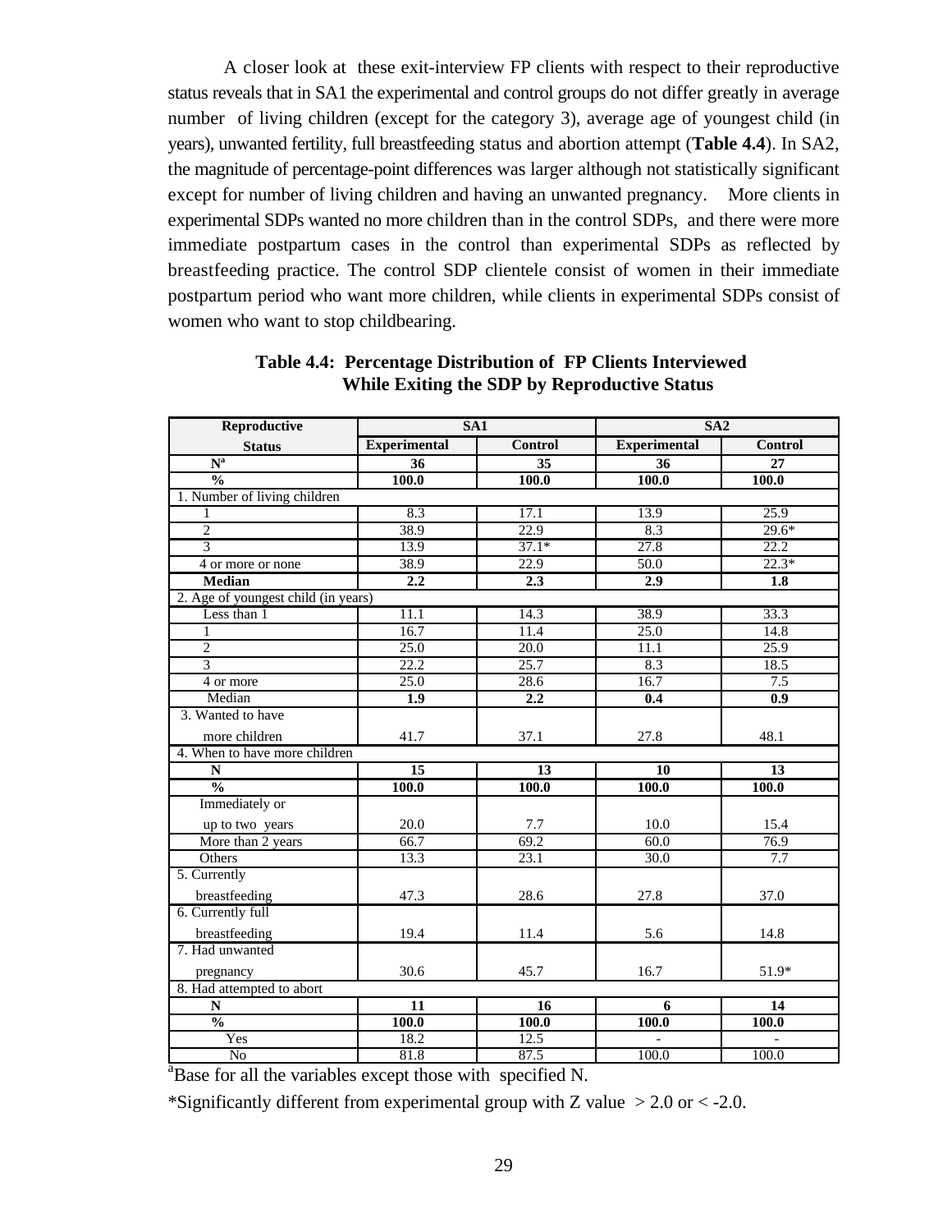A closer look at these exit-interview FP clients with respect to their reproductive status reveals that in SA1 the experimental and control groups do not differ greatly in average number of living children (except for the category 3), average age of youngest child (in years), unwanted fertility, full breastfeeding status and abortion attempt (**Table 4.4**). In SA2, the magnitude of percentage-point differences was larger although not statistically significant except for number of living children and having an unwanted pregnancy. More clients in experimental SDPs wanted no more children than in the control SDPs, and there were more immediate postpartum cases in the control than experimental SDPs as reflected by breastfeeding practice. The control SDP clientele consist of women in their immediate postpartum period who want more children, while clients in experimental SDPs consist of women who want to stop childbearing.

**Table 4.4: Percentage Distribution of FP Clients Interviewed While Exiting the SDP by Reproductive Status**

| Reproductive Status | SA1 | | SA2 | |
|---|---|---|---|---|
| | **Experimental** | **Control** | **Experimental** | **Control** |
| **N[a]** | **36** | **35** | **36** | **27** |
| **%** | **100.0** | **100.0** | **100.0** | **100.0** |
| 1. Number of living children | | | | |
| 1 | 8.3 | 17.1 | 13.9 | 25.9 |
| 2 | 38.9 | 22.9 | 8.3 | 29.6* |
| 3 | 13.9 | 37.1* | 27.8 | 22.2 |
| 4 or more or none | 38.9 | 22.9 | 50.0 | 22.3* |
| **Median** | **2.2** | **2.3** | **2.9** | **1.8** |
| 2. Age of youngest child (in years) | | | | |
| Less than 1 | 11.1 | 14.3 | 38.9 | 33.3 |
| 1 | 16.7 | 11.4 | 25.0 | 14.8 |
| 2 | 25.0 | 20.0 | 11.1 | 25.9 |
| 3 | 22.2 | 25.7 | 8.3 | 18.5 |
| 4 or more | 25.0 | 28.6 | 16.7 | 7.5 |
| Median | **1.9** | **2.2** | **0.4** | **0.9** |
| 3. Wanted to have more children | 41.7 | 37.1 | 27.8 | 48.1 |
| 4. When to have more children | | | | |
| **N** | **15** | **13** | **10** | **13** |
| **%** | **100.0** | **100.0** | **100.0** | **100.0** |
| Immediately or up to two years | 20.0 | 7.7 | 10.0 | 15.4 |
| More than 2 years | 66.7 | 69.2 | 60.0 | 76.9 |
| Others | 13.3 | 23.1 | 30.0 | 7.7 |
| 5. Currently breastfeeding | 47.3 | 28.6 | 27.8 | 37.0 |
| 6. Currently full breastfeeding | 19.4 | 11.4 | 5.6 | 14.8 |
| 7. Had unwanted pregnancy | 30.6 | 45.7 | 16.7 | 51.9* |
| 8. Had attempted to abort | | | | |
| **N** | **11** | **16** | **6** | **14** |
| **%** | **100.0** | **100.0** | **100.0** | **100.0** |
| Yes | 18.2 | 12.5 | - | - |
| No | 81.8 | 87.5 | 100.0 | 100.0 |

[a]Base for all the variables except those with specified N.

*Significantly different from experimental group with Z value > 2.0 or < -2.0.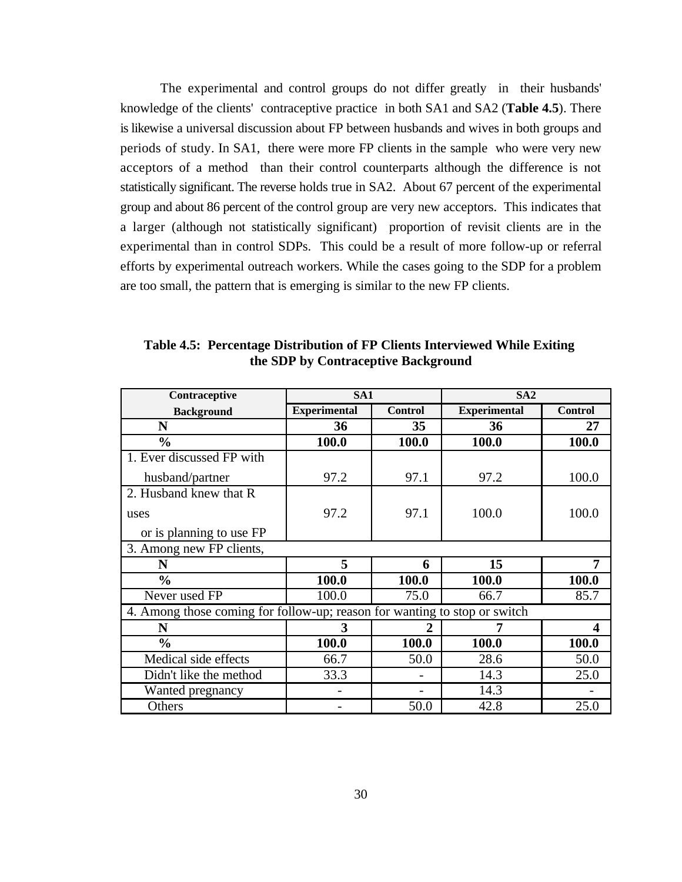The experimental and control groups do not differ greatly in their husbands' knowledge of the clients' contraceptive practice in both SA1 and SA2 (**Table 4.5**). There is likewise a universal discussion about FP between husbands and wives in both groups and periods of study. In SA1, there were more FP clients in the sample who were very new acceptors of a method than their control counterparts although the difference is not statistically significant. The reverse holds true in SA2. About 67 percent of the experimental group and about 86 percent of the control group are very new acceptors. This indicates that a larger (although not statistically significant) proportion of revisit clients are in the experimental than in control SDPs. This could be a result of more follow-up or referral efforts by experimental outreach workers. While the cases going to the SDP for a problem are too small, the pattern that is emerging is similar to the new FP clients.

**Table 4.5: Percentage Distribution of FP Clients Interviewed While Exiting the SDP by Contraceptive Background**

| Contraceptive Background | SA1 | | SA2 | |
|---|---|---|---|---|
| | **Experimental** | **Control** | **Experimental** | **Control** |
| **N** | **36** | **35** | **36** | **27** |
| **%** | **100.0** | **100.0** | **100.0** | **100.0** |
| 1. Ever discussed FP with husband/partner | 97.2 | 97.1 | 97.2 | 100.0 |
| 2. Husband knew that R uses or is planning to use FP | 97.2 | 97.1 | 100.0 | 100.0 |
| 3. Among new FP clients, | | | | |
| **N** | **5** | **6** | **15** | **7** |
| **%** | **100.0** | **100.0** | **100.0** | **100.0** |
| Never used FP | 100.0 | 75.0 | 66.7 | 85.7 |
| 4. Among those coming for follow-up; reason for wanting to stop or switch | | | | |
| **N** | **3** | **2** | **7** | **4** |
| **%** | **100.0** | **100.0** | **100.0** | **100.0** |
| Medical side effects | 66.7 | 50.0 | 28.6 | 50.0 |
| Didn't like the method | 33.3 | - | 14.3 | 25.0 |
| Wanted pregnancy | - | - | 14.3 | - |
| Others | - | 50.0 | 42.8 | 25.0 |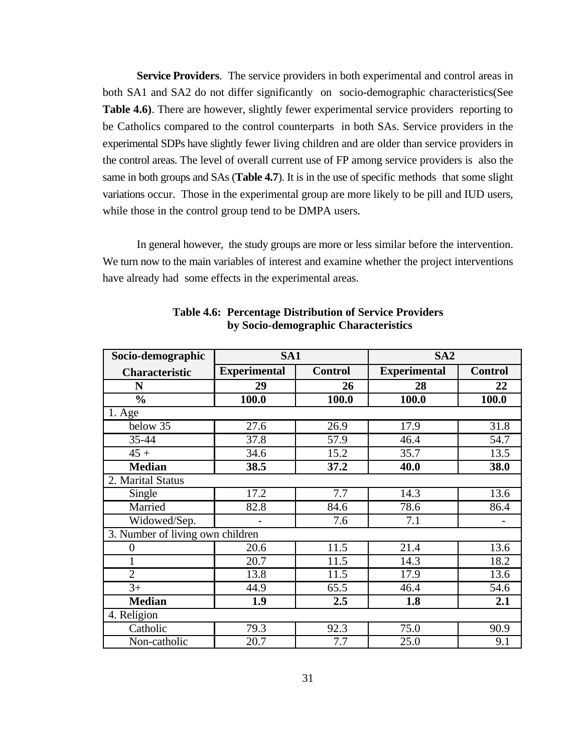**Service Providers**. The service providers in both experimental and control areas in both SA1 and SA2 do not differ significantly on socio-demographic characteristics(See **Table 4.6)**. There are however, slightly fewer experimental service providers reporting to be Catholics compared to the control counterparts in both SAs. Service providers in the experimental SDPs have slightly fewer living children and are older than service providers in the control areas. The level of overall current use of FP among service providers is also the same in both groups and SAs (**Table 4.7**). It is in the use of specific methods that some slight variations occur. Those in the experimental group are more likely to be pill and IUD users, while those in the control group tend to be DMPA users.

In general however, the study groups are more or less similar before the intervention. We turn now to the main variables of interest and examine whether the project interventions have already had some effects in the experimental areas.

**Table 4.6: Percentage Distribution of Service Providers by Socio-demographic Characteristics**

| Socio-demographic Characteristic | SA1 | | SA2 | |
|---|---|---|---|---|
| | Experimental | Control | Experimental | Control |
| **N** | **29** | **26** | **28** | **22** |
| **%** | **100.0** | **100.0** | **100.0** | **100.0** |
| 1. Age | | | | |
| below 35 | 27.6 | 26.9 | 17.9 | 31.8 |
| 35-44 | 37.8 | 57.9 | 46.4 | 54.7 |
| 45 + | 34.6 | 15.2 | 35.7 | 13.5 |
| **Median** | **38.5** | **37.2** | **40.0** | **38.0** |
| 2. Marital Status | | | | |
| Single | 17.2 | 7.7 | 14.3 | 13.6 |
| Married | 82.8 | 84.6 | 78.6 | 86.4 |
| Widowed/Sep. | - | 7.6 | 7.1 | - |
| 3. Number of living own children | | | | |
| 0 | 20.6 | 11.5 | 21.4 | 13.6 |
| 1 | 20.7 | 11.5 | 14.3 | 18.2 |
| 2 | 13.8 | 11.5 | 17.9 | 13.6 |
| 3+ | 44.9 | 65.5 | 46.4 | 54.6 |
| **Median** | **1.9** | **2.5** | **1.8** | **2.1** |
| 4. Religion | | | | |
| Catholic | 79.3 | 92.3 | 75.0 | 90.9 |
| Non-catholic | 20.7 | 7.7 | 25.0 | 9.1 |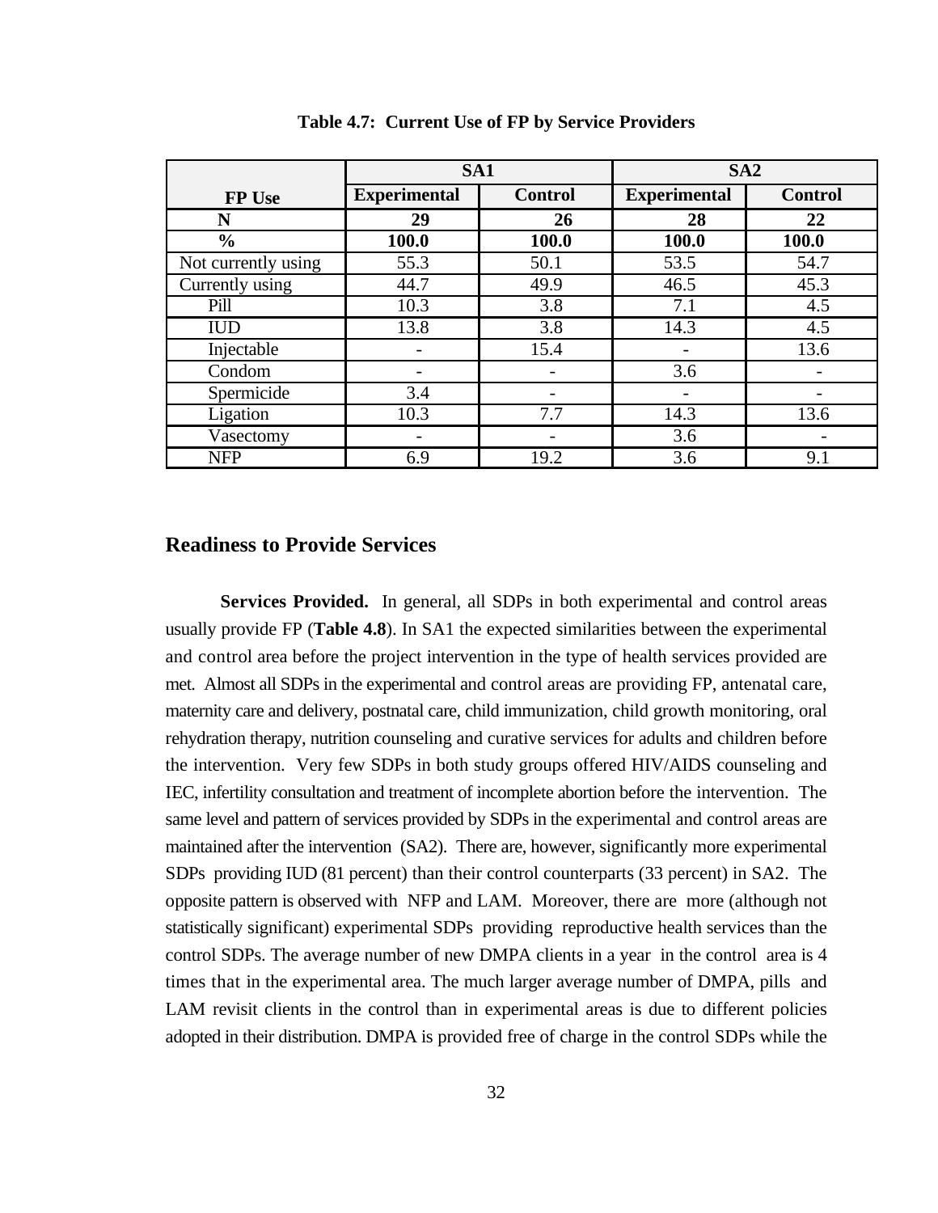**Table 4.7: Current Use of FP by Service Providers**

| FP Use | SA1 | | SA2 | |
|---|---|---|---|---|
| | Experimental | Control | Experimental | Control |
| **N** | **29** | **26** | **28** | **22** |
| **%** | **100.0** | **100.0** | **100.0** | **100.0** |
| Not currently using | 55.3 | 50.1 | 53.5 | 54.7 |
| Currently using | 44.7 | 49.9 | 46.5 | 45.3 |
| Pill | 10.3 | 3.8 | 7.1 | 4.5 |
| IUD | 13.8 | 3.8 | 14.3 | 4.5 |
| Injectable | - | 15.4 | - | 13.6 |
| Condom | - | - | 3.6 | - |
| Spermicide | 3.4 | - | - | - |
| Ligation | 10.3 | 7.7 | 14.3 | 13.6 |
| Vasectomy | - | - | 3.6 | - |
| NFP | 6.9 | 19.2 | 3.6 | 9.1 |

## Readiness to Provide Services

**Services Provided.** In general, all SDPs in both experimental and control areas usually provide FP (**Table 4.8**). In SA1 the expected similarities between the experimental and control area before the project intervention in the type of health services provided are met. Almost all SDPs in the experimental and control areas are providing FP, antenatal care, maternity care and delivery, postnatal care, child immunization, child growth monitoring, oral rehydration therapy, nutrition counseling and curative services for adults and children before the intervention. Very few SDPs in both study groups offered HIV/AIDS counseling and IEC, infertility consultation and treatment of incomplete abortion before the intervention. The same level and pattern of services provided by SDPs in the experimental and control areas are maintained after the intervention (SA2). There are, however, significantly more experimental SDPs providing IUD (81 percent) than their control counterparts (33 percent) in SA2. The opposite pattern is observed with NFP and LAM. Moreover, there are more (although not statistically significant) experimental SDPs providing reproductive health services than the control SDPs. The average number of new DMPA clients in a year in the control area is 4 times that in the experimental area. The much larger average number of DMPA, pills and LAM revisit clients in the control than in experimental areas is due to different policies adopted in their distribution. DMPA is provided free of charge in the control SDPs while the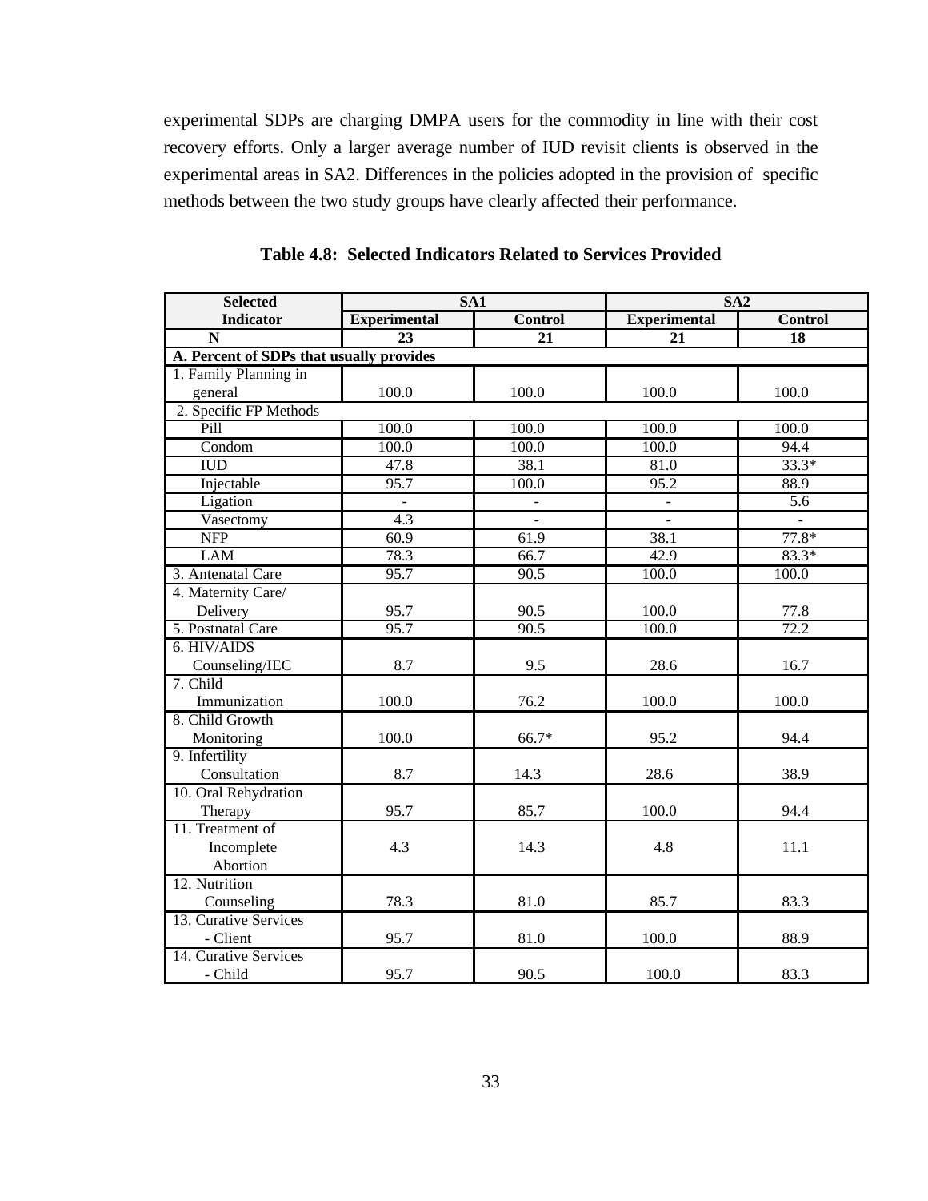experimental SDPs are charging DMPA users for the commodity in line with their cost recovery efforts. Only a larger average number of IUD revisit clients is observed in the experimental areas in SA2. Differences in the policies adopted in the provision of specific methods between the two study groups have clearly affected their performance.

**Table 4.8: Selected Indicators Related to Services Provided**

| Selected Indicator | SA1 | | SA2 | |
|---|---|---|---|---|
| | Experimental | Control | Experimental | Control |
| N | 23 | 21 | 21 | 18 |
| **A. Percent of SDPs that usually provides** | | | | |
| 1. Family Planning in general | 100.0 | 100.0 | 100.0 | 100.0 |
| 2. Specific FP Methods | | | | |
| Pill | 100.0 | 100.0 | 100.0 | 100.0 |
| Condom | 100.0 | 100.0 | 100.0 | 94.4 |
| IUD | 47.8 | 38.1 | 81.0 | 33.3* |
| Injectable | 95.7 | 100.0 | 95.2 | 88.9 |
| Ligation | - | - | - | 5.6 |
| Vasectomy | 4.3 | - | - | - |
| NFP | 60.9 | 61.9 | 38.1 | 77.8* |
| LAM | 78.3 | 66.7 | 42.9 | 83.3* |
| 3. Antenatal Care | 95.7 | 90.5 | 100.0 | 100.0 |
| 4. Maternity Care/ Delivery | 95.7 | 90.5 | 100.0 | 77.8 |
| 5. Postnatal Care | 95.7 | 90.5 | 100.0 | 72.2 |
| 6. HIV/AIDS Counseling/IEC | 8.7 | 9.5 | 28.6 | 16.7 |
| 7. Child Immunization | 100.0 | 76.2 | 100.0 | 100.0 |
| 8. Child Growth Monitoring | 100.0 | 66.7* | 95.2 | 94.4 |
| 9. Infertility Consultation | 8.7 | 14.3 | 28.6 | 38.9 |
| 10. Oral Rehydration Therapy | 95.7 | 85.7 | 100.0 | 94.4 |
| 11. Treatment of Incomplete Abortion | 4.3 | 14.3 | 4.8 | 11.1 |
| 12. Nutrition Counseling | 78.3 | 81.0 | 85.7 | 83.3 |
| 13. Curative Services - Client | 95.7 | 81.0 | 100.0 | 88.9 |
| 14. Curative Services - Child | 95.7 | 90.5 | 100.0 | 83.3 |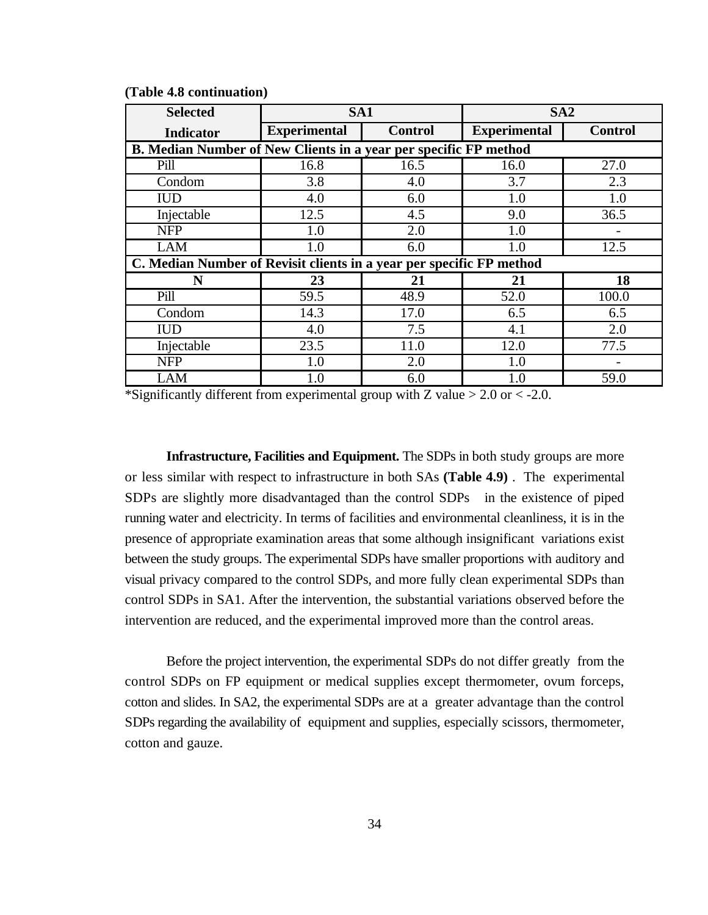**(Table 4.8 continuation)**

| Selected Indicator | SA1 | | SA2 | |
|---|---|---|---|---|
| | Experimental | Control | Experimental | Control |
| **B. Median Number of New Clients in a year per specific FP method** | | | | |
| Pill | 16.8 | 16.5 | 16.0 | 27.0 |
| Condom | 3.8 | 4.0 | 3.7 | 2.3 |
| IUD | 4.0 | 6.0 | 1.0 | 1.0 |
| Injectable | 12.5 | 4.5 | 9.0 | 36.5 |
| NFP | 1.0 | 2.0 | 1.0 | - |
| LAM | 1.0 | 6.0 | 1.0 | 12.5 |
| **C. Median Number of Revisit clients in a year per specific FP method** | | | | |
| **N** | **23** | **21** | **21** | **18** |
| Pill | 59.5 | 48.9 | 52.0 | 100.0 |
| Condom | 14.3 | 17.0 | 6.5 | 6.5 |
| IUD | 4.0 | 7.5 | 4.1 | 2.0 |
| Injectable | 23.5 | 11.0 | 12.0 | 77.5 |
| NFP | 1.0 | 2.0 | 1.0 | - |
| LAM | 1.0 | 6.0 | 1.0 | 59.0 |

*Significantly different from experimental group with Z value > 2.0 or < -2.0.

**Infrastructure, Facilities and Equipment.** The SDPs in both study groups are more or less similar with respect to infrastructure in both SAs **(Table 4.9)** . The experimental SDPs are slightly more disadvantaged than the control SDPs in the existence of piped running water and electricity. In terms of facilities and environmental cleanliness, it is in the presence of appropriate examination areas that some although insignificant variations exist between the study groups. The experimental SDPs have smaller proportions with auditory and visual privacy compared to the control SDPs, and more fully clean experimental SDPs than control SDPs in SA1. After the intervention, the substantial variations observed before the intervention are reduced, and the experimental improved more than the control areas.

Before the project intervention, the experimental SDPs do not differ greatly from the control SDPs on FP equipment or medical supplies except thermometer, ovum forceps, cotton and slides. In SA2, the experimental SDPs are at a greater advantage than the control SDPs regarding the availability of equipment and supplies, especially scissors, thermometer, cotton and gauze.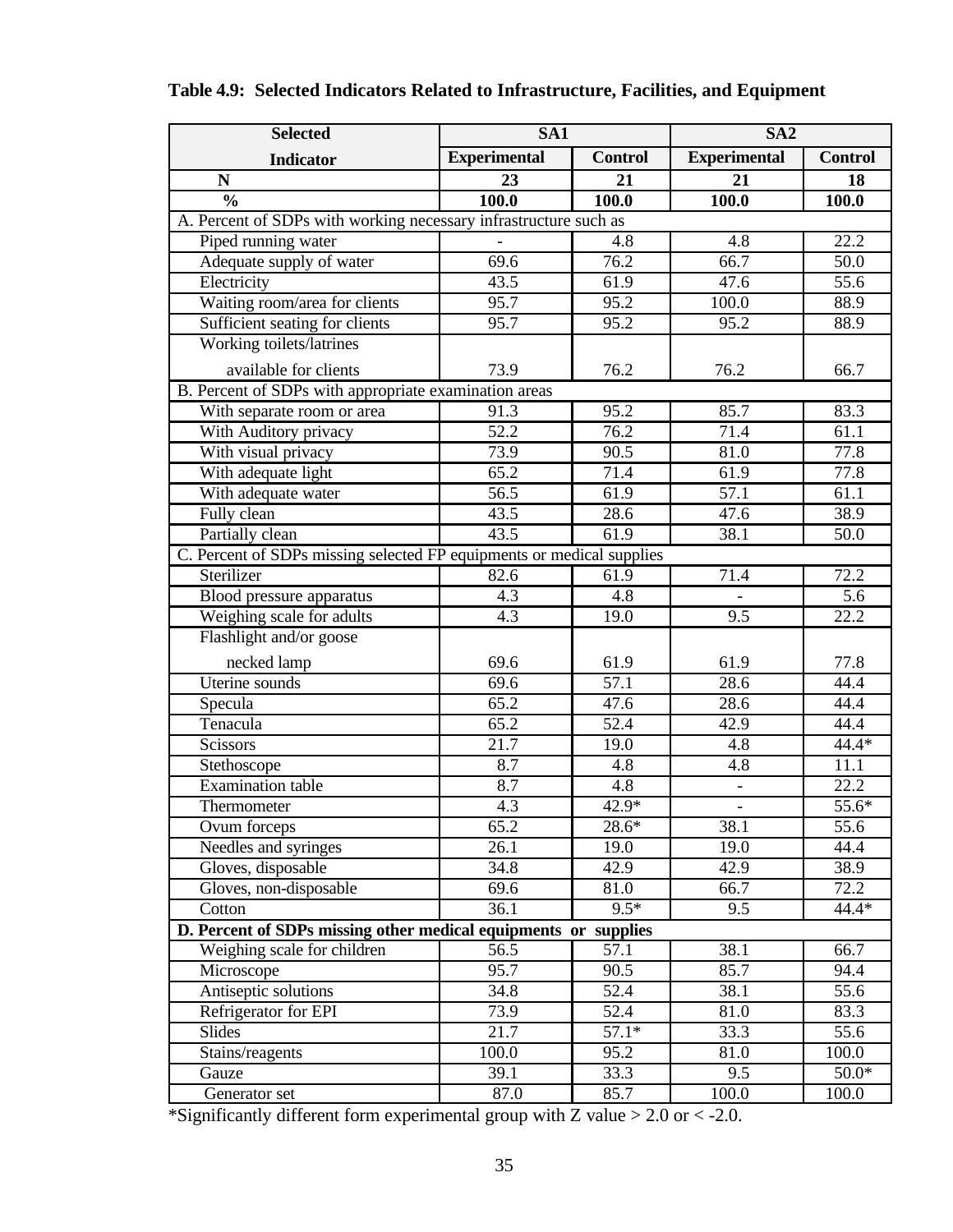**Table 4.9: Selected Indicators Related to Infrastructure, Facilities, and Equipment**

| Selected Indicator | SA1 | | SA2 | |
|---|---|---|---|---|
| | Experimental | Control | Experimental | Control |
| **N** | **23** | **21** | **21** | **18** |
| **%** | **100.0** | **100.0** | **100.0** | **100.0** |
| A. Percent of SDPs with working necessary infrastructure such as | | | | |
| Piped running water | - | 4.8 | 4.8 | 22.2 |
| Adequate supply of water | 69.6 | 76.2 | 66.7 | 50.0 |
| Electricity | 43.5 | 61.9 | 47.6 | 55.6 |
| Waiting room/area for clients | 95.7 | 95.2 | 100.0 | 88.9 |
| Sufficient seating for clients | 95.7 | 95.2 | 95.2 | 88.9 |
| Working toilets/latrines available for clients | 73.9 | 76.2 | 76.2 | 66.7 |
| B. Percent of SDPs with appropriate examination areas | | | | |
| With separate room or area | 91.3 | 95.2 | 85.7 | 83.3 |
| With Auditory privacy | 52.2 | 76.2 | 71.4 | 61.1 |
| With visual privacy | 73.9 | 90.5 | 81.0 | 77.8 |
| With adequate light | 65.2 | 71.4 | 61.9 | 77.8 |
| With adequate water | 56.5 | 61.9 | 57.1 | 61.1 |
| Fully clean | 43.5 | 28.6 | 47.6 | 38.9 |
| Partially clean | 43.5 | 61.9 | 38.1 | 50.0 |
| C. Percent of SDPs missing selected FP equipments or medical supplies | | | | |
| Sterilizer | 82.6 | 61.9 | 71.4 | 72.2 |
| Blood pressure apparatus | 4.3 | 4.8 | - | 5.6 |
| Weighing scale for adults | 4.3 | 19.0 | 9.5 | 22.2 |
| Flashlight and/or goose necked lamp | 69.6 | 61.9 | 61.9 | 77.8 |
| Uterine sounds | 69.6 | 57.1 | 28.6 | 44.4 |
| Specula | 65.2 | 47.6 | 28.6 | 44.4 |
| Tenacula | 65.2 | 52.4 | 42.9 | 44.4 |
| Scissors | 21.7 | 19.0 | 4.8 | 44.4* |
| Stethoscope | 8.7 | 4.8 | 4.8 | 11.1 |
| Examination table | 8.7 | 4.8 | - | 22.2 |
| Thermometer | 4.3 | 42.9* | - | 55.6* |
| Ovum forceps | 65.2 | 28.6* | 38.1 | 55.6 |
| Needles and syringes | 26.1 | 19.0 | 19.0 | 44.4 |
| Gloves, disposable | 34.8 | 42.9 | 42.9 | 38.9 |
| Gloves, non-disposable | 69.6 | 81.0 | 66.7 | 72.2 |
| Cotton | 36.1 | 9.5* | 9.5 | 44.4* |
| **D. Percent of SDPs missing other medical equipments or supplies** | | | | |
| Weighing scale for children | 56.5 | 57.1 | 38.1 | 66.7 |
| Microscope | 95.7 | 90.5 | 85.7 | 94.4 |
| Antiseptic solutions | 34.8 | 52.4 | 38.1 | 55.6 |
| Refrigerator for EPI | 73.9 | 52.4 | 81.0 | 83.3 |
| Slides | 21.7 | 57.1* | 33.3 | 55.6 |
| Stains/reagents | 100.0 | 95.2 | 81.0 | 100.0 |
| Gauze | 39.1 | 33.3 | 9.5 | 50.0* |
| Generator set | 87.0 | 85.7 | 100.0 | 100.0 |

*Significantly different form experimental group with Z value > 2.0 or < -2.0.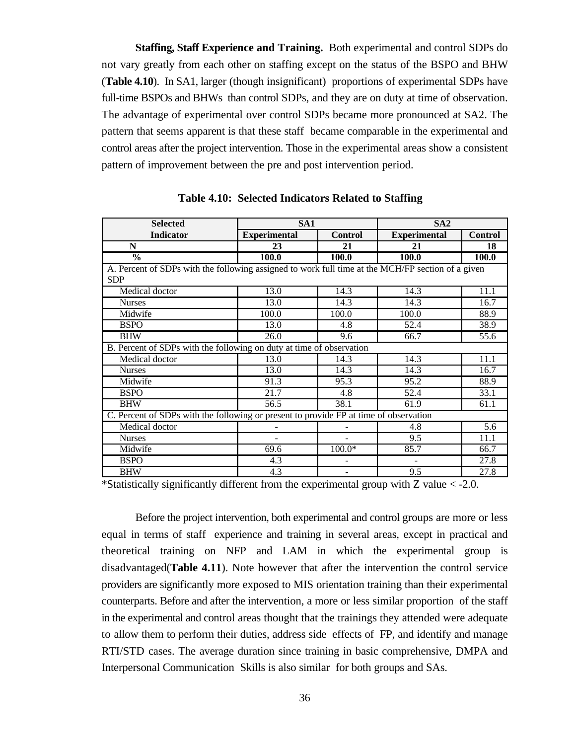**Staffing, Staff Experience and Training.** Both experimental and control SDPs do not vary greatly from each other on staffing except on the status of the BSPO and BHW (**Table 4.10**). In SA1, larger (though insignificant) proportions of experimental SDPs have full-time BSPOs and BHWs than control SDPs, and they are on duty at time of observation. The advantage of experimental over control SDPs became more pronounced at SA2. The pattern that seems apparent is that these staff became comparable in the experimental and control areas after the project intervention. Those in the experimental areas show a consistent pattern of improvement between the pre and post intervention period.

**Table 4.10: Selected Indicators Related to Staffing**

| Selected Indicator | SA1 | | SA2 | |
|---|---|---|---|---|
| | **Experimental** | **Control** | **Experimental** | **Control** |
| **N** | **23** | **21** | **21** | **18** |
| **%** | **100.0** | **100.0** | **100.0** | **100.0** |
| A. Percent of SDPs with the following assigned to work full time at the MCH/FP section of a given SDP | | | | |
| Medical doctor | 13.0 | 14.3 | 14.3 | 11.1 |
| Nurses | 13.0 | 14.3 | 14.3 | 16.7 |
| Midwife | 100.0 | 100.0 | 100.0 | 88.9 |
| BSPO | 13.0 | 4.8 | 52.4 | 38.9 |
| BHW | 26.0 | 9.6 | 66.7 | 55.6 |
| B. Percent of SDPs with the following on duty at time of observation | | | | |
| Medical doctor | 13.0 | 14.3 | 14.3 | 11.1 |
| Nurses | 13.0 | 14.3 | 14.3 | 16.7 |
| Midwife | 91.3 | 95.3 | 95.2 | 88.9 |
| BSPO | 21.7 | 4.8 | 52.4 | 33.1 |
| BHW | 56.5 | 38.1 | 61.9 | 61.1 |
| C. Percent of SDPs with the following or present to provide FP at time of observation | | | | |
| Medical doctor | - | - | 4.8 | 5.6 |
| Nurses | - | - | 9.5 | 11.1 |
| Midwife | 69.6 | 100.0* | 85.7 | 66.7 |
| BSPO | 4.3 | - | - | 27.8 |
| BHW | 4.3 | - | 9.5 | 27.8 |

*Statistically significantly different from the experimental group with Z value < -2.0.

Before the project intervention, both experimental and control groups are more or less equal in terms of staff experience and training in several areas, except in practical and theoretical training on NFP and LAM in which the experimental group is disadvantaged(**Table 4.11**). Note however that after the intervention the control service providers are significantly more exposed to MIS orientation training than their experimental counterparts. Before and after the intervention, a more or less similar proportion of the staff in the experimental and control areas thought that the trainings they attended were adequate to allow them to perform their duties, address side effects of FP, and identify and manage RTI/STD cases. The average duration since training in basic comprehensive, DMPA and Interpersonal Communication Skills is also similar for both groups and SAs.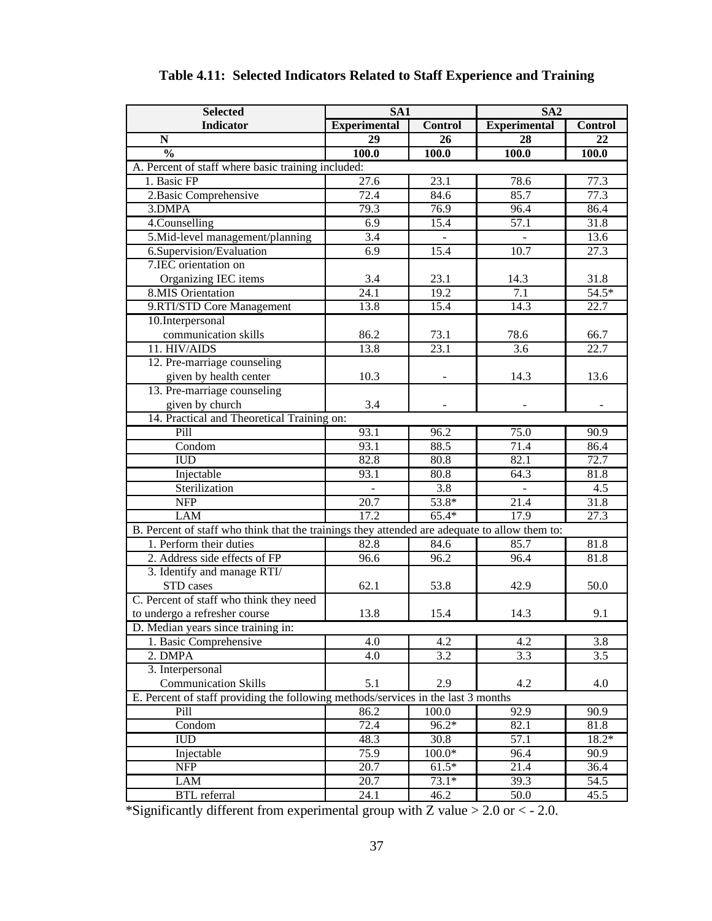# Table 4.11: Selected Indicators Related to Staff Experience and Training

| Selected Indicator | SA1 | | SA2 | |
|---|---|---|---|---|
| | Experimental | Control | Experimental | Control |
| N | 29 | 26 | 28 | 22 |
| % | 100.0 | 100.0 | 100.0 | 100.0 |
| A. Percent of staff where basic training included: | | | | |
| 1. Basic FP | 27.6 | 23.1 | 78.6 | 77.3 |
| 2. Basic Comprehensive | 72.4 | 84.6 | 85.7 | 77.3 |
| 3. DMPA | 79.3 | 76.9 | 96.4 | 86.4 |
| 4. Counselling | 6.9 | 15.4 | 57.1 | 31.8 |
| 5. Mid-level management/planning | 3.4 | - | - | 13.6 |
| 6. Supervision/Evaluation | 6.9 | 15.4 | 10.7 | 27.3 |
| 7. IEC orientation on Organizing IEC items | 3.4 | 23.1 | 14.3 | 31.8 |
| 8. MIS Orientation | 24.1 | 19.2 | 7.1 | 54.5* |
| 9. RTI/STD Core Management | 13.8 | 15.4 | 14.3 | 22.7 |
| 10. Interpersonal communication skills | 86.2 | 73.1 | 78.6 | 66.7 |
| 11. HIV/AIDS | 13.8 | 23.1 | 3.6 | 22.7 |
| 12. Pre-marriage counseling given by health center | 10.3 | - | 14.3 | 13.6 |
| 13. Pre-marriage counseling given by church | 3.4 | - | - | - |
| 14. Practical and Theoretical Training on: | | | | |
| Pill | 93.1 | 96.2 | 75.0 | 90.9 |
| Condom | 93.1 | 88.5 | 71.4 | 86.4 |
| IUD | 82.8 | 80.8 | 82.1 | 72.7 |
| Injectable | 93.1 | 80.8 | 64.3 | 81.8 |
| Sterilization | - | 3.8 | - | 4.5 |
| NFP | 20.7 | 53.8* | 21.4 | 31.8 |
| LAM | 17.2 | 65.4* | 17.9 | 27.3 |
| B. Percent of staff who think that the trainings they attended are adequate to allow them to: | | | | |
| 1. Perform their duties | 82.8 | 84.6 | 85.7 | 81.8 |
| 2. Address side effects of FP | 96.6 | 96.2 | 96.4 | 81.8 |
| 3. Identify and manage RTI/STD cases | 62.1 | 53.8 | 42.9 | 50.0 |
| C. Percent of staff who think they need to undergo a refresher course | 13.8 | 15.4 | 14.3 | 9.1 |
| D. Median years since training in: | | | | |
| 1. Basic Comprehensive | 4.0 | 4.2 | 4.2 | 3.8 |
| 2. DMPA | 4.0 | 3.2 | 3.3 | 3.5 |
| 3. Interpersonal Communication Skills | 5.1 | 2.9 | 4.2 | 4.0 |
| E. Percent of staff providing the following methods/services in the last 3 months | | | | |
| Pill | 86.2 | 100.0 | 92.9 | 90.9 |
| Condom | 72.4 | 96.2* | 82.1 | 81.8 |
| IUD | 48.3 | 30.8 | 57.1 | 18.2* |
| Injectable | 75.9 | 100.0* | 96.4 | 90.9 |
| NFP | 20.7 | 61.5* | 21.4 | 36.4 |
| LAM | 20.7 | 73.1* | 39.3 | 54.5 |
| BTL referral | 24.1 | 46.2 | 50.0 | 45.5 |

*Significantly different from experimental group with Z value > 2.0 or < - 2.0.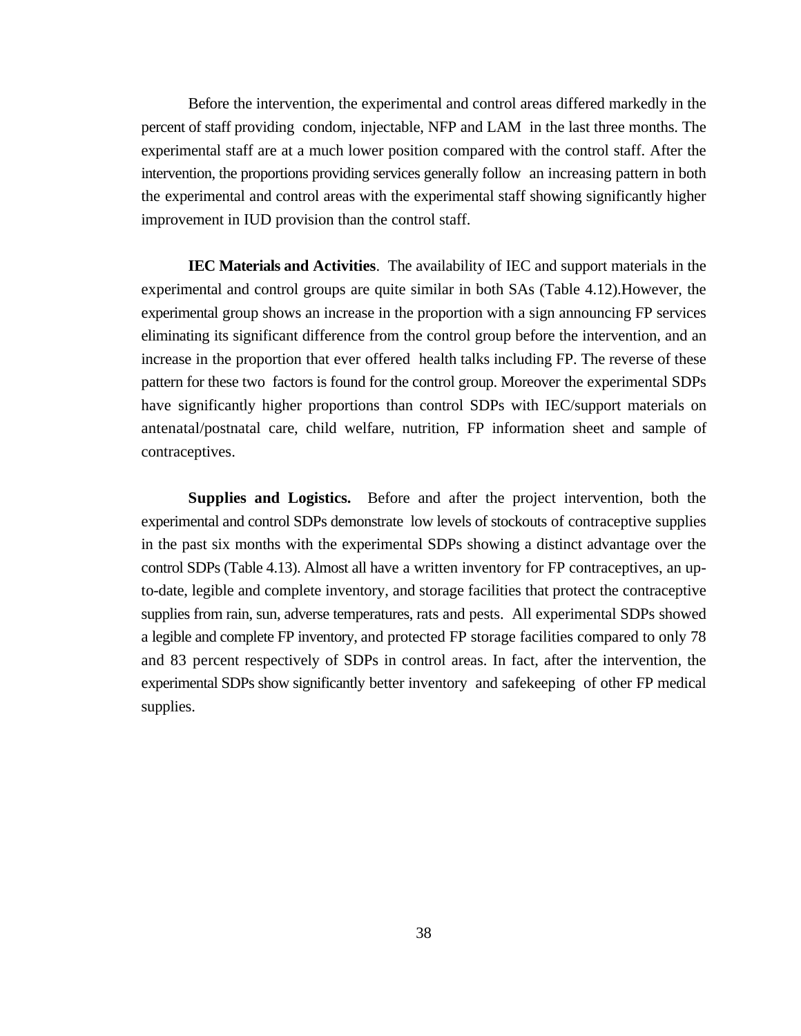Before the intervention, the experimental and control areas differed markedly in the percent of staff providing condom, injectable, NFP and LAM in the last three months. The experimental staff are at a much lower position compared with the control staff. After the intervention, the proportions providing services generally follow an increasing pattern in both the experimental and control areas with the experimental staff showing significantly higher improvement in IUD provision than the control staff.

**IEC Materials and Activities**. The availability of IEC and support materials in the experimental and control groups are quite similar in both SAs (Table 4.12).However, the experimental group shows an increase in the proportion with a sign announcing FP services eliminating its significant difference from the control group before the intervention, and an increase in the proportion that ever offered health talks including FP. The reverse of these pattern for these two factors is found for the control group. Moreover the experimental SDPs have significantly higher proportions than control SDPs with IEC/support materials on antenatal/postnatal care, child welfare, nutrition, FP information sheet and sample of contraceptives.

**Supplies and Logistics.** Before and after the project intervention, both the experimental and control SDPs demonstrate low levels of stockouts of contraceptive supplies in the past six months with the experimental SDPs showing a distinct advantage over the control SDPs (Table 4.13). Almost all have a written inventory for FP contraceptives, an up-to-date, legible and complete inventory, and storage facilities that protect the contraceptive supplies from rain, sun, adverse temperatures, rats and pests. All experimental SDPs showed a legible and complete FP inventory, and protected FP storage facilities compared to only 78 and 83 percent respectively of SDPs in control areas. In fact, after the intervention, the experimental SDPs show significantly better inventory and safekeeping of other FP medical supplies.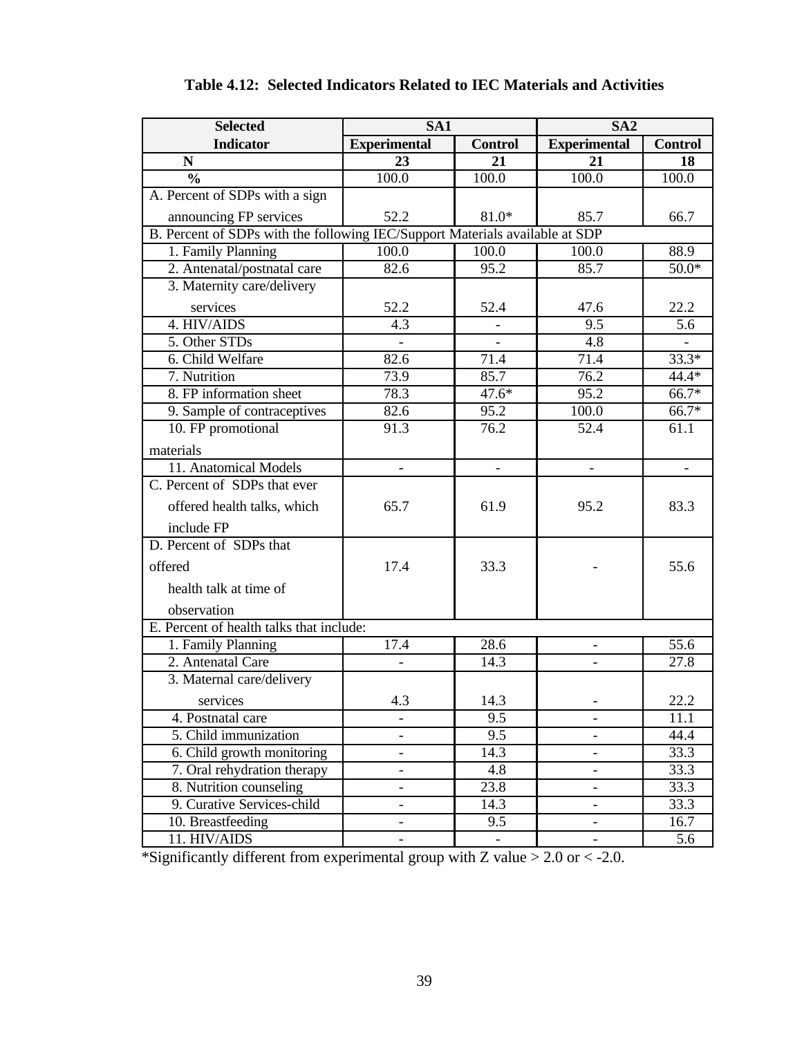**Table 4.12: Selected Indicators Related to IEC Materials and Activities**

| Selected Indicator | SA1 | | SA2 | |
|---|---|---|---|---|
| | Experimental | Control | Experimental | Control |
| N | 23 | 21 | 21 | 18 |
| % | 100.0 | 100.0 | 100.0 | 100.0 |
| A. Percent of SDPs with a sign announcing FP services | 52.2 | 81.0* | 85.7 | 66.7 |
| B. Percent of SDPs with the following IEC/Support Materials available at SDP | | | | |
| 1. Family Planning | 100.0 | 100.0 | 100.0 | 88.9 |
| 2. Antenatal/postnatal care | 82.6 | 95.2 | 85.7 | 50.0* |
| 3. Maternity care/delivery services | 52.2 | 52.4 | 47.6 | 22.2 |
| 4. HIV/AIDS | 4.3 | - | 9.5 | 5.6 |
| 5. Other STDs | - | - | 4.8 | - |
| 6. Child Welfare | 82.6 | 71.4 | 71.4 | 33.3* |
| 7. Nutrition | 73.9 | 85.7 | 76.2 | 44.4* |
| 8. FP information sheet | 78.3 | 47.6* | 95.2 | 66.7* |
| 9. Sample of contraceptives | 82.6 | 95.2 | 100.0 | 66.7* |
| 10. FP promotional materials | 91.3 | 76.2 | 52.4 | 61.1 |
| 11. Anatomical Models | - | - | - | - |
| C. Percent of SDPs that ever offered health talks, which include FP | 65.7 | 61.9 | 95.2 | 83.3 |
| D. Percent of SDPs that offered health talk at time of observation | 17.4 | 33.3 | - | 55.6 |
| E. Percent of health talks that include: | | | | |
| 1. Family Planning | 17.4 | 28.6 | - | 55.6 |
| 2. Antenatal Care | - | 14.3 | - | 27.8 |
| 3. Maternal care/delivery services | 4.3 | 14.3 | - | 22.2 |
| 4. Postnatal care | - | 9.5 | - | 11.1 |
| 5. Child immunization | - | 9.5 | - | 44.4 |
| 6. Child growth monitoring | - | 14.3 | - | 33.3 |
| 7. Oral rehydration therapy | - | 4.8 | - | 33.3 |
| 8. Nutrition counseling | - | 23.8 | - | 33.3 |
| 9. Curative Services-child | - | 14.3 | - | 33.3 |
| 10. Breastfeeding | - | 9.5 | - | 16.7 |
| 11. HIV/AIDS | - | - | - | 5.6 |

*Significantly different from experimental group with Z value > 2.0 or < -2.0.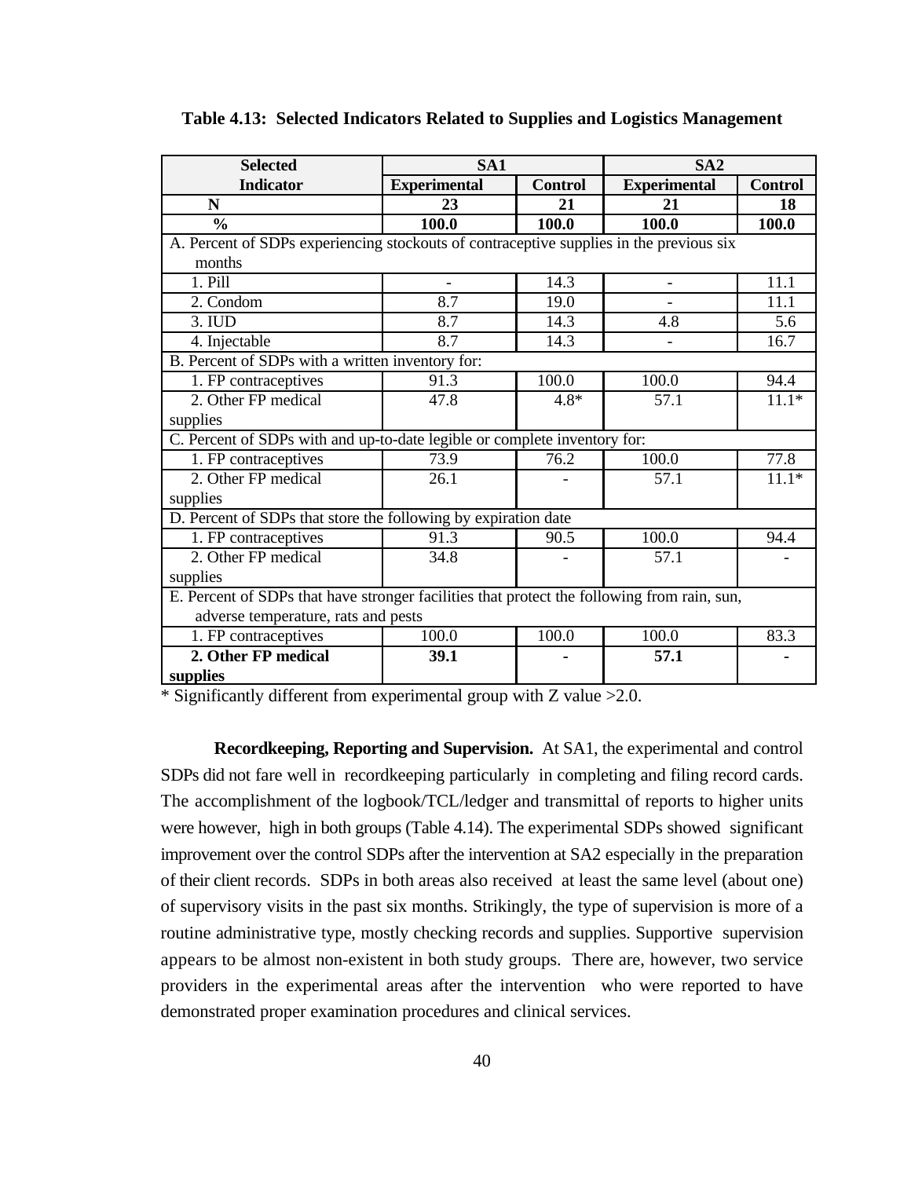**Table 4.13: Selected Indicators Related to Supplies and Logistics Management**

| Selected Indicator | SA1 | | SA2 | |
|---|---|---|---|---|
| | Experimental | Control | Experimental | Control |
| **N** | **23** | **21** | **21** | **18** |
| **%** | **100.0** | **100.0** | **100.0** | **100.0** |
| A. Percent of SDPs experiencing stockouts of contraceptive supplies in the previous six months | | | | |
| 1. Pill | - | 14.3 | - | 11.1 |
| 2. Condom | 8.7 | 19.0 | - | 11.1 |
| 3. IUD | 8.7 | 14.3 | 4.8 | 5.6 |
| 4. Injectable | 8.7 | 14.3 | - | 16.7 |
| B. Percent of SDPs with a written inventory for: | | | | |
| 1. FP contraceptives | 91.3 | 100.0 | 100.0 | 94.4 |
| 2. Other FP medical supplies | 47.8 | 4.8* | 57.1 | 11.1* |
| C. Percent of SDPs with and up-to-date legible or complete inventory for: | | | | |
| 1. FP contraceptives | 73.9 | 76.2 | 100.0 | 77.8 |
| 2. Other FP medical supplies | 26.1 | - | 57.1 | 11.1* |
| D. Percent of SDPs that store the following by expiration date | | | | |
| 1. FP contraceptives | 91.3 | 90.5 | 100.0 | 94.4 |
| 2. Other FP medical supplies | 34.8 | - | 57.1 | - |
| E. Percent of SDPs that have stronger facilities that protect the following from rain, sun, adverse temperature, rats and pests | | | | |
| 1. FP contraceptives | 100.0 | 100.0 | 100.0 | 83.3 |
| **2. Other FP medical supplies** | **39.1** | **-** | **57.1** | **-** |

* Significantly different from experimental group with Z value >2.0.

**Recordkeeping, Reporting and Supervision.** At SA1, the experimental and control SDPs did not fare well in recordkeeping particularly in completing and filing record cards. The accomplishment of the logbook/TCL/ledger and transmittal of reports to higher units were however, high in both groups (Table 4.14). The experimental SDPs showed significant improvement over the control SDPs after the intervention at SA2 especially in the preparation of their client records. SDPs in both areas also received at least the same level (about one) of supervisory visits in the past six months. Strikingly, the type of supervision is more of a routine administrative type, mostly checking records and supplies. Supportive supervision appears to be almost non-existent in both study groups. There are, however, two service providers in the experimental areas after the intervention who were reported to have demonstrated proper examination procedures and clinical services.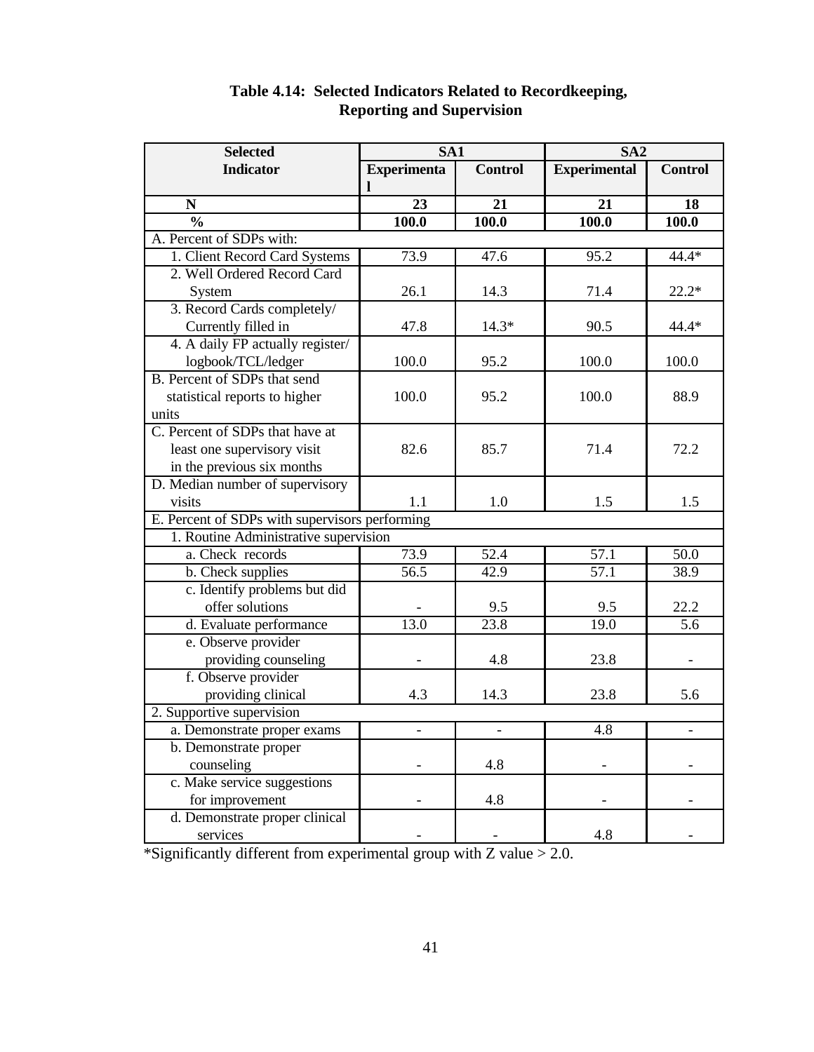**Table 4.14: Selected Indicators Related to Recordkeeping, Reporting and Supervision**

| Selected Indicator | SA1 | | SA2 | |
|---|---|---|---|---|
| | Experimental | Control | Experimental | Control |
| **N** | **23** | **21** | **21** | **18** |
| **%** | **100.0** | **100.0** | **100.0** | **100.0** |
| A. Percent of SDPs with: | | | | |
| 1. Client Record Card Systems | 73.9 | 47.6 | 95.2 | 44.4* |
| 2. Well Ordered Record Card System | 26.1 | 14.3 | 71.4 | 22.2* |
| 3. Record Cards completely/ Currently filled in | 47.8 | 14.3* | 90.5 | 44.4* |
| 4. A daily FP actually register/ logbook/TCL/ledger | 100.0 | 95.2 | 100.0 | 100.0 |
| B. Percent of SDPs that send statistical reports to higher units | 100.0 | 95.2 | 100.0 | 88.9 |
| C. Percent of SDPs that have at least one supervisory visit in the previous six months | 82.6 | 85.7 | 71.4 | 72.2 |
| D. Median number of supervisory visits | 1.1 | 1.0 | 1.5 | 1.5 |
| E. Percent of SDPs with supervisors performing | | | | |
| 1. Routine Administrative supervision | | | | |
| a. Check records | 73.9 | 52.4 | 57.1 | 50.0 |
| b. Check supplies | 56.5 | 42.9 | 57.1 | 38.9 |
| c. Identify problems but did offer solutions | - | 9.5 | 9.5 | 22.2 |
| d. Evaluate performance | 13.0 | 23.8 | 19.0 | 5.6 |
| e. Observe provider providing counseling | - | 4.8 | 23.8 | - |
| f. Observe provider providing clinical | 4.3 | 14.3 | 23.8 | 5.6 |
| 2. Supportive supervision | | | | |
| a. Demonstrate proper exams | - | - | 4.8 | - |
| b. Demonstrate proper counseling | - | 4.8 | - | - |
| c. Make service suggestions for improvement | - | 4.8 | - | - |
| d. Demonstrate proper clinical services | - | - | 4.8 | - |

*Significantly different from experimental group with Z value > 2.0.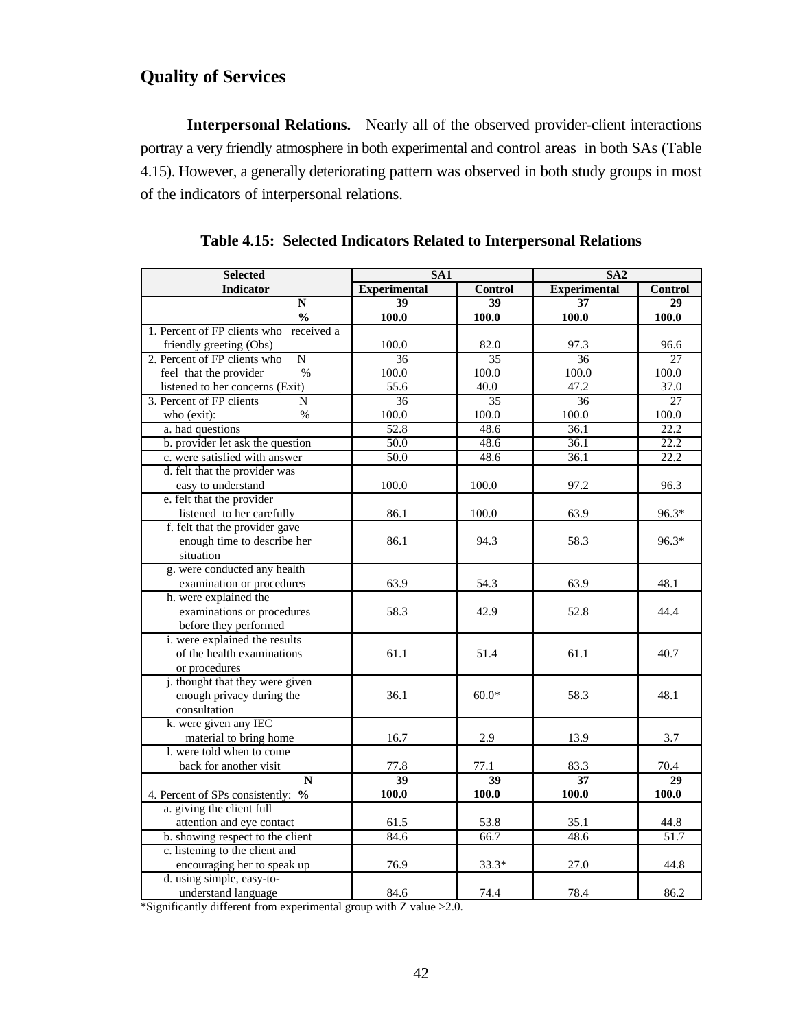## Quality of Services

**Interpersonal Relations.** Nearly all of the observed provider-client interactions portray a very friendly atmosphere in both experimental and control areas in both SAs (Table 4.15). However, a generally deteriorating pattern was observed in both study groups in most of the indicators of interpersonal relations.

**Table 4.15: Selected Indicators Related to Interpersonal Relations**

| Selected Indicator | SA1 | | SA2 | |
|---|---|---|---|---|
| | **Experimental** | **Control** | **Experimental** | **Control** |
| **N** | **39** | **39** | **37** | **29** |
| **%** | **100.0** | **100.0** | **100.0** | **100.0** |
| 1. Percent of FP clients who received a friendly greeting (Obs) | 100.0 | 82.0 | 97.3 | 96.6 |
| 2. Percent of FP clients who feel that the provider listened to her concerns (Exit) N | 36 | 35 | 36 | 27 |
| % | 100.0 | 100.0 | 100.0 | 100.0 |
| | 55.6 | 40.0 | 47.2 | 37.0 |
| 3. Percent of FP clients who (exit): N | 36 | 35 | 36 | 27 |
| % | 100.0 | 100.0 | 100.0 | 100.0 |
| a. had questions | 52.8 | 48.6 | 36.1 | 22.2 |
| b. provider let ask the question | 50.0 | 48.6 | 36.1 | 22.2 |
| c. were satisfied with answer | 50.0 | 48.6 | 36.1 | 22.2 |
| d. felt that the provider was easy to understand | 100.0 | 100.0 | 97.2 | 96.3 |
| e. felt that the provider listened to her carefully | 86.1 | 100.0 | 63.9 | 96.3* |
| f. felt that the provider gave enough time to describe her situation | 86.1 | 94.3 | 58.3 | 96.3* |
| g. were conducted any health examination or procedures | 63.9 | 54.3 | 63.9 | 48.1 |
| h. were explained the examinations or procedures before they performed | 58.3 | 42.9 | 52.8 | 44.4 |
| i. were explained the results of the health examinations or procedures | 61.1 | 51.4 | 61.1 | 40.7 |
| j. thought that they were given enough privacy during the consultation | 36.1 | 60.0* | 58.3 | 48.1 |
| k. were given any IEC material to bring home | 16.7 | 2.9 | 13.9 | 3.7 |
| l. were told when to come back for another visit | 77.8 | 77.1 | 83.3 | 70.4 |
| **N** | **39** | **39** | **37** | **29** |
| 4. Percent of SPs consistently: **%** | **100.0** | **100.0** | **100.0** | **100.0** |
| a. giving the client full attention and eye contact | 61.5 | 53.8 | 35.1 | 44.8 |
| b. showing respect to the client | 84.6 | 66.7 | 48.6 | 51.7 |
| c. listening to the client and encouraging her to speak up | 76.9 | 33.3* | 27.0 | 44.8 |
| d. using simple, easy-to-understand language | 84.6 | 74.4 | 78.4 | 86.2 |

*Significantly different from experimental group with Z value >2.0.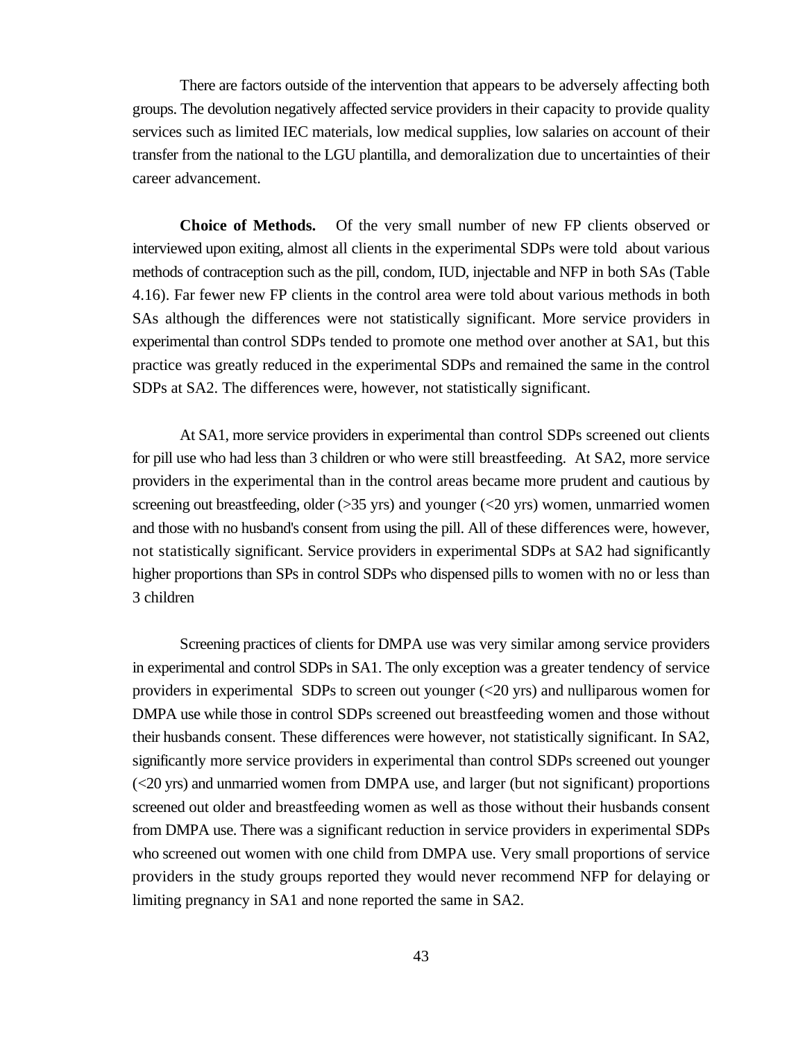There are factors outside of the intervention that appears to be adversely affecting both groups. The devolution negatively affected service providers in their capacity to provide quality services such as limited IEC materials, low medical supplies, low salaries on account of their transfer from the national to the LGU plantilla, and demoralization due to uncertainties of their career advancement.

**Choice of Methods.** Of the very small number of new FP clients observed or interviewed upon exiting, almost all clients in the experimental SDPs were told about various methods of contraception such as the pill, condom, IUD, injectable and NFP in both SAs (Table 4.16). Far fewer new FP clients in the control area were told about various methods in both SAs although the differences were not statistically significant. More service providers in experimental than control SDPs tended to promote one method over another at SA1, but this practice was greatly reduced in the experimental SDPs and remained the same in the control SDPs at SA2. The differences were, however, not statistically significant.

At SA1, more service providers in experimental than control SDPs screened out clients for pill use who had less than 3 children or who were still breastfeeding. At SA2, more service providers in the experimental than in the control areas became more prudent and cautious by screening out breastfeeding, older (>35 yrs) and younger (<20 yrs) women, unmarried women and those with no husband's consent from using the pill. All of these differences were, however, not statistically significant. Service providers in experimental SDPs at SA2 had significantly higher proportions than SPs in control SDPs who dispensed pills to women with no or less than 3 children

Screening practices of clients for DMPA use was very similar among service providers in experimental and control SDPs in SA1. The only exception was a greater tendency of service providers in experimental SDPs to screen out younger (<20 yrs) and nulliparous women for DMPA use while those in control SDPs screened out breastfeeding women and those without their husbands consent. These differences were however, not statistically significant. In SA2, significantly more service providers in experimental than control SDPs screened out younger (<20 yrs) and unmarried women from DMPA use, and larger (but not significant) proportions screened out older and breastfeeding women as well as those without their husbands consent from DMPA use. There was a significant reduction in service providers in experimental SDPs who screened out women with one child from DMPA use. Very small proportions of service providers in the study groups reported they would never recommend NFP for delaying or limiting pregnancy in SA1 and none reported the same in SA2.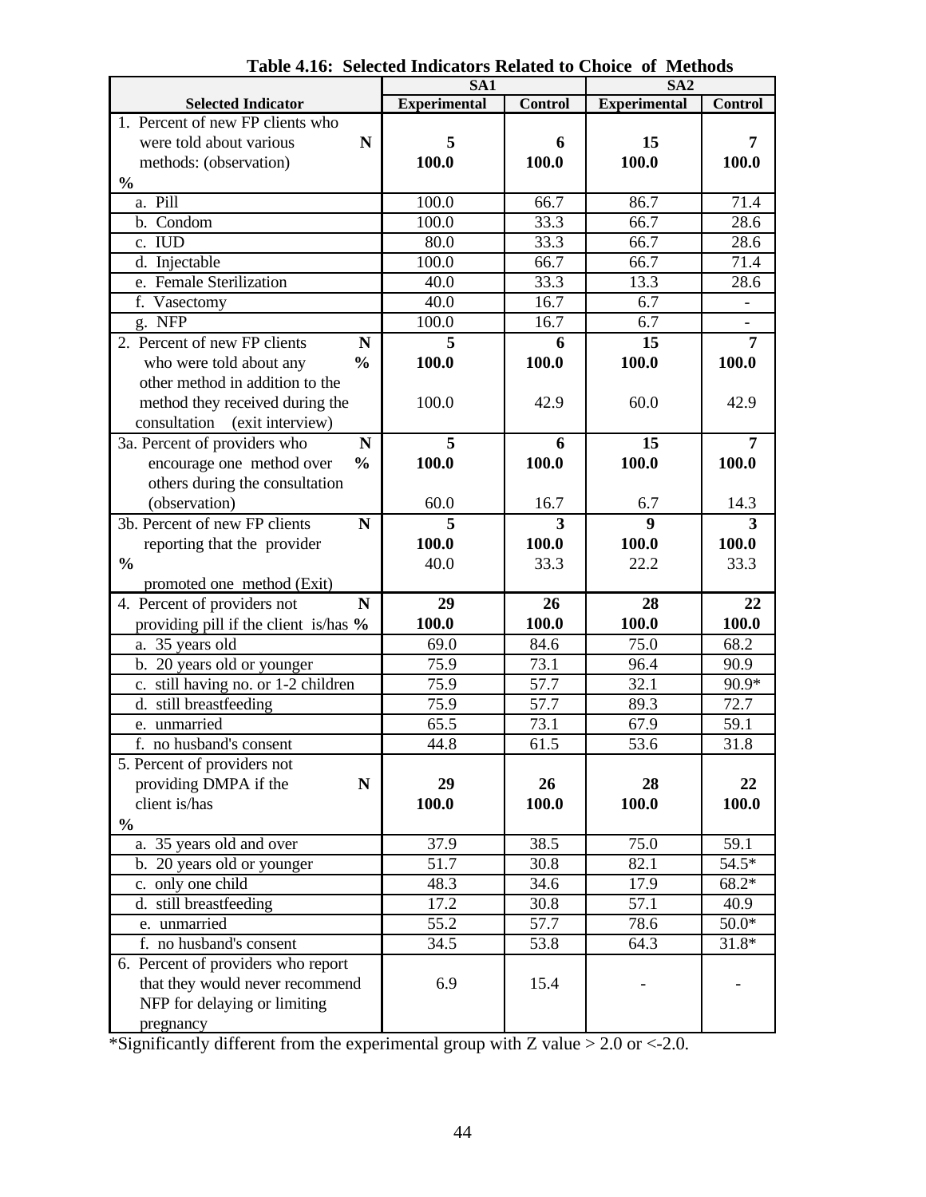**Table 4.16: Selected Indicators Related to Choice of Methods**

| Selected Indicator | | SA1 Experimental | SA1 Control | SA2 Experimental | SA2 Control |
|---|---|---|---|---|---|
| 1. Percent of new FP clients who were told about various methods: (observation) | N | **5** | **6** | **15** | **7** |
| | % | **100.0** | **100.0** | **100.0** | **100.0** |
| a. Pill | | 100.0 | 66.7 | 86.7 | 71.4 |
| b. Condom | | 100.0 | 33.3 | 66.7 | 28.6 |
| c. IUD | | 80.0 | 33.3 | 66.7 | 28.6 |
| d. Injectable | | 100.0 | 66.7 | 66.7 | 71.4 |
| e. Female Sterilization | | 40.0 | 33.3 | 13.3 | 28.6 |
| f. Vasectomy | | 40.0 | 16.7 | 6.7 | - |
| g. NFP | | 100.0 | 16.7 | 6.7 | - |
| 2. Percent of new FP clients who were told about any other method in addition to the method they received during the consultation (exit interview) | N | **5** | **6** | **15** | **7** |
| | % | **100.0** | **100.0** | **100.0** | **100.0** |
| | | 100.0 | 42.9 | 60.0 | 42.9 |
| 3a. Percent of providers who encourage one method over others during the consultation (observation) | N | **5** | **6** | **15** | **7** |
| | % | **100.0** | **100.0** | **100.0** | **100.0** |
| | | 60.0 | 16.7 | 6.7 | 14.3 |
| 3b. Percent of new FP clients reporting that the provider promoted one method (Exit) | N | **5** | **3** | **9** | **3** |
| | % | **100.0** | **100.0** | **100.0** | **100.0** |
| | | 40.0 | 33.3 | 22.2 | 33.3 |
| 4. Percent of providers not providing pill if the client is/has | N | **29** | **26** | **28** | **22** |
| | % | **100.0** | **100.0** | **100.0** | **100.0** |
| a. 35 years old | | 69.0 | 84.6 | 75.0 | 68.2 |
| b. 20 years old or younger | | 75.9 | 73.1 | 96.4 | 90.9 |
| c. still having no. or 1-2 children | | 75.9 | 57.7 | 32.1 | 90.9* |
| d. still breastfeeding | | 75.9 | 57.7 | 89.3 | 72.7 |
| e. unmarried | | 65.5 | 73.1 | 67.9 | 59.1 |
| f. no husband's consent | | 44.8 | 61.5 | 53.6 | 31.8 |
| 5. Percent of providers not providing DMPA if the client is/has | N | **29** | **26** | **28** | **22** |
| | % | **100.0** | **100.0** | **100.0** | **100.0** |
| a. 35 years old and over | | 37.9 | 38.5 | 75.0 | 59.1 |
| b. 20 years old or younger | | 51.7 | 30.8 | 82.1 | 54.5* |
| c. only one child | | 48.3 | 34.6 | 17.9 | 68.2* |
| d. still breastfeeding | | 17.2 | 30.8 | 57.1 | 40.9 |
| e. unmarried | | 55.2 | 57.7 | 78.6 | 50.0* |
| f. no husband's consent | | 34.5 | 53.8 | 64.3 | 31.8* |
| 6. Percent of providers who report that they would never recommend NFP for delaying or limiting pregnancy | | 6.9 | 15.4 | - | - |

*Significantly different from the experimental group with Z value > 2.0 or <-2.0.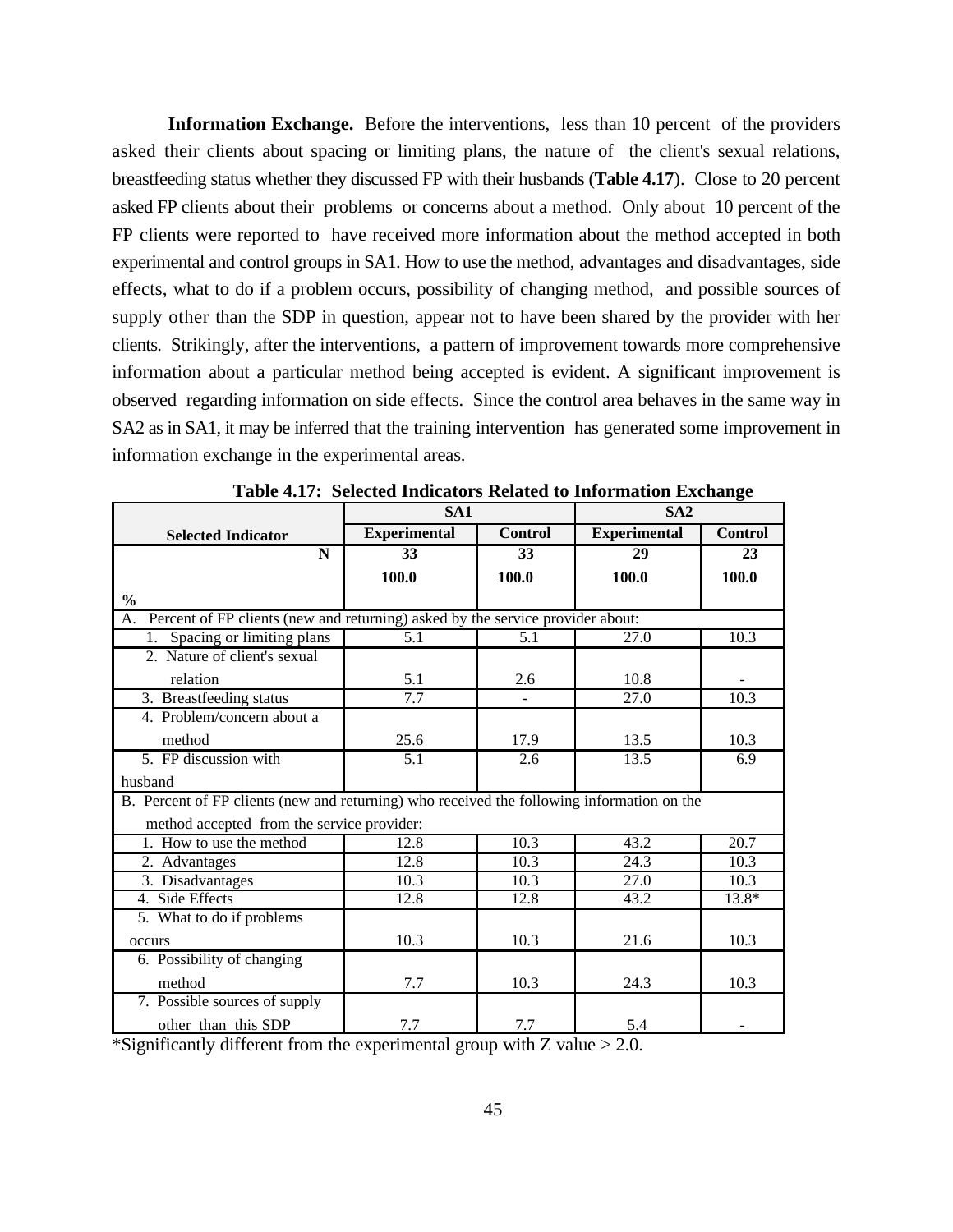**Information Exchange.** Before the interventions, less than 10 percent of the providers asked their clients about spacing or limiting plans, the nature of the client's sexual relations, breastfeeding status whether they discussed FP with their husbands (**Table 4.17**). Close to 20 percent asked FP clients about their problems or concerns about a method. Only about 10 percent of the FP clients were reported to have received more information about the method accepted in both experimental and control groups in SA1. How to use the method, advantages and disadvantages, side effects, what to do if a problem occurs, possibility of changing method, and possible sources of supply other than the SDP in question, appear not to have been shared by the provider with her clients. Strikingly, after the interventions, a pattern of improvement towards more comprehensive information about a particular method being accepted is evident. A significant improvement is observed regarding information on side effects. Since the control area behaves in the same way in SA2 as in SA1, it may be inferred that the training intervention has generated some improvement in information exchange in the experimental areas.

**Table 4.17: Selected Indicators Related to Information Exchange**

| | SA1 | | SA2 | |
|---|---|---|---|---|
| **Selected Indicator** | **Experimental** | **Control** | **Experimental** | **Control** |
| **N** | **33** | **33** | **29** | **23** |
| **%** | **100.0** | **100.0** | **100.0** | **100.0** |
| A. Percent of FP clients (new and returning) asked by the service provider about: | | | | |
| 1. Spacing or limiting plans | 5.1 | 5.1 | 27.0 | 10.3 |
| 2. Nature of client's sexual relation | 5.1 | 2.6 | 10.8 | - |
| 3. Breastfeeding status | 7.7 | - | 27.0 | 10.3 |
| 4. Problem/concern about a method | 25.6 | 17.9 | 13.5 | 10.3 |
| 5. FP discussion with husband | 5.1 | 2.6 | 13.5 | 6.9 |
| B. Percent of FP clients (new and returning) who received the following information on the method accepted from the service provider: | | | | |
| 1. How to use the method | 12.8 | 10.3 | 43.2 | 20.7 |
| 2. Advantages | 12.8 | 10.3 | 24.3 | 10.3 |
| 3. Disadvantages | 10.3 | 10.3 | 27.0 | 10.3 |
| 4. Side Effects | 12.8 | 12.8 | 43.2 | 13.8* |
| 5. What to do if problems occurs | 10.3 | 10.3 | 21.6 | 10.3 |
| 6. Possibility of changing method | 7.7 | 10.3 | 24.3 | 10.3 |
| 7. Possible sources of supply other than this SDP | 7.7 | 7.7 | 5.4 | - |

*Significantly different from the experimental group with Z value > 2.0.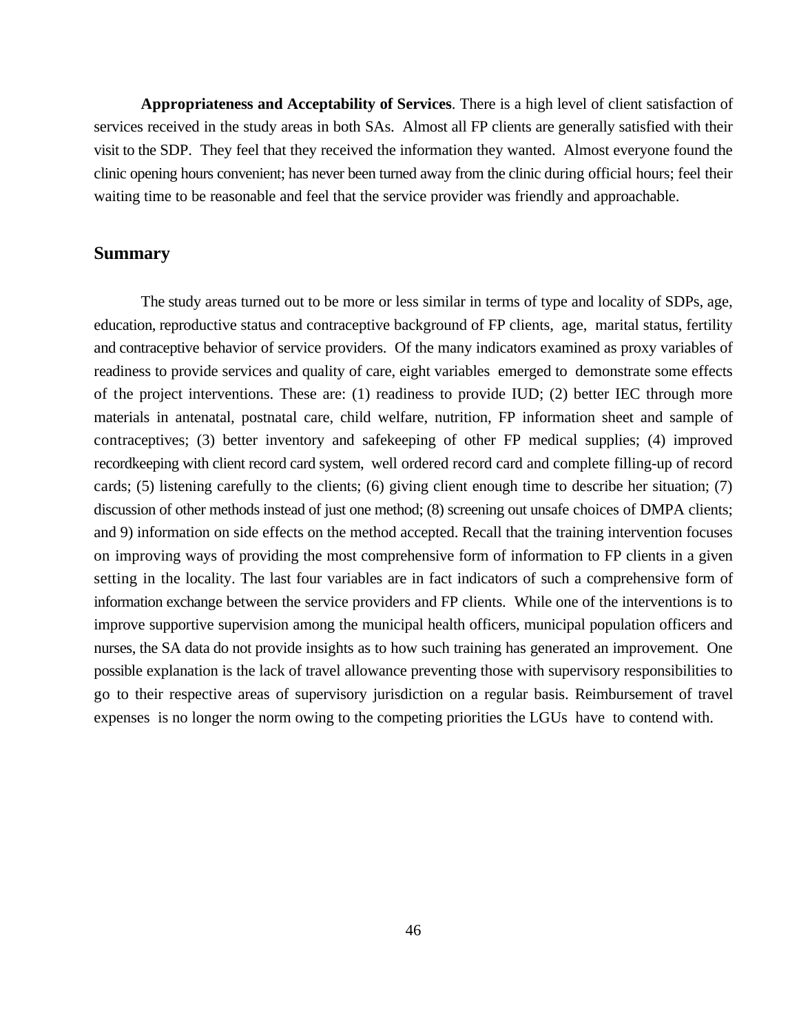**Appropriateness and Acceptability of Services**. There is a high level of client satisfaction of services received in the study areas in both SAs. Almost all FP clients are generally satisfied with their visit to the SDP. They feel that they received the information they wanted. Almost everyone found the clinic opening hours convenient; has never been turned away from the clinic during official hours; feel their waiting time to be reasonable and feel that the service provider was friendly and approachable.

## Summary

The study areas turned out to be more or less similar in terms of type and locality of SDPs, age, education, reproductive status and contraceptive background of FP clients, age, marital status, fertility and contraceptive behavior of service providers. Of the many indicators examined as proxy variables of readiness to provide services and quality of care, eight variables emerged to demonstrate some effects of the project interventions. These are: (1) readiness to provide IUD; (2) better IEC through more materials in antenatal, postnatal care, child welfare, nutrition, FP information sheet and sample of contraceptives; (3) better inventory and safekeeping of other FP medical supplies; (4) improved recordkeeping with client record card system, well ordered record card and complete filling-up of record cards; (5) listening carefully to the clients; (6) giving client enough time to describe her situation; (7) discussion of other methods instead of just one method; (8) screening out unsafe choices of DMPA clients; and 9) information on side effects on the method accepted. Recall that the training intervention focuses on improving ways of providing the most comprehensive form of information to FP clients in a given setting in the locality. The last four variables are in fact indicators of such a comprehensive form of information exchange between the service providers and FP clients. While one of the interventions is to improve supportive supervision among the municipal health officers, municipal population officers and nurses, the SA data do not provide insights as to how such training has generated an improvement. One possible explanation is the lack of travel allowance preventing those with supervisory responsibilities to go to their respective areas of supervisory jurisdiction on a regular basis. Reimbursement of travel expenses is no longer the norm owing to the competing priorities the LGUs have to contend with.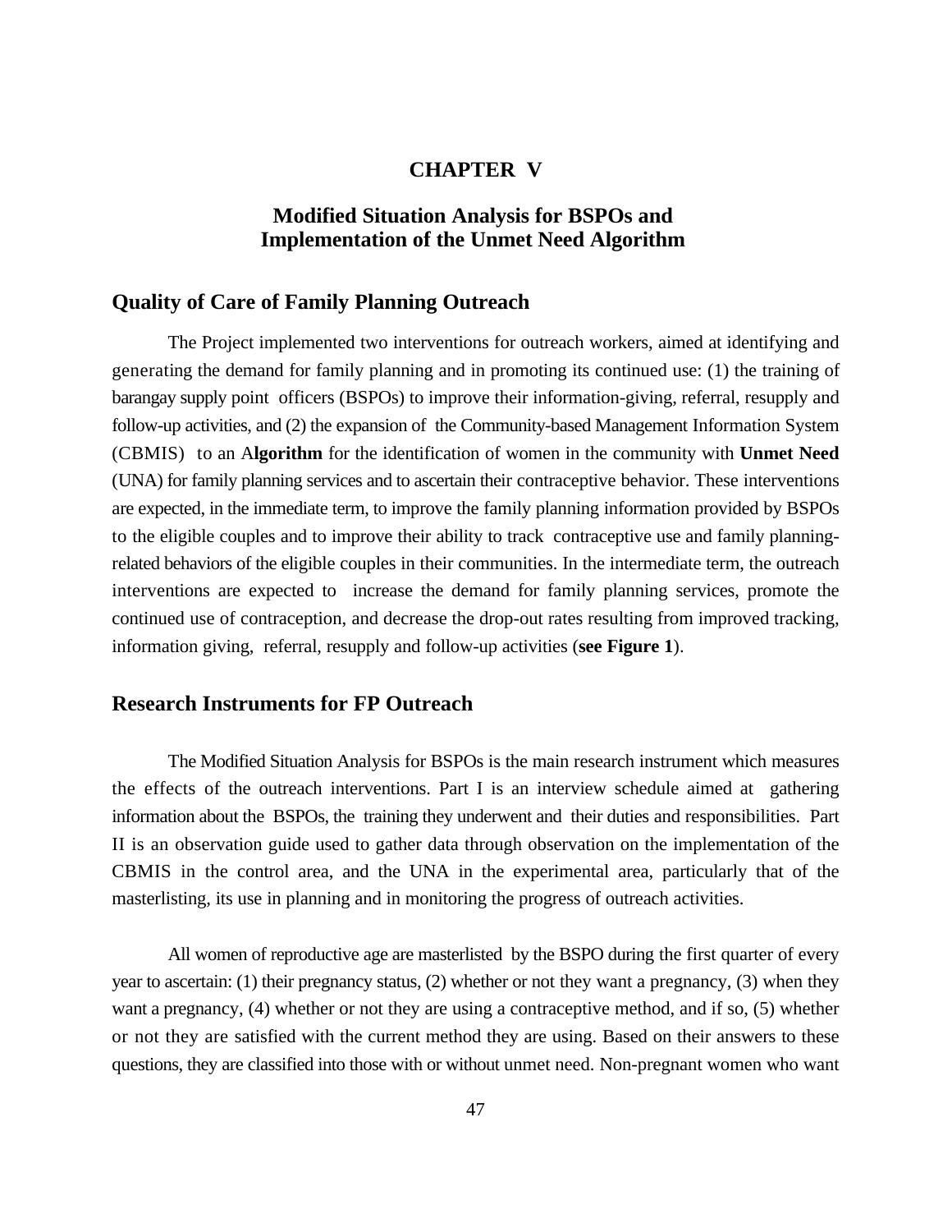# CHAPTER V

## Modified Situation Analysis for BSPOs and Implementation of the Unmet Need Algorithm

### Quality of Care of Family Planning Outreach

The Project implemented two interventions for outreach workers, aimed at identifying and generating the demand for family planning and in promoting its continued use: (1) the training of barangay supply point officers (BSPOs) to improve their information-giving, referral, resupply and follow-up activities, and (2) the expansion of the Community-based Management Information System (CBMIS) to an A**lgorithm** for the identification of women in the community with **Unmet Need** (UNA) for family planning services and to ascertain their contraceptive behavior. These interventions are expected, in the immediate term, to improve the family planning information provided by BSPOs to the eligible couples and to improve their ability to track contraceptive use and family planning-related behaviors of the eligible couples in their communities. In the intermediate term, the outreach interventions are expected to increase the demand for family planning services, promote the continued use of contraception, and decrease the drop-out rates resulting from improved tracking, information giving, referral, resupply and follow-up activities (**see Figure 1**).

### Research Instruments for FP Outreach

The Modified Situation Analysis for BSPOs is the main research instrument which measures the effects of the outreach interventions. Part I is an interview schedule aimed at gathering information about the BSPOs, the training they underwent and their duties and responsibilities. Part II is an observation guide used to gather data through observation on the implementation of the CBMIS in the control area, and the UNA in the experimental area, particularly that of the masterlisting, its use in planning and in monitoring the progress of outreach activities.

All women of reproductive age are masterlisted by the BSPO during the first quarter of every year to ascertain: (1) their pregnancy status, (2) whether or not they want a pregnancy, (3) when they want a pregnancy, (4) whether or not they are using a contraceptive method, and if so, (5) whether or not they are satisfied with the current method they are using. Based on their answers to these questions, they are classified into those with or without unmet need. Non-pregnant women who want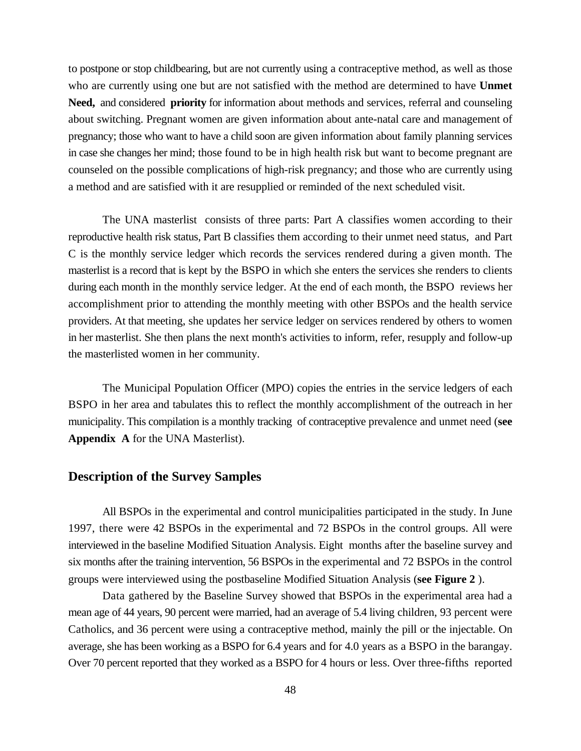to postpone or stop childbearing, but are not currently using a contraceptive method, as well as those who are currently using one but are not satisfied with the method are determined to have **Unmet Need,** and considered **priority** for information about methods and services, referral and counseling about switching. Pregnant women are given information about ante-natal care and management of pregnancy; those who want to have a child soon are given information about family planning services in case she changes her mind; those found to be in high health risk but want to become pregnant are counseled on the possible complications of high-risk pregnancy; and those who are currently using a method and are satisfied with it are resupplied or reminded of the next scheduled visit.

The UNA masterlist consists of three parts: Part A classifies women according to their reproductive health risk status, Part B classifies them according to their unmet need status, and Part C is the monthly service ledger which records the services rendered during a given month. The masterlist is a record that is kept by the BSPO in which she enters the services she renders to clients during each month in the monthly service ledger. At the end of each month, the BSPO reviews her accomplishment prior to attending the monthly meeting with other BSPOs and the health service providers. At that meeting, she updates her service ledger on services rendered by others to women in her masterlist. She then plans the next month's activities to inform, refer, resupply and follow-up the masterlisted women in her community.

The Municipal Population Officer (MPO) copies the entries in the service ledgers of each BSPO in her area and tabulates this to reflect the monthly accomplishment of the outreach in her municipality. This compilation is a monthly tracking of contraceptive prevalence and unmet need (**see Appendix A** for the UNA Masterlist).

## Description of the Survey Samples

All BSPOs in the experimental and control municipalities participated in the study. In June 1997, there were 42 BSPOs in the experimental and 72 BSPOs in the control groups. All were interviewed in the baseline Modified Situation Analysis. Eight months after the baseline survey and six months after the training intervention, 56 BSPOs in the experimental and 72 BSPOs in the control groups were interviewed using the postbaseline Modified Situation Analysis (**see Figure 2** ).

Data gathered by the Baseline Survey showed that BSPOs in the experimental area had a mean age of 44 years, 90 percent were married, had an average of 5.4 living children, 93 percent were Catholics, and 36 percent were using a contraceptive method, mainly the pill or the injectable. On average, she has been working as a BSPO for 6.4 years and for 4.0 years as a BSPO in the barangay. Over 70 percent reported that they worked as a BSPO for 4 hours or less. Over three-fifths reported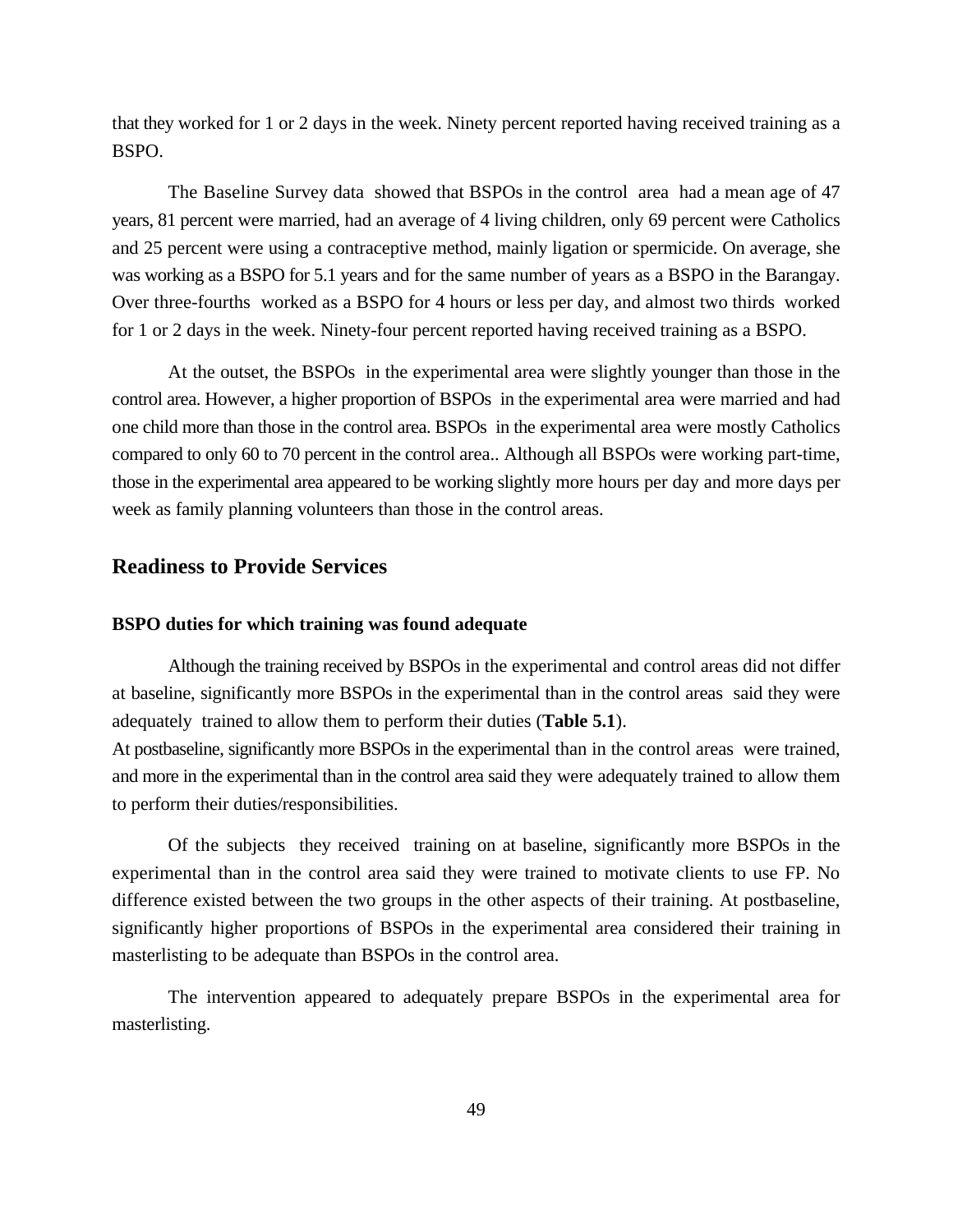that they worked for 1 or 2 days in the week. Ninety percent reported having received training as a BSPO.

The Baseline Survey data showed that BSPOs in the control area had a mean age of 47 years, 81 percent were married, had an average of 4 living children, only 69 percent were Catholics and 25 percent were using a contraceptive method, mainly ligation or spermicide. On average, she was working as a BSPO for 5.1 years and for the same number of years as a BSPO in the Barangay. Over three-fourths worked as a BSPO for 4 hours or less per day, and almost two thirds worked for 1 or 2 days in the week. Ninety-four percent reported having received training as a BSPO.

At the outset, the BSPOs in the experimental area were slightly younger than those in the control area. However, a higher proportion of BSPOs in the experimental area were married and had one child more than those in the control area. BSPOs in the experimental area were mostly Catholics compared to only 60 to 70 percent in the control area.. Although all BSPOs were working part-time, those in the experimental area appeared to be working slightly more hours per day and more days per week as family planning volunteers than those in the control areas.

## Readiness to Provide Services

### BSPO duties for which training was found adequate

Although the training received by BSPOs in the experimental and control areas did not differ at baseline, significantly more BSPOs in the experimental than in the control areas said they were adequately trained to allow them to perform their duties (**Table 5.1**).
At postbaseline, significantly more BSPOs in the experimental than in the control areas were trained, and more in the experimental than in the control area said they were adequately trained to allow them to perform their duties/responsibilities.

Of the subjects they received training on at baseline, significantly more BSPOs in the experimental than in the control area said they were trained to motivate clients to use FP. No difference existed between the two groups in the other aspects of their training. At postbaseline, significantly higher proportions of BSPOs in the experimental area considered their training in masterlisting to be adequate than BSPOs in the control area.

The intervention appeared to adequately prepare BSPOs in the experimental area for masterlisting.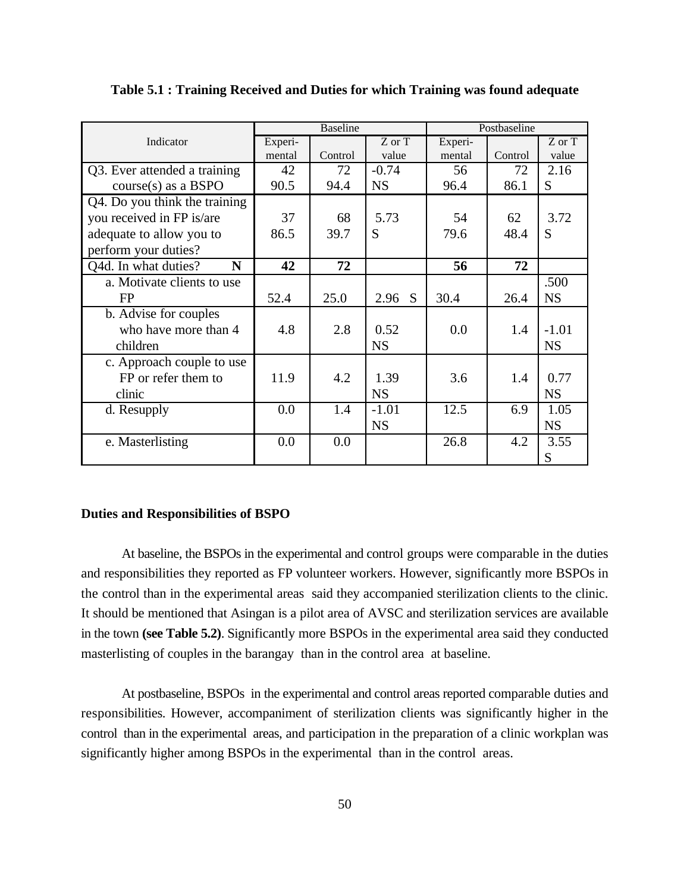**Table 5.1 : Training Received and Duties for which Training was found adequate**

| Indicator | Baseline | | | Postbaseline | | |
|---|---|---|---|---|---|---|
| | Experi-mental | Control | Z or T value | Experi-mental | Control | Z or T value |
| Q3. Ever attended a training course(s) as a BSPO | 42<br>90.5 | 72<br>94.4 | -0.74<br>NS | 56<br>96.4 | 72<br>86.1 | 2.16<br>S |
| Q4. Do you think the training you received in FP is/are adequate to allow you to perform your duties? | 37<br>86.5 | 68<br>39.7 | 5.73<br>S | 54<br>79.6 | 62<br>48.4 | 3.72<br>S |
| Q4d. In what duties? **N** | **42** | **72** | | **56** | **72** | |
| a. Motivate clients to use FP | 52.4 | 25.0 | 2.96 S | 30.4 | 26.4 | .500<br>NS |
| b. Advise for couples who have more than 4 children | 4.8 | 2.8 | 0.52<br>NS | 0.0 | 1.4 | -1.01<br>NS |
| c. Approach couple to use FP or refer them to clinic | 11.9 | 4.2 | 1.39<br>NS | 3.6 | 1.4 | 0.77<br>NS |
| d. Resupply | 0.0 | 1.4 | -1.01<br>NS | 12.5 | 6.9 | 1.05<br>NS |
| e. Masterlisting | 0.0 | 0.0 | | 26.8 | 4.2 | 3.55<br>S |

**Duties and Responsibilities of BSPO**

At baseline, the BSPOs in the experimental and control groups were comparable in the duties and responsibilities they reported as FP volunteer workers. However, significantly more BSPOs in the control than in the experimental areas said they accompanied sterilization clients to the clinic. It should be mentioned that Asingan is a pilot area of AVSC and sterilization services are available in the town **(see Table 5.2)**. Significantly more BSPOs in the experimental area said they conducted masterlisting of couples in the barangay than in the control area at baseline.

At postbaseline, BSPOs in the experimental and control areas reported comparable duties and responsibilities. However, accompaniment of sterilization clients was significantly higher in the control than in the experimental areas, and participation in the preparation of a clinic workplan was significantly higher among BSPOs in the experimental than in the control areas.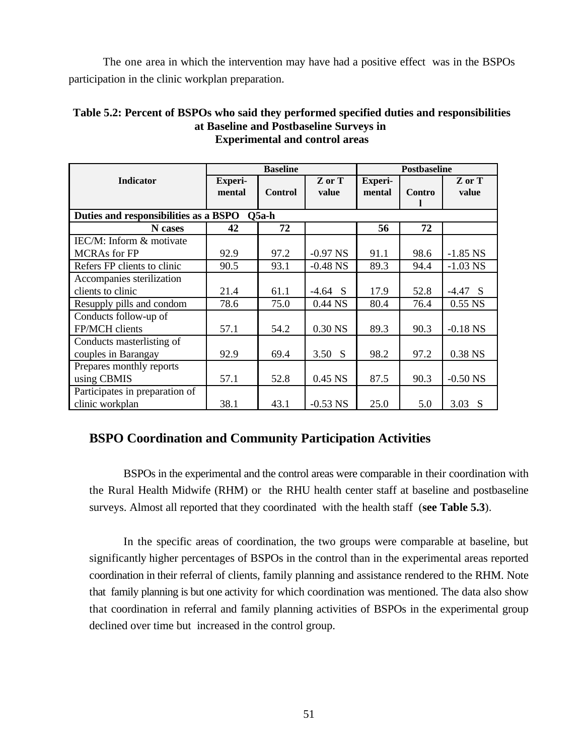The one area in which the intervention may have had a positive effect was in the BSPOs participation in the clinic workplan preparation.

**Table 5.2: Percent of BSPOs who said they performed specified duties and responsibilities at Baseline and Postbaseline Surveys in Experimental and control areas**

| Indicator | Baseline | | | Postbaseline | | |
|---|---|---|---|---|---|---|
| | Experi-mental | Control | Z or T value | Experi-mental | Control | Z or T value |
| **Duties and responsibilities as a BSPO Q5a-h** | | | | | | |
| **N cases** | **42** | **72** | | **56** | **72** | |
| IEC/M: Inform & motivate MCRAs for FP | 92.9 | 97.2 | -0.97 NS | 91.1 | 98.6 | -1.85 NS |
| Refers FP clients to clinic | 90.5 | 93.1 | -0.48 NS | 89.3 | 94.4 | -1.03 NS |
| Accompanies sterilization clients to clinic | 21.4 | 61.1 | -4.64 S | 17.9 | 52.8 | -4.47 S |
| Resupply pills and condom | 78.6 | 75.0 | 0.44 NS | 80.4 | 76.4 | 0.55 NS |
| Conducts follow-up of FP/MCH clients | 57.1 | 54.2 | 0.30 NS | 89.3 | 90.3 | -0.18 NS |
| Conducts masterlisting of couples in Barangay | 92.9 | 69.4 | 3.50 S | 98.2 | 97.2 | 0.38 NS |
| Prepares monthly reports using CBMIS | 57.1 | 52.8 | 0.45 NS | 87.5 | 90.3 | -0.50 NS |
| Participates in preparation of clinic workplan | 38.1 | 43.1 | -0.53 NS | 25.0 | 5.0 | 3.03 S |

## BSPO Coordination and Community Participation Activities

BSPOs in the experimental and the control areas were comparable in their coordination with the Rural Health Midwife (RHM) or the RHU health center staff at baseline and postbaseline surveys. Almost all reported that they coordinated with the health staff (**see Table 5.3**).

In the specific areas of coordination, the two groups were comparable at baseline, but significantly higher percentages of BSPOs in the control than in the experimental areas reported coordination in their referral of clients, family planning and assistance rendered to the RHM. Note that family planning is but one activity for which coordination was mentioned. The data also show that coordination in referral and family planning activities of BSPOs in the experimental group declined over time but increased in the control group.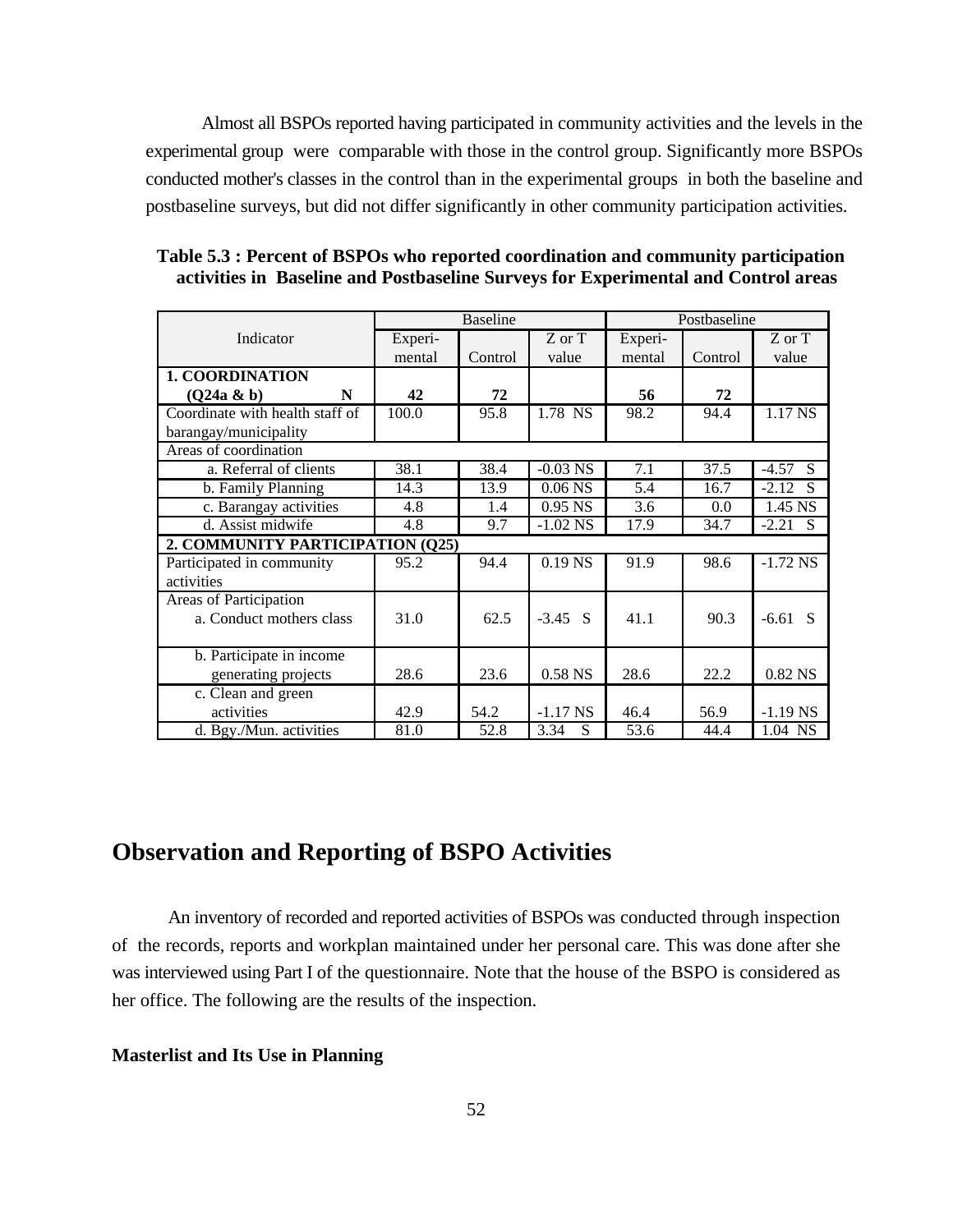Almost all BSPOs reported having participated in community activities and the levels in the experimental group were comparable with those in the control group. Significantly more BSPOs conducted mother's classes in the control than in the experimental groups in both the baseline and postbaseline surveys, but did not differ significantly in other community participation activities.

**Table 5.3 : Percent of BSPOs who reported coordination and community participation activities in Baseline and Postbaseline Surveys for Experimental and Control areas**

| Indicator | Baseline | | | Postbaseline | | |
|---|---|---|---|---|---|---|
| | Experi-mental | Control | Z or T value | Experi-mental | Control | Z or T value |
| **1. COORDINATION (Q24a & b) N** | **42** | **72** | | **56** | **72** | |
| Coordinate with health staff of barangay/municipality | 100.0 | 95.8 | 1.78 NS | 98.2 | 94.4 | 1.17 NS |
| Areas of coordination | | | | | | |
| a. Referral of clients | 38.1 | 38.4 | -0.03 NS | 7.1 | 37.5 | -4.57 S |
| b. Family Planning | 14.3 | 13.9 | 0.06 NS | 5.4 | 16.7 | -2.12 S |
| c. Barangay activities | 4.8 | 1.4 | 0.95 NS | 3.6 | 0.0 | 1.45 NS |
| d. Assist midwife | 4.8 | 9.7 | -1.02 NS | 17.9 | 34.7 | -2.21 S |
| **2. COMMUNITY PARTICIPATION (Q25)** | | | | | | |
| Participated in community activities | 95.2 | 94.4 | 0.19 NS | 91.9 | 98.6 | -1.72 NS |
| Areas of Participation | | | | | | |
| a. Conduct mothers class | 31.0 | 62.5 | -3.45 S | 41.1 | 90.3 | -6.61 S |
| b. Participate in income generating projects | 28.6 | 23.6 | 0.58 NS | 28.6 | 22.2 | 0.82 NS |
| c. Clean and green activities | 42.9 | 54.2 | -1.17 NS | 46.4 | 56.9 | -1.19 NS |
| d. Bgy./Mun. activities | 81.0 | 52.8 | 3.34 S | 53.6 | 44.4 | 1.04 NS |

## Observation and Reporting of BSPO Activities

An inventory of recorded and reported activities of BSPOs was conducted through inspection of the records, reports and workplan maintained under her personal care. This was done after she was interviewed using Part I of the questionnaire. Note that the house of the BSPO is considered as her office. The following are the results of the inspection.

**Masterlist and Its Use in Planning**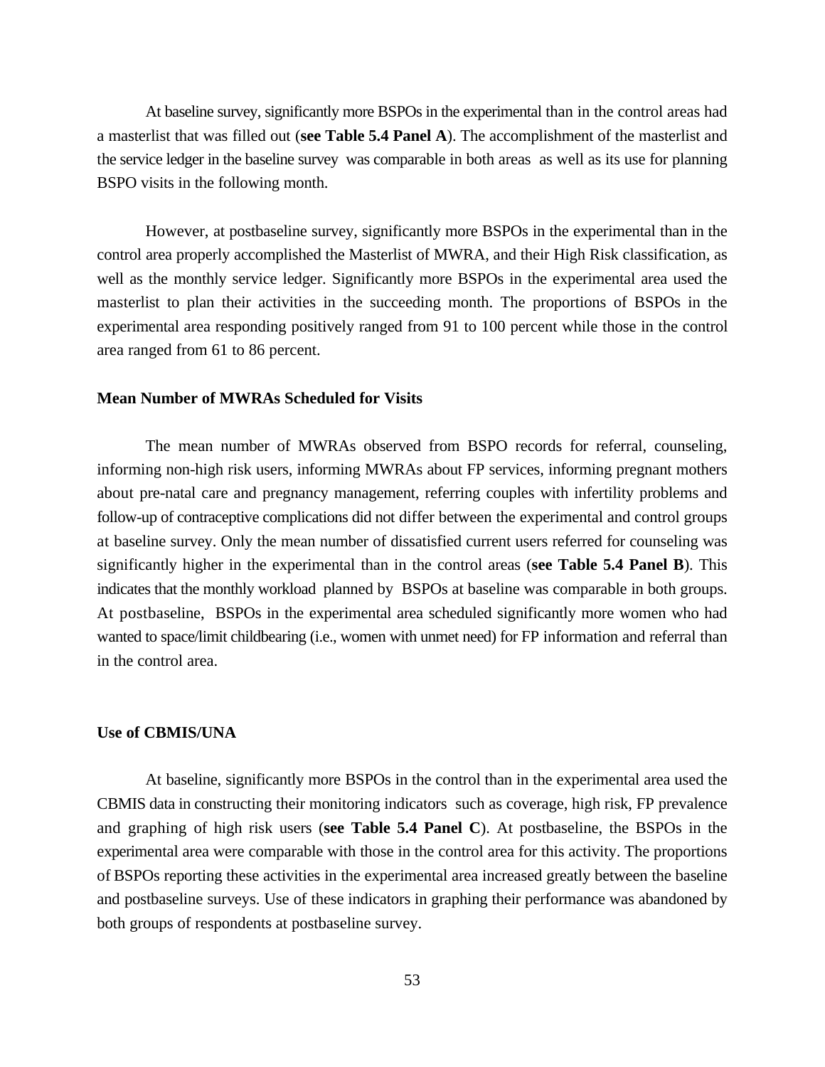At baseline survey, significantly more BSPOs in the experimental than in the control areas had a masterlist that was filled out (**see Table 5.4 Panel A**). The accomplishment of the masterlist and the service ledger in the baseline survey was comparable in both areas as well as its use for planning BSPO visits in the following month.

However, at postbaseline survey, significantly more BSPOs in the experimental than in the control area properly accomplished the Masterlist of MWRA, and their High Risk classification, as well as the monthly service ledger. Significantly more BSPOs in the experimental area used the masterlist to plan their activities in the succeeding month. The proportions of BSPOs in the experimental area responding positively ranged from 91 to 100 percent while those in the control area ranged from 61 to 86 percent.

**Mean Number of MWRAs Scheduled for Visits**

The mean number of MWRAs observed from BSPO records for referral, counseling, informing non-high risk users, informing MWRAs about FP services, informing pregnant mothers about pre-natal care and pregnancy management, referring couples with infertility problems and follow-up of contraceptive complications did not differ between the experimental and control groups at baseline survey. Only the mean number of dissatisfied current users referred for counseling was significantly higher in the experimental than in the control areas (**see Table 5.4 Panel B**). This indicates that the monthly workload planned by BSPOs at baseline was comparable in both groups. At postbaseline, BSPOs in the experimental area scheduled significantly more women who had wanted to space/limit childbearing (i.e., women with unmet need) for FP information and referral than in the control area.

**Use of CBMIS/UNA**

At baseline, significantly more BSPOs in the control than in the experimental area used the CBMIS data in constructing their monitoring indicators such as coverage, high risk, FP prevalence and graphing of high risk users (**see Table 5.4 Panel C**). At postbaseline, the BSPOs in the experimental area were comparable with those in the control area for this activity. The proportions of BSPOs reporting these activities in the experimental area increased greatly between the baseline and postbaseline surveys. Use of these indicators in graphing their performance was abandoned by both groups of respondents at postbaseline survey.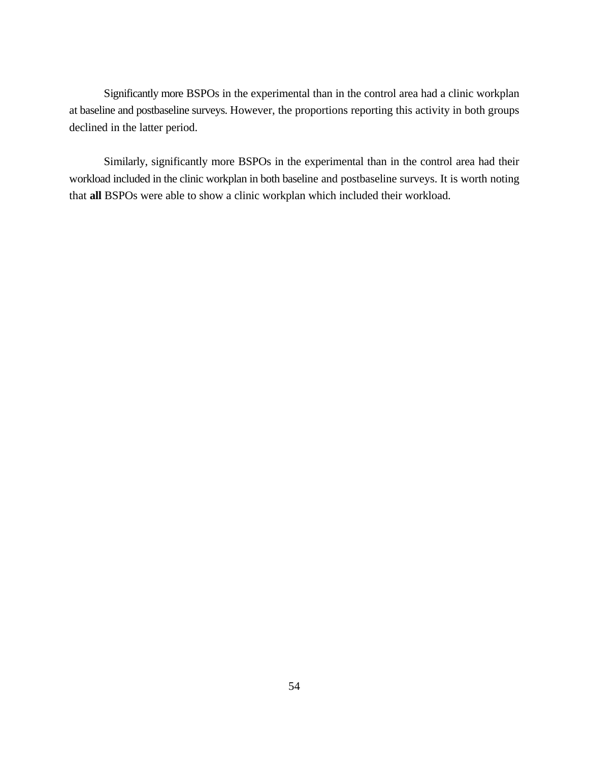Significantly more BSPOs in the experimental than in the control area had a clinic workplan at baseline and postbaseline surveys. However, the proportions reporting this activity in both groups declined in the latter period.

Similarly, significantly more BSPOs in the experimental than in the control area had their workload included in the clinic workplan in both baseline and postbaseline surveys. It is worth noting that **all** BSPOs were able to show a clinic workplan which included their workload.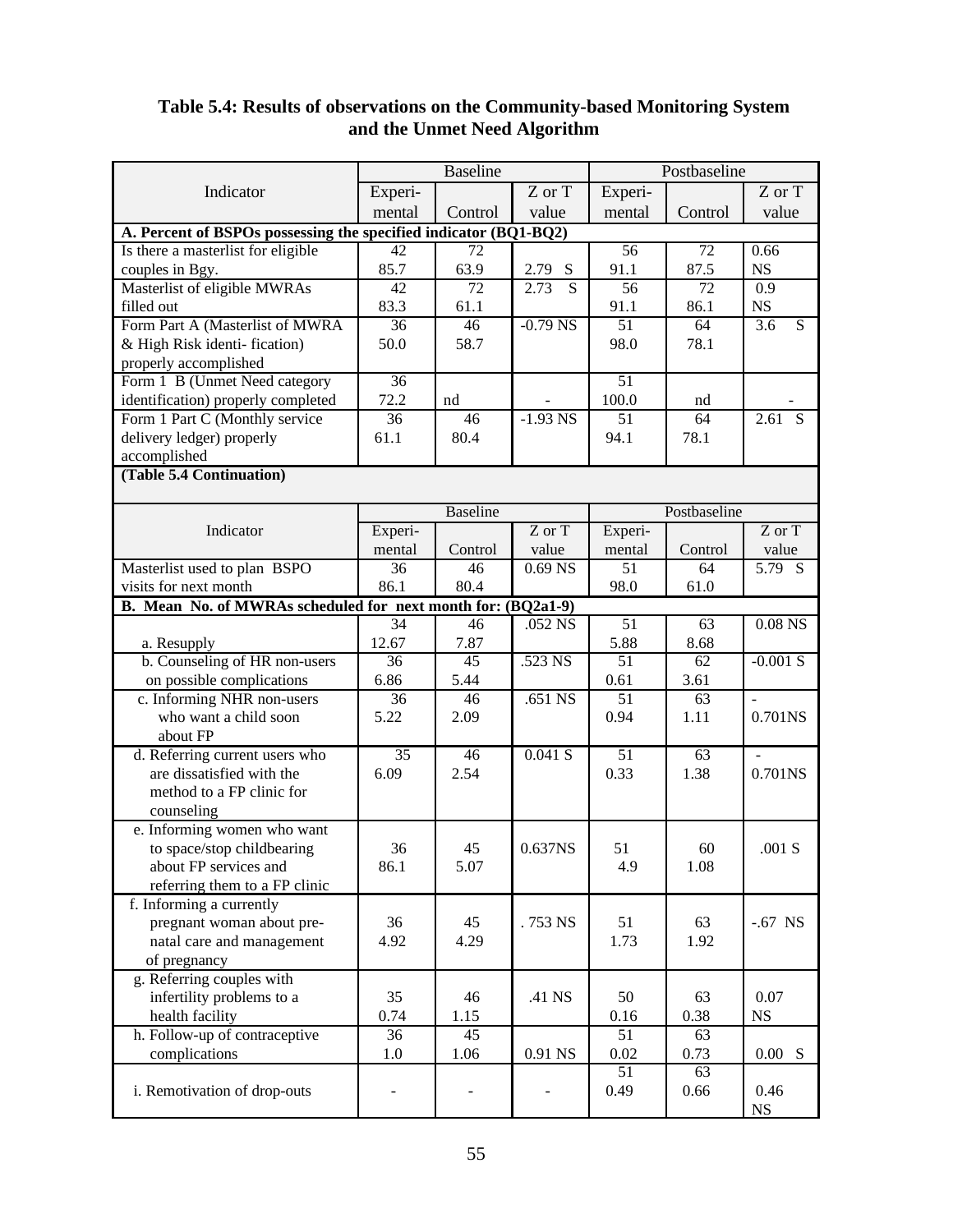**Table 5.4: Results of observations on the Community-based Monitoring System and the Unmet Need Algorithm**

| Indicator | Baseline | | | Postbaseline | | |
|---|---|---|---|---|---|---|
| | Experi-mental | Control | Z or T value | Experi-mental | Control | Z or T value |
| **A. Percent of BSPOs possessing the specified indicator (BQ1-BQ2)** | | | | | | |
| Is there a masterlist for eligible couples in Bgy. | 42<br>85.7 | 72<br>63.9 | 2.79 S | 56<br>91.1 | 72<br>87.5 | 0.66<br>NS |
| Masterlist of eligible MWRAs filled out | 42<br>83.3 | 72<br>61.1 | 2.73 S | 56<br>91.1 | 72<br>86.1 | 0.9<br>NS |
| Form Part A (Masterlist of MWRA & High Risk identi- fication) properly accomplished | 36<br>50.0 | 46<br>58.7 | -0.79 NS | 51<br>98.0 | 64<br>78.1 | 3.6 S |
| Form 1 B (Unmet Need category identification) properly completed | 36<br>72.2 | nd | - | 51<br>100.0 | nd | - |
| Form 1 Part C (Monthly service delivery ledger) properly accomplished | 36<br>61.1 | 46<br>80.4 | -1.93 NS | 51<br>94.1 | 64<br>78.1 | 2.61 S |
| Masterlist used to plan BSPO visits for next month | 36<br>86.1 | 46<br>80.4 | 0.69 NS | 51<br>98.0 | 64<br>61.0 | 5.79 S |
| **B. Mean No. of MWRAs scheduled for next month for: (BQ2a1-9)** | | | | | | |
| a. Resupply | 34<br>12.67 | 46<br>7.87 | .052 NS | 51<br>5.88 | 63<br>8.68 | 0.08 NS |
| b. Counseling of HR non-users on possible complications | 36<br>6.86 | 45<br>5.44 | .523 NS | 51<br>0.61 | 62<br>3.61 | -0.001 S |
| c. Informing NHR non-users who want a child soon about FP | 36<br>5.22 | 46<br>2.09 | .651 NS | 51<br>0.94 | 63<br>1.11 | -<br>0.701NS |
| d. Referring current users who are dissatisfied with the method to a FP clinic for counseling | 35<br>6.09 | 46<br>2.54 | 0.041 S | 51<br>0.33 | 63<br>1.38 | -<br>0.701NS |
| e. Informing women who want to space/stop childbearing about FP services and referring them to a FP clinic | 36<br>86.1 | 45<br>5.07 | 0.637NS | 51<br>4.9 | 60<br>1.08 | .001 S |
| f. Informing a currently pregnant woman about pre-natal care and management of pregnancy | 36<br>4.92 | 45<br>4.29 | . 753 NS | 51<br>1.73 | 63<br>1.92 | -.67 NS |
| g. Referring couples with infertility problems to a health facility | 35<br>0.74 | 46<br>1.15 | .41 NS | 50<br>0.16 | 63<br>0.38 | 0.07<br>NS |
| h. Follow-up of contraceptive complications | 36<br>1.0 | 45<br>1.06 | 0.91 NS | 51<br>0.02 | 63<br>0.73 | 0.00 S |
| i. Remotivation of drop-outs | - | - | - | 51<br>0.49 | 63<br>0.66 | 0.46<br>NS |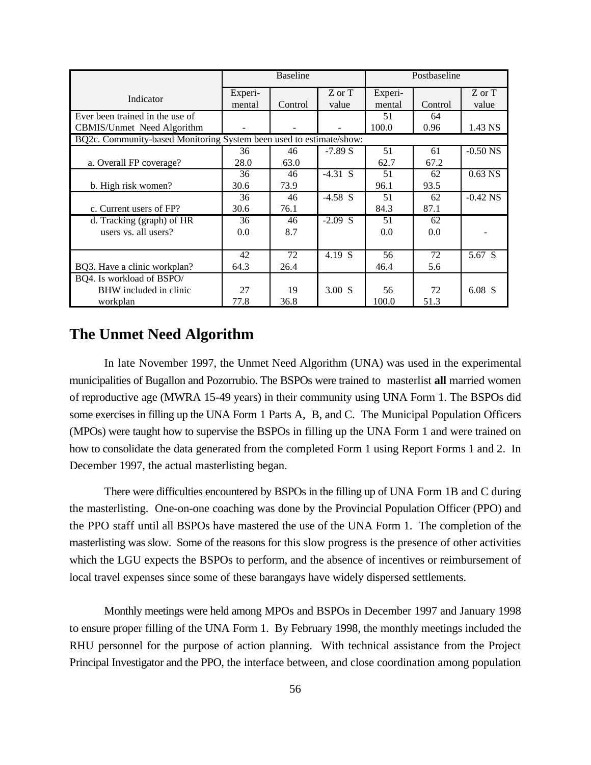| Indicator | Baseline | | | Postbaseline | | |
|---|---|---|---|---|---|---|
| | Experi-mental | Control | Z or T value | Experi-mental | Control | Z or T value |
| Ever been trained in the use of CBMIS/Unmet Need Algorithm | - | - | - | 51<br>100.0 | 64<br>0.96 | 1.43 NS |
| BQ2c. Community-based Monitoring System been used to estimate/show: | | | | | | |
| a. Overall FP coverage? | 36<br>28.0 | 46<br>63.0 | -7.89 S | 51<br>62.7 | 61<br>67.2 | -0.50 NS |
| b. High risk women? | 36<br>30.6 | 46<br>73.9 | -4.31 S | 51<br>96.1 | 62<br>93.5 | 0.63 NS |
| c. Current users of FP? | 36<br>30.6 | 46<br>76.1 | -4.58 S | 51<br>84.3 | 62<br>87.1 | -0.42 NS |
| d. Tracking (graph) of HR users vs. all users? | 36<br>0.0 | 46<br>8.7 | -2.09 S | 51<br>0.0 | 62<br>0.0 | - |
| BQ3. Have a clinic workplan? | 42<br>64.3 | 72<br>26.4 | 4.19 S | 56<br>46.4 | 72<br>5.6 | 5.67 S |
| BQ4. Is workload of BSPO/ BHW included in clinic workplan | 27<br>77.8 | 19<br>36.8 | 3.00 S | 56<br>100.0 | 72<br>51.3 | 6.08 S |

## The Unmet Need Algorithm

In late November 1997, the Unmet Need Algorithm (UNA) was used in the experimental municipalities of Bugallon and Pozorrubio. The BSPOs were trained to masterlist **all** married women of reproductive age (MWRA 15-49 years) in their community using UNA Form 1. The BSPOs did some exercises in filling up the UNA Form 1 Parts A, B, and C. The Municipal Population Officers (MPOs) were taught how to supervise the BSPOs in filling up the UNA Form 1 and were trained on how to consolidate the data generated from the completed Form 1 using Report Forms 1 and 2. In December 1997, the actual masterlisting began.

There were difficulties encountered by BSPOs in the filling up of UNA Form 1B and C during the masterlisting. One-on-one coaching was done by the Provincial Population Officer (PPO) and the PPO staff until all BSPOs have mastered the use of the UNA Form 1. The completion of the masterlisting was slow. Some of the reasons for this slow progress is the presence of other activities which the LGU expects the BSPOs to perform, and the absence of incentives or reimbursement of local travel expenses since some of these barangays have widely dispersed settlements.

Monthly meetings were held among MPOs and BSPOs in December 1997 and January 1998 to ensure proper filling of the UNA Form 1. By February 1998, the monthly meetings included the RHU personnel for the purpose of action planning. With technical assistance from the Project Principal Investigator and the PPO, the interface between, and close coordination among population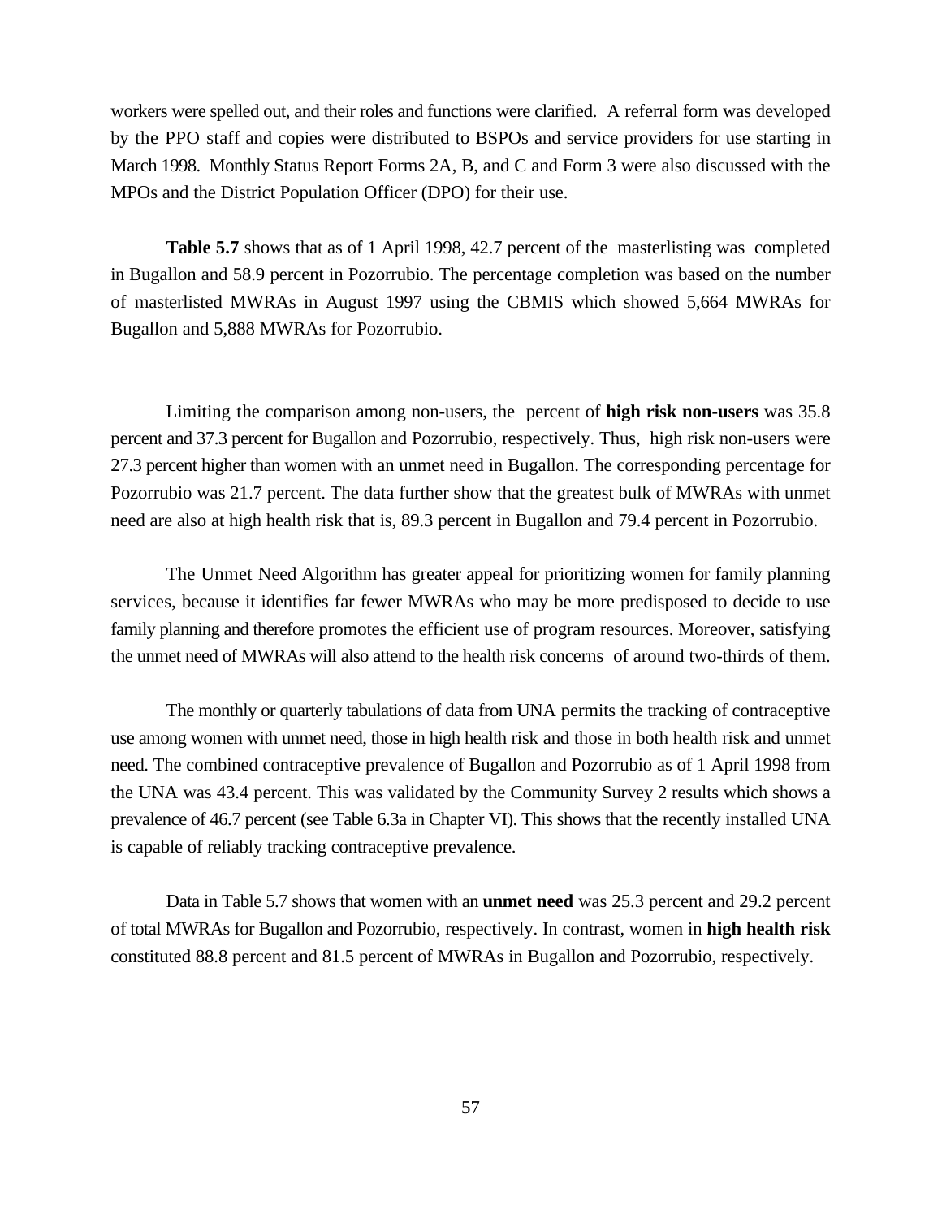workers were spelled out, and their roles and functions were clarified. A referral form was developed by the PPO staff and copies were distributed to BSPOs and service providers for use starting in March 1998. Monthly Status Report Forms 2A, B, and C and Form 3 were also discussed with the MPOs and the District Population Officer (DPO) for their use.

**Table 5.7** shows that as of 1 April 1998, 42.7 percent of the masterlisting was completed in Bugallon and 58.9 percent in Pozorrubio. The percentage completion was based on the number of masterlisted MWRAs in August 1997 using the CBMIS which showed 5,664 MWRAs for Bugallon and 5,888 MWRAs for Pozorrubio.

Limiting the comparison among non-users, the percent of **high risk non-users** was 35.8 percent and 37.3 percent for Bugallon and Pozorrubio, respectively. Thus, high risk non-users were 27.3 percent higher than women with an unmet need in Bugallon. The corresponding percentage for Pozorrubio was 21.7 percent. The data further show that the greatest bulk of MWRAs with unmet need are also at high health risk that is, 89.3 percent in Bugallon and 79.4 percent in Pozorrubio.

The Unmet Need Algorithm has greater appeal for prioritizing women for family planning services, because it identifies far fewer MWRAs who may be more predisposed to decide to use family planning and therefore promotes the efficient use of program resources. Moreover, satisfying the unmet need of MWRAs will also attend to the health risk concerns of around two-thirds of them.

The monthly or quarterly tabulations of data from UNA permits the tracking of contraceptive use among women with unmet need, those in high health risk and those in both health risk and unmet need. The combined contraceptive prevalence of Bugallon and Pozorrubio as of 1 April 1998 from the UNA was 43.4 percent. This was validated by the Community Survey 2 results which shows a prevalence of 46.7 percent (see Table 6.3a in Chapter VI). This shows that the recently installed UNA is capable of reliably tracking contraceptive prevalence.

Data in Table 5.7 shows that women with an **unmet need** was 25.3 percent and 29.2 percent of total MWRAs for Bugallon and Pozorrubio, respectively. In contrast, women in **high health risk** constituted 88.8 percent and 81.5 percent of MWRAs in Bugallon and Pozorrubio, respectively.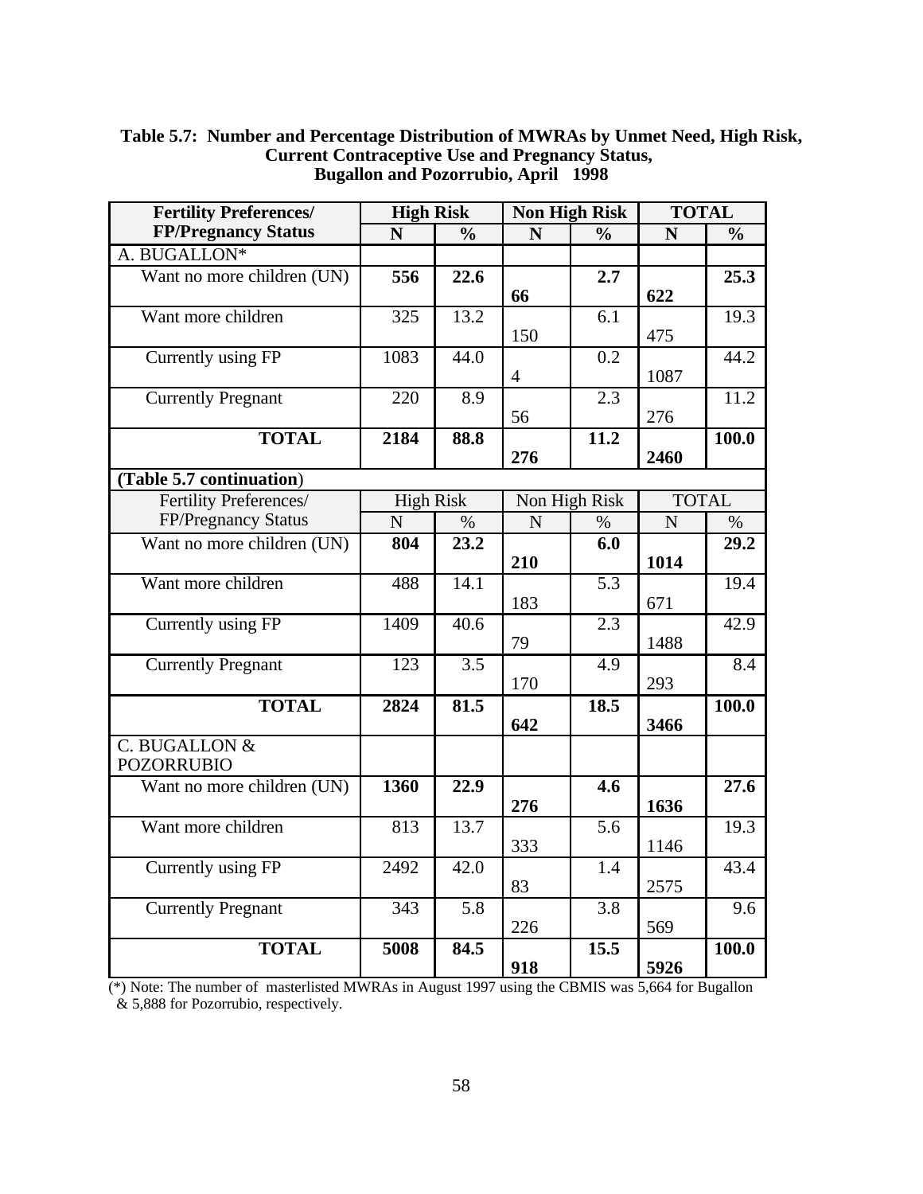**Table 5.7: Number and Percentage Distribution of MWRAs by Unmet Need, High Risk, Current Contraceptive Use and Pregnancy Status, Bugallon and Pozorrubio, April 1998**

| Fertility Preferences/ FP/Pregnancy Status | High Risk | | Non High Risk | | TOTAL | |
|---|---|---|---|---|---|---|
| | N | % | N | % | N | % |
| A. BUGALLON* | | | | | | |
| Want no more children (UN) | **556** | **22.6** | **66** | **2.7** | **622** | **25.3** |
| Want more children | 325 | 13.2 | 150 | 6.1 | 475 | 19.3 |
| Currently using FP | 1083 | 44.0 | 4 | 0.2 | 1087 | 44.2 |
| Currently Pregnant | 220 | 8.9 | 56 | 2.3 | 276 | 11.2 |
| **TOTAL** | **2184** | **88.8** | **276** | **11.2** | **2460** | **100.0** |
| **(Table 5.7 continuation)** | | | | | | |
| Fertility Preferences/ FP/Pregnancy Status | High Risk | | Non High Risk | | TOTAL | |
| | N | % | N | % | N | % |
| Want no more children (UN) | **804** | **23.2** | **210** | **6.0** | **1014** | **29.2** |
| Want more children | 488 | 14.1 | 183 | 5.3 | 671 | 19.4 |
| Currently using FP | 1409 | 40.6 | 79 | 2.3 | 1488 | 42.9 |
| Currently Pregnant | 123 | 3.5 | 170 | 4.9 | 293 | 8.4 |
| **TOTAL** | **2824** | **81.5** | **642** | **18.5** | **3466** | **100.0** |
| C. BUGALLON & POZORRUBIO | | | | | | |
| Want no more children (UN) | **1360** | **22.9** | **276** | **4.6** | **1636** | **27.6** |
| Want more children | 813 | 13.7 | 333 | 5.6 | 1146 | 19.3 |
| Currently using FP | 2492 | 42.0 | 83 | 1.4 | 2575 | 43.4 |
| Currently Pregnant | 343 | 5.8 | 226 | 3.8 | 569 | 9.6 |
| **TOTAL** | **5008** | **84.5** | **918** | **15.5** | **5926** | **100.0** |

(*) Note: The number of masterlisted MWRAs in August 1997 using the CBMIS was 5,664 for Bugallon & 5,888 for Pozorrubio, respectively.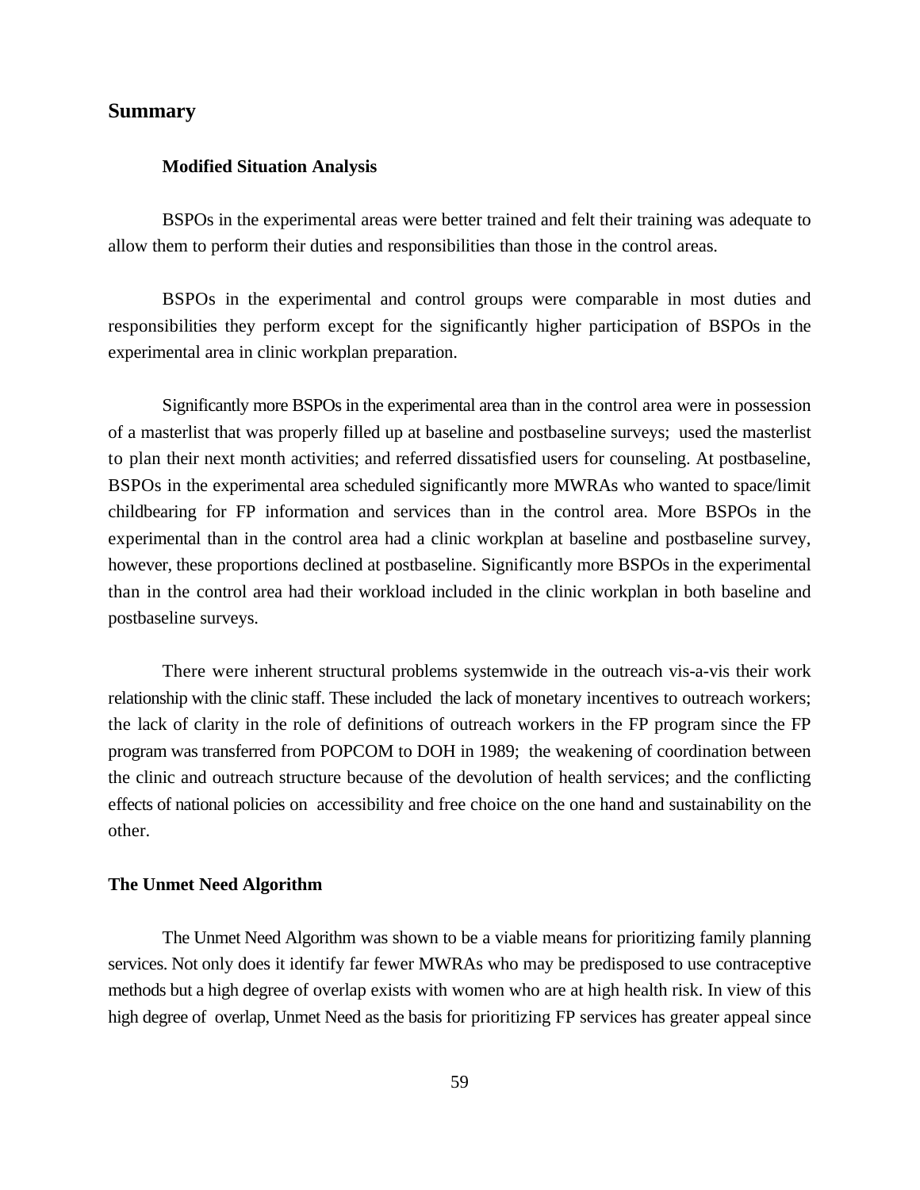## Summary

### Modified Situation Analysis

BSPOs in the experimental areas were better trained and felt their training was adequate to allow them to perform their duties and responsibilities than those in the control areas.

BSPOs in the experimental and control groups were comparable in most duties and responsibilities they perform except for the significantly higher participation of BSPOs in the experimental area in clinic workplan preparation.

Significantly more BSPOs in the experimental area than in the control area were in possession of a masterlist that was properly filled up at baseline and postbaseline surveys; used the masterlist to plan their next month activities; and referred dissatisfied users for counseling. At postbaseline, BSPOs in the experimental area scheduled significantly more MWRAs who wanted to space/limit childbearing for FP information and services than in the control area. More BSPOs in the experimental than in the control area had a clinic workplan at baseline and postbaseline survey, however, these proportions declined at postbaseline. Significantly more BSPOs in the experimental than in the control area had their workload included in the clinic workplan in both baseline and postbaseline surveys.

There were inherent structural problems systemwide in the outreach vis-a-vis their work relationship with the clinic staff. These included the lack of monetary incentives to outreach workers; the lack of clarity in the role of definitions of outreach workers in the FP program since the FP program was transferred from POPCOM to DOH in 1989; the weakening of coordination between the clinic and outreach structure because of the devolution of health services; and the conflicting effects of national policies on accessibility and free choice on the one hand and sustainability on the other.

### The Unmet Need Algorithm

The Unmet Need Algorithm was shown to be a viable means for prioritizing family planning services. Not only does it identify far fewer MWRAs who may be predisposed to use contraceptive methods but a high degree of overlap exists with women who are at high health risk. In view of this high degree of overlap, Unmet Need as the basis for prioritizing FP services has greater appeal since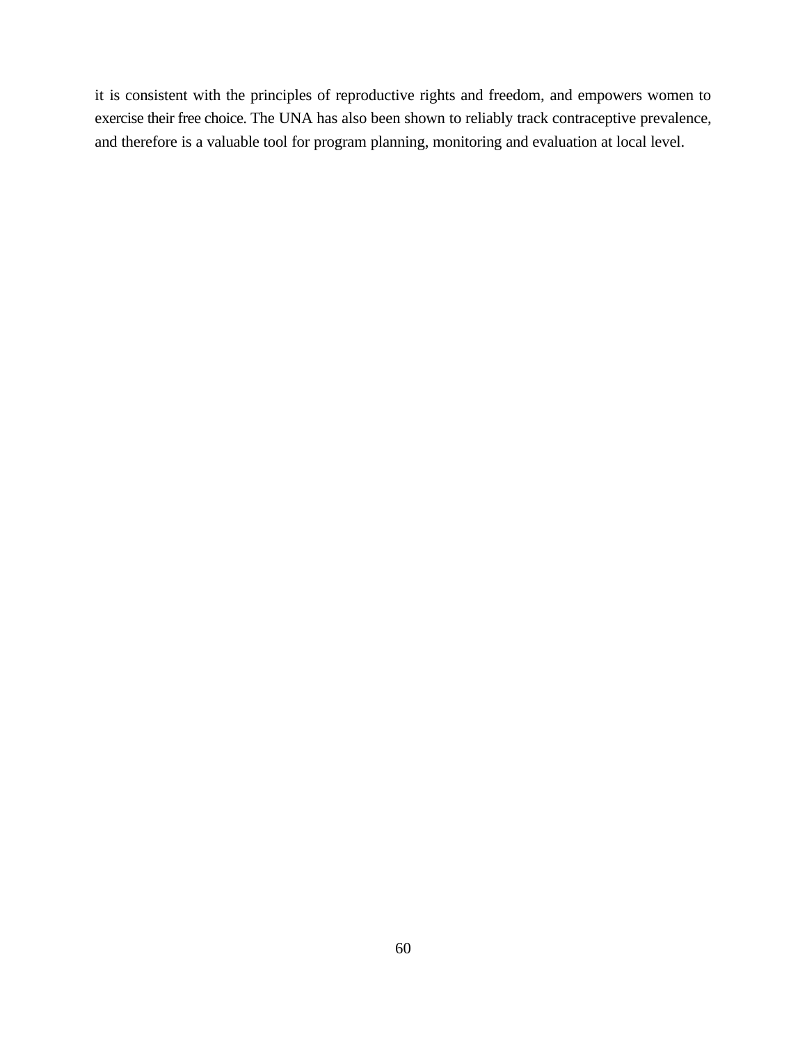it is consistent with the principles of reproductive rights and freedom, and empowers women to exercise their free choice. The UNA has also been shown to reliably track contraceptive prevalence, and therefore is a valuable tool for program planning, monitoring and evaluation at local level.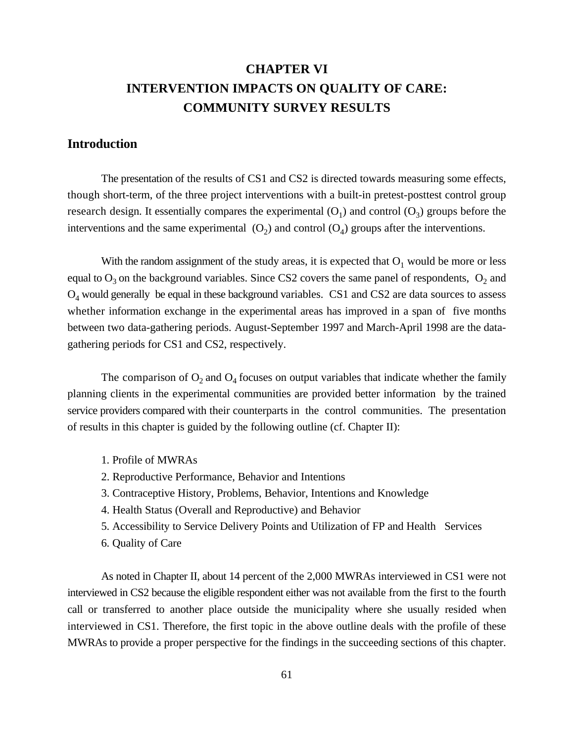# CHAPTER VI
# INTERVENTION IMPACTS ON QUALITY OF CARE: COMMUNITY SURVEY RESULTS

## Introduction

The presentation of the results of CS1 and CS2 is directed towards measuring some effects, though short-term, of the three project interventions with a built-in pretest-posttest control group research design. It essentially compares the experimental ($O_1$) and control ($O_3$) groups before the interventions and the same experimental ($O_2$) and control ($O_4$) groups after the interventions.

With the random assignment of the study areas, it is expected that $O_1$ would be more or less equal to $O_3$ on the background variables. Since CS2 covers the same panel of respondents, $O_2$ and $O_4$ would generally be equal in these background variables. CS1 and CS2 are data sources to assess whether information exchange in the experimental areas has improved in a span of five months between two data-gathering periods. August-September 1997 and March-April 1998 are the data-gathering periods for CS1 and CS2, respectively.

The comparison of $O_2$ and $O_4$ focuses on output variables that indicate whether the family planning clients in the experimental communities are provided better information by the trained service providers compared with their counterparts in the control communities. The presentation of results in this chapter is guided by the following outline (cf. Chapter II):

1. Profile of MWRAs
2. Reproductive Performance, Behavior and Intentions
3. Contraceptive History, Problems, Behavior, Intentions and Knowledge
4. Health Status (Overall and Reproductive) and Behavior
5. Accessibility to Service Delivery Points and Utilization of FP and Health Services
6. Quality of Care

As noted in Chapter II, about 14 percent of the 2,000 MWRAs interviewed in CS1 were not interviewed in CS2 because the eligible respondent either was not available from the first to the fourth call or transferred to another place outside the municipality where she usually resided when interviewed in CS1. Therefore, the first topic in the above outline deals with the profile of these MWRAs to provide a proper perspective for the findings in the succeeding sections of this chapter.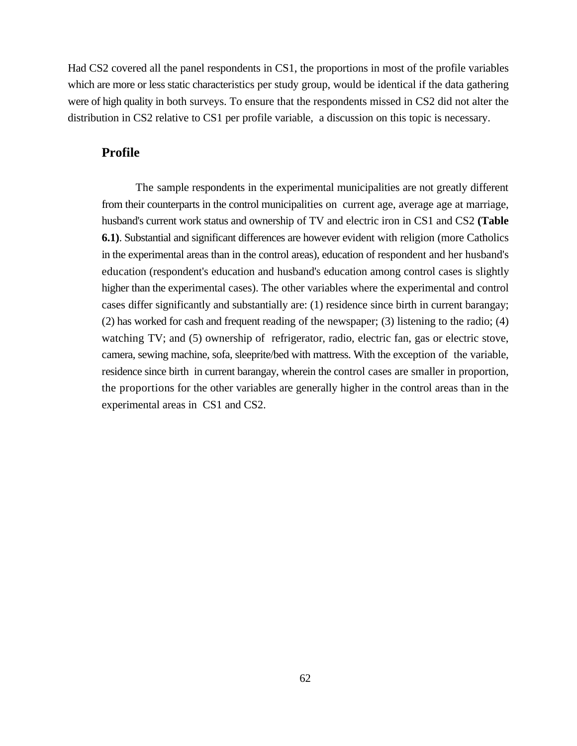Had CS2 covered all the panel respondents in CS1, the proportions in most of the profile variables which are more or less static characteristics per study group, would be identical if the data gathering were of high quality in both surveys. To ensure that the respondents missed in CS2 did not alter the distribution in CS2 relative to CS1 per profile variable, a discussion on this topic is necessary.

## Profile

The sample respondents in the experimental municipalities are not greatly different from their counterparts in the control municipalities on current age, average age at marriage, husband's current work status and ownership of TV and electric iron in CS1 and CS2 **(Table 6.1)**. Substantial and significant differences are however evident with religion (more Catholics in the experimental areas than in the control areas), education of respondent and her husband's education (respondent's education and husband's education among control cases is slightly higher than the experimental cases). The other variables where the experimental and control cases differ significantly and substantially are: (1) residence since birth in current barangay; (2) has worked for cash and frequent reading of the newspaper; (3) listening to the radio; (4) watching TV; and (5) ownership of refrigerator, radio, electric fan, gas or electric stove, camera, sewing machine, sofa, sleeprite/bed with mattress. With the exception of the variable, residence since birth in current barangay, wherein the control cases are smaller in proportion, the proportions for the other variables are generally higher in the control areas than in the experimental areas in CS1 and CS2.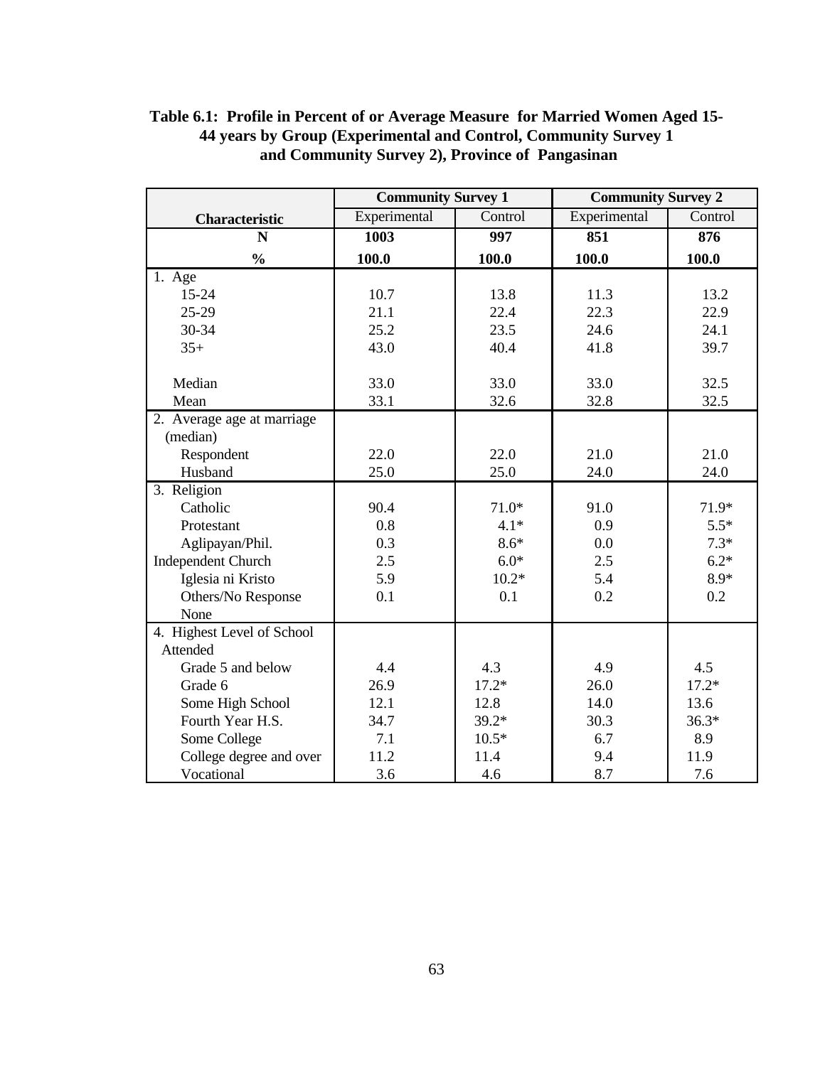**Table 6.1: Profile in Percent of or Average Measure for Married Women Aged 15-44 years by Group (Experimental and Control, Community Survey 1 and Community Survey 2), Province of Pangasinan**

| Characteristic | Community Survey 1 | | Community Survey 2 | |
|---|---|---|---|---|
| | Experimental | Control | Experimental | Control |
| **N** | **1003** | **997** | **851** | **876** |
| **%** | **100.0** | **100.0** | **100.0** | **100.0** |
| 1. Age | | | | |
| 15-24 | 10.7 | 13.8 | 11.3 | 13.2 |
| 25-29 | 21.1 | 22.4 | 22.3 | 22.9 |
| 30-34 | 25.2 | 23.5 | 24.6 | 24.1 |
| 35+ | 43.0 | 40.4 | 41.8 | 39.7 |
| Median | 33.0 | 33.0 | 33.0 | 32.5 |
| Mean | 33.1 | 32.6 | 32.8 | 32.5 |
| 2. Average age at marriage (median) | | | | |
| Respondent | 22.0 | 22.0 | 21.0 | 21.0 |
| Husband | 25.0 | 25.0 | 24.0 | 24.0 |
| 3. Religion | | | | |
| Catholic | 90.4 | 71.0* | 91.0 | 71.9* |
| Protestant | 0.8 | 4.1* | 0.9 | 5.5* |
| Aglipayan/Phil. | 0.3 | 8.6* | 0.0 | 7.3* |
| Independent Church | 2.5 | 6.0* | 2.5 | 6.2* |
| Iglesia ni Kristo | 5.9 | 10.2* | 5.4 | 8.9* |
| Others/No Response | 0.1 | 0.1 | 0.2 | 0.2 |
| None | | | | |
| 4. Highest Level of School Attended | | | | |
| Grade 5 and below | 4.4 | 4.3 | 4.9 | 4.5 |
| Grade 6 | 26.9 | 17.2* | 26.0 | 17.2* |
| Some High School | 12.1 | 12.8 | 14.0 | 13.6 |
| Fourth Year H.S. | 34.7 | 39.2* | 30.3 | 36.3* |
| Some College | 7.1 | 10.5* | 6.7 | 8.9 |
| College degree and over | 11.2 | 11.4 | 9.4 | 11.9 |
| Vocational | 3.6 | 4.6 | 8.7 | 7.6 |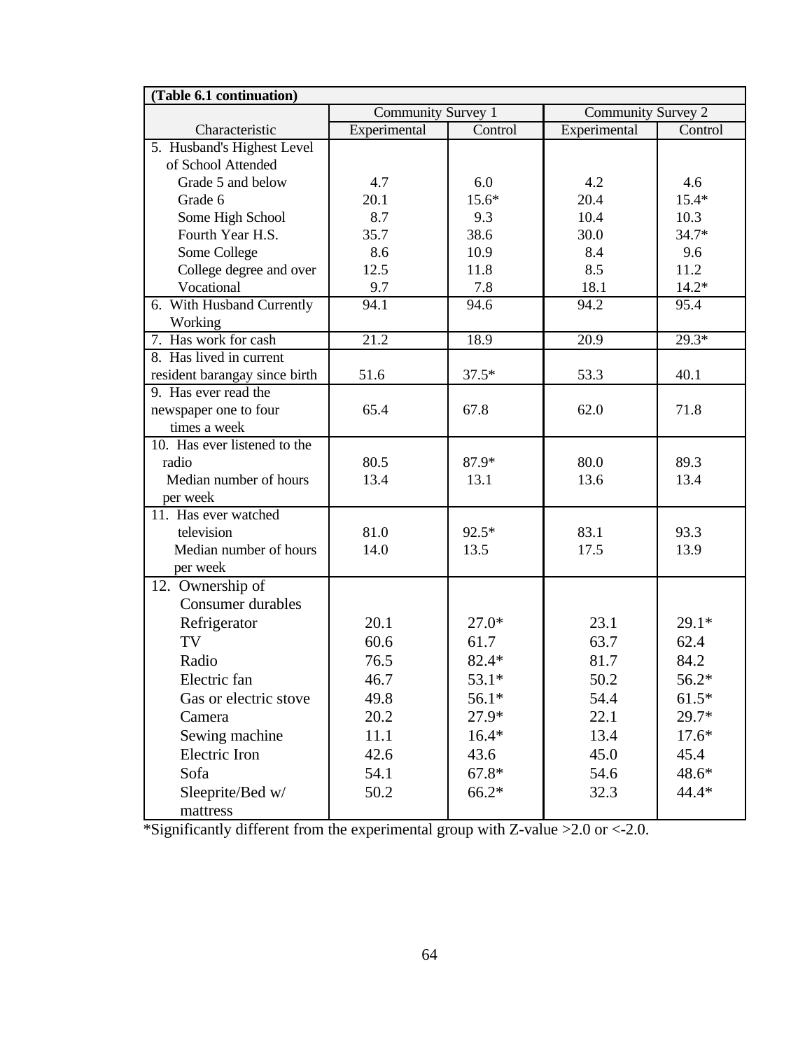**(Table 6.1 continuation)**

| Characteristic | Community Survey 1 | | Community Survey 2 | |
|---|---|---|---|---|
| | Experimental | Control | Experimental | Control |
| 5. Husband's Highest Level of School Attended | | | | |
| Grade 5 and below | 4.7 | 6.0 | 4.2 | 4.6 |
| Grade 6 | 20.1 | 15.6* | 20.4 | 15.4* |
| Some High School | 8.7 | 9.3 | 10.4 | 10.3 |
| Fourth Year H.S. | 35.7 | 38.6 | 30.0 | 34.7* |
| Some College | 8.6 | 10.9 | 8.4 | 9.6 |
| College degree and over | 12.5 | 11.8 | 8.5 | 11.2 |
| Vocational | 9.7 | 7.8 | 18.1 | 14.2* |
| 6. With Husband Currently Working | 94.1 | 94.6 | 94.2 | 95.4 |
| 7. Has work for cash | 21.2 | 18.9 | 20.9 | 29.3* |
| 8. Has lived in current resident barangay since birth | 51.6 | 37.5* | 53.3 | 40.1 |
| 9. Has ever read the newspaper one to four times a week | 65.4 | 67.8 | 62.0 | 71.8 |
| 10. Has ever listened to the radio | 80.5 | 87.9* | 80.0 | 89.3 |
| Median number of hours per week | 13.4 | 13.1 | 13.6 | 13.4 |
| 11. Has ever watched television | 81.0 | 92.5* | 83.1 | 93.3 |
| Median number of hours per week | 14.0 | 13.5 | 17.5 | 13.9 |
| 12. Ownership of Consumer durables | | | | |
| Refrigerator | 20.1 | 27.0* | 23.1 | 29.1* |
| TV | 60.6 | 61.7 | 63.7 | 62.4 |
| Radio | 76.5 | 82.4* | 81.7 | 84.2 |
| Electric fan | 46.7 | 53.1* | 50.2 | 56.2* |
| Gas or electric stove | 49.8 | 56.1* | 54.4 | 61.5* |
| Camera | 20.2 | 27.9* | 22.1 | 29.7* |
| Sewing machine | 11.1 | 16.4* | 13.4 | 17.6* |
| Electric Iron | 42.6 | 43.6 | 45.0 | 45.4 |
| Sofa | 54.1 | 67.8* | 54.6 | 48.6* |
| Sleeprite/Bed w/ mattress | 50.2 | 66.2* | 32.3 | 44.4* |

*Significantly different from the experimental group with Z-value >2.0 or <-2.0.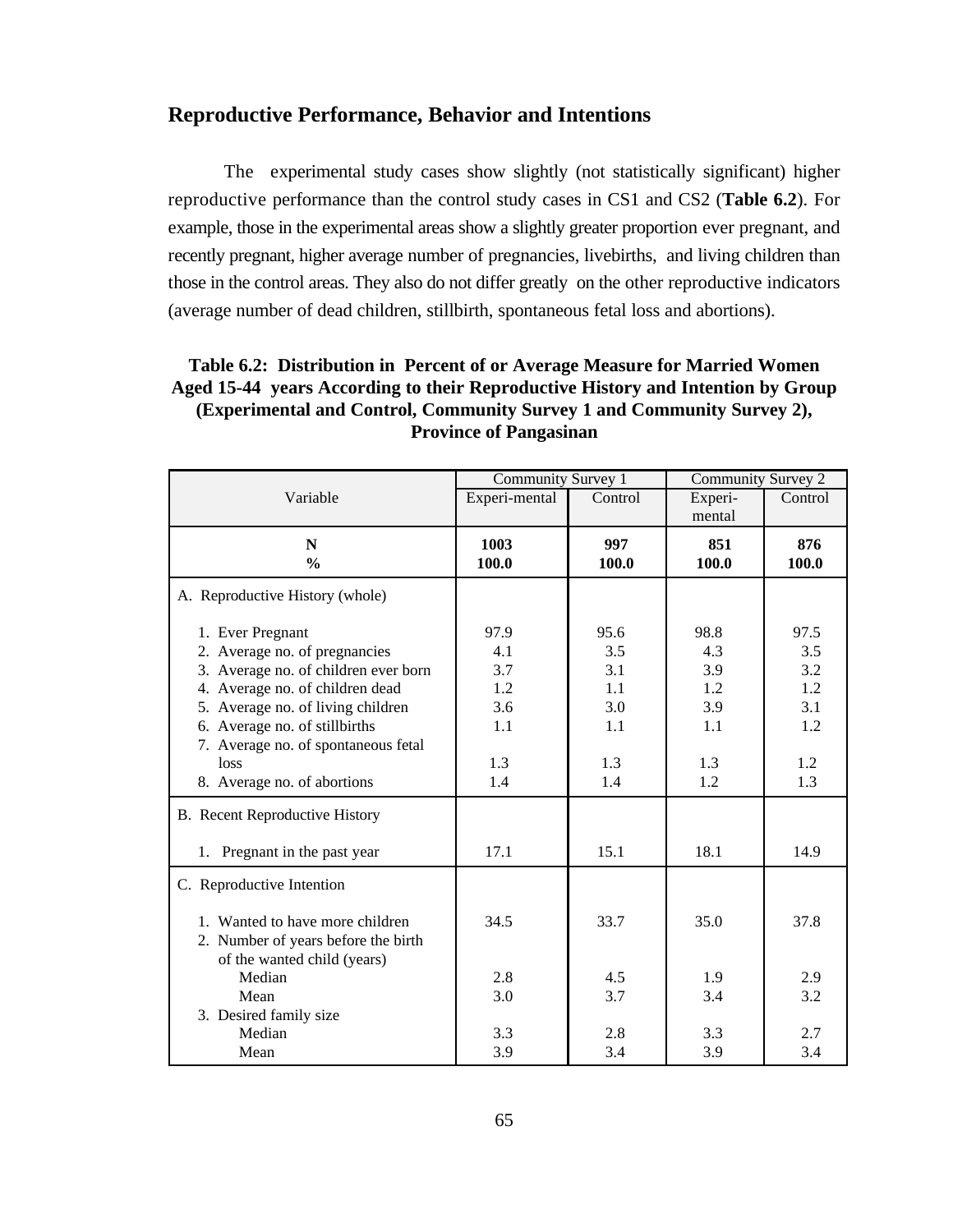## Reproductive Performance, Behavior and Intentions

The experimental study cases show slightly (not statistically significant) higher reproductive performance than the control study cases in CS1 and CS2 (**Table 6.2**). For example, those in the experimental areas show a slightly greater proportion ever pregnant, and recently pregnant, higher average number of pregnancies, livebirths, and living children than those in the control areas. They also do not differ greatly on the other reproductive indicators (average number of dead children, stillbirth, spontaneous fetal loss and abortions).

**Table 6.2: Distribution in Percent of or Average Measure for Married Women Aged 15-44 years According to their Reproductive History and Intention by Group (Experimental and Control, Community Survey 1 and Community Survey 2), Province of Pangasinan**

| Variable | Community Survey 1 | | Community Survey 2 | |
|---|---|---|---|---|
| | Experi-mental | Control | Experi-mental | Control |
| **N** | **1003** | **997** | **851** | **876** |
| **%** | **100.0** | **100.0** | **100.0** | **100.0** |
| A. Reproductive History (whole) | | | | |
| 1. Ever Pregnant | 97.9 | 95.6 | 98.8 | 97.5 |
| 2. Average no. of pregnancies | 4.1 | 3.5 | 4.3 | 3.5 |
| 3. Average no. of children ever born | 3.7 | 3.1 | 3.9 | 3.2 |
| 4. Average no. of children dead | 1.2 | 1.1 | 1.2 | 1.2 |
| 5. Average no. of living children | 3.6 | 3.0 | 3.9 | 3.1 |
| 6. Average no. of stillbirths | 1.1 | 1.1 | 1.1 | 1.2 |
| 7. Average no. of spontaneous fetal loss | 1.3 | 1.3 | 1.3 | 1.2 |
| 8. Average no. of abortions | 1.4 | 1.4 | 1.2 | 1.3 |
| B. Recent Reproductive History | | | | |
| 1. Pregnant in the past year | 17.1 | 15.1 | 18.1 | 14.9 |
| C. Reproductive Intention | | | | |
| 1. Wanted to have more children | 34.5 | 33.7 | 35.0 | 37.8 |
| 2. Number of years before the birth of the wanted child (years) | | | | |
| Median | 2.8 | 4.5 | 1.9 | 2.9 |
| Mean | 3.0 | 3.7 | 3.4 | 3.2 |
| 3. Desired family size | | | | |
| Median | 3.3 | 2.8 | 3.3 | 2.7 |
| Mean | 3.9 | 3.4 | 3.9 | 3.4 |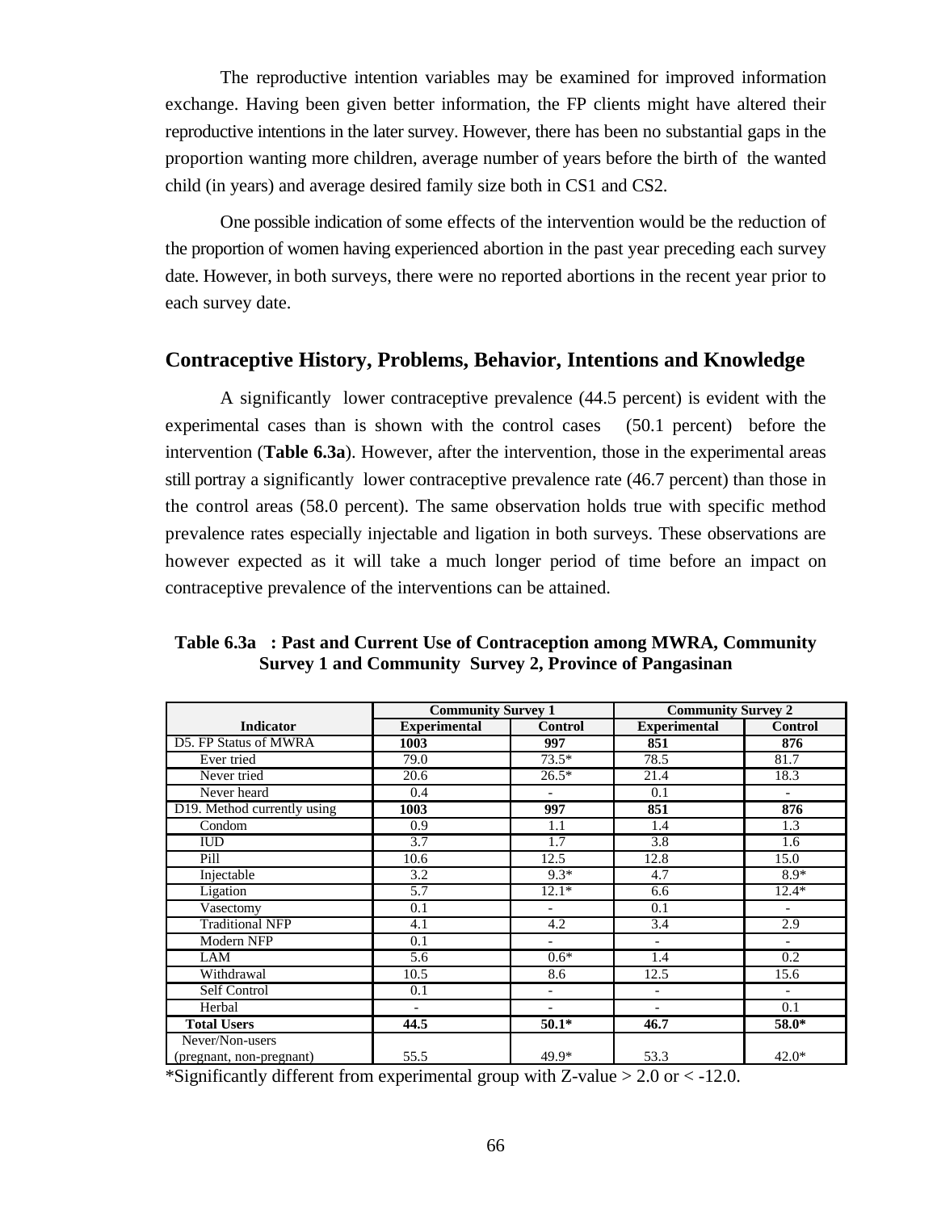The reproductive intention variables may be examined for improved information exchange. Having been given better information, the FP clients might have altered their reproductive intentions in the later survey. However, there has been no substantial gaps in the proportion wanting more children, average number of years before the birth of the wanted child (in years) and average desired family size both in CS1 and CS2.

One possible indication of some effects of the intervention would be the reduction of the proportion of women having experienced abortion in the past year preceding each survey date. However, in both surveys, there were no reported abortions in the recent year prior to each survey date.

## Contraceptive History, Problems, Behavior, Intentions and Knowledge

A significantly lower contraceptive prevalence (44.5 percent) is evident with the experimental cases than is shown with the control cases (50.1 percent) before the intervention (**Table 6.3a**). However, after the intervention, those in the experimental areas still portray a significantly lower contraceptive prevalence rate (46.7 percent) than those in the control areas (58.0 percent). The same observation holds true with specific method prevalence rates especially injectable and ligation in both surveys. These observations are however expected as it will take a much longer period of time before an impact on contraceptive prevalence of the interventions can be attained.

**Table 6.3a : Past and Current Use of Contraception among MWRA, Community Survey 1 and Community Survey 2, Province of Pangasinan**

| | Community Survey 1 | | Community Survey 2 | |
|---|---|---|---|---|
| **Indicator** | **Experimental** | **Control** | **Experimental** | **Control** |
| D5. FP Status of MWRA | **1003** | **997** | **851** | **876** |
| Ever tried | 79.0 | 73.5* | 78.5 | 81.7 |
| Never tried | 20.6 | 26.5* | 21.4 | 18.3 |
| Never heard | 0.4 | - | 0.1 | - |
| D19. Method currently using | **1003** | **997** | **851** | **876** |
| Condom | 0.9 | 1.1 | 1.4 | 1.3 |
| IUD | 3.7 | 1.7 | 3.8 | 1.6 |
| Pill | 10.6 | 12.5 | 12.8 | 15.0 |
| Injectable | 3.2 | 9.3* | 4.7 | 8.9* |
| Ligation | 5.7 | 12.1* | 6.6 | 12.4* |
| Vasectomy | 0.1 | - | 0.1 | - |
| Traditional NFP | 4.1 | 4.2 | 3.4 | 2.9 |
| Modern NFP | 0.1 | - | - | - |
| LAM | 5.6 | 0.6* | 1.4 | 0.2 |
| Withdrawal | 10.5 | 8.6 | 12.5 | 15.6 |
| Self Control | 0.1 | - | - | - |
| Herbal | - | - | - | 0.1 |
| **Total Users** | **44.5** | **50.1*** | **46.7** | **58.0*** |
| Never/Non-users (pregnant, non-pregnant) | 55.5 | 49.9* | 53.3 | 42.0* |

*Significantly different from experimental group with Z-value > 2.0 or < -12.0.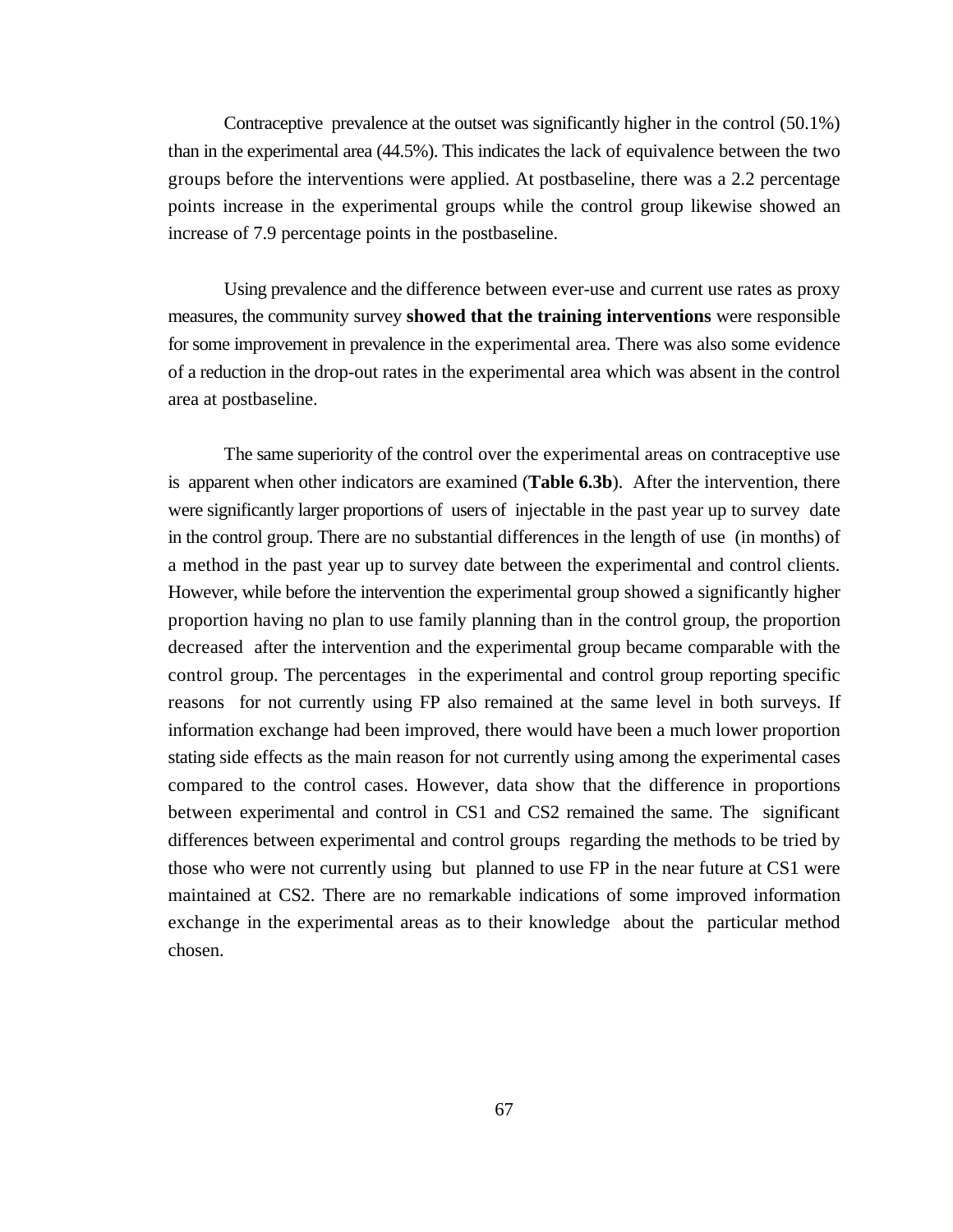Contraceptive prevalence at the outset was significantly higher in the control (50.1%) than in the experimental area (44.5%). This indicates the lack of equivalence between the two groups before the interventions were applied. At postbaseline, there was a 2.2 percentage points increase in the experimental groups while the control group likewise showed an increase of 7.9 percentage points in the postbaseline.

Using prevalence and the difference between ever-use and current use rates as proxy measures, the community survey **showed that the training interventions** were responsible for some improvement in prevalence in the experimental area. There was also some evidence of a reduction in the drop-out rates in the experimental area which was absent in the control area at postbaseline.

The same superiority of the control over the experimental areas on contraceptive use is apparent when other indicators are examined (**Table 6.3b**). After the intervention, there were significantly larger proportions of users of injectable in the past year up to survey date in the control group. There are no substantial differences in the length of use (in months) of a method in the past year up to survey date between the experimental and control clients. However, while before the intervention the experimental group showed a significantly higher proportion having no plan to use family planning than in the control group, the proportion decreased after the intervention and the experimental group became comparable with the control group. The percentages in the experimental and control group reporting specific reasons for not currently using FP also remained at the same level in both surveys. If information exchange had been improved, there would have been a much lower proportion stating side effects as the main reason for not currently using among the experimental cases compared to the control cases. However, data show that the difference in proportions between experimental and control in CS1 and CS2 remained the same. The significant differences between experimental and control groups regarding the methods to be tried by those who were not currently using but planned to use FP in the near future at CS1 were maintained at CS2. There are no remarkable indications of some improved information exchange in the experimental areas as to their knowledge about the particular method chosen.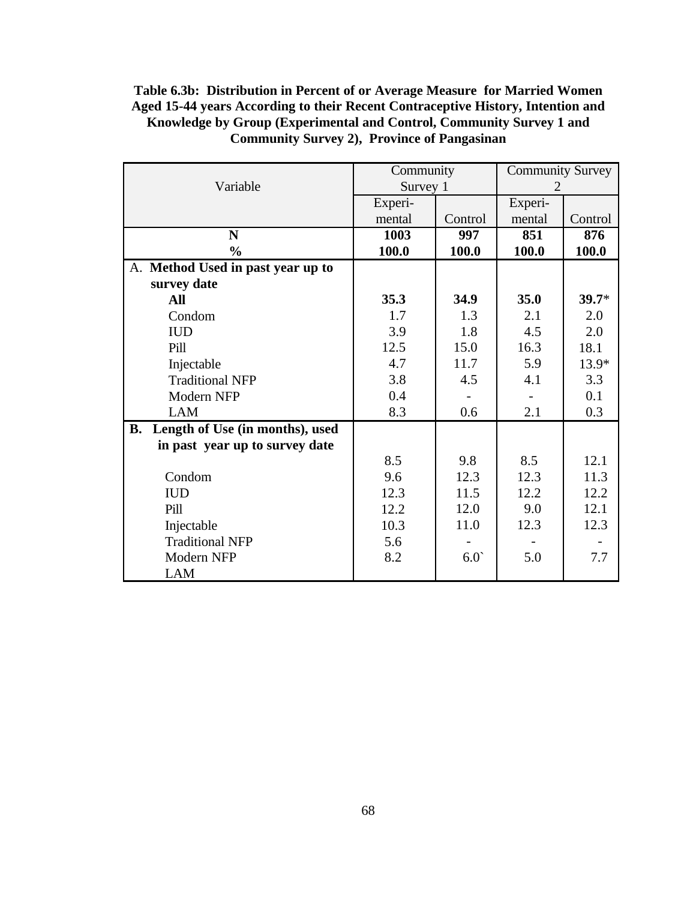**Table 6.3b: Distribution in Percent of or Average Measure for Married Women Aged 15-44 years According to their Recent Contraceptive History, Intention and Knowledge by Group (Experimental and Control, Community Survey 1 and Community Survey 2), Province of Pangasinan**

| Variable | Community Survey 1 | | Community Survey 2 | |
|---|---|---|---|---|
| | Experi-mental | Control | Experi-mental | Control |
| **N** | **1003** | **997** | **851** | **876** |
| **%** | **100.0** | **100.0** | **100.0** | **100.0** |
| A. **Method Used in past year up to survey date** | | | | |
| **All** | **35.3** | **34.9** | **35.0** | **39.7***|
| Condom | 1.7 | 1.3 | 2.1 | 2.0 |
| IUD | 3.9 | 1.8 | 4.5 | 2.0 |
| Pill | 12.5 | 15.0 | 16.3 | 18.1 |
| Injectable | 4.7 | 11.7 | 5.9 | 13.9* |
| Traditional NFP | 3.8 | 4.5 | 4.1 | 3.3 |
| Modern NFP | 0.4 | - | - | 0.1 |
| LAM | 8.3 | 0.6 | 2.1 | 0.3 |
| **B. Length of Use (in months), used in past year up to survey date** | | | | |
| | 8.5 | 9.8 | 8.5 | 12.1 |
| Condom | 9.6 | 12.3 | 12.3 | 11.3 |
| IUD | 12.3 | 11.5 | 12.2 | 12.2 |
| Pill | 12.2 | 12.0 | 9.0 | 12.1 |
| Injectable | 10.3 | 11.0 | 12.3 | 12.3 |
| Traditional NFP | 5.6 | - | - | - |
| Modern NFP | 8.2 | 6.0` | 5.0 | 7.7 |
| LAM | | | | |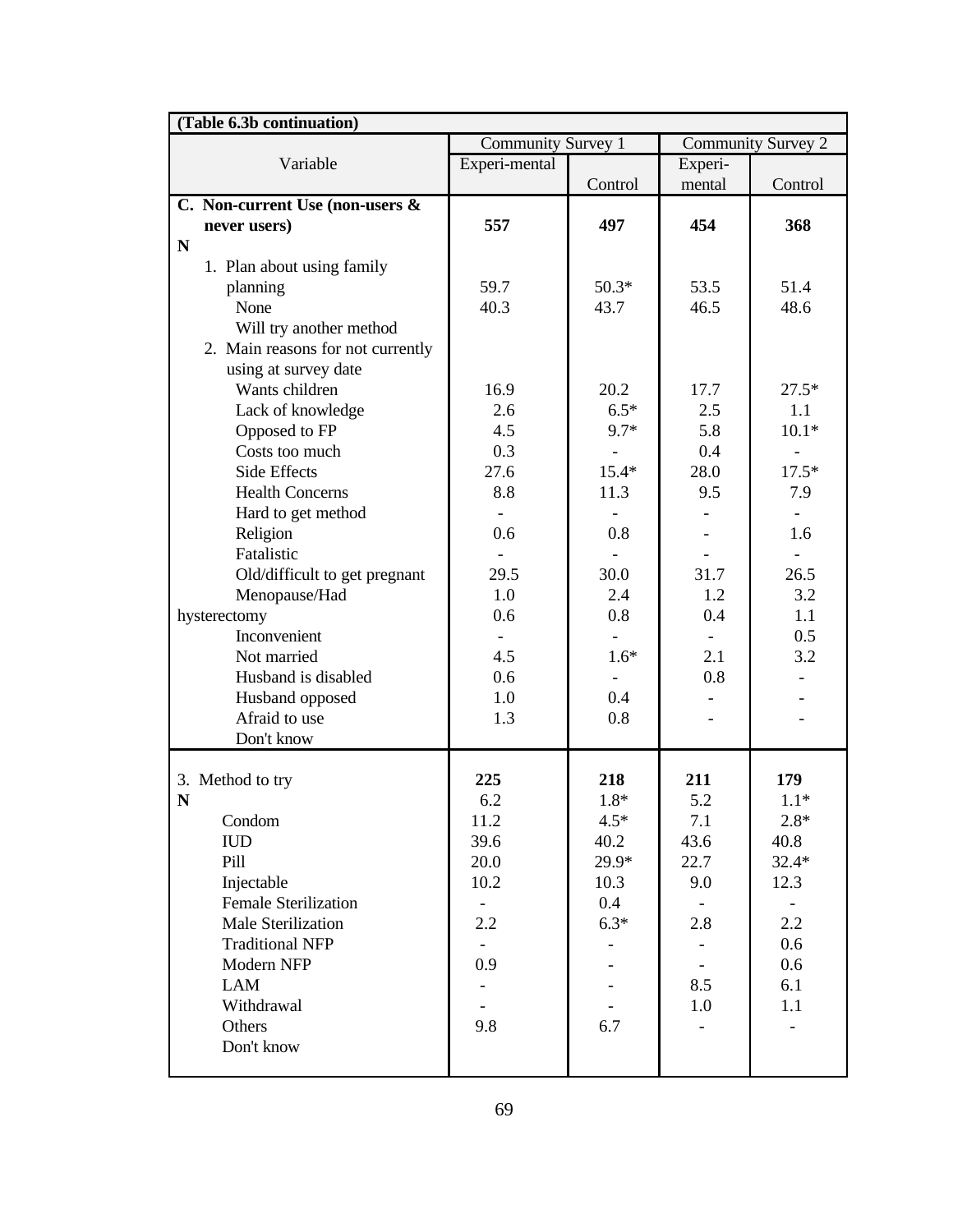| (Table 6.3b continuation) | | | | |
|---|---|---|---|---|
| Variable | Community Survey 1 | | Community Survey 2 | |
| | Experi-mental | Control | Experi-mental | Control |
| **C. Non-current Use (non-users & never users)** | | | | |
| **N** | **557** | **497** | **454** | **368** |
| 1. Plan about using family planning | | | | |
| None | 59.7 | 50.3* | 53.5 | 51.4 |
| Will try another method | 40.3 | 43.7 | 46.5 | 48.6 |
| 2. Main reasons for not currently using at survey date | | | | |
| Wants children | 16.9 | 20.2 | 17.7 | 27.5* |
| Lack of knowledge | 2.6 | 6.5* | 2.5 | 1.1 |
| Opposed to FP | 4.5 | 9.7* | 5.8 | 10.1* |
| Costs too much | 0.3 | - | 0.4 | - |
| Side Effects | 27.6 | 15.4* | 28.0 | 17.5* |
| Health Concerns | 8.8 | 11.3 | 9.5 | 7.9 |
| Hard to get method | - | - | - | - |
| Religion | 0.6 | 0.8 | - | 1.6 |
| Fatalistic | - | - | - | - |
| Old/difficult to get pregnant | 29.5 | 30.0 | 31.7 | 26.5 |
| Menopause/Had hysterectomy | 1.0 | 2.4 | 1.2 | 3.2 |
| Inconvenient | 0.6 | 0.8 | 0.4 | 1.1 |
| Not married | - | - | - | 0.5 |
| Husband is disabled | 4.5 | 1.6* | 2.1 | 3.2 |
| Husband opposed | 0.6 | - | 0.8 | - |
| Afraid to use | 1.0 | 0.4 | - | - |
| Don't know | 1.3 | 0.8 | - | - |
| 3. Method to try | | | | |
| **N** | **225** | **218** | **211** | **179** |
| Condom | 6.2 | 1.8* | 5.2 | 1.1* |
| IUD | 11.2 | 4.5* | 7.1 | 2.8* |
| Pill | 39.6 | 40.2 | 43.6 | 40.8 |
| Injectable | 20.0 | 29.9* | 22.7 | 32.4* |
| Female Sterilization | 10.2 | 10.3 | 9.0 | 12.3 |
| Male Sterilization | - | 0.4 | - | - |
| Traditional NFP | 2.2 | 6.3* | 2.8 | 2.2 |
| Modern NFP | - | - | - | 0.6 |
| LAM | 0.9 | - | - | 0.6 |
| Withdrawal | - | - | 8.5 | 6.1 |
| Others | - | - | 1.0 | 1.1 |
| Don't know | 9.8 | 6.7 | - | - |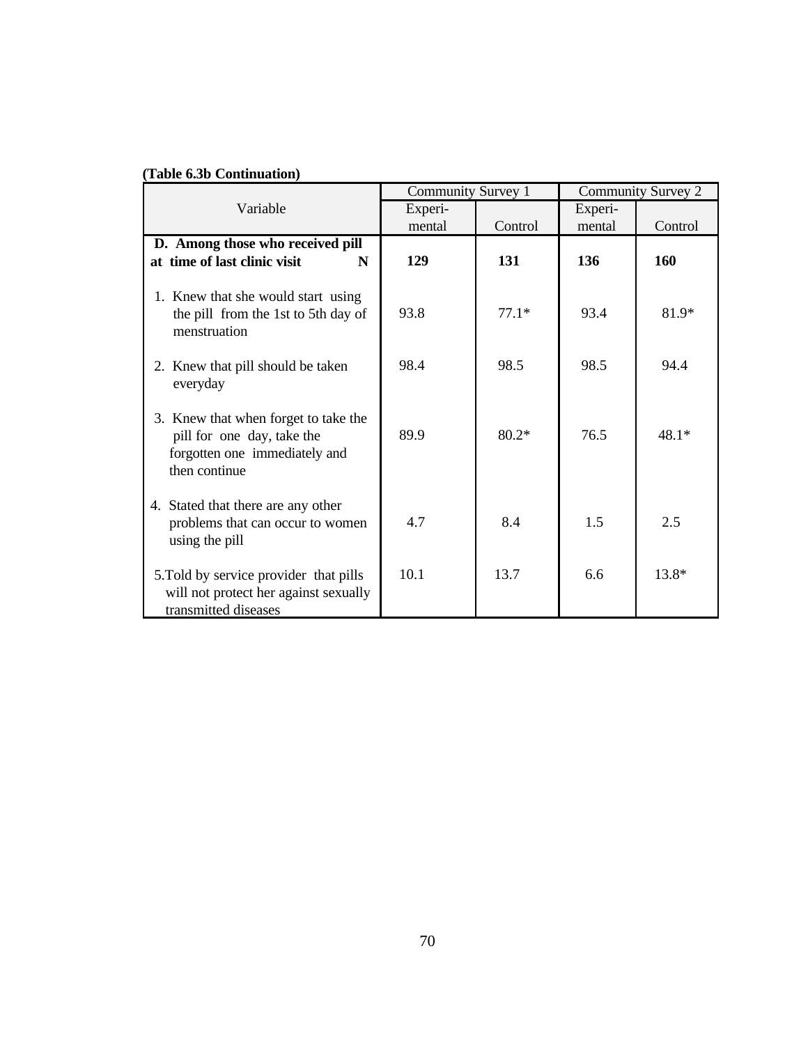**(Table 6.3b Continuation)**

| Variable | Community Survey 1 | | Community Survey 2 | |
|---|---|---|---|---|
| | Experi-mental | Control | Experi-mental | Control |
| **D. Among those who received pill at time of last clinic visit N** | **129** | **131** | **136** | **160** |
| 1. Knew that she would start using the pill from the 1st to 5th day of menstruation | 93.8 | 77.1* | 93.4 | 81.9* |
| 2. Knew that pill should be taken everyday | 98.4 | 98.5 | 98.5 | 94.4 |
| 3. Knew that when forget to take the pill for one day, take the forgotten one immediately and then continue | 89.9 | 80.2* | 76.5 | 48.1* |
| 4. Stated that there are any other problems that can occur to women using the pill | 4.7 | 8.4 | 1.5 | 2.5 |
| 5.Told by service provider that pills will not protect her against sexually transmitted diseases | 10.1 | 13.7 | 6.6 | 13.8* |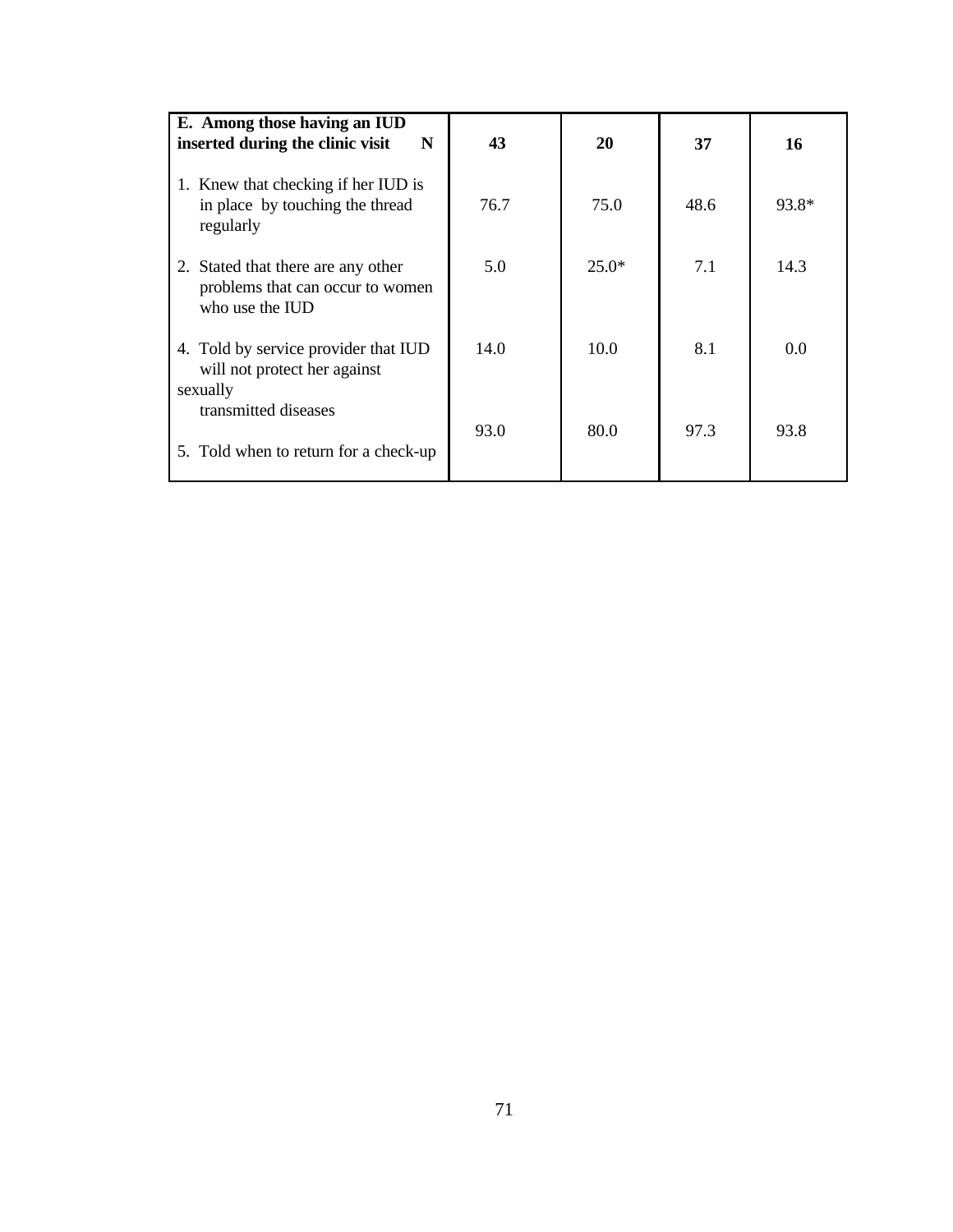| E. Among those having an IUD inserted during the clinic visit N | 43 | 20 | 37 | 16 |
|---|---|---|---|---|
| 1. Knew that checking if her IUD is in place by touching the thread regularly | 76.7 | 75.0 | 48.6 | 93.8* |
| 2. Stated that there are any other problems that can occur to women who use the IUD | 5.0 | 25.0* | 7.1 | 14.3 |
| 4. Told by service provider that IUD will not protect her against sexually transmitted diseases | 14.0 | 10.0 | 8.1 | 0.0 |
| 5. Told when to return for a check-up | 93.0 | 80.0 | 97.3 | 93.8 |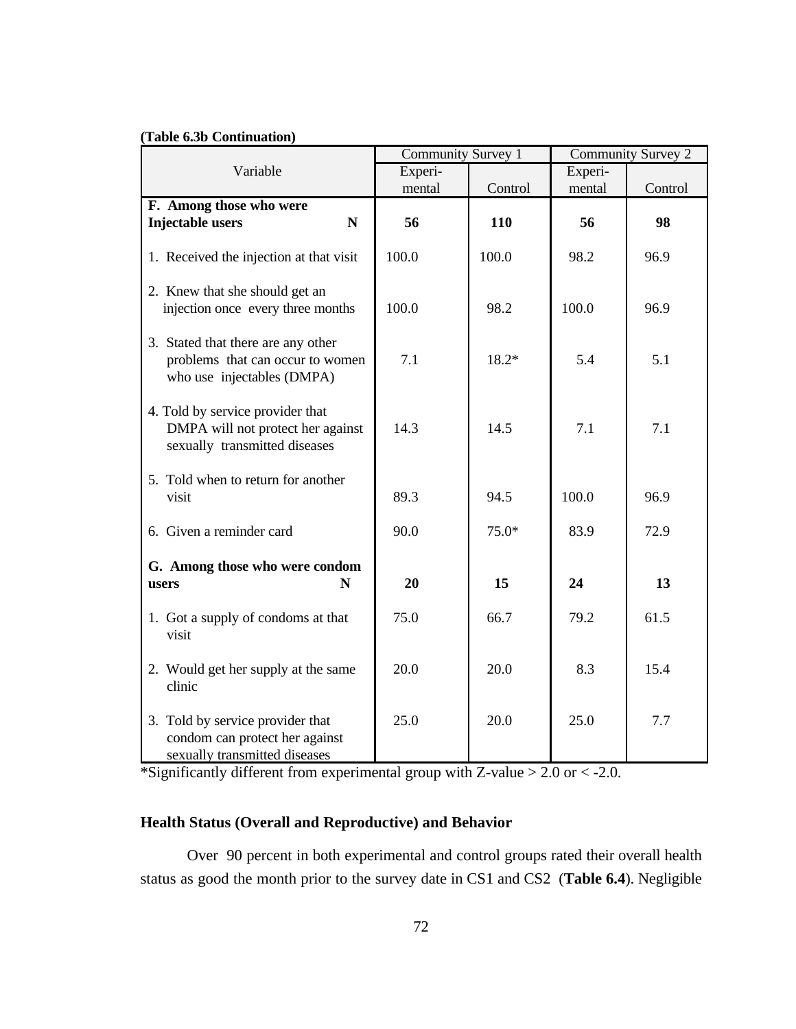**(Table 6.3b Continuation)**

| Variable | Community Survey 1 | | Community Survey 2 | |
|---|---|---|---|---|
| | Experi-mental | Control | Experi-mental | Control |
| **F. Among those who were Injectable users N** | **56** | **110** | **56** | **98** |
| 1. Received the injection at that visit | 100.0 | 100.0 | 98.2 | 96.9 |
| 2. Knew that she should get an injection once every three months | 100.0 | 98.2 | 100.0 | 96.9 |
| 3. Stated that there are any other problems that can occur to women who use injectables (DMPA) | 7.1 | 18.2* | 5.4 | 5.1 |
| 4. Told by service provider that DMPA will not protect her against sexually transmitted diseases | 14.3 | 14.5 | 7.1 | 7.1 |
| 5. Told when to return for another visit | 89.3 | 94.5 | 100.0 | 96.9 |
| 6. Given a reminder card | 90.0 | 75.0* | 83.9 | 72.9 |
| **G. Among those who were condom users N** | **20** | **15** | **24** | **13** |
| 1. Got a supply of condoms at that visit | 75.0 | 66.7 | 79.2 | 61.5 |
| 2. Would get her supply at the same clinic | 20.0 | 20.0 | 8.3 | 15.4 |
| 3. Told by service provider that condom can protect her against sexually transmitted diseases | 25.0 | 20.0 | 25.0 | 7.7 |

*Significantly different from experimental group with Z-value > 2.0 or < -2.0.

## Health Status (Overall and Reproductive) and Behavior

Over 90 percent in both experimental and control groups rated their overall health status as good the month prior to the survey date in CS1 and CS2 (**Table 6.4**). Negligible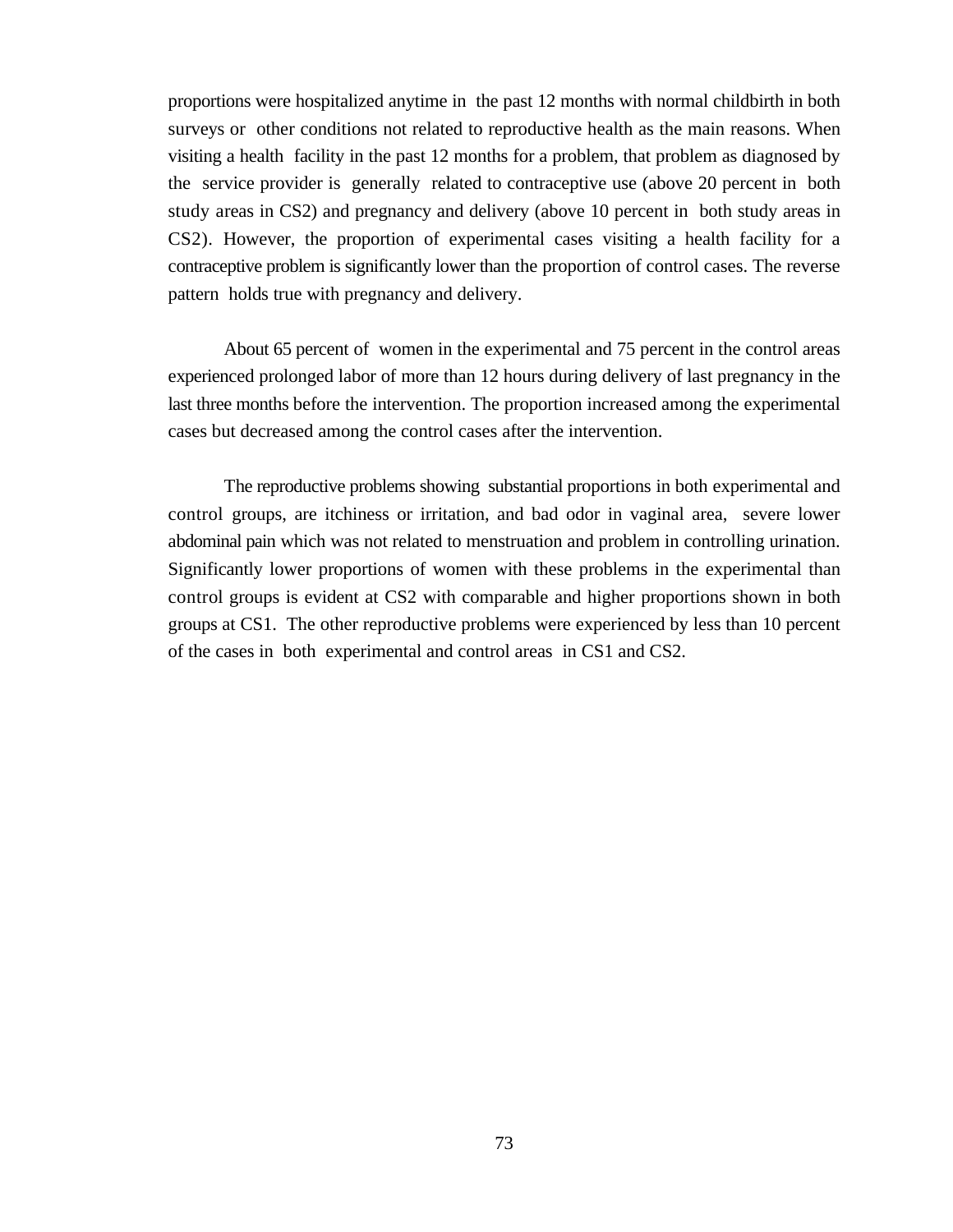proportions were hospitalized anytime in the past 12 months with normal childbirth in both surveys or other conditions not related to reproductive health as the main reasons. When visiting a health facility in the past 12 months for a problem, that problem as diagnosed by the service provider is generally related to contraceptive use (above 20 percent in both study areas in CS2) and pregnancy and delivery (above 10 percent in both study areas in CS2). However, the proportion of experimental cases visiting a health facility for a contraceptive problem is significantly lower than the proportion of control cases. The reverse pattern holds true with pregnancy and delivery.

About 65 percent of women in the experimental and 75 percent in the control areas experienced prolonged labor of more than 12 hours during delivery of last pregnancy in the last three months before the intervention. The proportion increased among the experimental cases but decreased among the control cases after the intervention.

The reproductive problems showing substantial proportions in both experimental and control groups, are itchiness or irritation, and bad odor in vaginal area, severe lower abdominal pain which was not related to menstruation and problem in controlling urination. Significantly lower proportions of women with these problems in the experimental than control groups is evident at CS2 with comparable and higher proportions shown in both groups at CS1. The other reproductive problems were experienced by less than 10 percent of the cases in both experimental and control areas in CS1 and CS2.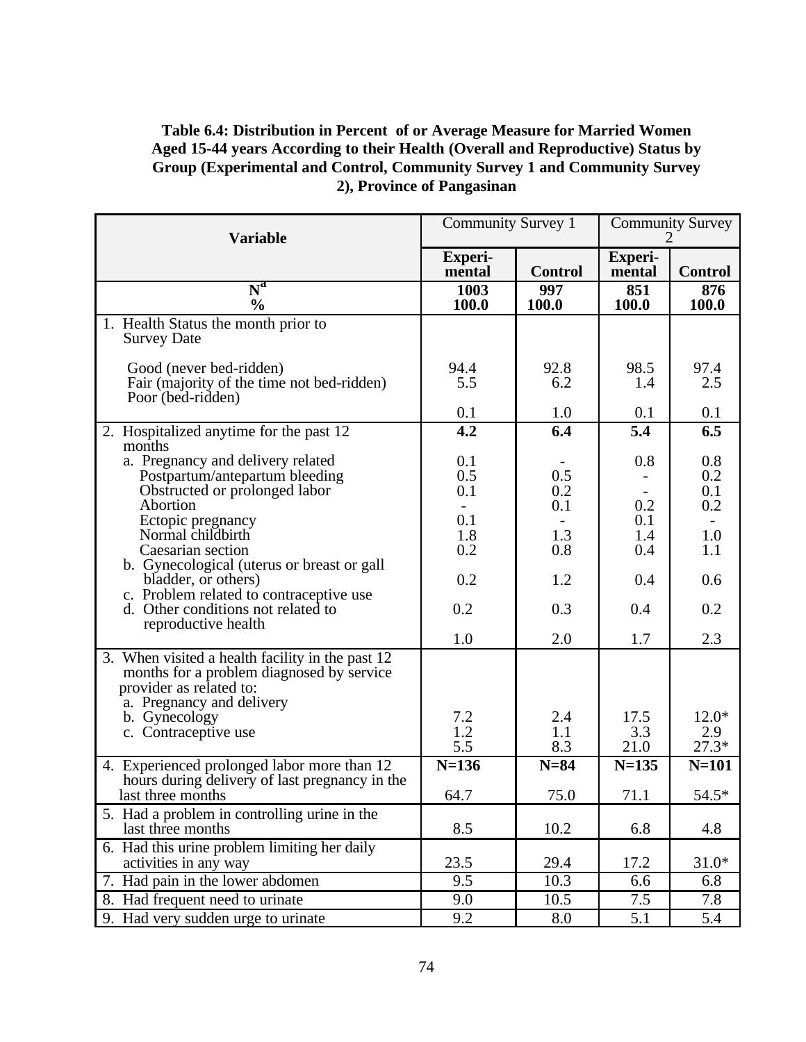**Table 6.4: Distribution in Percent of or Average Measure for Married Women Aged 15-44 years According to their Health (Overall and Reproductive) Status by Group (Experimental and Control, Community Survey 1 and Community Survey 2), Province of Pangasinan**

| Variable | Community Survey 1 | | Community Survey 2 | |
|---|---|---|---|---|
| | **Experi-mental** | **Control** | **Experi-mental** | **Control** |
| **N[a]** | **1003** | **997** | **851** | **876** |
| **%** | **100.0** | **100.0** | **100.0** | **100.0** |
| 1. Health Status the month prior to Survey Date | | | | |
| Good (never bed-ridden) | 94.4 | 92.8 | 98.5 | 97.4 |
| Fair (majority of the time not bed-ridden) | 5.5 | 6.2 | 1.4 | 2.5 |
| Poor (bed-ridden) | 0.1 | 1.0 | 0.1 | 0.1 |
| 2. Hospitalized anytime for the past 12 months | **4.2** | **6.4** | **5.4** | **6.5** |
| a. Pregnancy and delivery related | 0.1 | - | 0.8 | 0.8 |
| Postpartum/antepartum bleeding | 0.5 | 0.5 | - | 0.2 |
| Obstructed or prolonged labor | 0.1 | 0.2 | - | 0.1 |
| Abortion | - | 0.1 | 0.2 | 0.2 |
| Ectopic pregnancy | 0.1 | - | 0.1 | - |
| Normal childbirth | 1.8 | 1.3 | 1.4 | 1.0 |
| Caesarian section | 0.2 | 0.8 | 0.4 | 1.1 |
| b. Gynecological (uterus or breast or gall bladder, or others) | 0.2 | 1.2 | 0.4 | 0.6 |
| c. Problem related to contraceptive use | 0.2 | 0.3 | 0.4 | 0.2 |
| d. Other conditions not related to reproductive health | 1.0 | 2.0 | 1.7 | 2.3 |
| 3. When visited a health facility in the past 12 months for a problem diagnosed by service provider as related to: | | | | |
| a. Pregnancy and delivery | 7.2 | 2.4 | 17.5 | 12.0* |
| b. Gynecology | 1.2 | 1.1 | 3.3 | 2.9 |
| c. Contraceptive use | 5.5 | 8.3 | 21.0 | 27.3* |
| 4. Experienced prolonged labor more than 12 hours during delivery of last pregnancy in the last three months | **N=136** | **N=84** | **N=135** | **N=101** |
| | 64.7 | 75.0 | 71.1 | 54.5* |
| 5. Had a problem in controlling urine in the last three months | 8.5 | 10.2 | 6.8 | 4.8 |
| 6. Had this urine problem limiting her daily activities in any way | 23.5 | 29.4 | 17.2 | 31.0* |
| 7. Had pain in the lower abdomen | 9.5 | 10.3 | 6.6 | 6.8 |
| 8. Had frequent need to urinate | 9.0 | 10.5 | 7.5 | 7.8 |
| 9. Had very sudden urge to urinate | 9.2 | 8.0 | 5.1 | 5.4 |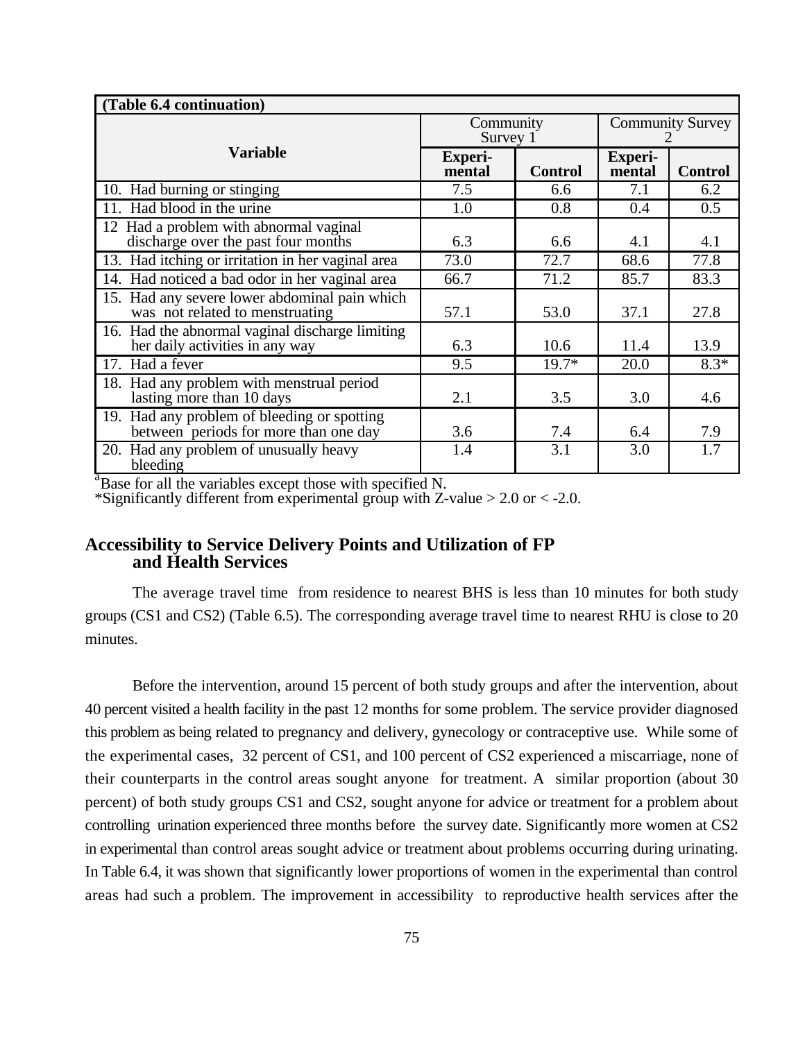| (Table 6.4 continuation) | | | | |
|---|---|---|---|---|
| **Variable** | Community Survey 1 | | Community Survey 2 | |
| | **Experi-mental** | **Control** | **Experi-mental** | **Control** |
| 10. Had burning or stinging | 7.5 | 6.6 | 7.1 | 6.2 |
| 11. Had blood in the urine | 1.0 | 0.8 | 0.4 | 0.5 |
| 12 Had a problem with abnormal vaginal discharge over the past four months | 6.3 | 6.6 | 4.1 | 4.1 |
| 13. Had itching or irritation in her vaginal area | 73.0 | 72.7 | 68.6 | 77.8 |
| 14. Had noticed a bad odor in her vaginal area | 66.7 | 71.2 | 85.7 | 83.3 |
| 15. Had any severe lower abdominal pain which was not related to menstruating | 57.1 | 53.0 | 37.1 | 27.8 |
| 16. Had the abnormal vaginal discharge limiting her daily activities in any way | 6.3 | 10.6 | 11.4 | 13.9 |
| 17. Had a fever | 9.5 | 19.7* | 20.0 | 8.3* |
| 18. Had any problem with menstrual period lasting more than 10 days | 2.1 | 3.5 | 3.0 | 4.6 |
| 19. Had any problem of bleeding or spotting between periods for more than one day | 3.6 | 7.4 | 6.4 | 7.9 |
| 20. Had any problem of unusually heavy bleeding | 1.4 | 3.1 | 3.0 | 1.7 |

[a]Base for all the variables except those with specified N.

*Significantly different from experimental group with Z-value > 2.0 or < -2.0.

## Accessibility to Service Delivery Points and Utilization of FP and Health Services

The average travel time from residence to nearest BHS is less than 10 minutes for both study groups (CS1 and CS2) (Table 6.5). The corresponding average travel time to nearest RHU is close to 20 minutes.

Before the intervention, around 15 percent of both study groups and after the intervention, about 40 percent visited a health facility in the past 12 months for some problem. The service provider diagnosed this problem as being related to pregnancy and delivery, gynecology or contraceptive use. While some of the experimental cases, 32 percent of CS1, and 100 percent of CS2 experienced a miscarriage, none of their counterparts in the control areas sought anyone for treatment. A similar proportion (about 30 percent) of both study groups CS1 and CS2, sought anyone for advice or treatment for a problem about controlling urination experienced three months before the survey date. Significantly more women at CS2 in experimental than control areas sought advice or treatment about problems occurring during urinating. In Table 6.4, it was shown that significantly lower proportions of women in the experimental than control areas had such a problem. The improvement in accessibility to reproductive health services after the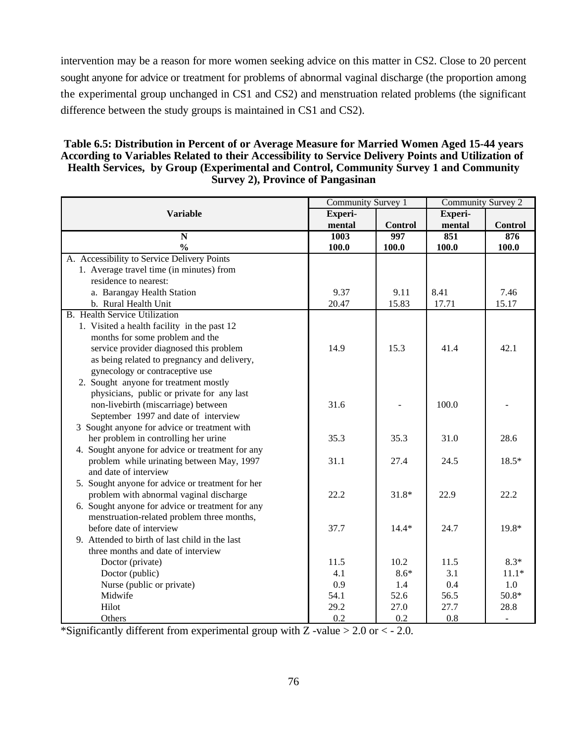intervention may be a reason for more women seeking advice on this matter in CS2. Close to 20 percent sought anyone for advice or treatment for problems of abnormal vaginal discharge (the proportion among the experimental group unchanged in CS1 and CS2) and menstruation related problems (the significant difference between the study groups is maintained in CS1 and CS2).

**Table 6.5: Distribution in Percent of or Average Measure for Married Women Aged 15-44 years According to Variables Related to their Accessibility to Service Delivery Points and Utilization of Health Services, by Group (Experimental and Control, Community Survey 1 and Community Survey 2), Province of Pangasinan**

| Variable | Community Survey 1 | | Community Survey 2 | |
|---|---|---|---|---|
| | Experi-mental | Control | Experi-mental | Control |
| **N** | **1003** | **997** | **851** | **876** |
| **%** | **100.0** | **100.0** | **100.0** | **100.0** |
| A. Accessibility to Service Delivery Points | | | | |
| 1. Average travel time (in minutes) from residence to nearest: | | | | |
| a. Barangay Health Station | 9.37 | 9.11 | 8.41 | 7.46 |
| b. Rural Health Unit | 20.47 | 15.83 | 17.71 | 15.17 |
| B. Health Service Utilization | | | | |
| 1. Visited a health facility in the past 12 months for some problem and the service provider diagnosed this problem as being related to pregnancy and delivery, gynecology or contraceptive use | 14.9 | 15.3 | 41.4 | 42.1 |
| 2. Sought anyone for treatment mostly physicians, public or private for any last non-livebirth (miscarriage) between September 1997 and date of interview | 31.6 | - | 100.0 | - |
| 3 Sought anyone for advice or treatment with her problem in controlling her urine | 35.3 | 35.3 | 31.0 | 28.6 |
| 4. Sought anyone for advice or treatment for any problem while urinating between May, 1997 and date of interview | 31.1 | 27.4 | 24.5 | 18.5* |
| 5. Sought anyone for advice or treatment for her problem with abnormal vaginal discharge | 22.2 | 31.8* | 22.9 | 22.2 |
| 6. Sought anyone for advice or treatment for any menstruation-related problem three months, before date of interview | 37.7 | 14.4* | 24.7 | 19.8* |
| 9. Attended to birth of last child in the last three months and date of interview | | | | |
| Doctor (private) | 11.5 | 10.2 | 11.5 | 8.3* |
| Doctor (public) | 4.1 | 8.6* | 3.1 | 11.1* |
| Nurse (public or private) | 0.9 | 1.4 | 0.4 | 1.0 |
| Midwife | 54.1 | 52.6 | 56.5 | 50.8* |
| Hilot | 29.2 | 27.0 | 27.7 | 28.8 |
| Others | 0.2 | 0.2 | 0.8 | - |

*Significantly different from experimental group with Z -value > 2.0 or < - 2.0.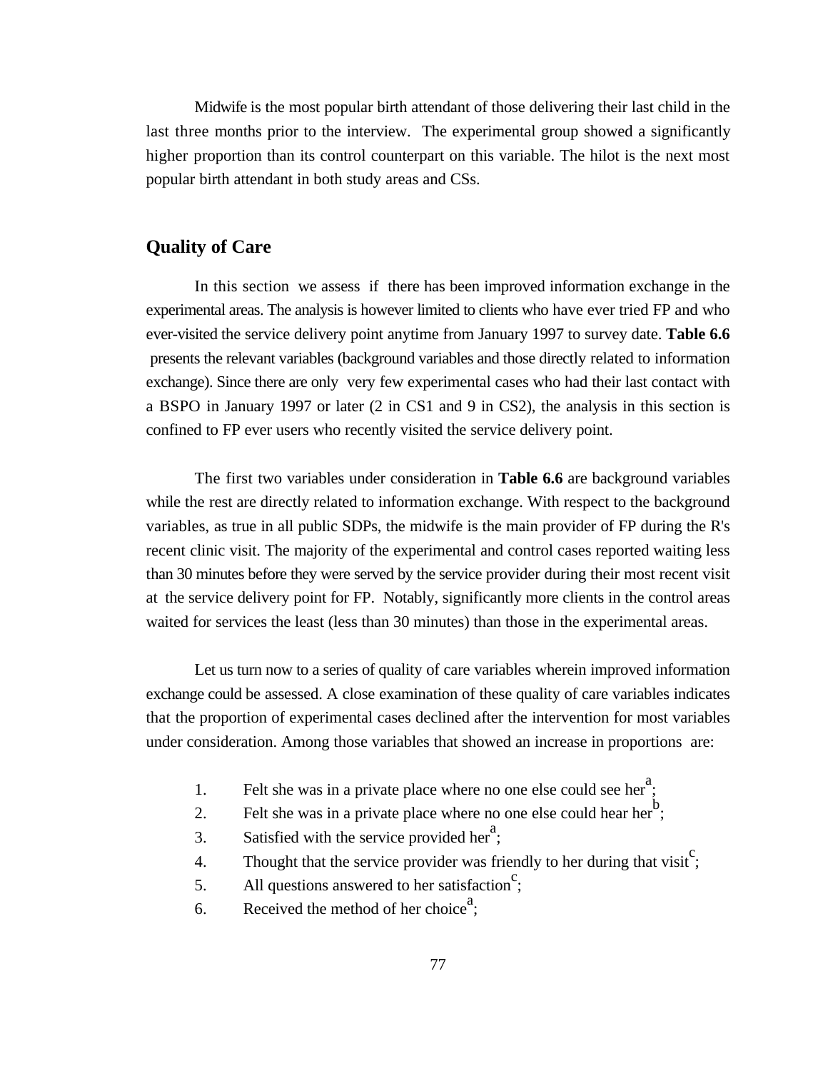Midwife is the most popular birth attendant of those delivering their last child in the last three months prior to the interview. The experimental group showed a significantly higher proportion than its control counterpart on this variable. The hilot is the next most popular birth attendant in both study areas and CSs.

## Quality of Care

In this section we assess if there has been improved information exchange in the experimental areas. The analysis is however limited to clients who have ever tried FP and who ever-visited the service delivery point anytime from January 1997 to survey date. **Table 6.6** presents the relevant variables (background variables and those directly related to information exchange). Since there are only very few experimental cases who had their last contact with a BSPO in January 1997 or later (2 in CS1 and 9 in CS2), the analysis in this section is confined to FP ever users who recently visited the service delivery point.

The first two variables under consideration in **Table 6.6** are background variables while the rest are directly related to information exchange. With respect to the background variables, as true in all public SDPs, the midwife is the main provider of FP during the R's recent clinic visit. The majority of the experimental and control cases reported waiting less than 30 minutes before they were served by the service provider during their most recent visit at the service delivery point for FP. Notably, significantly more clients in the control areas waited for services the least (less than 30 minutes) than those in the experimental areas.

Let us turn now to a series of quality of care variables wherein improved information exchange could be assessed. A close examination of these quality of care variables indicates that the proportion of experimental cases declined after the intervention for most variables under consideration. Among those variables that showed an increase in proportions are:

1. Felt she was in a private place where no one else could see her[a];
2. Felt she was in a private place where no one else could hear her[b];
3. Satisfied with the service provided her[a];
4. Thought that the service provider was friendly to her during that visit[c];
5. All questions answered to her satisfaction[c];
6. Received the method of her choice[a];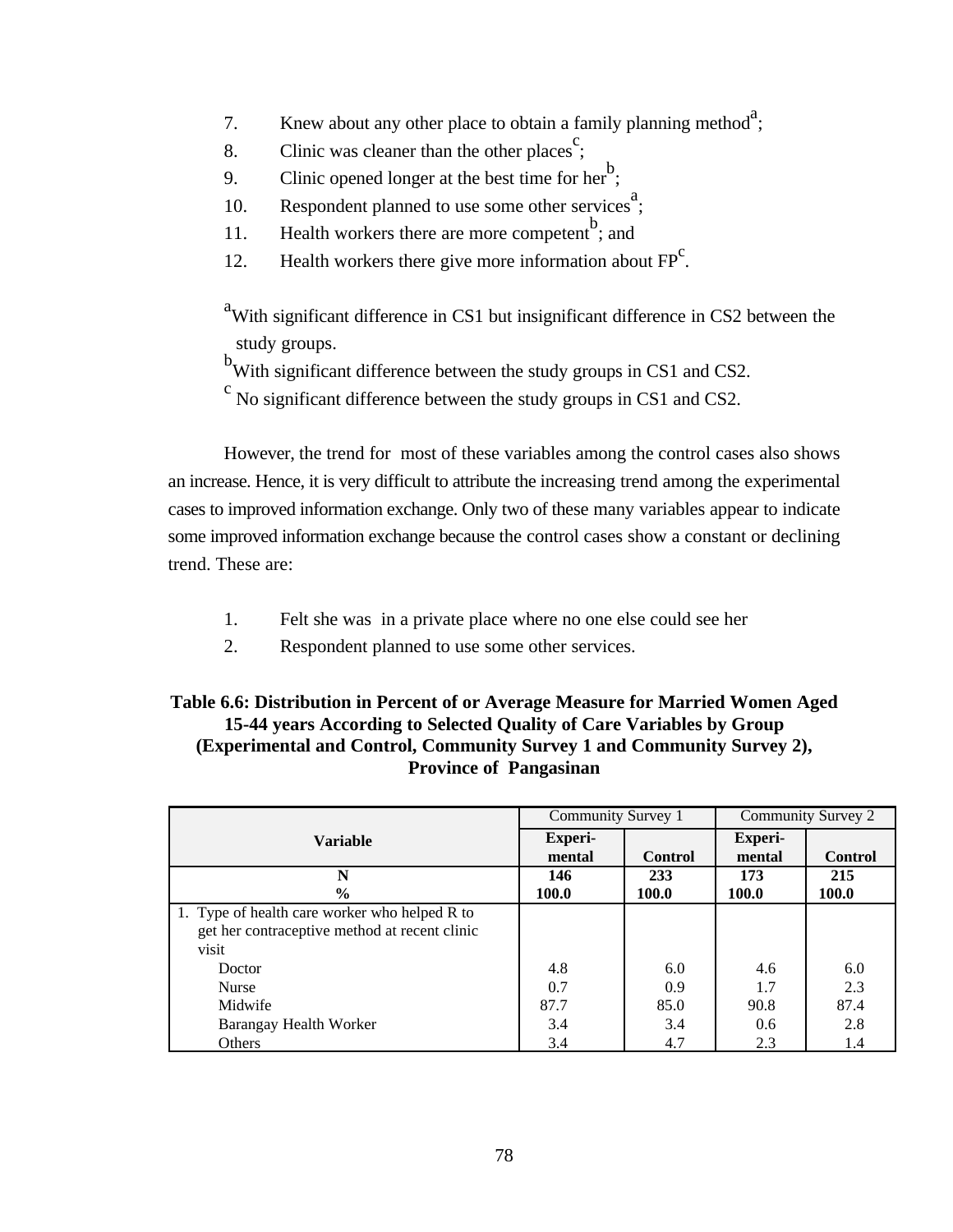7. Knew about any other place to obtain a family planning method[a];
8. Clinic was cleaner than the other places[c];
9. Clinic opened longer at the best time for her[b];
10. Respondent planned to use some other services[a];
11. Health workers there are more competent[b]; and
12. Health workers there give more information about FP[c].

[a]With significant difference in CS1 but insignificant difference in CS2 between the study groups.
[b]With significant difference between the study groups in CS1 and CS2.
[c] No significant difference between the study groups in CS1 and CS2.

However, the trend for most of these variables among the control cases also shows an increase. Hence, it is very difficult to attribute the increasing trend among the experimental cases to improved information exchange. Only two of these many variables appear to indicate some improved information exchange because the control cases show a constant or declining trend. These are:

1. Felt she was in a private place where no one else could see her
2. Respondent planned to use some other services.

**Table 6.6: Distribution in Percent of or Average Measure for Married Women Aged 15-44 years According to Selected Quality of Care Variables by Group (Experimental and Control, Community Survey 1 and Community Survey 2), Province of Pangasinan**

| Variable | Community Survey 1 | | Community Survey 2 | |
|---|---|---|---|---|
| | **Experi-mental** | **Control** | **Experi-mental** | **Control** |
| **N** | **146** | **233** | **173** | **215** |
| **%** | **100.0** | **100.0** | **100.0** | **100.0** |
| 1. Type of health care worker who helped R to get her contraceptive method at recent clinic visit | | | | |
| Doctor | 4.8 | 6.0 | 4.6 | 6.0 |
| Nurse | 0.7 | 0.9 | 1.7 | 2.3 |
| Midwife | 87.7 | 85.0 | 90.8 | 87.4 |
| Barangay Health Worker | 3.4 | 3.4 | 0.6 | 2.8 |
| Others | 3.4 | 4.7 | 2.3 | 1.4 |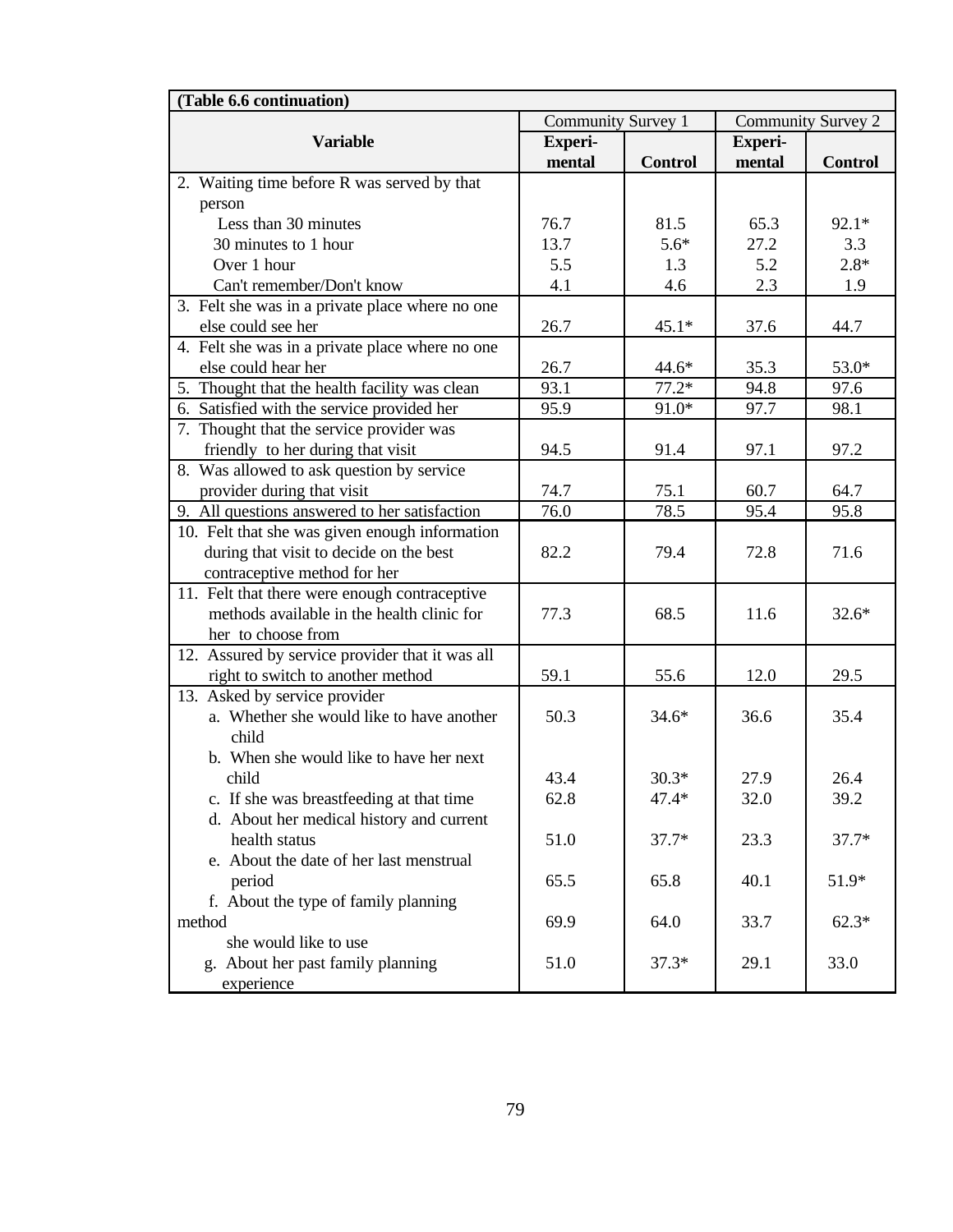| (Table 6.6 continuation) | | | | |
|---|---|---|---|---|
| **Variable** | Community Survey 1 | | Community Survey 2 | |
| | **Experi-mental** | **Control** | **Experi-mental** | **Control** |
| 2. Waiting time before R was served by that person | | | | |
| Less than 30 minutes | 76.7 | 81.5 | 65.3 | 92.1* |
| 30 minutes to 1 hour | 13.7 | 5.6* | 27.2 | 3.3 |
| Over 1 hour | 5.5 | 1.3 | 5.2 | 2.8* |
| Can't remember/Don't know | 4.1 | 4.6 | 2.3 | 1.9 |
| 3. Felt she was in a private place where no one else could see her | 26.7 | 45.1* | 37.6 | 44.7 |
| 4. Felt she was in a private place where no one else could hear her | 26.7 | 44.6* | 35.3 | 53.0* |
| 5. Thought that the health facility was clean | 93.1 | 77.2* | 94.8 | 97.6 |
| 6. Satisfied with the service provided her | 95.9 | 91.0* | 97.7 | 98.1 |
| 7. Thought that the service provider was friendly to her during that visit | 94.5 | 91.4 | 97.1 | 97.2 |
| 8. Was allowed to ask question by service provider during that visit | 74.7 | 75.1 | 60.7 | 64.7 |
| 9. All questions answered to her satisfaction | 76.0 | 78.5 | 95.4 | 95.8 |
| 10. Felt that she was given enough information during that visit to decide on the best contraceptive method for her | 82.2 | 79.4 | 72.8 | 71.6 |
| 11. Felt that there were enough contraceptive methods available in the health clinic for her to choose from | 77.3 | 68.5 | 11.6 | 32.6* |
| 12. Assured by service provider that it was all right to switch to another method | 59.1 | 55.6 | 12.0 | 29.5 |
| 13. Asked by service provider | | | | |
| a. Whether she would like to have another child | 50.3 | 34.6* | 36.6 | 35.4 |
| b. When she would like to have her next child | 43.4 | 30.3* | 27.9 | 26.4 |
| c. If she was breastfeeding at that time | 62.8 | 47.4* | 32.0 | 39.2 |
| d. About her medical history and current health status | 51.0 | 37.7* | 23.3 | 37.7* |
| e. About the date of her last menstrual period | 65.5 | 65.8 | 40.1 | 51.9* |
| f. About the type of family planning method she would like to use | 69.9 | 64.0 | 33.7 | 62.3* |
| g. About her past family planning experience | 51.0 | 37.3* | 29.1 | 33.0 |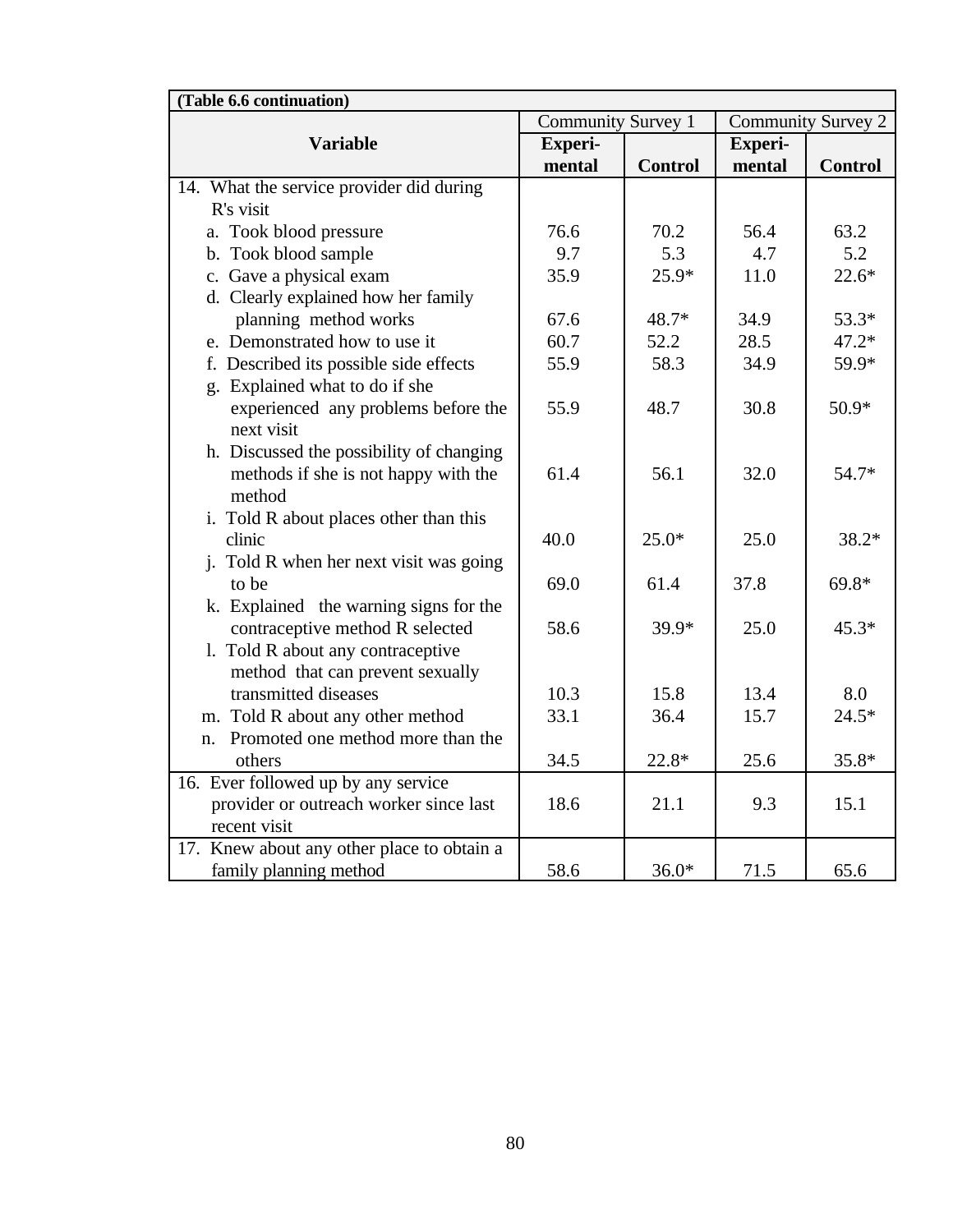**(Table 6.6 continuation)**

| Variable | Community Survey 1 | | Community Survey 2 | |
|---|---|---|---|---|
| | **Experi-mental** | **Control** | **Experi-mental** | **Control** |
| 14. What the service provider did during R's visit | | | | |
| a. Took blood pressure | 76.6 | 70.2 | 56.4 | 63.2 |
| b. Took blood sample | 9.7 | 5.3 | 4.7 | 5.2 |
| c. Gave a physical exam | 35.9 | 25.9* | 11.0 | 22.6* |
| d. Clearly explained how her family planning method works | 67.6 | 48.7* | 34.9 | 53.3* |
| e. Demonstrated how to use it | 60.7 | 52.2 | 28.5 | 47.2* |
| f. Described its possible side effects | 55.9 | 58.3 | 34.9 | 59.9* |
| g. Explained what to do if she experienced any problems before the next visit | 55.9 | 48.7 | 30.8 | 50.9* |
| h. Discussed the possibility of changing methods if she is not happy with the method | 61.4 | 56.1 | 32.0 | 54.7* |
| i. Told R about places other than this clinic | 40.0 | 25.0* | 25.0 | 38.2* |
| j. Told R when her next visit was going to be | 69.0 | 61.4 | 37.8 | 69.8* |
| k. Explained the warning signs for the contraceptive method R selected | 58.6 | 39.9* | 25.0 | 45.3* |
| l. Told R about any contraceptive method that can prevent sexually transmitted diseases | 10.3 | 15.8 | 13.4 | 8.0 |
| m. Told R about any other method | 33.1 | 36.4 | 15.7 | 24.5* |
| n. Promoted one method more than the others | 34.5 | 22.8* | 25.6 | 35.8* |
| 16. Ever followed up by any service provider or outreach worker since last recent visit | 18.6 | 21.1 | 9.3 | 15.1 |
| 17. Knew about any other place to obtain a family planning method | 58.6 | 36.0* | 71.5 | 65.6 |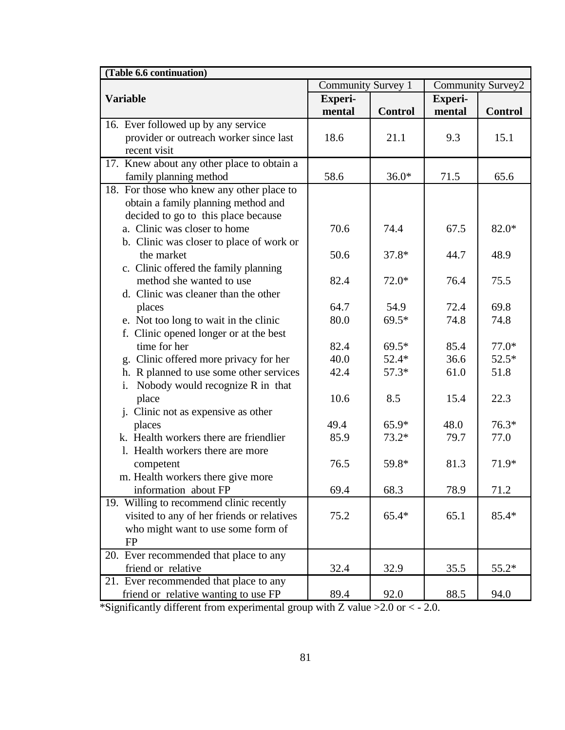| (Table 6.6 continuation) | | | | |
|---|---|---|---|---|
| | Community Survey 1 | | Community Survey2 | |
| **Variable** | **Experi-mental** | **Control** | **Experi-mental** | **Control** |
| 16. Ever followed up by any service provider or outreach worker since last recent visit | 18.6 | 21.1 | 9.3 | 15.1 |
| 17. Knew about any other place to obtain a family planning method | 58.6 | 36.0* | 71.5 | 65.6 |
| 18. For those who knew any other place to obtain a family planning method and decided to go to this place because | | | | |
| a. Clinic was closer to home | 70.6 | 74.4 | 67.5 | 82.0* |
| b. Clinic was closer to place of work or the market | 50.6 | 37.8* | 44.7 | 48.9 |
| c. Clinic offered the family planning method she wanted to use | 82.4 | 72.0* | 76.4 | 75.5 |
| d. Clinic was cleaner than the other places | 64.7 | 54.9 | 72.4 | 69.8 |
| e. Not too long to wait in the clinic | 80.0 | 69.5* | 74.8 | 74.8 |
| f. Clinic opened longer or at the best time for her | 82.4 | 69.5* | 85.4 | 77.0* |
| g. Clinic offered more privacy for her | 40.0 | 52.4* | 36.6 | 52.5* |
| h. R planned to use some other services | 42.4 | 57.3* | 61.0 | 51.8 |
| i. Nobody would recognize R in that place | 10.6 | 8.5 | 15.4 | 22.3 |
| j. Clinic not as expensive as other places | 49.4 | 65.9* | 48.0 | 76.3* |
| k. Health workers there are friendlier | 85.9 | 73.2* | 79.7 | 77.0 |
| l. Health workers there are more competent | 76.5 | 59.8* | 81.3 | 71.9* |
| m. Health workers there give more information about FP | 69.4 | 68.3 | 78.9 | 71.2 |
| 19. Willing to recommend clinic recently visited to any of her friends or relatives who might want to use some form of FP | 75.2 | 65.4* | 65.1 | 85.4* |
| 20. Ever recommended that place to any friend or relative | 32.4 | 32.9 | 35.5 | 55.2* |
| 21. Ever recommended that place to any friend or relative wanting to use FP | 89.4 | 92.0 | 88.5 | 94.0 |

*Significantly different from experimental group with Z value >2.0 or < - 2.0.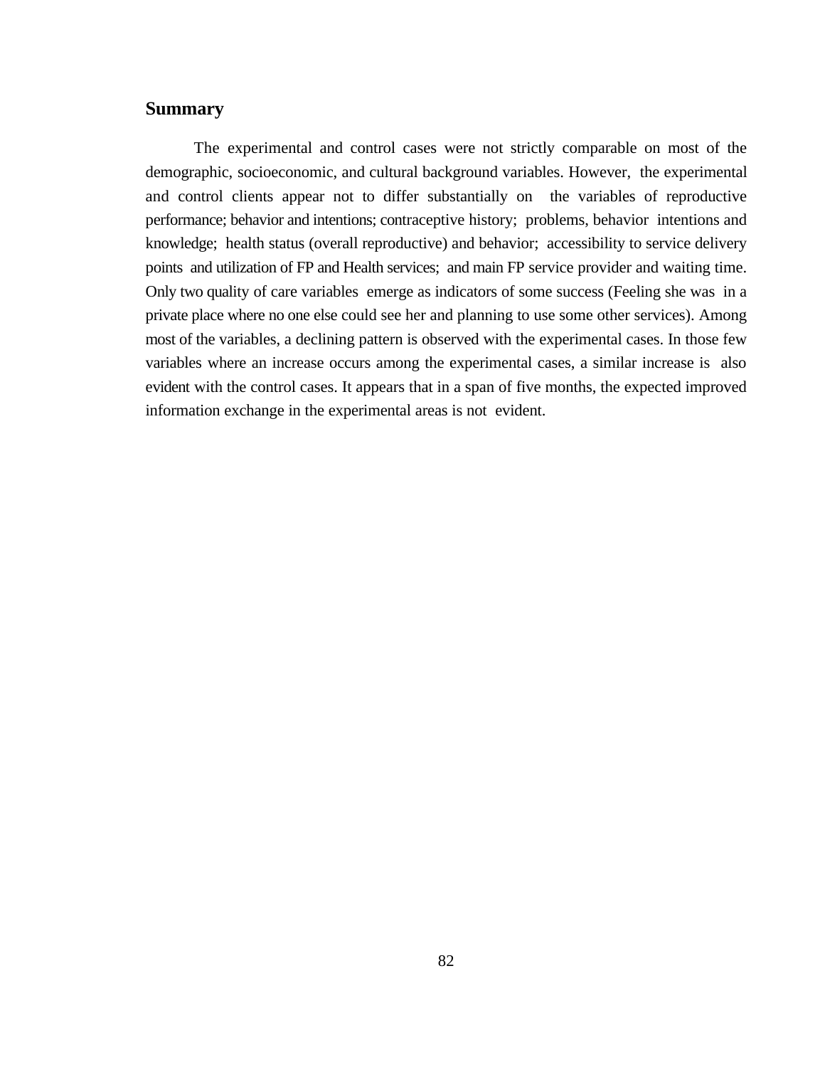## Summary

The experimental and control cases were not strictly comparable on most of the demographic, socioeconomic, and cultural background variables. However, the experimental and control clients appear not to differ substantially on the variables of reproductive performance; behavior and intentions; contraceptive history; problems, behavior intentions and knowledge; health status (overall reproductive) and behavior; accessibility to service delivery points and utilization of FP and Health services; and main FP service provider and waiting time. Only two quality of care variables emerge as indicators of some success (Feeling she was in a private place where no one else could see her and planning to use some other services). Among most of the variables, a declining pattern is observed with the experimental cases. In those few variables where an increase occurs among the experimental cases, a similar increase is also evident with the control cases. It appears that in a span of five months, the expected improved information exchange in the experimental areas is not evident.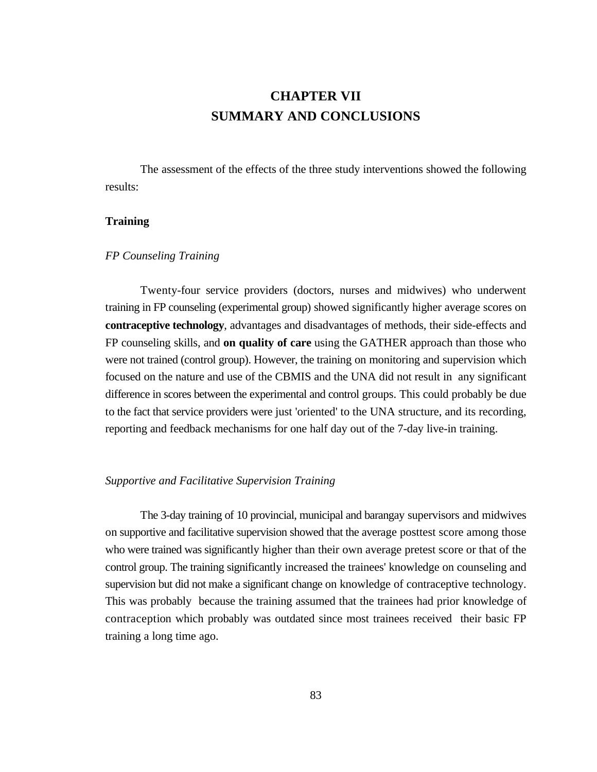# CHAPTER VII
# SUMMARY AND CONCLUSIONS

The assessment of the effects of the three study interventions showed the following results:

## Training

### *FP Counseling Training*

Twenty-four service providers (doctors, nurses and midwives) who underwent training in FP counseling (experimental group) showed significantly higher average scores on **contraceptive technology**, advantages and disadvantages of methods, their side-effects and FP counseling skills, and **on quality of care** using the GATHER approach than those who were not trained (control group). However, the training on monitoring and supervision which focused on the nature and use of the CBMIS and the UNA did not result in any significant difference in scores between the experimental and control groups. This could probably be due to the fact that service providers were just 'oriented' to the UNA structure, and its recording, reporting and feedback mechanisms for one half day out of the 7-day live-in training.

### *Supportive and Facilitative Supervision Training*

The 3-day training of 10 provincial, municipal and barangay supervisors and midwives on supportive and facilitative supervision showed that the average posttest score among those who were trained was significantly higher than their own average pretest score or that of the control group. The training significantly increased the trainees' knowledge on counseling and supervision but did not make a significant change on knowledge of contraceptive technology. This was probably because the training assumed that the trainees had prior knowledge of contraception which probably was outdated since most trainees received their basic FP training a long time ago.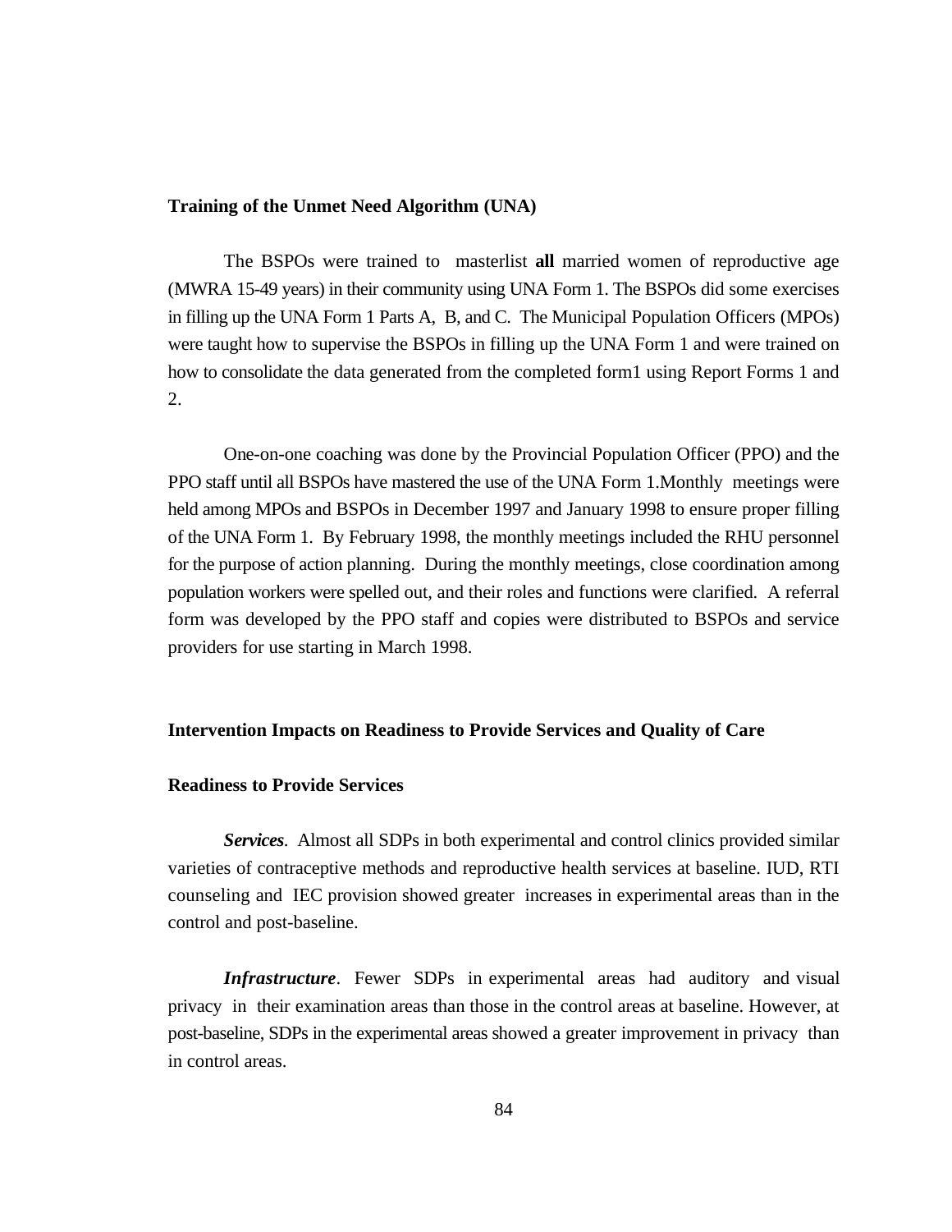### Training of the Unmet Need Algorithm (UNA)

The BSPOs were trained to masterlist **all** married women of reproductive age (MWRA 15-49 years) in their community using UNA Form 1. The BSPOs did some exercises in filling up the UNA Form 1 Parts A, B, and C. The Municipal Population Officers (MPOs) were taught how to supervise the BSPOs in filling up the UNA Form 1 and were trained on how to consolidate the data generated from the completed form1 using Report Forms 1 and 2.

One-on-one coaching was done by the Provincial Population Officer (PPO) and the PPO staff until all BSPOs have mastered the use of the UNA Form 1.Monthly meetings were held among MPOs and BSPOs in December 1997 and January 1998 to ensure proper filling of the UNA Form 1. By February 1998, the monthly meetings included the RHU personnel for the purpose of action planning. During the monthly meetings, close coordination among population workers were spelled out, and their roles and functions were clarified. A referral form was developed by the PPO staff and copies were distributed to BSPOs and service providers for use starting in March 1998.

### Intervention Impacts on Readiness to Provide Services and Quality of Care

#### Readiness to Provide Services

***Services***. Almost all SDPs in both experimental and control clinics provided similar varieties of contraceptive methods and reproductive health services at baseline. IUD, RTI counseling and IEC provision showed greater increases in experimental areas than in the control and post-baseline.

***Infrastructure***. Fewer SDPs in experimental areas had auditory and visual privacy in their examination areas than those in the control areas at baseline. However, at post-baseline, SDPs in the experimental areas showed a greater improvement in privacy than in control areas.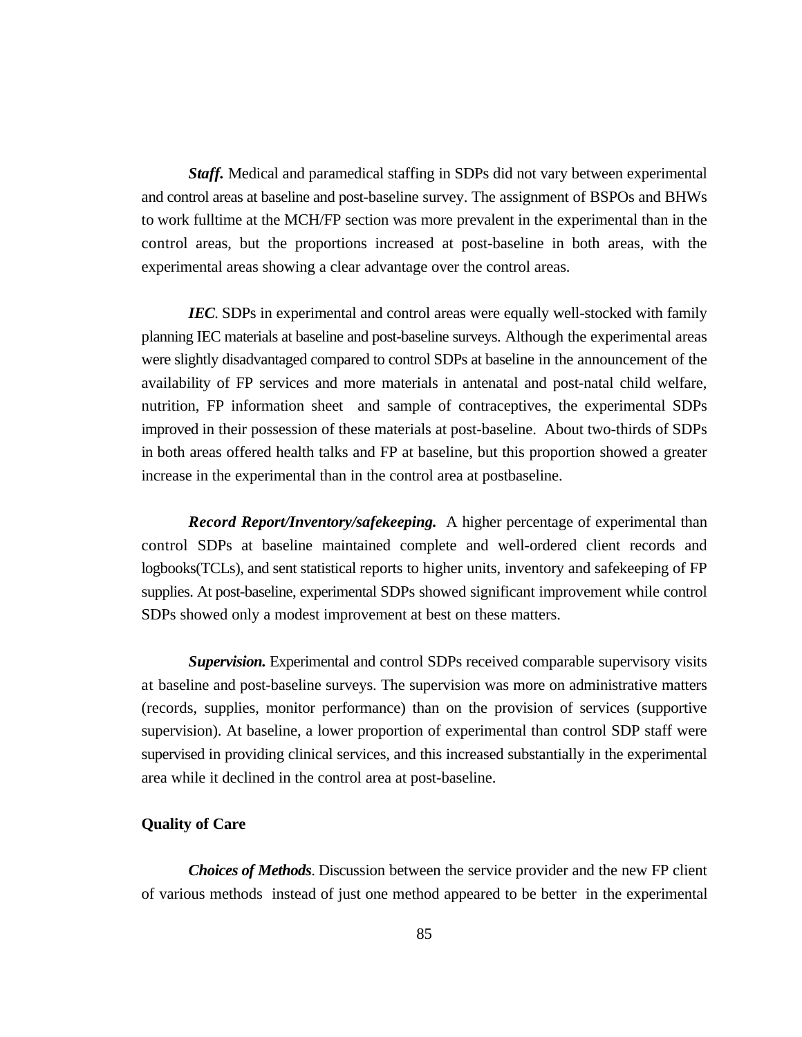***Staff.*** Medical and paramedical staffing in SDPs did not vary between experimental and control areas at baseline and post-baseline survey. The assignment of BSPOs and BHWs to work fulltime at the MCH/FP section was more prevalent in the experimental than in the control areas, but the proportions increased at post-baseline in both areas, with the experimental areas showing a clear advantage over the control areas.

***IEC***. SDPs in experimental and control areas were equally well-stocked with family planning IEC materials at baseline and post-baseline surveys. Although the experimental areas were slightly disadvantaged compared to control SDPs at baseline in the announcement of the availability of FP services and more materials in antenatal and post-natal child welfare, nutrition, FP information sheet and sample of contraceptives, the experimental SDPs improved in their possession of these materials at post-baseline. About two-thirds of SDPs in both areas offered health talks and FP at baseline, but this proportion showed a greater increase in the experimental than in the control area at postbaseline.

***Record Report/Inventory/safekeeping.*** A higher percentage of experimental than control SDPs at baseline maintained complete and well-ordered client records and logbooks(TCLs), and sent statistical reports to higher units, inventory and safekeeping of FP supplies. At post-baseline, experimental SDPs showed significant improvement while control SDPs showed only a modest improvement at best on these matters.

***Supervision.*** Experimental and control SDPs received comparable supervisory visits at baseline and post-baseline surveys. The supervision was more on administrative matters (records, supplies, monitor performance) than on the provision of services (supportive supervision). At baseline, a lower proportion of experimental than control SDP staff were supervised in providing clinical services, and this increased substantially in the experimental area while it declined in the control area at post-baseline.

**Quality of Care**

***Choices of Methods***. Discussion between the service provider and the new FP client of various methods instead of just one method appeared to be better in the experimental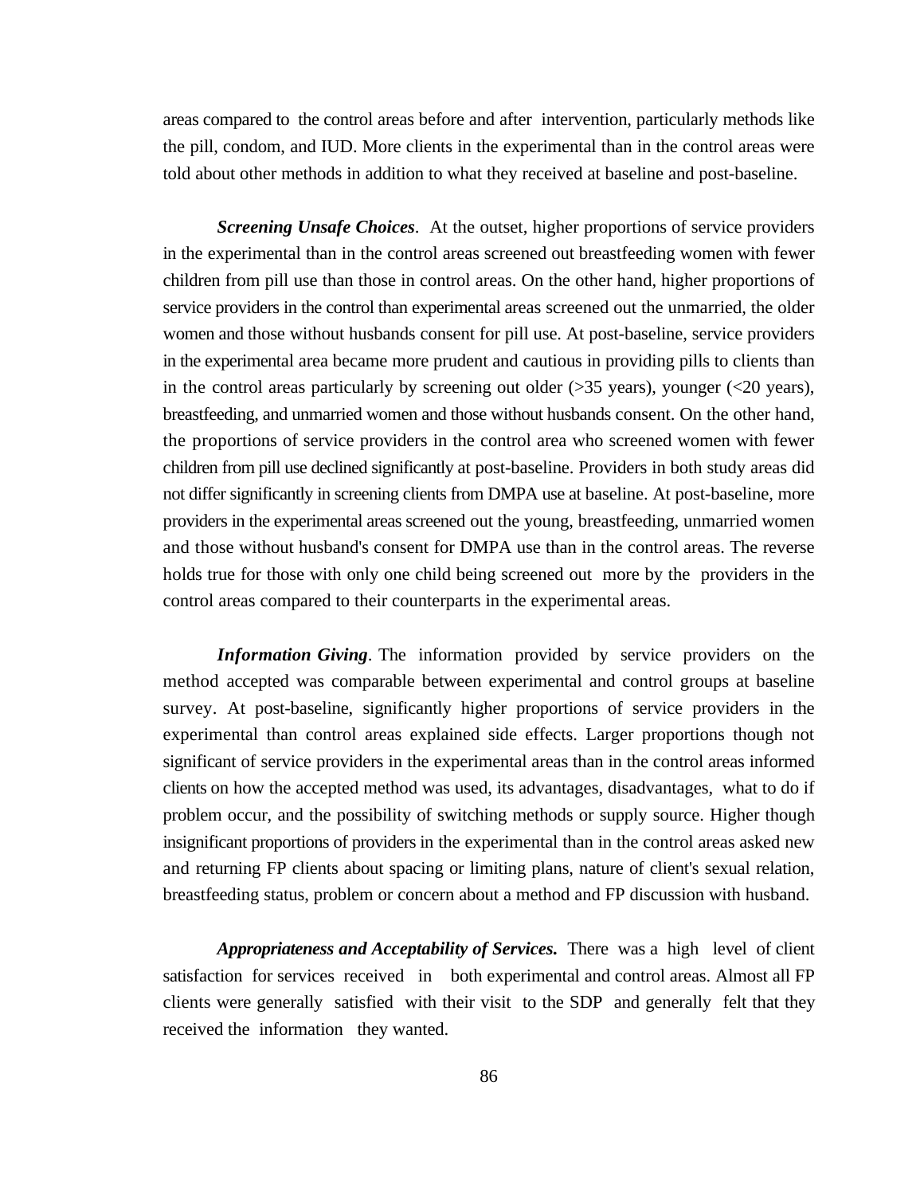areas compared to the control areas before and after intervention, particularly methods like the pill, condom, and IUD. More clients in the experimental than in the control areas were told about other methods in addition to what they received at baseline and post-baseline.

***Screening Unsafe Choices***. At the outset, higher proportions of service providers in the experimental than in the control areas screened out breastfeeding women with fewer children from pill use than those in control areas. On the other hand, higher proportions of service providers in the control than experimental areas screened out the unmarried, the older women and those without husbands consent for pill use. At post-baseline, service providers in the experimental area became more prudent and cautious in providing pills to clients than in the control areas particularly by screening out older (>35 years), younger (<20 years), breastfeeding, and unmarried women and those without husbands consent. On the other hand, the proportions of service providers in the control area who screened women with fewer children from pill use declined significantly at post-baseline. Providers in both study areas did not differ significantly in screening clients from DMPA use at baseline. At post-baseline, more providers in the experimental areas screened out the young, breastfeeding, unmarried women and those without husband's consent for DMPA use than in the control areas. The reverse holds true for those with only one child being screened out more by the providers in the control areas compared to their counterparts in the experimental areas.

***Information Giving***. The information provided by service providers on the method accepted was comparable between experimental and control groups at baseline survey. At post-baseline, significantly higher proportions of service providers in the experimental than control areas explained side effects. Larger proportions though not significant of service providers in the experimental areas than in the control areas informed clients on how the accepted method was used, its advantages, disadvantages, what to do if problem occur, and the possibility of switching methods or supply source. Higher though insignificant proportions of providers in the experimental than in the control areas asked new and returning FP clients about spacing or limiting plans, nature of client's sexual relation, breastfeeding status, problem or concern about a method and FP discussion with husband.

***Appropriateness and Acceptability of Services.*** There was a high level of client satisfaction for services received in both experimental and control areas. Almost all FP clients were generally satisfied with their visit to the SDP and generally felt that they received the information they wanted.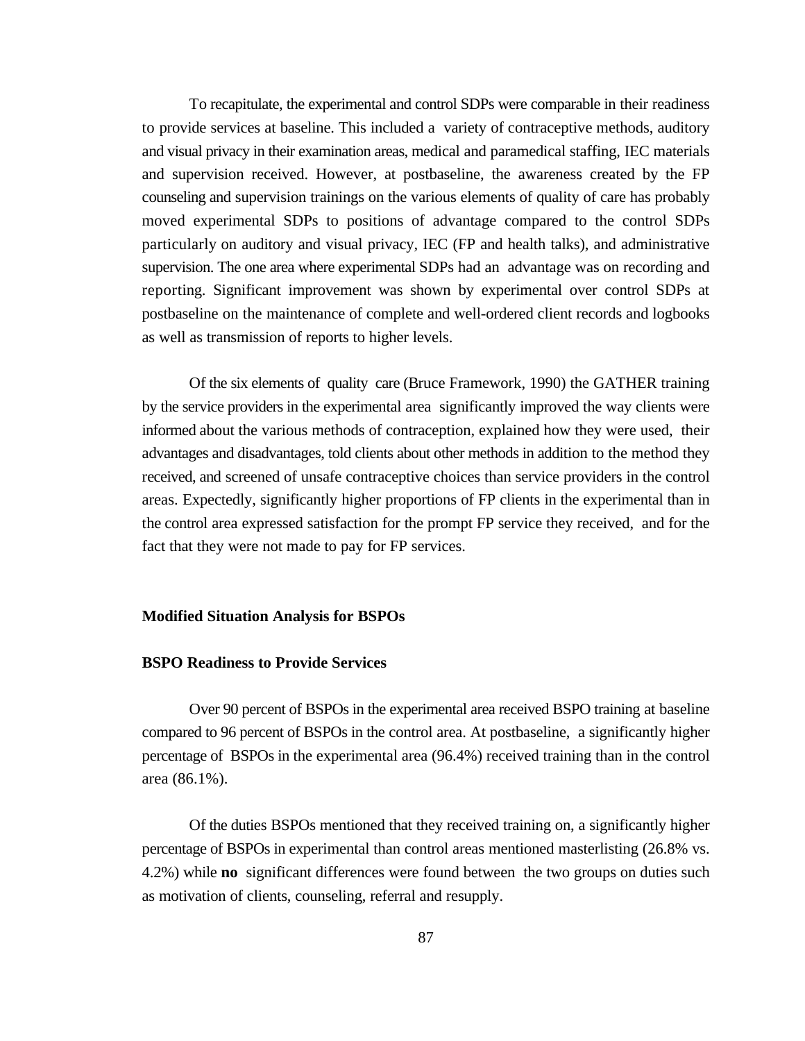To recapitulate, the experimental and control SDPs were comparable in their readiness to provide services at baseline. This included a variety of contraceptive methods, auditory and visual privacy in their examination areas, medical and paramedical staffing, IEC materials and supervision received. However, at postbaseline, the awareness created by the FP counseling and supervision trainings on the various elements of quality of care has probably moved experimental SDPs to positions of advantage compared to the control SDPs particularly on auditory and visual privacy, IEC (FP and health talks), and administrative supervision. The one area where experimental SDPs had an advantage was on recording and reporting. Significant improvement was shown by experimental over control SDPs at postbaseline on the maintenance of complete and well-ordered client records and logbooks as well as transmission of reports to higher levels.

Of the six elements of quality care (Bruce Framework, 1990) the GATHER training by the service providers in the experimental area significantly improved the way clients were informed about the various methods of contraception, explained how they were used, their advantages and disadvantages, told clients about other methods in addition to the method they received, and screened of unsafe contraceptive choices than service providers in the control areas. Expectedly, significantly higher proportions of FP clients in the experimental than in the control area expressed satisfaction for the prompt FP service they received, and for the fact that they were not made to pay for FP services.

## Modified Situation Analysis for BSPOs

### BSPO Readiness to Provide Services

Over 90 percent of BSPOs in the experimental area received BSPO training at baseline compared to 96 percent of BSPOs in the control area. At postbaseline, a significantly higher percentage of BSPOs in the experimental area (96.4%) received training than in the control area (86.1%).

Of the duties BSPOs mentioned that they received training on, a significantly higher percentage of BSPOs in experimental than control areas mentioned masterlisting (26.8% vs. 4.2%) while **no** significant differences were found between the two groups on duties such as motivation of clients, counseling, referral and resupply.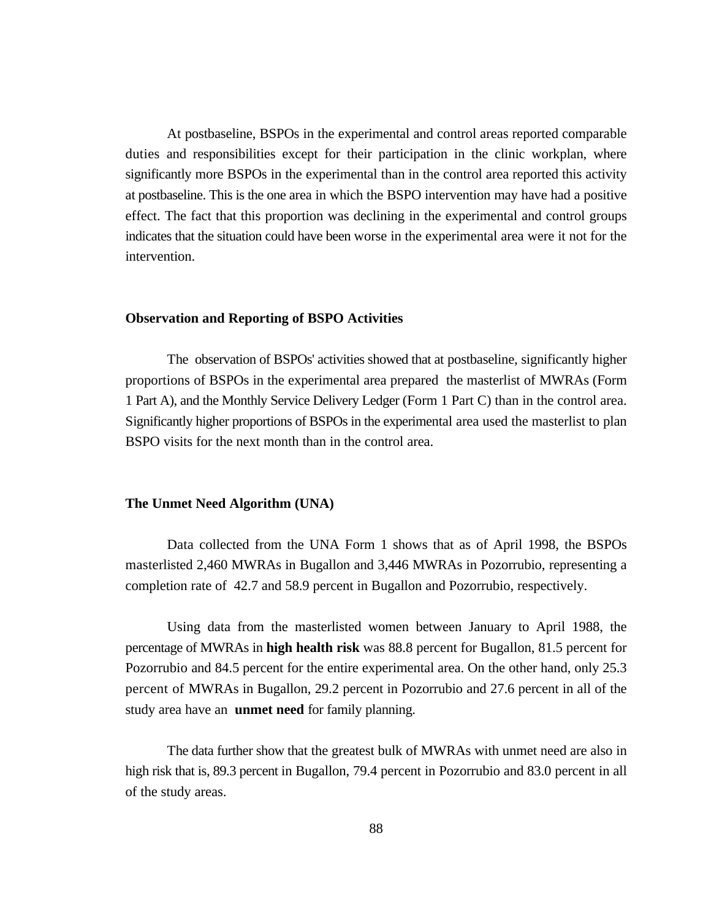At postbaseline, BSPOs in the experimental and control areas reported comparable duties and responsibilities except for their participation in the clinic workplan, where significantly more BSPOs in the experimental than in the control area reported this activity at postbaseline. This is the one area in which the BSPO intervention may have had a positive effect. The fact that this proportion was declining in the experimental and control groups indicates that the situation could have been worse in the experimental area were it not for the intervention.

### Observation and Reporting of BSPO Activities

The observation of BSPOs' activities showed that at postbaseline, significantly higher proportions of BSPOs in the experimental area prepared the masterlist of MWRAs (Form 1 Part A), and the Monthly Service Delivery Ledger (Form 1 Part C) than in the control area. Significantly higher proportions of BSPOs in the experimental area used the masterlist to plan BSPO visits for the next month than in the control area.

### The Unmet Need Algorithm (UNA)

Data collected from the UNA Form 1 shows that as of April 1998, the BSPOs masterlisted 2,460 MWRAs in Bugallon and 3,446 MWRAs in Pozorrubio, representing a completion rate of 42.7 and 58.9 percent in Bugallon and Pozorrubio, respectively.

Using data from the masterlisted women between January to April 1988, the percentage of MWRAs in **high health risk** was 88.8 percent for Bugallon, 81.5 percent for Pozorrubio and 84.5 percent for the entire experimental area. On the other hand, only 25.3 percent of MWRAs in Bugallon, 29.2 percent in Pozorrubio and 27.6 percent in all of the study area have an **unmet need** for family planning.

The data further show that the greatest bulk of MWRAs with unmet need are also in high risk that is, 89.3 percent in Bugallon, 79.4 percent in Pozorrubio and 83.0 percent in all of the study areas.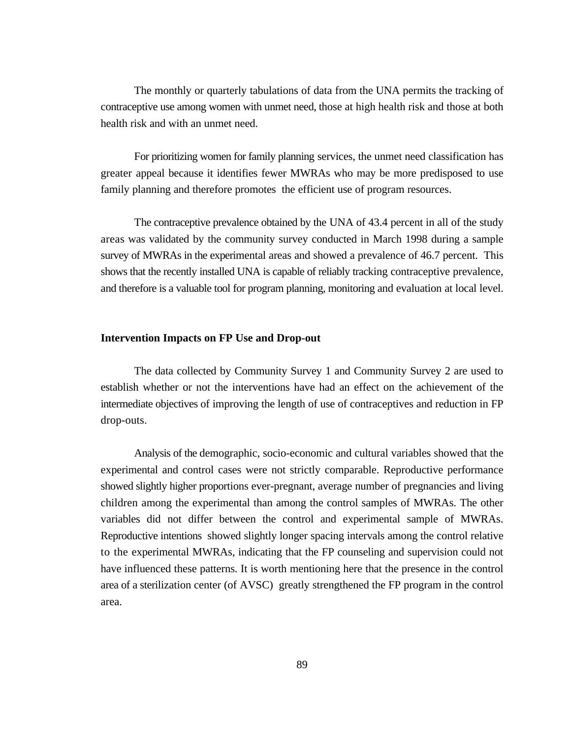The monthly or quarterly tabulations of data from the UNA permits the tracking of contraceptive use among women with unmet need, those at high health risk and those at both health risk and with an unmet need.

For prioritizing women for family planning services, the unmet need classification has greater appeal because it identifies fewer MWRAs who may be more predisposed to use family planning and therefore promotes the efficient use of program resources.

The contraceptive prevalence obtained by the UNA of 43.4 percent in all of the study areas was validated by the community survey conducted in March 1998 during a sample survey of MWRAs in the experimental areas and showed a prevalence of 46.7 percent. This shows that the recently installed UNA is capable of reliably tracking contraceptive prevalence, and therefore is a valuable tool for program planning, monitoring and evaluation at local level.

**Intervention Impacts on FP Use and Drop-out**

The data collected by Community Survey 1 and Community Survey 2 are used to establish whether or not the interventions have had an effect on the achievement of the intermediate objectives of improving the length of use of contraceptives and reduction in FP drop-outs.

Analysis of the demographic, socio-economic and cultural variables showed that the experimental and control cases were not strictly comparable. Reproductive performance showed slightly higher proportions ever-pregnant, average number of pregnancies and living children among the experimental than among the control samples of MWRAs. The other variables did not differ between the control and experimental sample of MWRAs. Reproductive intentions showed slightly longer spacing intervals among the control relative to the experimental MWRAs, indicating that the FP counseling and supervision could not have influenced these patterns. It is worth mentioning here that the presence in the control area of a sterilization center (of AVSC) greatly strengthened the FP program in the control area.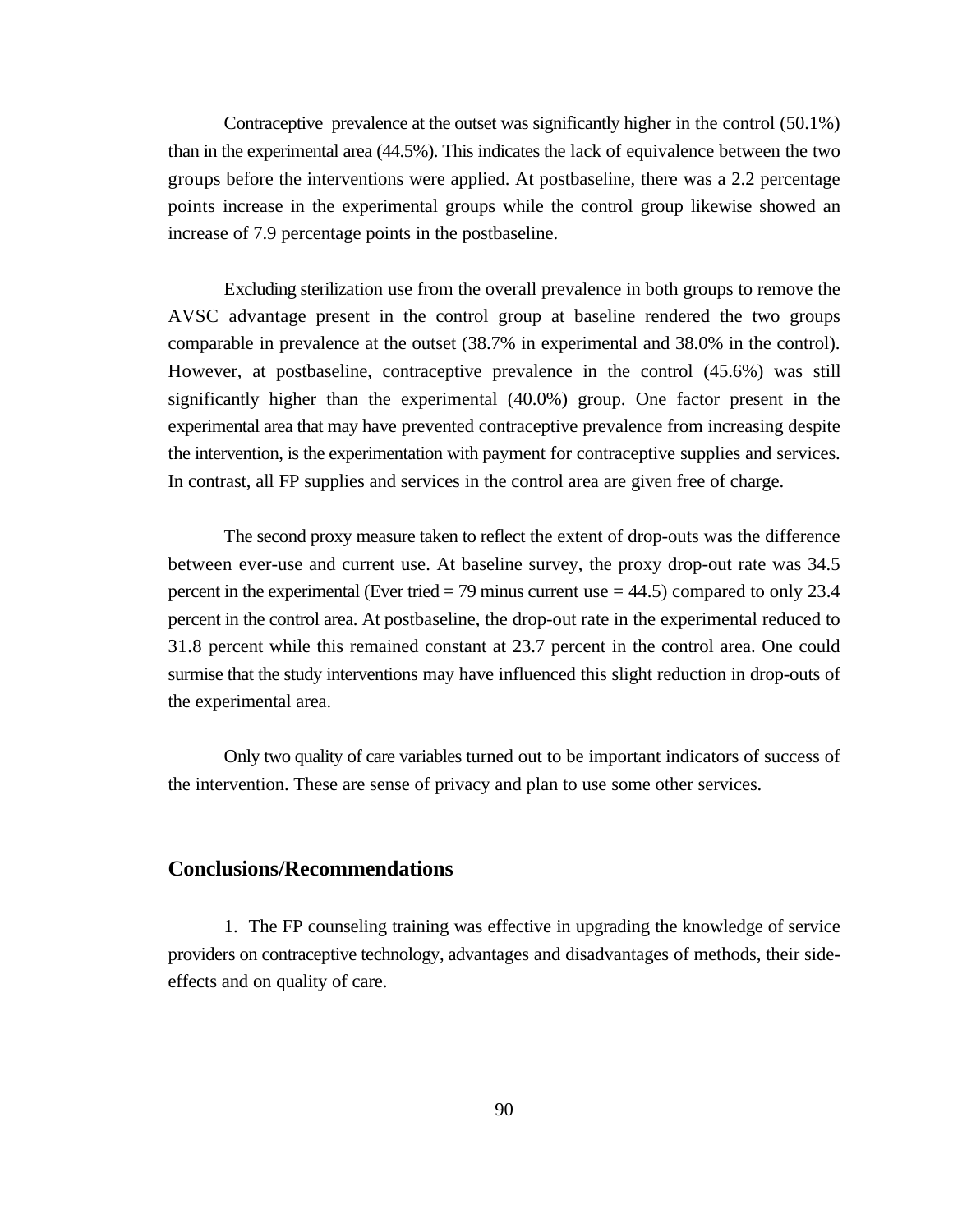Contraceptive prevalence at the outset was significantly higher in the control (50.1%) than in the experimental area (44.5%). This indicates the lack of equivalence between the two groups before the interventions were applied. At postbaseline, there was a 2.2 percentage points increase in the experimental groups while the control group likewise showed an increase of 7.9 percentage points in the postbaseline.

Excluding sterilization use from the overall prevalence in both groups to remove the AVSC advantage present in the control group at baseline rendered the two groups comparable in prevalence at the outset (38.7% in experimental and 38.0% in the control). However, at postbaseline, contraceptive prevalence in the control (45.6%) was still significantly higher than the experimental (40.0%) group. One factor present in the experimental area that may have prevented contraceptive prevalence from increasing despite the intervention, is the experimentation with payment for contraceptive supplies and services. In contrast, all FP supplies and services in the control area are given free of charge.

The second proxy measure taken to reflect the extent of drop-outs was the difference between ever-use and current use. At baseline survey, the proxy drop-out rate was 34.5 percent in the experimental (Ever tried = 79 minus current use = 44.5) compared to only 23.4 percent in the control area. At postbaseline, the drop-out rate in the experimental reduced to 31.8 percent while this remained constant at 23.7 percent in the control area. One could surmise that the study interventions may have influenced this slight reduction in drop-outs of the experimental area.

Only two quality of care variables turned out to be important indicators of success of the intervention. These are sense of privacy and plan to use some other services.

## Conclusions/Recommendations

1. The FP counseling training was effective in upgrading the knowledge of service providers on contraceptive technology, advantages and disadvantages of methods, their side-effects and on quality of care.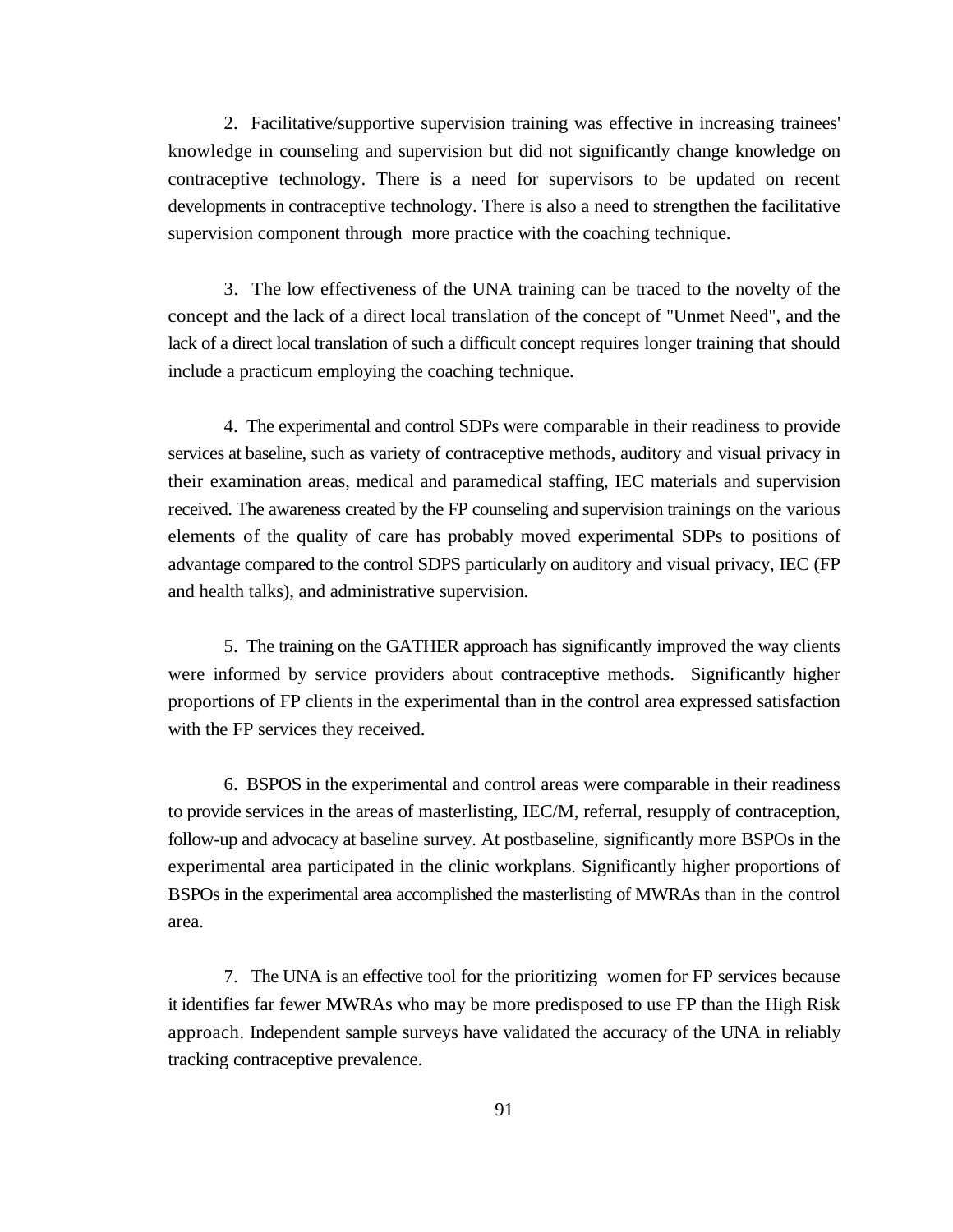2. Facilitative/supportive supervision training was effective in increasing trainees' knowledge in counseling and supervision but did not significantly change knowledge on contraceptive technology. There is a need for supervisors to be updated on recent developments in contraceptive technology. There is also a need to strengthen the facilitative supervision component through more practice with the coaching technique.

3. The low effectiveness of the UNA training can be traced to the novelty of the concept and the lack of a direct local translation of the concept of "Unmet Need", and the lack of a direct local translation of such a difficult concept requires longer training that should include a practicum employing the coaching technique.

4. The experimental and control SDPs were comparable in their readiness to provide services at baseline, such as variety of contraceptive methods, auditory and visual privacy in their examination areas, medical and paramedical staffing, IEC materials and supervision received. The awareness created by the FP counseling and supervision trainings on the various elements of the quality of care has probably moved experimental SDPs to positions of advantage compared to the control SDPS particularly on auditory and visual privacy, IEC (FP and health talks), and administrative supervision.

5. The training on the GATHER approach has significantly improved the way clients were informed by service providers about contraceptive methods. Significantly higher proportions of FP clients in the experimental than in the control area expressed satisfaction with the FP services they received.

6. BSPOS in the experimental and control areas were comparable in their readiness to provide services in the areas of masterlisting, IEC/M, referral, resupply of contraception, follow-up and advocacy at baseline survey. At postbaseline, significantly more BSPOs in the experimental area participated in the clinic workplans. Significantly higher proportions of BSPOs in the experimental area accomplished the masterlisting of MWRAs than in the control area.

7. The UNA is an effective tool for the prioritizing women for FP services because it identifies far fewer MWRAs who may be more predisposed to use FP than the High Risk approach. Independent sample surveys have validated the accuracy of the UNA in reliably tracking contraceptive prevalence.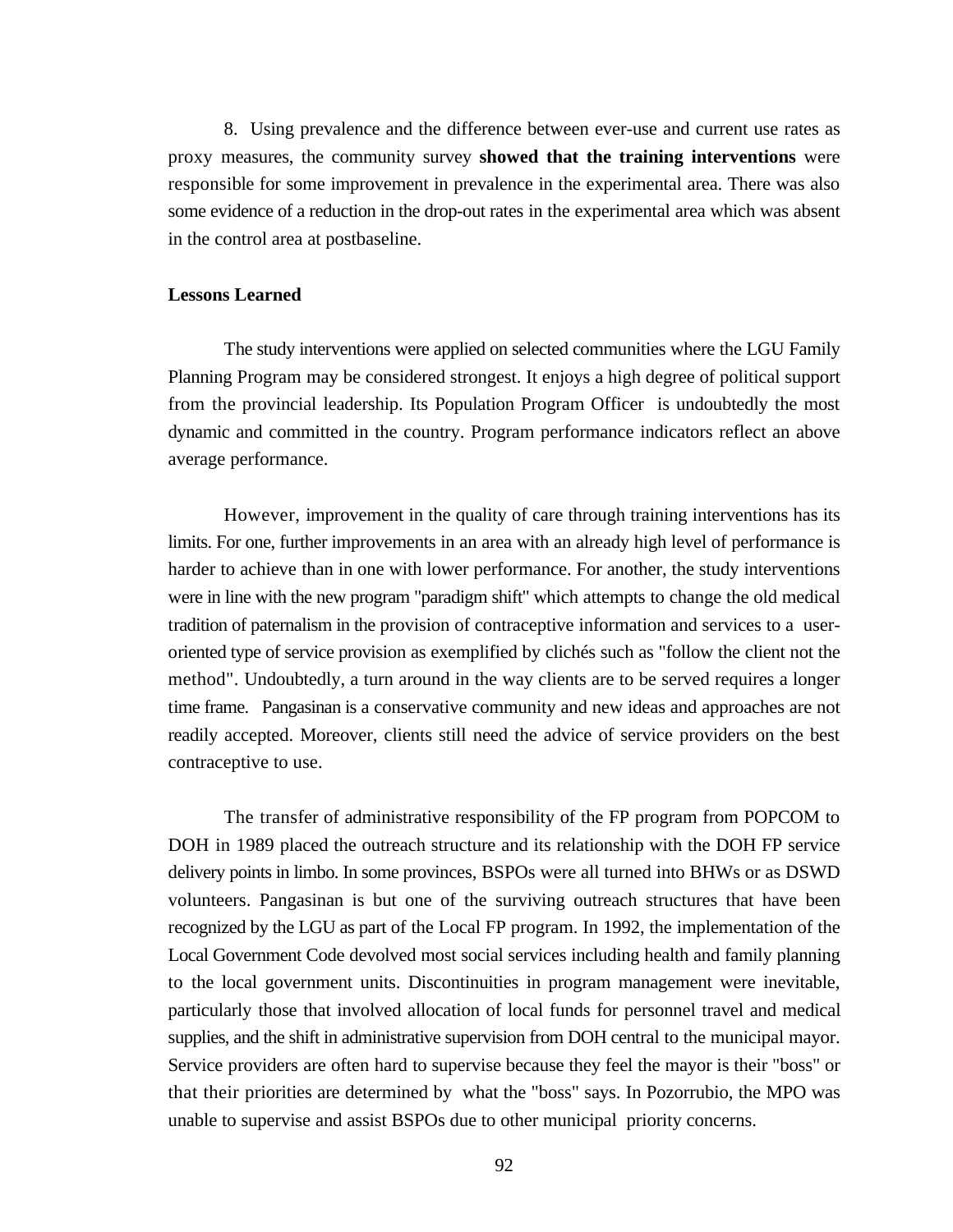8. Using prevalence and the difference between ever-use and current use rates as proxy measures, the community survey **showed that the training interventions** were responsible for some improvement in prevalence in the experimental area. There was also some evidence of a reduction in the drop-out rates in the experimental area which was absent in the control area at postbaseline.

**Lessons Learned**

The study interventions were applied on selected communities where the LGU Family Planning Program may be considered strongest. It enjoys a high degree of political support from the provincial leadership. Its Population Program Officer is undoubtedly the most dynamic and committed in the country. Program performance indicators reflect an above average performance.

However, improvement in the quality of care through training interventions has its limits. For one, further improvements in an area with an already high level of performance is harder to achieve than in one with lower performance. For another, the study interventions were in line with the new program "paradigm shift" which attempts to change the old medical tradition of paternalism in the provision of contraceptive information and services to a user-oriented type of service provision as exemplified by clichés such as "follow the client not the method". Undoubtedly, a turn around in the way clients are to be served requires a longer time frame. Pangasinan is a conservative community and new ideas and approaches are not readily accepted. Moreover, clients still need the advice of service providers on the best contraceptive to use.

The transfer of administrative responsibility of the FP program from POPCOM to DOH in 1989 placed the outreach structure and its relationship with the DOH FP service delivery points in limbo. In some provinces, BSPOs were all turned into BHWs or as DSWD volunteers. Pangasinan is but one of the surviving outreach structures that have been recognized by the LGU as part of the Local FP program. In 1992, the implementation of the Local Government Code devolved most social services including health and family planning to the local government units. Discontinuities in program management were inevitable, particularly those that involved allocation of local funds for personnel travel and medical supplies, and the shift in administrative supervision from DOH central to the municipal mayor. Service providers are often hard to supervise because they feel the mayor is their "boss" or that their priorities are determined by what the "boss" says. In Pozorrubio, the MPO was unable to supervise and assist BSPOs due to other municipal priority concerns.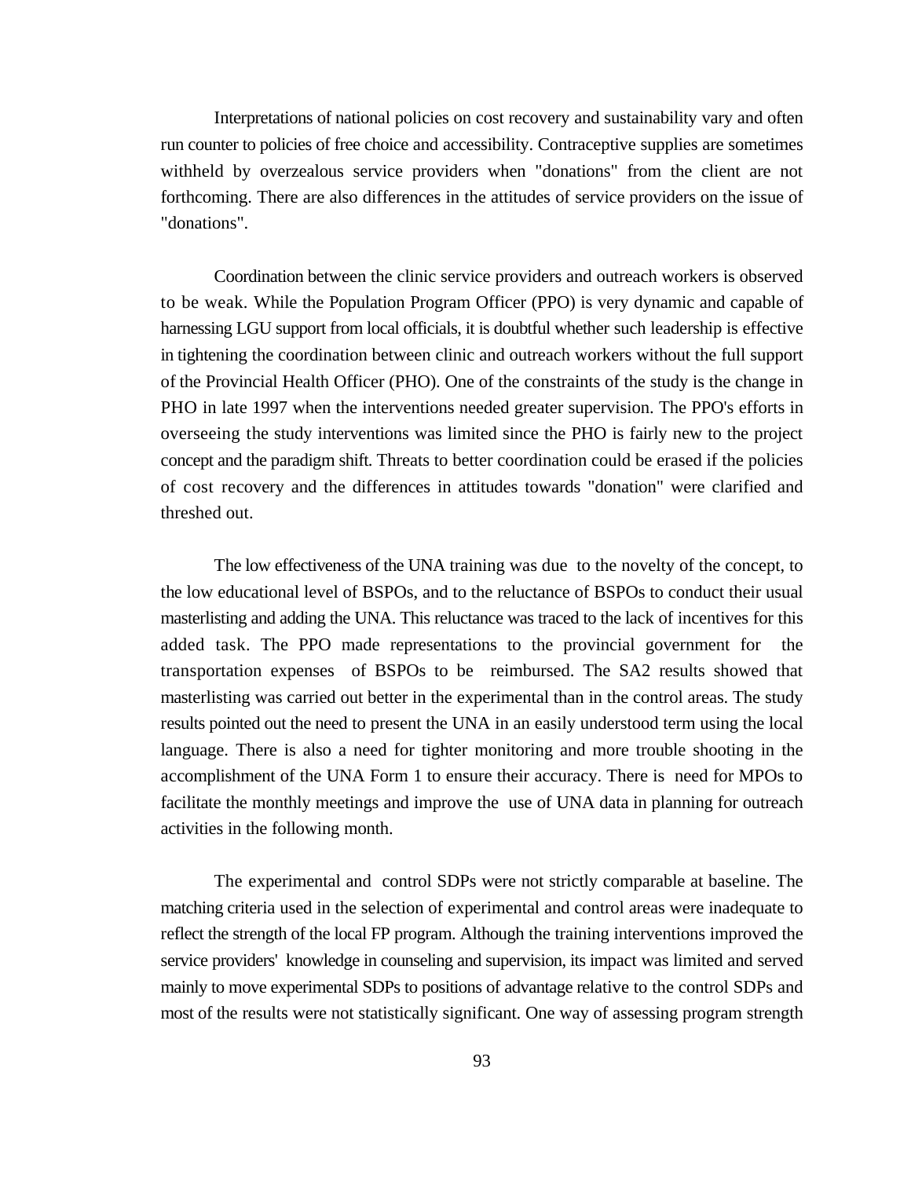Interpretations of national policies on cost recovery and sustainability vary and often run counter to policies of free choice and accessibility. Contraceptive supplies are sometimes withheld by overzealous service providers when "donations" from the client are not forthcoming. There are also differences in the attitudes of service providers on the issue of "donations".

Coordination between the clinic service providers and outreach workers is observed to be weak. While the Population Program Officer (PPO) is very dynamic and capable of harnessing LGU support from local officials, it is doubtful whether such leadership is effective in tightening the coordination between clinic and outreach workers without the full support of the Provincial Health Officer (PHO). One of the constraints of the study is the change in PHO in late 1997 when the interventions needed greater supervision. The PPO's efforts in overseeing the study interventions was limited since the PHO is fairly new to the project concept and the paradigm shift. Threats to better coordination could be erased if the policies of cost recovery and the differences in attitudes towards "donation" were clarified and threshed out.

The low effectiveness of the UNA training was due to the novelty of the concept, to the low educational level of BSPOs, and to the reluctance of BSPOs to conduct their usual masterlisting and adding the UNA. This reluctance was traced to the lack of incentives for this added task. The PPO made representations to the provincial government for the transportation expenses of BSPOs to be reimbursed. The SA2 results showed that masterlisting was carried out better in the experimental than in the control areas. The study results pointed out the need to present the UNA in an easily understood term using the local language. There is also a need for tighter monitoring and more trouble shooting in the accomplishment of the UNA Form 1 to ensure their accuracy. There is need for MPOs to facilitate the monthly meetings and improve the use of UNA data in planning for outreach activities in the following month.

The experimental and control SDPs were not strictly comparable at baseline. The matching criteria used in the selection of experimental and control areas were inadequate to reflect the strength of the local FP program. Although the training interventions improved the service providers' knowledge in counseling and supervision, its impact was limited and served mainly to move experimental SDPs to positions of advantage relative to the control SDPs and most of the results were not statistically significant. One way of assessing program strength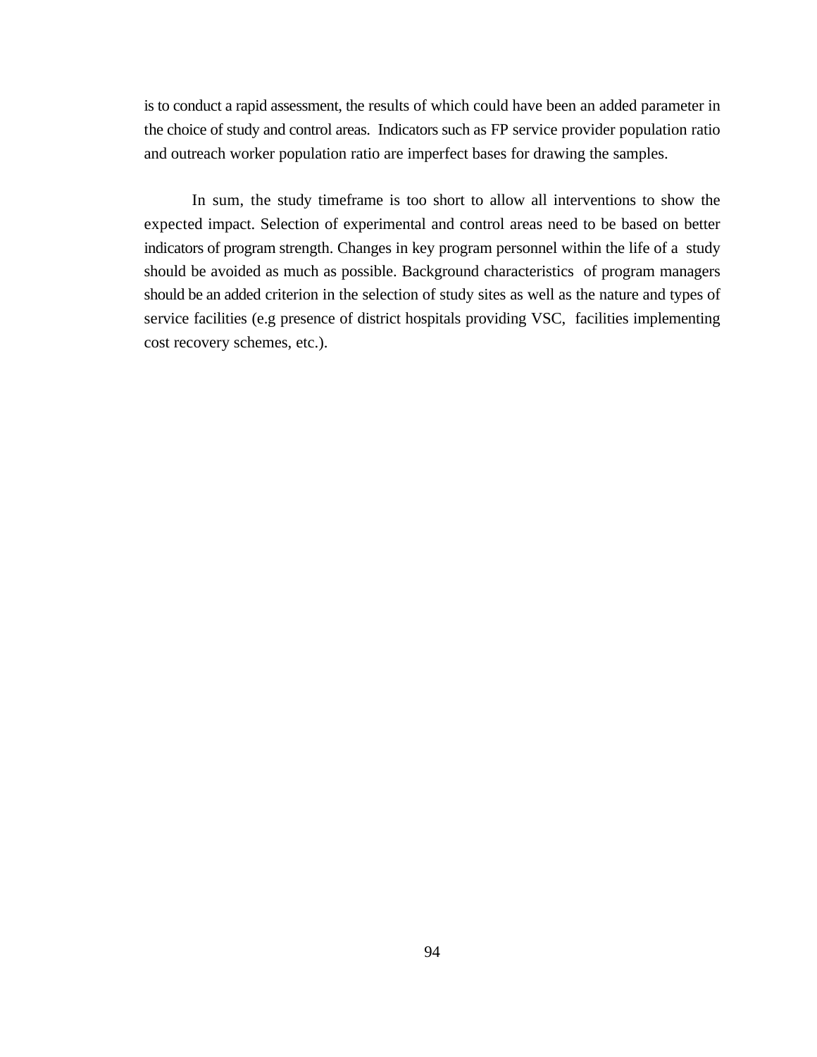is to conduct a rapid assessment, the results of which could have been an added parameter in the choice of study and control areas. Indicators such as FP service provider population ratio and outreach worker population ratio are imperfect bases for drawing the samples.

In sum, the study timeframe is too short to allow all interventions to show the expected impact. Selection of experimental and control areas need to be based on better indicators of program strength. Changes in key program personnel within the life of a study should be avoided as much as possible. Background characteristics of program managers should be an added criterion in the selection of study sites as well as the nature and types of service facilities (e.g presence of district hospitals providing VSC, facilities implementing cost recovery schemes, etc.).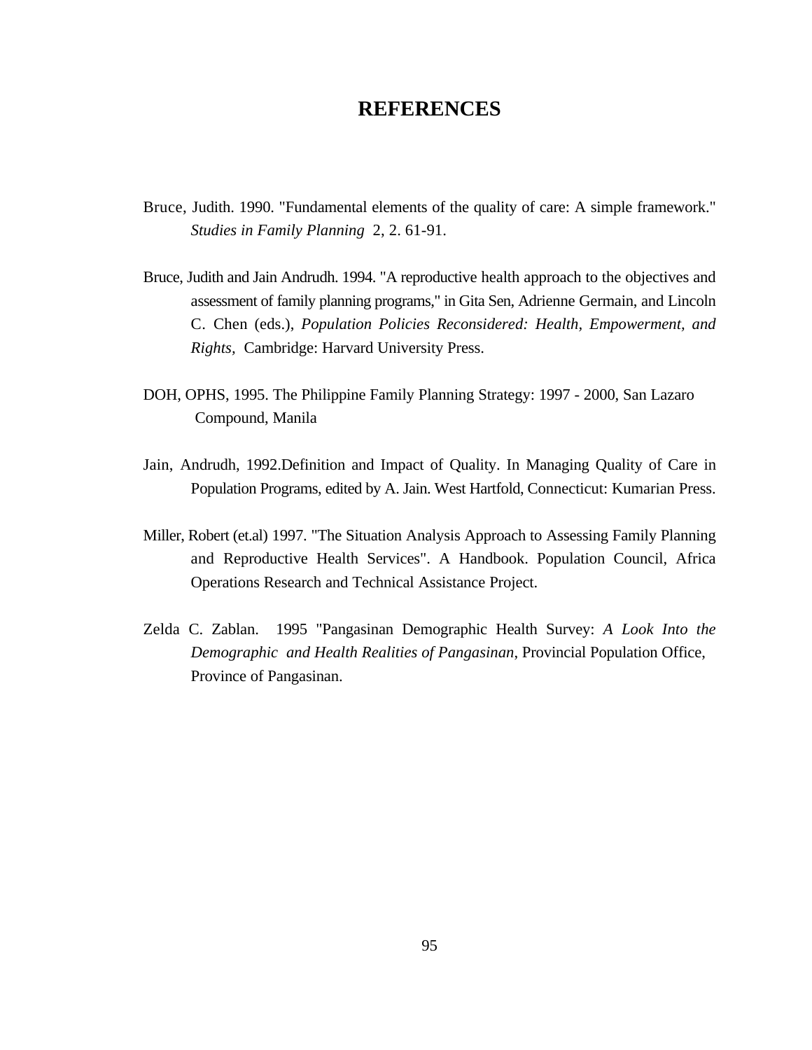# REFERENCES

Bruce, Judith. 1990. "Fundamental elements of the quality of care: A simple framework." *Studies in Family Planning* 2, 2. 61-91.

Bruce, Judith and Jain Andrudh. 1994. "A reproductive health approach to the objectives and assessment of family planning programs," in Gita Sen, Adrienne Germain, and Lincoln C. Chen (eds.), *Population Policies Reconsidered: Health, Empowerment, and Rights,* Cambridge: Harvard University Press.

DOH, OPHS, 1995. The Philippine Family Planning Strategy: 1997 - 2000, San Lazaro Compound, Manila

Jain, Andrudh, 1992.Definition and Impact of Quality. In Managing Quality of Care in Population Programs, edited by A. Jain. West Hartfold, Connecticut: Kumarian Press.

Miller, Robert (et.al) 1997. "The Situation Analysis Approach to Assessing Family Planning and Reproductive Health Services". A Handbook. Population Council, Africa Operations Research and Technical Assistance Project.

Zelda C. Zablan. 1995 "Pangasinan Demographic Health Survey: *A Look Into the Demographic and Health Realities of Pangasinan*, Provincial Population Office, Province of Pangasinan.